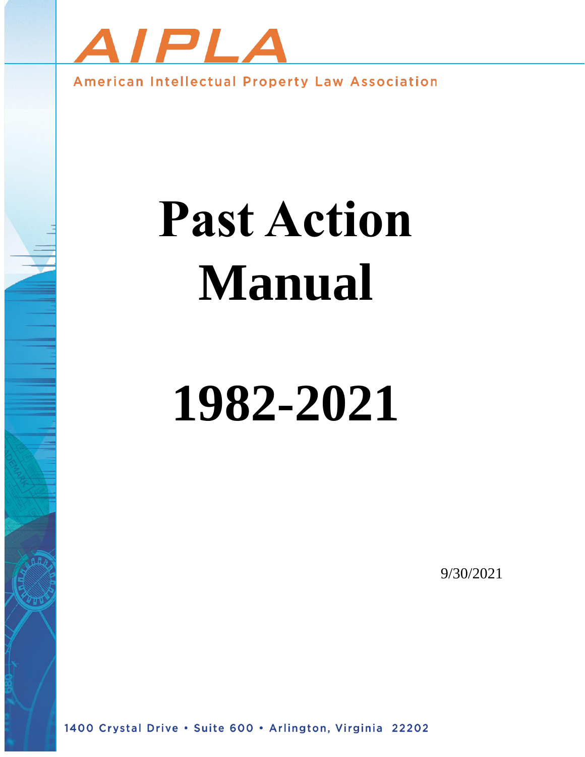AIPLA

American Intellectual Property Law Association

# Past Action Manual

# 1982-2021

9/30/2021

1400 Crystal Drive • Suite 600 • Arlington, Virginia 22202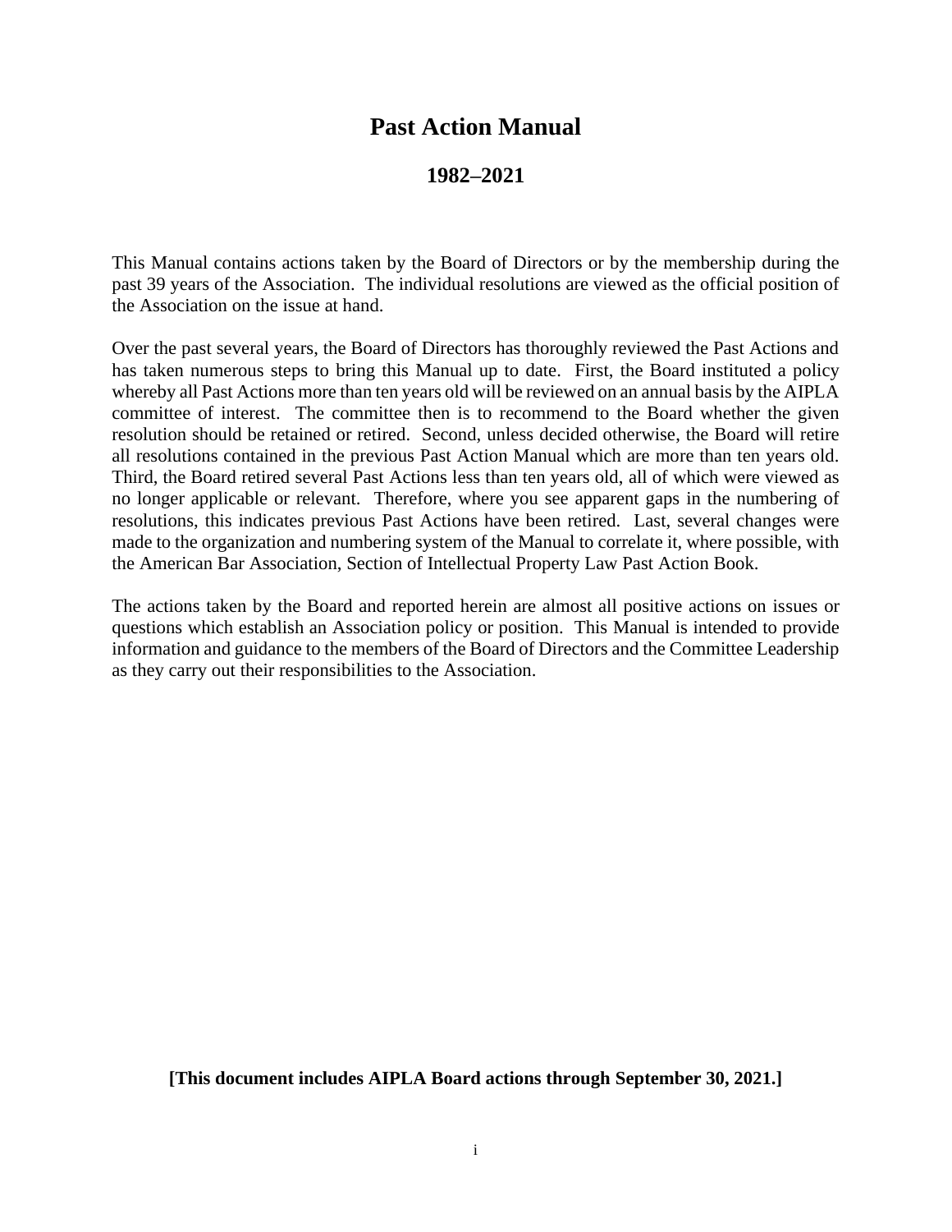# Past Action Manual

## 1982–2021

This Manual contains actions taken by the Board of Directors or by the membership during the past 39 years of the Association. The individual resolutions are viewed as the official position of the Association on the issue at hand.

Over the past several years, the Board of Directors has thoroughly reviewed the Past Actions and has taken numerous steps to bring this Manual up to date. First, the Board instituted a policy whereby all Past Actions more than ten years old will be reviewed on an annual basis by the AIPLA committee of interest. The committee then is to recommend to the Board whether the given resolution should be retained or retired. Second, unless decided otherwise, the Board will retire all resolutions contained in the previous Past Action Manual which are more than ten years old. Third, the Board retired several Past Actions less than ten years old, all of which were viewed as no longer applicable or relevant. Therefore, where you see apparent gaps in the numbering of resolutions, this indicates previous Past Actions have been retired. Last, several changes were made to the organization and numbering system of the Manual to correlate it, where possible, with the American Bar Association, Section of Intellectual Property Law Past Action Book.

The actions taken by the Board and reported herein are almost all positive actions on issues or questions which establish an Association policy or position. This Manual is intended to provide information and guidance to the members of the Board of Directors and the Committee Leadership as they carry out their responsibilities to the Association.

**[This document includes AIPLA Board actions through September 30, 2021.]**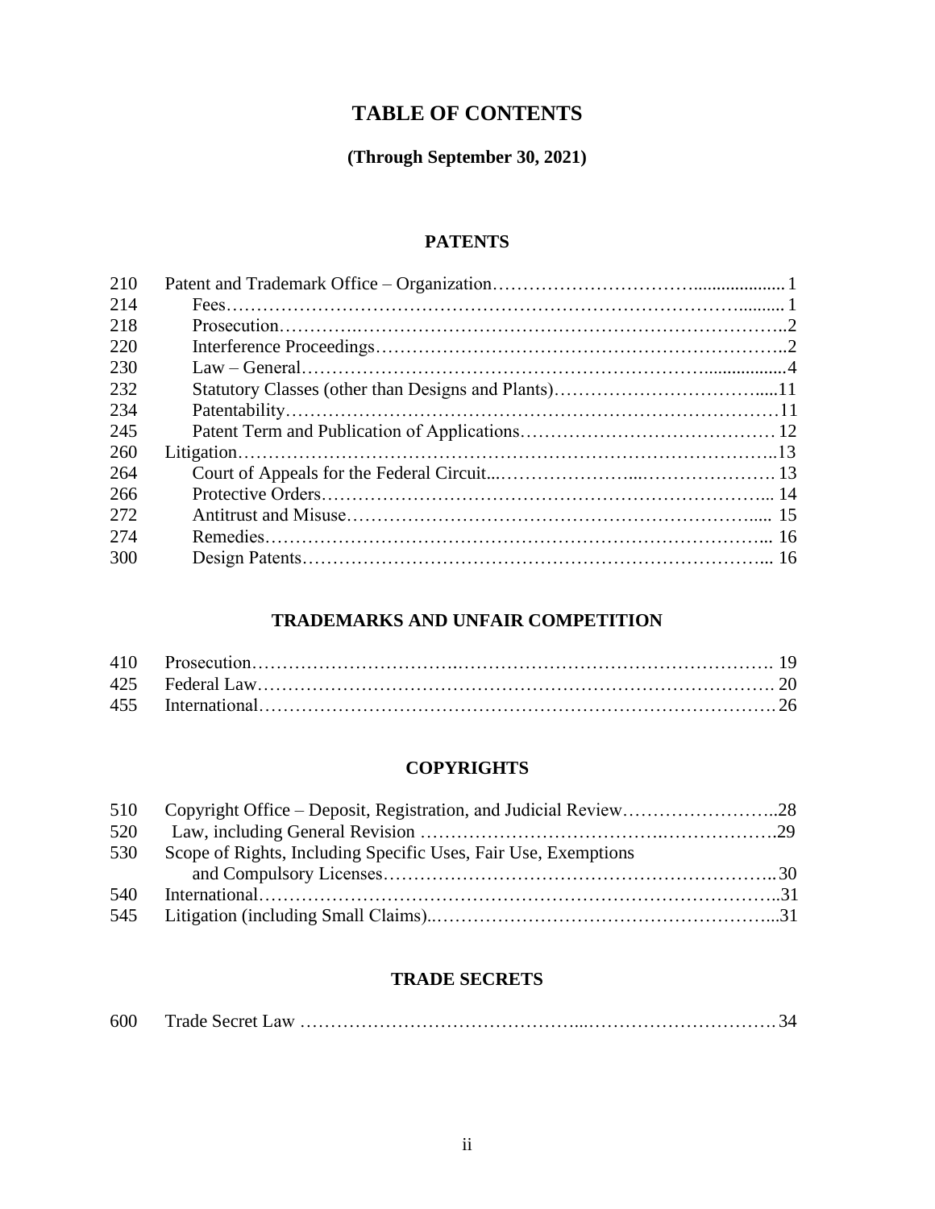# TABLE OF CONTENTS

**(Through September 30, 2021)**

## PATENTS

| | | |
|---|---|---|
| 210 | Patent and Trademark Office – Organization | 1 |
| 214 | Fees | 1 |
| 218 | Prosecution | 2 |
| 220 | Interference Proceedings | 2 |
| 230 | Law – General | 4 |
| 232 | Statutory Classes (other than Designs and Plants) | 11 |
| 234 | Patentability | 11 |
| 245 | Patent Term and Publication of Applications | 12 |
| 260 | Litigation | 13 |
| 264 | Court of Appeals for the Federal Circuit | 13 |
| 266 | Protective Orders | 14 |
| 272 | Antitrust and Misuse | 15 |
| 274 | Remedies | 16 |
| 300 | Design Patents | 16 |

## TRADEMARKS AND UNFAIR COMPETITION

| | | |
|---|---|---|
| 410 | Prosecution | 19 |
| 425 | Federal Law | 20 |
| 455 | International | 26 |

## COPYRIGHTS

| | | |
|---|---|---|
| 510 | Copyright Office – Deposit, Registration, and Judicial Review | 28 |
| 520 | Law, including General Revision | 29 |
| 530 | Scope of Rights, Including Specific Uses, Fair Use, Exemptions and Compulsory Licenses | 30 |
| 540 | International | 31 |
| 545 | Litigation (including Small Claims) | 31 |

## TRADE SECRETS

| | | |
|---|---|---|
| 600 | Trade Secret Law | 34 |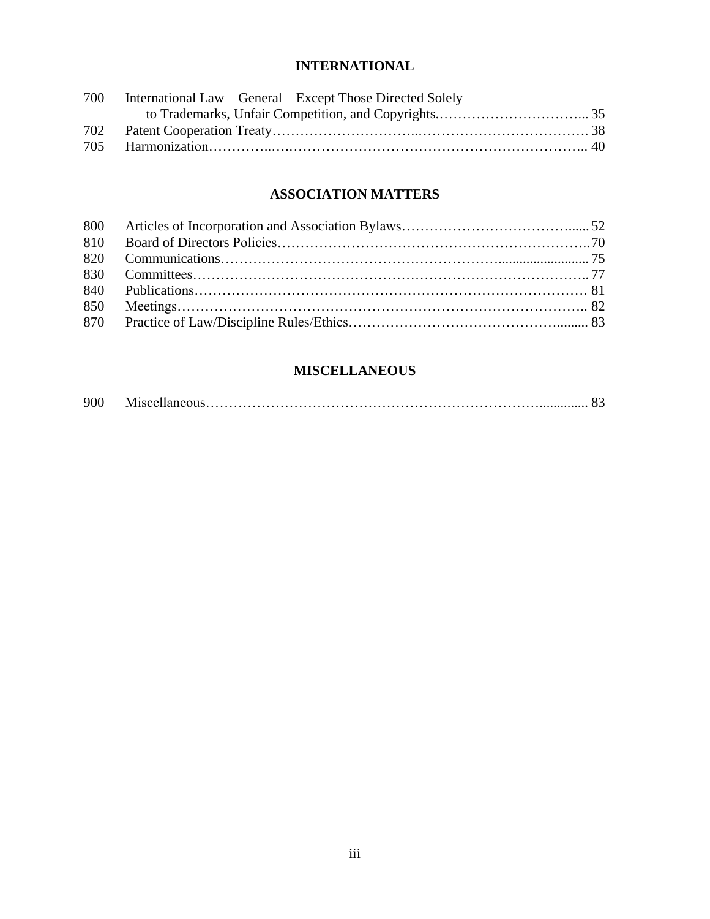## INTERNATIONAL

700 International Law – General – Except Those Directed Solely to Trademarks, Unfair Competition, and Copyrights..... 35
702 Patent Cooperation Treaty..... 38
705 Harmonization..... 40

## ASSOCIATION MATTERS

800 Articles of Incorporation and Association Bylaws..... 52
810 Board of Directors Policies..... 70
820 Communications..... 75
830 Committees..... 77
840 Publications..... 81
850 Meetings..... 82
870 Practice of Law/Discipline Rules/Ethics..... 83

## MISCELLANEOUS

900 Miscellaneous..... 83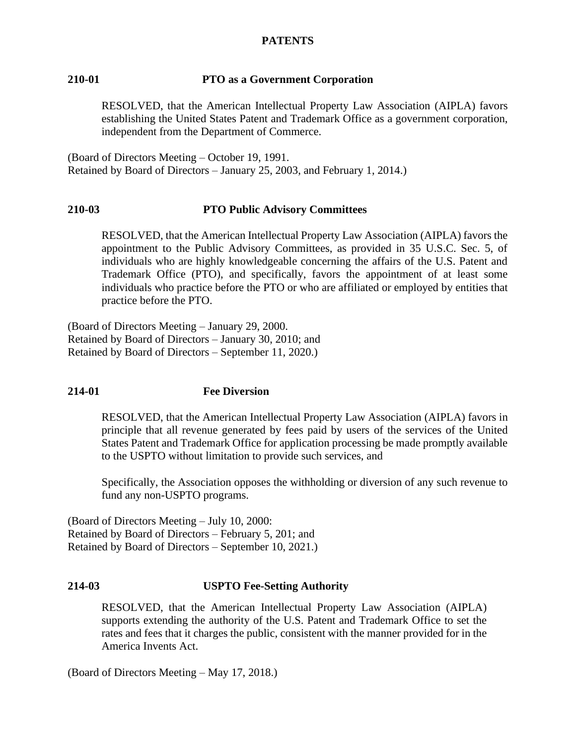# PATENTS

## 210-01 PTO as a Government Corporation

RESOLVED, that the American Intellectual Property Law Association (AIPLA) favors establishing the United States Patent and Trademark Office as a government corporation, independent from the Department of Commerce.

(Board of Directors Meeting – October 19, 1991.
Retained by Board of Directors – January 25, 2003, and February 1, 2014.)

## 210-03 PTO Public Advisory Committees

RESOLVED, that the American Intellectual Property Law Association (AIPLA) favors the appointment to the Public Advisory Committees, as provided in 35 U.S.C. Sec. 5, of individuals who are highly knowledgeable concerning the affairs of the U.S. Patent and Trademark Office (PTO), and specifically, favors the appointment of at least some individuals who practice before the PTO or who are affiliated or employed by entities that practice before the PTO.

(Board of Directors Meeting – January 29, 2000.
Retained by Board of Directors – January 30, 2010; and
Retained by Board of Directors – September 11, 2020.)

## 214-01 Fee Diversion

RESOLVED, that the American Intellectual Property Law Association (AIPLA) favors in principle that all revenue generated by fees paid by users of the services of the United States Patent and Trademark Office for application processing be made promptly available to the USPTO without limitation to provide such services, and

Specifically, the Association opposes the withholding or diversion of any such revenue to fund any non-USPTO programs.

(Board of Directors Meeting – July 10, 2000:
Retained by Board of Directors – February 5, 201; and
Retained by Board of Directors – September 10, 2021.)

## 214-03 USPTO Fee-Setting Authority

RESOLVED, that the American Intellectual Property Law Association (AIPLA) supports extending the authority of the U.S. Patent and Trademark Office to set the rates and fees that it charges the public, consistent with the manner provided for in the America Invents Act.

(Board of Directors Meeting – May 17, 2018.)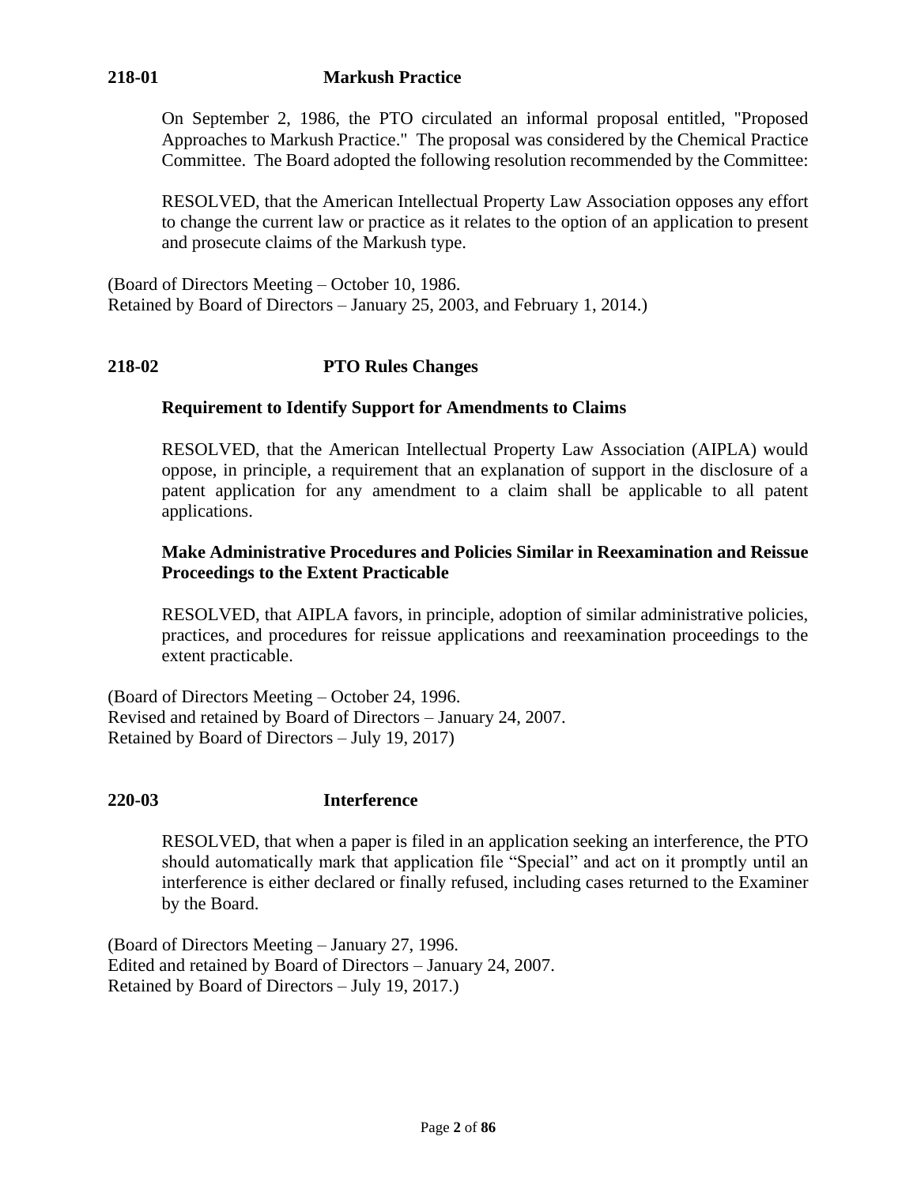**218-01 Markush Practice**

On September 2, 1986, the PTO circulated an informal proposal entitled, "Proposed Approaches to Markush Practice." The proposal was considered by the Chemical Practice Committee. The Board adopted the following resolution recommended by the Committee:

RESOLVED, that the American Intellectual Property Law Association opposes any effort to change the current law or practice as it relates to the option of an application to present and prosecute claims of the Markush type.

(Board of Directors Meeting – October 10, 1986.
Retained by Board of Directors – January 25, 2003, and February 1, 2014.)

**218-02 PTO Rules Changes**

**Requirement to Identify Support for Amendments to Claims**

RESOLVED, that the American Intellectual Property Law Association (AIPLA) would oppose, in principle, a requirement that an explanation of support in the disclosure of a patent application for any amendment to a claim shall be applicable to all patent applications.

**Make Administrative Procedures and Policies Similar in Reexamination and Reissue Proceedings to the Extent Practicable**

RESOLVED, that AIPLA favors, in principle, adoption of similar administrative policies, practices, and procedures for reissue applications and reexamination proceedings to the extent practicable.

(Board of Directors Meeting – October 24, 1996.
Revised and retained by Board of Directors – January 24, 2007.
Retained by Board of Directors – July 19, 2017)

**220-03 Interference**

RESOLVED, that when a paper is filed in an application seeking an interference, the PTO should automatically mark that application file "Special" and act on it promptly until an interference is either declared or finally refused, including cases returned to the Examiner by the Board.

(Board of Directors Meeting – January 27, 1996.
Edited and retained by Board of Directors – January 24, 2007.
Retained by Board of Directors – July 19, 2017.)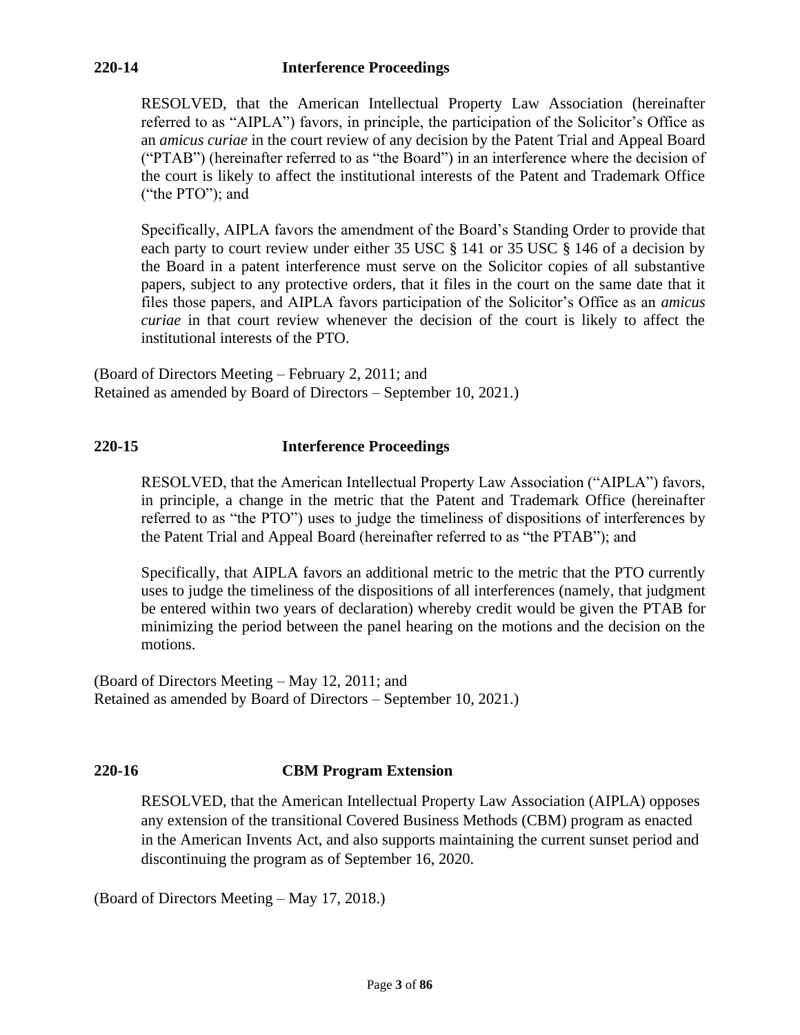## 220-14 Interference Proceedings

RESOLVED, that the American Intellectual Property Law Association (hereinafter referred to as "AIPLA") favors, in principle, the participation of the Solicitor's Office as an *amicus curiae* in the court review of any decision by the Patent Trial and Appeal Board ("PTAB") (hereinafter referred to as "the Board") in an interference where the decision of the court is likely to affect the institutional interests of the Patent and Trademark Office ("the PTO"); and

Specifically, AIPLA favors the amendment of the Board's Standing Order to provide that each party to court review under either 35 USC § 141 or 35 USC § 146 of a decision by the Board in a patent interference must serve on the Solicitor copies of all substantive papers, subject to any protective orders, that it files in the court on the same date that it files those papers, and AIPLA favors participation of the Solicitor's Office as an *amicus curiae* in that court review whenever the decision of the court is likely to affect the institutional interests of the PTO.

(Board of Directors Meeting – February 2, 2011; and
Retained as amended by Board of Directors – September 10, 2021.)

## 220-15 Interference Proceedings

RESOLVED, that the American Intellectual Property Law Association ("AIPLA") favors, in principle, a change in the metric that the Patent and Trademark Office (hereinafter referred to as "the PTO") uses to judge the timeliness of dispositions of interferences by the Patent Trial and Appeal Board (hereinafter referred to as "the PTAB"); and

Specifically, that AIPLA favors an additional metric to the metric that the PTO currently uses to judge the timeliness of the dispositions of all interferences (namely, that judgment be entered within two years of declaration) whereby credit would be given the PTAB for minimizing the period between the panel hearing on the motions and the decision on the motions.

(Board of Directors Meeting – May 12, 2011; and
Retained as amended by Board of Directors – September 10, 2021.)

## 220-16 CBM Program Extension

RESOLVED, that the American Intellectual Property Law Association (AIPLA) opposes any extension of the transitional Covered Business Methods (CBM) program as enacted in the American Invents Act, and also supports maintaining the current sunset period and discontinuing the program as of September 16, 2020.

(Board of Directors Meeting – May 17, 2018.)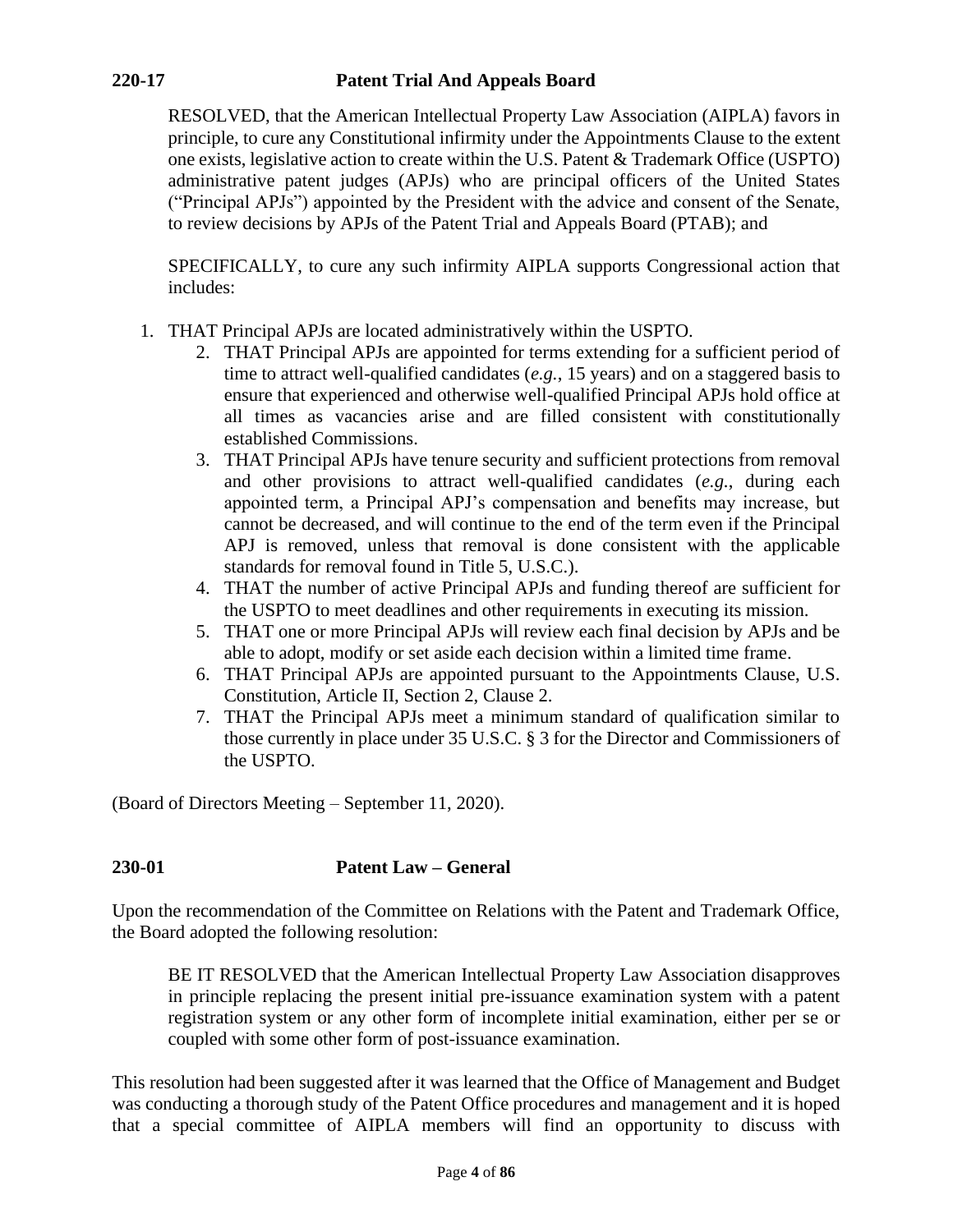## 220-17 Patent Trial And Appeals Board

RESOLVED, that the American Intellectual Property Law Association (AIPLA) favors in principle, to cure any Constitutional infirmity under the Appointments Clause to the extent one exists, legislative action to create within the U.S. Patent & Trademark Office (USPTO) administrative patent judges (APJs) who are principal officers of the United States ("Principal APJs") appointed by the President with the advice and consent of the Senate, to review decisions by APJs of the Patent Trial and Appeals Board (PTAB); and

SPECIFICALLY, to cure any such infirmity AIPLA supports Congressional action that includes:

1. THAT Principal APJs are located administratively within the USPTO.
2. THAT Principal APJs are appointed for terms extending for a sufficient period of time to attract well-qualified candidates (*e.g.*, 15 years) and on a staggered basis to ensure that experienced and otherwise well-qualified Principal APJs hold office at all times as vacancies arise and are filled consistent with constitutionally established Commissions.
3. THAT Principal APJs have tenure security and sufficient protections from removal and other provisions to attract well-qualified candidates (*e.g.*, during each appointed term, a Principal APJ's compensation and benefits may increase, but cannot be decreased, and will continue to the end of the term even if the Principal APJ is removed, unless that removal is done consistent with the applicable standards for removal found in Title 5, U.S.C.).
4. THAT the number of active Principal APJs and funding thereof are sufficient for the USPTO to meet deadlines and other requirements in executing its mission.
5. THAT one or more Principal APJs will review each final decision by APJs and be able to adopt, modify or set aside each decision within a limited time frame.
6. THAT Principal APJs are appointed pursuant to the Appointments Clause, U.S. Constitution, Article II, Section 2, Clause 2.
7. THAT the Principal APJs meet a minimum standard of qualification similar to those currently in place under 35 U.S.C. § 3 for the Director and Commissioners of the USPTO.

(Board of Directors Meeting – September 11, 2020).

## 230-01 Patent Law – General

Upon the recommendation of the Committee on Relations with the Patent and Trademark Office, the Board adopted the following resolution:

BE IT RESOLVED that the American Intellectual Property Law Association disapproves in principle replacing the present initial pre-issuance examination system with a patent registration system or any other form of incomplete initial examination, either per se or coupled with some other form of post-issuance examination.

This resolution had been suggested after it was learned that the Office of Management and Budget was conducting a thorough study of the Patent Office procedures and management and it is hoped that a special committee of AIPLA members will find an opportunity to discuss with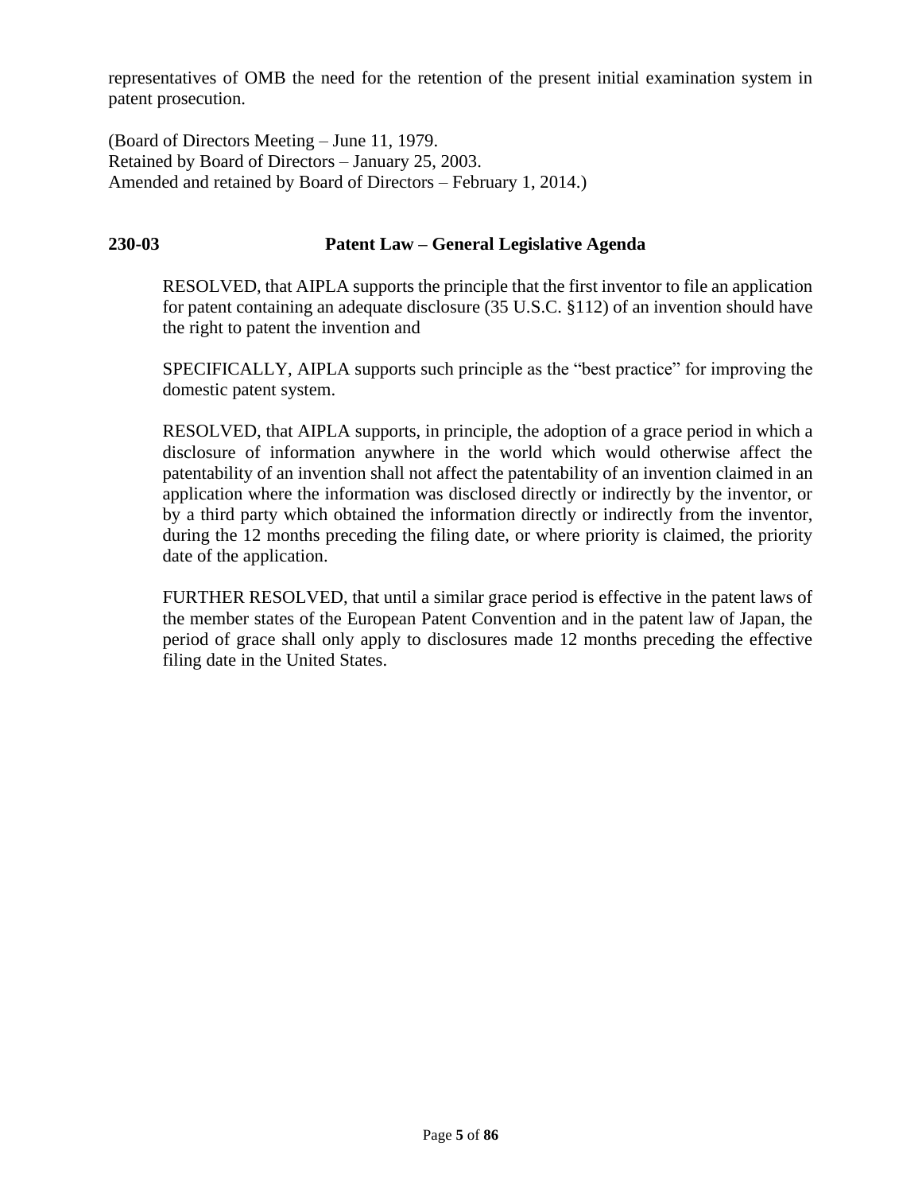representatives of OMB the need for the retention of the present initial examination system in patent prosecution.

(Board of Directors Meeting – June 11, 1979.
Retained by Board of Directors – January 25, 2003.
Amended and retained by Board of Directors – February 1, 2014.)

### 230-03 Patent Law – General Legislative Agenda

RESOLVED, that AIPLA supports the principle that the first inventor to file an application for patent containing an adequate disclosure (35 U.S.C. §112) of an invention should have the right to patent the invention and

SPECIFICALLY, AIPLA supports such principle as the "best practice" for improving the domestic patent system.

RESOLVED, that AIPLA supports, in principle, the adoption of a grace period in which a disclosure of information anywhere in the world which would otherwise affect the patentability of an invention shall not affect the patentability of an invention claimed in an application where the information was disclosed directly or indirectly by the inventor, or by a third party which obtained the information directly or indirectly from the inventor, during the 12 months preceding the filing date, or where priority is claimed, the priority date of the application.

FURTHER RESOLVED, that until a similar grace period is effective in the patent laws of the member states of the European Patent Convention and in the patent law of Japan, the period of grace shall only apply to disclosures made 12 months preceding the effective filing date in the United States.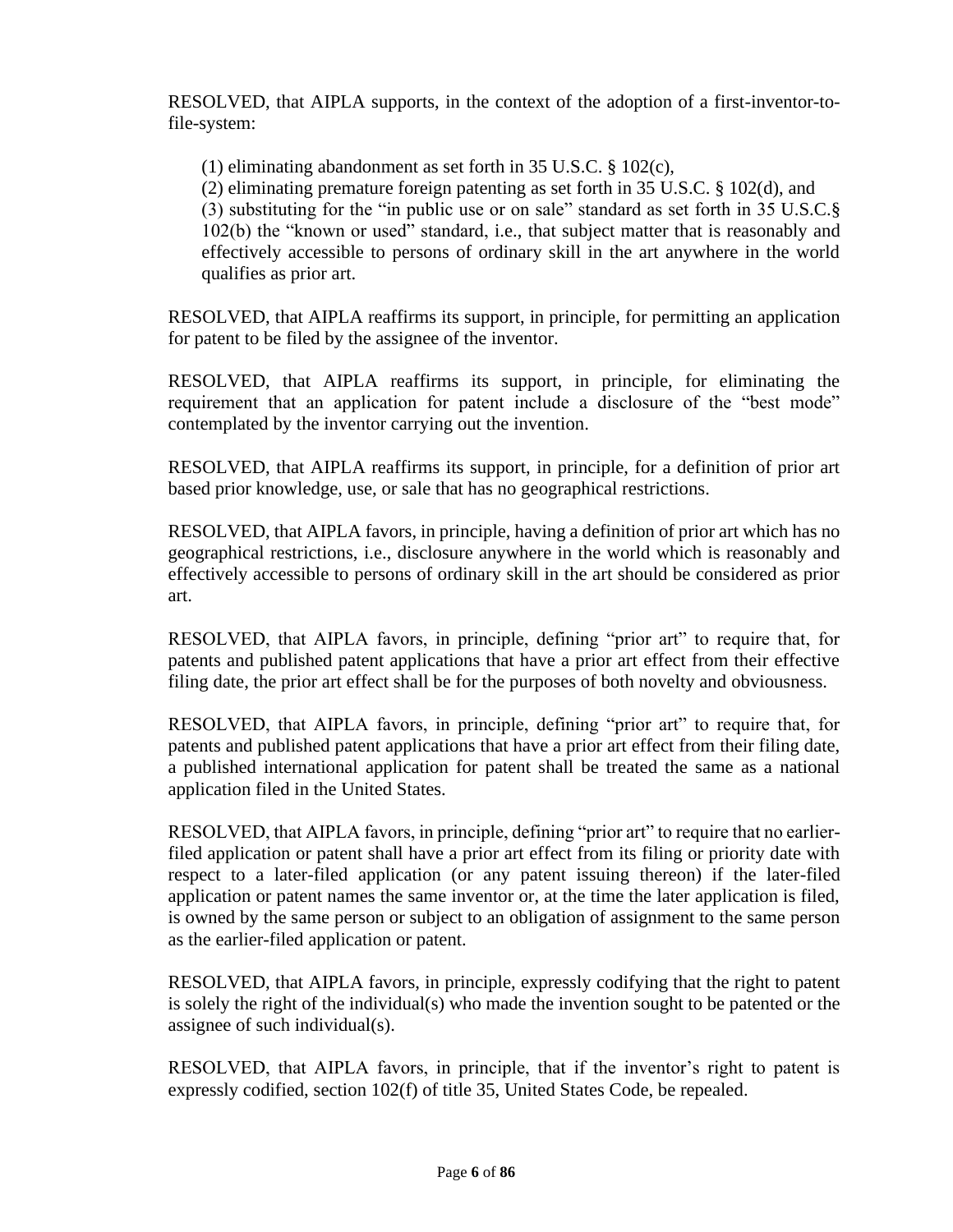RESOLVED, that AIPLA supports, in the context of the adoption of a first-inventor-to-file-system:

(1) eliminating abandonment as set forth in 35 U.S.C. § 102(c),
(2) eliminating premature foreign patenting as set forth in 35 U.S.C. § 102(d), and
(3) substituting for the "in public use or on sale" standard as set forth in 35 U.S.C.§ 102(b) the "known or used" standard, i.e., that subject matter that is reasonably and effectively accessible to persons of ordinary skill in the art anywhere in the world qualifies as prior art.

RESOLVED, that AIPLA reaffirms its support, in principle, for permitting an application for patent to be filed by the assignee of the inventor.

RESOLVED, that AIPLA reaffirms its support, in principle, for eliminating the requirement that an application for patent include a disclosure of the "best mode" contemplated by the inventor carrying out the invention.

RESOLVED, that AIPLA reaffirms its support, in principle, for a definition of prior art based prior knowledge, use, or sale that has no geographical restrictions.

RESOLVED, that AIPLA favors, in principle, having a definition of prior art which has no geographical restrictions, i.e., disclosure anywhere in the world which is reasonably and effectively accessible to persons of ordinary skill in the art should be considered as prior art.

RESOLVED, that AIPLA favors, in principle, defining "prior art" to require that, for patents and published patent applications that have a prior art effect from their effective filing date, the prior art effect shall be for the purposes of both novelty and obviousness.

RESOLVED, that AIPLA favors, in principle, defining "prior art" to require that, for patents and published patent applications that have a prior art effect from their filing date, a published international application for patent shall be treated the same as a national application filed in the United States.

RESOLVED, that AIPLA favors, in principle, defining "prior art" to require that no earlier-filed application or patent shall have a prior art effect from its filing or priority date with respect to a later-filed application (or any patent issuing thereon) if the later-filed application or patent names the same inventor or, at the time the later application is filed, is owned by the same person or subject to an obligation of assignment to the same person as the earlier-filed application or patent.

RESOLVED, that AIPLA favors, in principle, expressly codifying that the right to patent is solely the right of the individual(s) who made the invention sought to be patented or the assignee of such individual(s).

RESOLVED, that AIPLA favors, in principle, that if the inventor's right to patent is expressly codified, section 102(f) of title 35, United States Code, be repealed.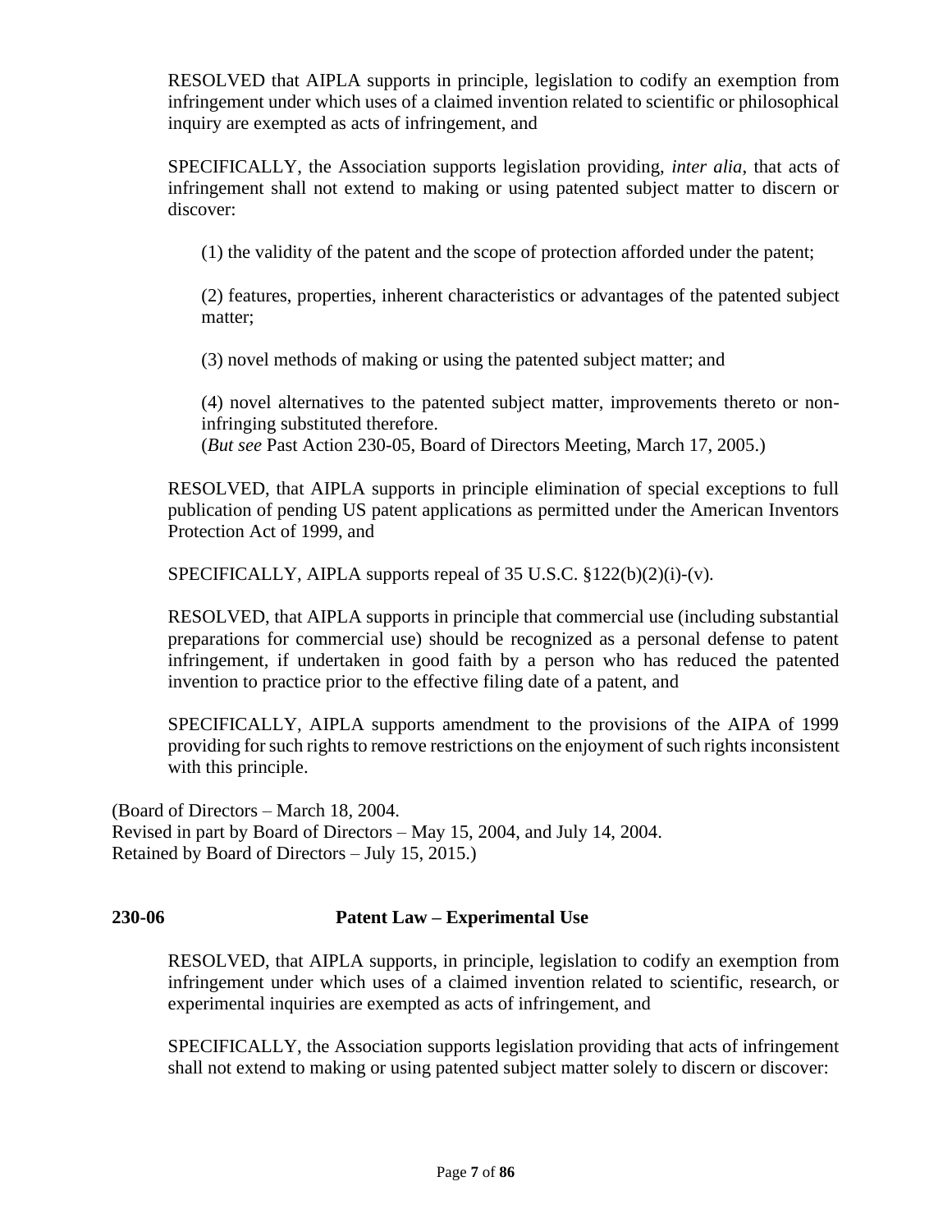RESOLVED that AIPLA supports in principle, legislation to codify an exemption from infringement under which uses of a claimed invention related to scientific or philosophical inquiry are exempted as acts of infringement, and

SPECIFICALLY, the Association supports legislation providing, *inter alia*, that acts of infringement shall not extend to making or using patented subject matter to discern or discover:

(1) the validity of the patent and the scope of protection afforded under the patent;

(2) features, properties, inherent characteristics or advantages of the patented subject matter;

(3) novel methods of making or using the patented subject matter; and

(4) novel alternatives to the patented subject matter, improvements thereto or non-infringing substituted therefore.
(*But see* Past Action 230-05, Board of Directors Meeting, March 17, 2005.)

RESOLVED, that AIPLA supports in principle elimination of special exceptions to full publication of pending US patent applications as permitted under the American Inventors Protection Act of 1999, and

SPECIFICALLY, AIPLA supports repeal of 35 U.S.C. §122(b)(2)(i)-(v).

RESOLVED, that AIPLA supports in principle that commercial use (including substantial preparations for commercial use) should be recognized as a personal defense to patent infringement, if undertaken in good faith by a person who has reduced the patented invention to practice prior to the effective filing date of a patent, and

SPECIFICALLY, AIPLA supports amendment to the provisions of the AIPA of 1999 providing for such rights to remove restrictions on the enjoyment of such rights inconsistent with this principle.

(Board of Directors – March 18, 2004.
Revised in part by Board of Directors – May 15, 2004, and July 14, 2004.
Retained by Board of Directors – July 15, 2015.)

**230-06 Patent Law – Experimental Use**

RESOLVED, that AIPLA supports, in principle, legislation to codify an exemption from infringement under which uses of a claimed invention related to scientific, research, or experimental inquiries are exempted as acts of infringement, and

SPECIFICALLY, the Association supports legislation providing that acts of infringement shall not extend to making or using patented subject matter solely to discern or discover: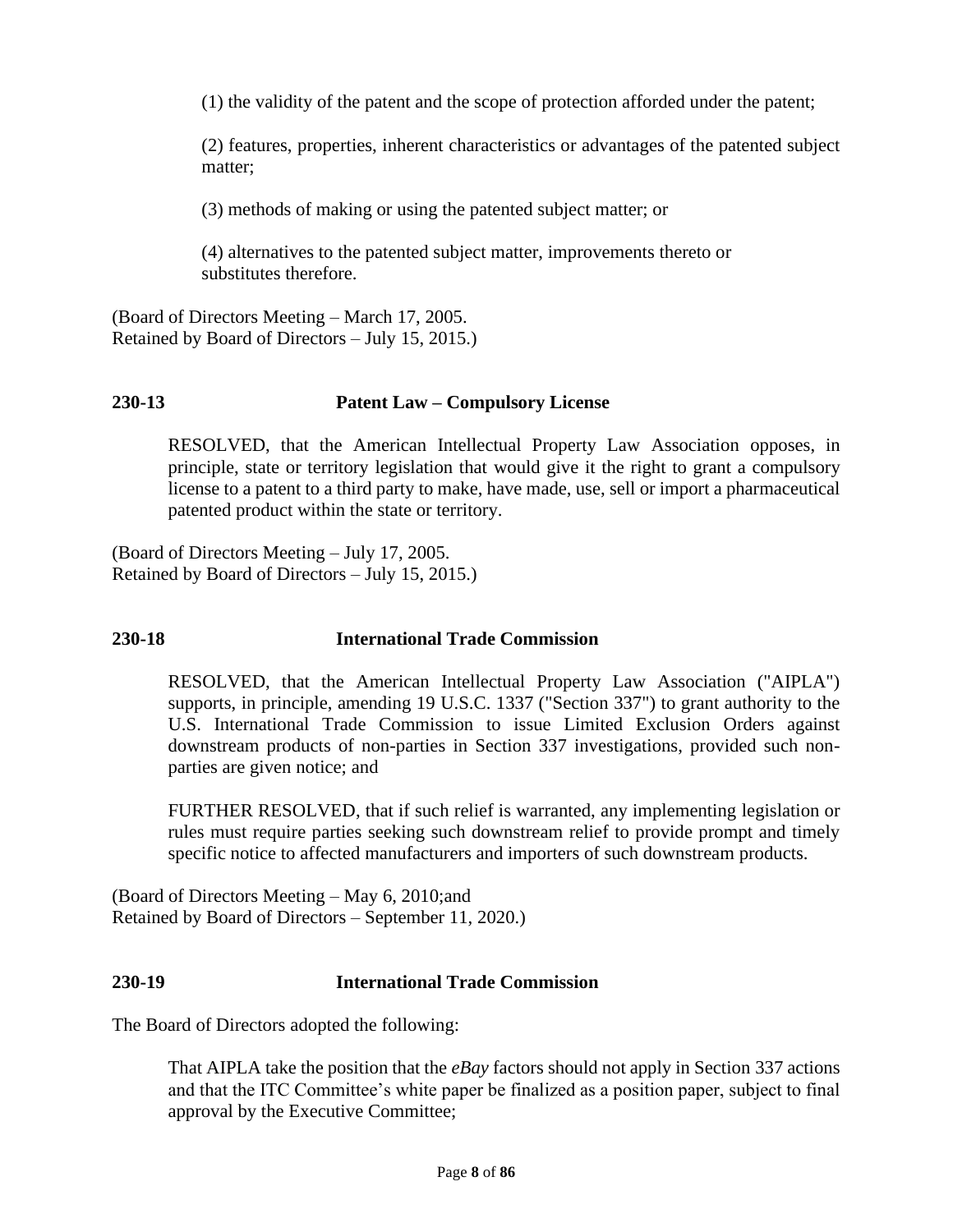(1) the validity of the patent and the scope of protection afforded under the patent;

(2) features, properties, inherent characteristics or advantages of the patented subject matter;

(3) methods of making or using the patented subject matter; or

(4) alternatives to the patented subject matter, improvements thereto or substitutes therefore.

(Board of Directors Meeting – March 17, 2005.
Retained by Board of Directors – July 15, 2015.)

### 230-13 Patent Law – Compulsory License

RESOLVED, that the American Intellectual Property Law Association opposes, in principle, state or territory legislation that would give it the right to grant a compulsory license to a patent to a third party to make, have made, use, sell or import a pharmaceutical patented product within the state or territory.

(Board of Directors Meeting – July 17, 2005.
Retained by Board of Directors – July 15, 2015.)

### 230-18 International Trade Commission

RESOLVED, that the American Intellectual Property Law Association ("AIPLA") supports, in principle, amending 19 U.S.C. 1337 ("Section 337") to grant authority to the U.S. International Trade Commission to issue Limited Exclusion Orders against downstream products of non-parties in Section 337 investigations, provided such non-parties are given notice; and

FURTHER RESOLVED, that if such relief is warranted, any implementing legislation or rules must require parties seeking such downstream relief to provide prompt and timely specific notice to affected manufacturers and importers of such downstream products.

(Board of Directors Meeting – May 6, 2010;and
Retained by Board of Directors – September 11, 2020.)

### 230-19 International Trade Commission

The Board of Directors adopted the following:

That AIPLA take the position that the *eBay* factors should not apply in Section 337 actions and that the ITC Committee's white paper be finalized as a position paper, subject to final approval by the Executive Committee;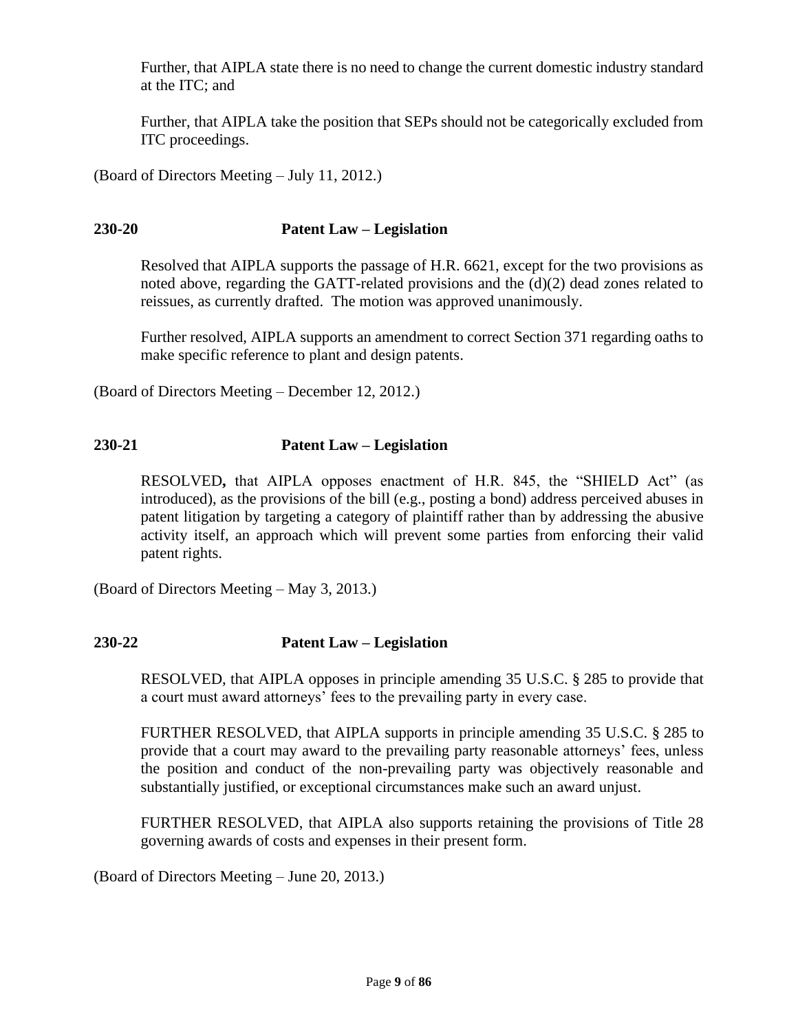Further, that AIPLA state there is no need to change the current domestic industry standard at the ITC; and

Further, that AIPLA take the position that SEPs should not be categorically excluded from ITC proceedings.

(Board of Directors Meeting – July 11, 2012.)

### 230-20 Patent Law – Legislation

Resolved that AIPLA supports the passage of H.R. 6621, except for the two provisions as noted above, regarding the GATT-related provisions and the (d)(2) dead zones related to reissues, as currently drafted. The motion was approved unanimously.

Further resolved, AIPLA supports an amendment to correct Section 371 regarding oaths to make specific reference to plant and design patents.

(Board of Directors Meeting – December 12, 2012.)

### 230-21 Patent Law – Legislation

RESOLVED**,** that AIPLA opposes enactment of H.R. 845, the "SHIELD Act" (as introduced), as the provisions of the bill (e.g., posting a bond) address perceived abuses in patent litigation by targeting a category of plaintiff rather than by addressing the abusive activity itself, an approach which will prevent some parties from enforcing their valid patent rights.

(Board of Directors Meeting – May 3, 2013.)

### 230-22 Patent Law – Legislation

RESOLVED, that AIPLA opposes in principle amending 35 U.S.C. § 285 to provide that a court must award attorneys' fees to the prevailing party in every case.

FURTHER RESOLVED, that AIPLA supports in principle amending 35 U.S.C. § 285 to provide that a court may award to the prevailing party reasonable attorneys' fees, unless the position and conduct of the non-prevailing party was objectively reasonable and substantially justified, or exceptional circumstances make such an award unjust.

FURTHER RESOLVED, that AIPLA also supports retaining the provisions of Title 28 governing awards of costs and expenses in their present form.

(Board of Directors Meeting – June 20, 2013.)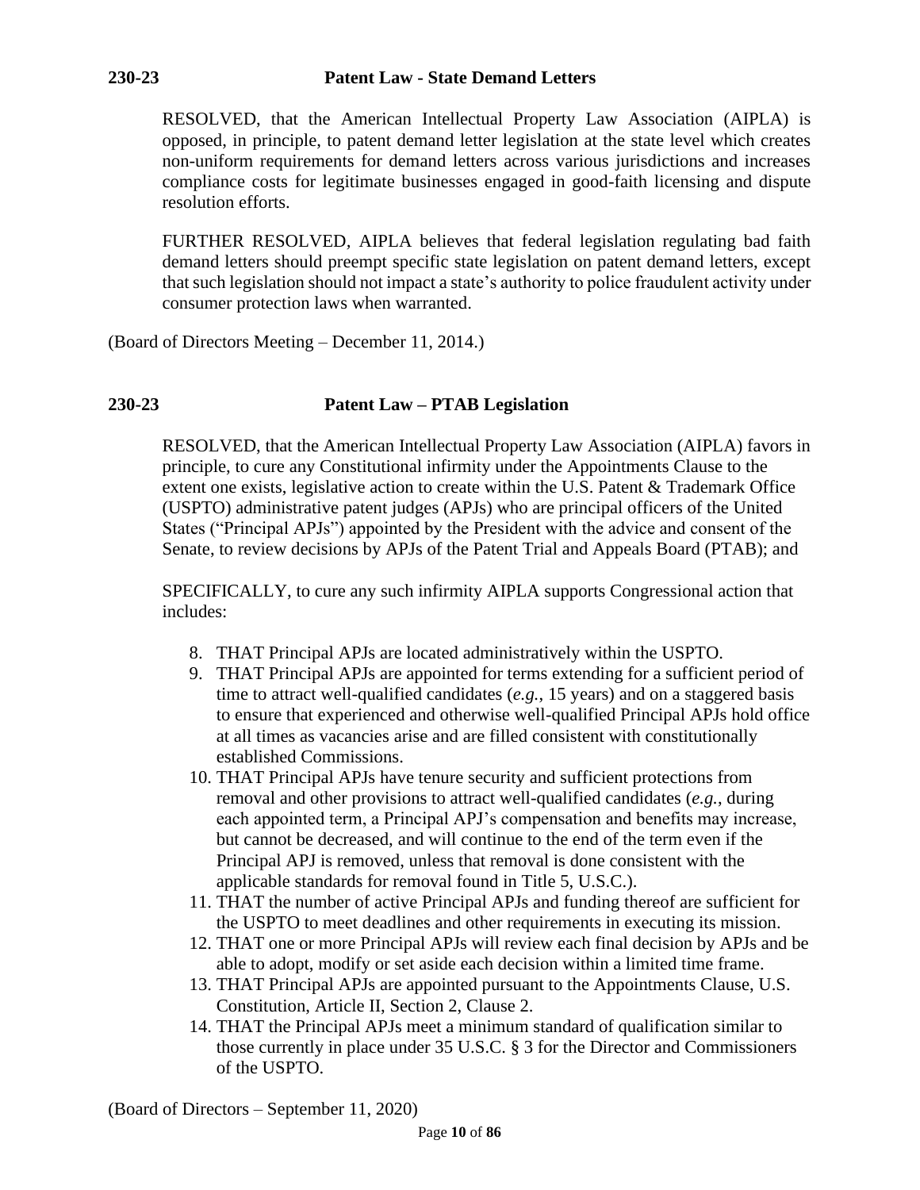**230-23 Patent Law - State Demand Letters**

RESOLVED, that the American Intellectual Property Law Association (AIPLA) is opposed, in principle, to patent demand letter legislation at the state level which creates non-uniform requirements for demand letters across various jurisdictions and increases compliance costs for legitimate businesses engaged in good-faith licensing and dispute resolution efforts.

FURTHER RESOLVED, AIPLA believes that federal legislation regulating bad faith demand letters should preempt specific state legislation on patent demand letters, except that such legislation should not impact a state's authority to police fraudulent activity under consumer protection laws when warranted.

(Board of Directors Meeting – December 11, 2014.)

**230-23 Patent Law – PTAB Legislation**

RESOLVED, that the American Intellectual Property Law Association (AIPLA) favors in principle, to cure any Constitutional infirmity under the Appointments Clause to the extent one exists, legislative action to create within the U.S. Patent & Trademark Office (USPTO) administrative patent judges (APJs) who are principal officers of the United States ("Principal APJs") appointed by the President with the advice and consent of the Senate, to review decisions by APJs of the Patent Trial and Appeals Board (PTAB); and

SPECIFICALLY, to cure any such infirmity AIPLA supports Congressional action that includes:

8. THAT Principal APJs are located administratively within the USPTO.
9. THAT Principal APJs are appointed for terms extending for a sufficient period of time to attract well-qualified candidates (*e.g.*, 15 years) and on a staggered basis to ensure that experienced and otherwise well-qualified Principal APJs hold office at all times as vacancies arise and are filled consistent with constitutionally established Commissions.
10. THAT Principal APJs have tenure security and sufficient protections from removal and other provisions to attract well-qualified candidates (*e.g.*, during each appointed term, a Principal APJ's compensation and benefits may increase, but cannot be decreased, and will continue to the end of the term even if the Principal APJ is removed, unless that removal is done consistent with the applicable standards for removal found in Title 5, U.S.C.).
11. THAT the number of active Principal APJs and funding thereof are sufficient for the USPTO to meet deadlines and other requirements in executing its mission.
12. THAT one or more Principal APJs will review each final decision by APJs and be able to adopt, modify or set aside each decision within a limited time frame.
13. THAT Principal APJs are appointed pursuant to the Appointments Clause, U.S. Constitution, Article II, Section 2, Clause 2.
14. THAT the Principal APJs meet a minimum standard of qualification similar to those currently in place under 35 U.S.C. § 3 for the Director and Commissioners of the USPTO.

(Board of Directors – September 11, 2020)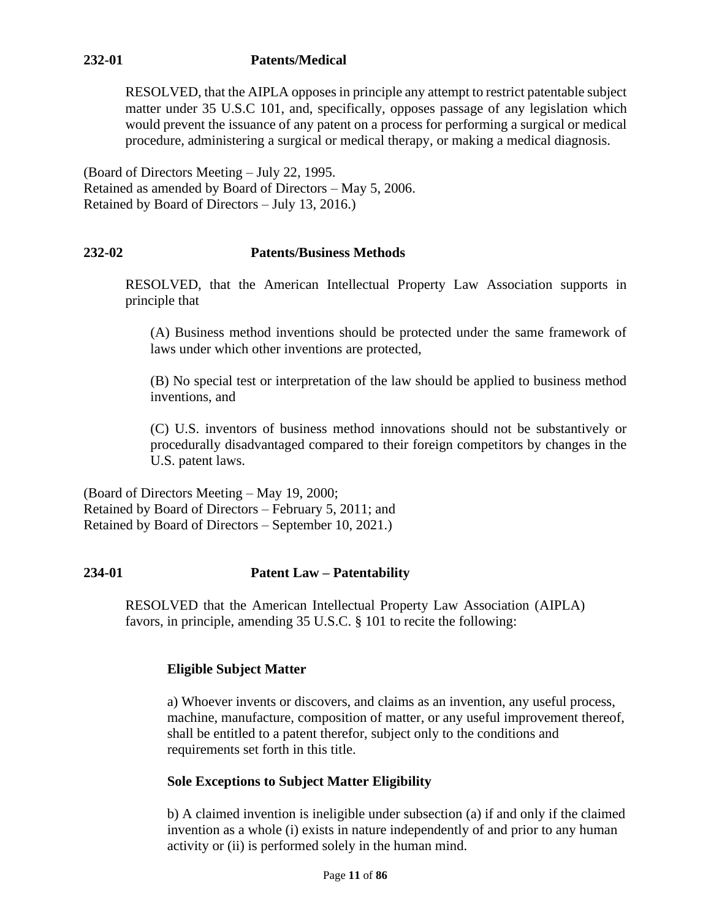**232-01 Patents/Medical**

RESOLVED, that the AIPLA opposes in principle any attempt to restrict patentable subject matter under 35 U.S.C 101, and, specifically, opposes passage of any legislation which would prevent the issuance of any patent on a process for performing a surgical or medical procedure, administering a surgical or medical therapy, or making a medical diagnosis.

(Board of Directors Meeting – July 22, 1995.
Retained as amended by Board of Directors – May 5, 2006.
Retained by Board of Directors – July 13, 2016.)

**232-02 Patents/Business Methods**

RESOLVED, that the American Intellectual Property Law Association supports in principle that

(A) Business method inventions should be protected under the same framework of laws under which other inventions are protected,

(B) No special test or interpretation of the law should be applied to business method inventions, and

(C) U.S. inventors of business method innovations should not be substantively or procedurally disadvantaged compared to their foreign competitors by changes in the U.S. patent laws.

(Board of Directors Meeting – May 19, 2000;
Retained by Board of Directors – February 5, 2011; and
Retained by Board of Directors – September 10, 2021.)

**234-01 Patent Law – Patentability**

RESOLVED that the American Intellectual Property Law Association (AIPLA) favors, in principle, amending 35 U.S.C. § 101 to recite the following:

**Eligible Subject Matter**

a) Whoever invents or discovers, and claims as an invention, any useful process, machine, manufacture, composition of matter, or any useful improvement thereof, shall be entitled to a patent therefor, subject only to the conditions and requirements set forth in this title.

**Sole Exceptions to Subject Matter Eligibility**

b) A claimed invention is ineligible under subsection (a) if and only if the claimed invention as a whole (i) exists in nature independently of and prior to any human activity or (ii) is performed solely in the human mind.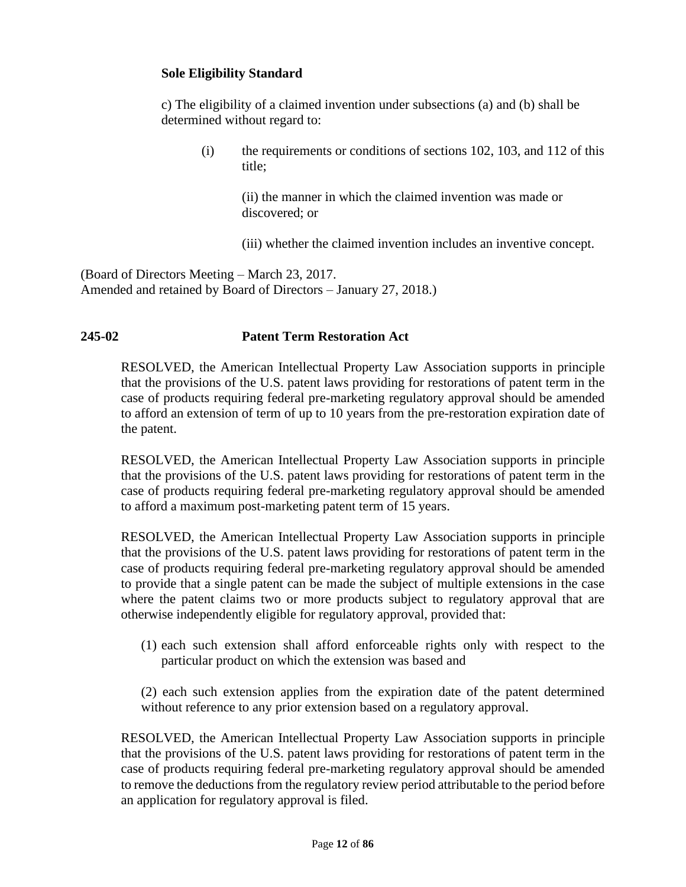**Sole Eligibility Standard**

c) The eligibility of a claimed invention under subsections (a) and (b) shall be determined without regard to:

(i) the requirements or conditions of sections 102, 103, and 112 of this title;

(ii) the manner in which the claimed invention was made or discovered; or

(iii) whether the claimed invention includes an inventive concept.

(Board of Directors Meeting – March 23, 2017.
Amended and retained by Board of Directors – January 27, 2018.)

**245-02 Patent Term Restoration Act**

RESOLVED, the American Intellectual Property Law Association supports in principle that the provisions of the U.S. patent laws providing for restorations of patent term in the case of products requiring federal pre-marketing regulatory approval should be amended to afford an extension of term of up to 10 years from the pre-restoration expiration date of the patent.

RESOLVED, the American Intellectual Property Law Association supports in principle that the provisions of the U.S. patent laws providing for restorations of patent term in the case of products requiring federal pre-marketing regulatory approval should be amended to afford a maximum post-marketing patent term of 15 years.

RESOLVED, the American Intellectual Property Law Association supports in principle that the provisions of the U.S. patent laws providing for restorations of patent term in the case of products requiring federal pre-marketing regulatory approval should be amended to provide that a single patent can be made the subject of multiple extensions in the case where the patent claims two or more products subject to regulatory approval that are otherwise independently eligible for regulatory approval, provided that:

(1) each such extension shall afford enforceable rights only with respect to the particular product on which the extension was based and

(2) each such extension applies from the expiration date of the patent determined without reference to any prior extension based on a regulatory approval.

RESOLVED, the American Intellectual Property Law Association supports in principle that the provisions of the U.S. patent laws providing for restorations of patent term in the case of products requiring federal pre-marketing regulatory approval should be amended to remove the deductions from the regulatory review period attributable to the period before an application for regulatory approval is filed.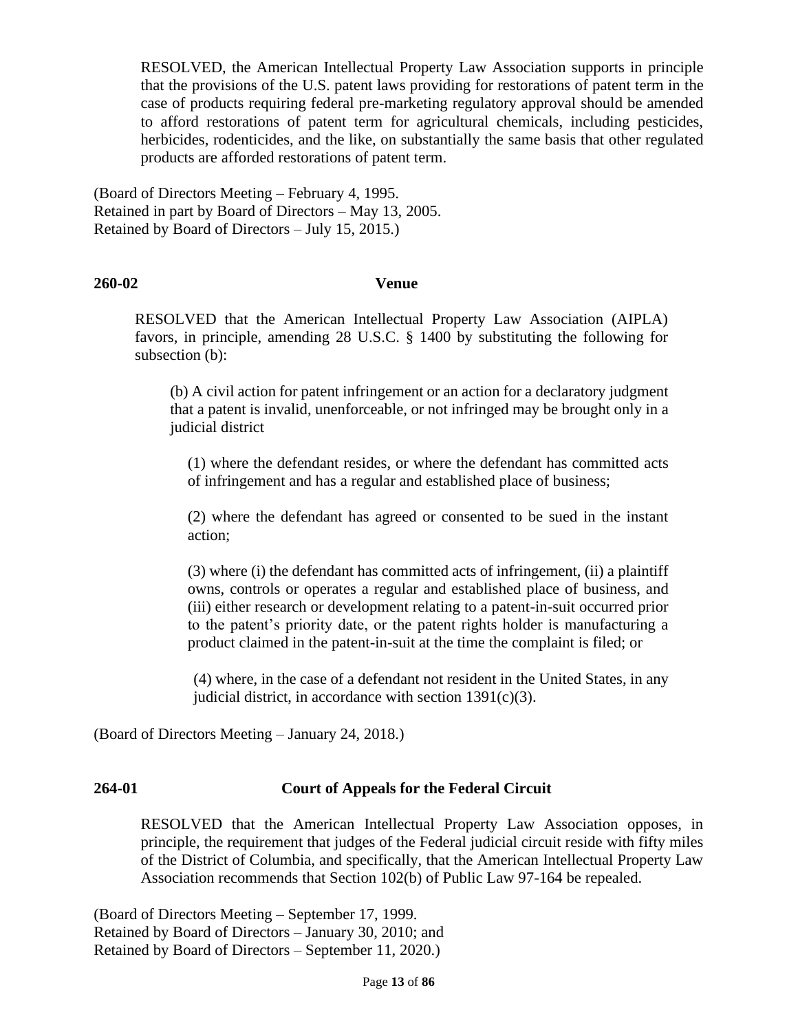RESOLVED, the American Intellectual Property Law Association supports in principle that the provisions of the U.S. patent laws providing for restorations of patent term in the case of products requiring federal pre-marketing regulatory approval should be amended to afford restorations of patent term for agricultural chemicals, including pesticides, herbicides, rodenticides, and the like, on substantially the same basis that other regulated products are afforded restorations of patent term.

(Board of Directors Meeting – February 4, 1995.
Retained in part by Board of Directors – May 13, 2005.
Retained by Board of Directors – July 15, 2015.)

**260-02 Venue**

RESOLVED that the American Intellectual Property Law Association (AIPLA) favors, in principle, amending 28 U.S.C. § 1400 by substituting the following for subsection (b):

> (b) A civil action for patent infringement or an action for a declaratory judgment that a patent is invalid, unenforceable, or not infringed may be brought only in a judicial district
>
> (1) where the defendant resides, or where the defendant has committed acts of infringement and has a regular and established place of business;
>
> (2) where the defendant has agreed or consented to be sued in the instant action;
>
> (3) where (i) the defendant has committed acts of infringement, (ii) a plaintiff owns, controls or operates a regular and established place of business, and (iii) either research or development relating to a patent-in-suit occurred prior to the patent's priority date, or the patent rights holder is manufacturing a product claimed in the patent-in-suit at the time the complaint is filed; or
>
> (4) where, in the case of a defendant not resident in the United States, in any judicial district, in accordance with section 1391(c)(3).

(Board of Directors Meeting – January 24, 2018.)

**264-01 Court of Appeals for the Federal Circuit**

RESOLVED that the American Intellectual Property Law Association opposes, in principle, the requirement that judges of the Federal judicial circuit reside with fifty miles of the District of Columbia, and specifically, that the American Intellectual Property Law Association recommends that Section 102(b) of Public Law 97-164 be repealed.

(Board of Directors Meeting – September 17, 1999.
Retained by Board of Directors – January 30, 2010; and
Retained by Board of Directors – September 11, 2020.)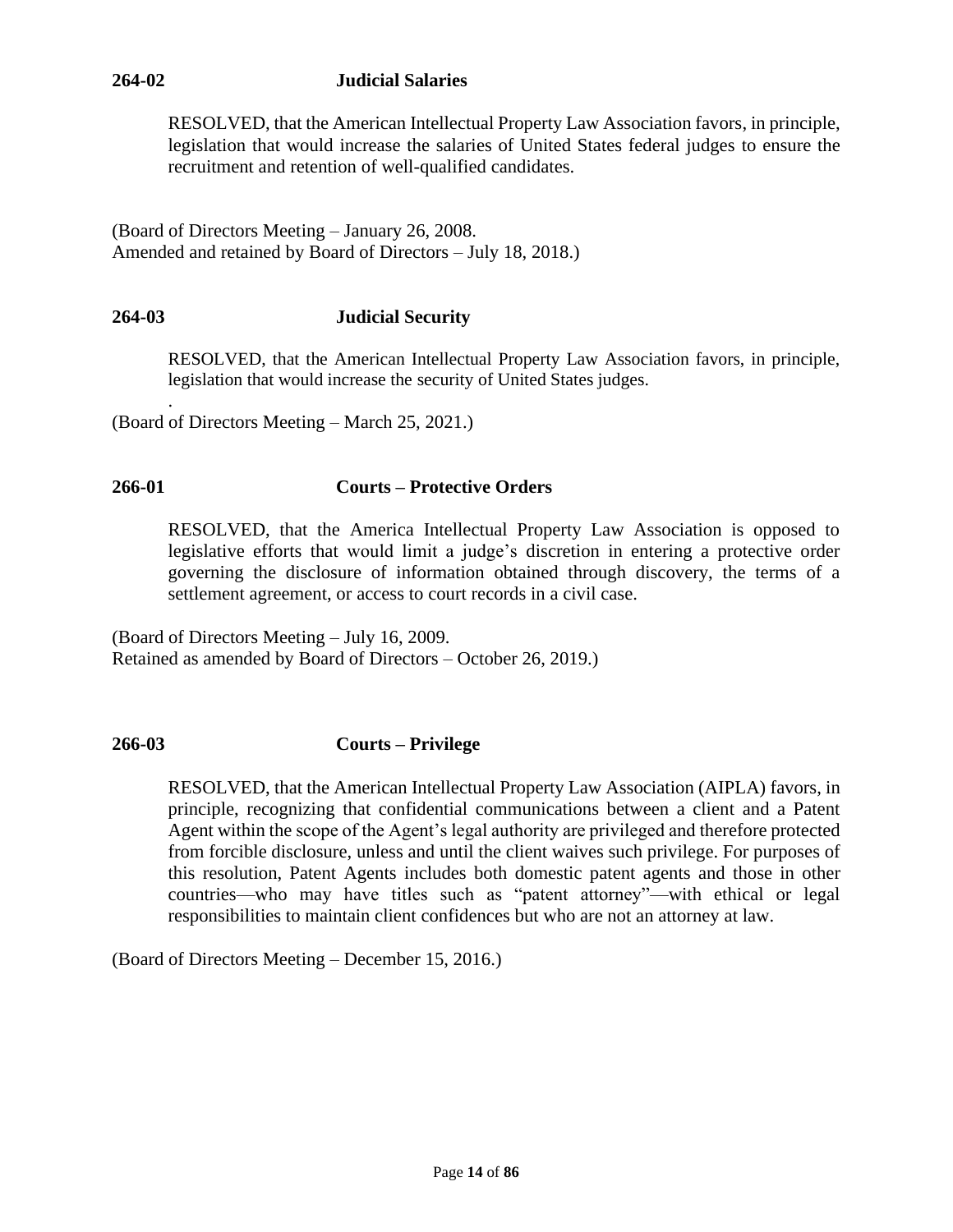## 264-02 Judicial Salaries

RESOLVED, that the American Intellectual Property Law Association favors, in principle, legislation that would increase the salaries of United States federal judges to ensure the recruitment and retention of well-qualified candidates.

(Board of Directors Meeting – January 26, 2008.
Amended and retained by Board of Directors – July 18, 2018.)

## 264-03 Judicial Security

RESOLVED, that the American Intellectual Property Law Association favors, in principle, legislation that would increase the security of United States judges.

.
(Board of Directors Meeting – March 25, 2021.)

## 266-01 Courts – Protective Orders

RESOLVED, that the America Intellectual Property Law Association is opposed to legislative efforts that would limit a judge's discretion in entering a protective order governing the disclosure of information obtained through discovery, the terms of a settlement agreement, or access to court records in a civil case.

(Board of Directors Meeting – July 16, 2009.
Retained as amended by Board of Directors – October 26, 2019.)

## 266-03 Courts – Privilege

RESOLVED, that the American Intellectual Property Law Association (AIPLA) favors, in principle, recognizing that confidential communications between a client and a Patent Agent within the scope of the Agent's legal authority are privileged and therefore protected from forcible disclosure, unless and until the client waives such privilege. For purposes of this resolution, Patent Agents includes both domestic patent agents and those in other countries—who may have titles such as "patent attorney"—with ethical or legal responsibilities to maintain client confidences but who are not an attorney at law.

(Board of Directors Meeting – December 15, 2016.)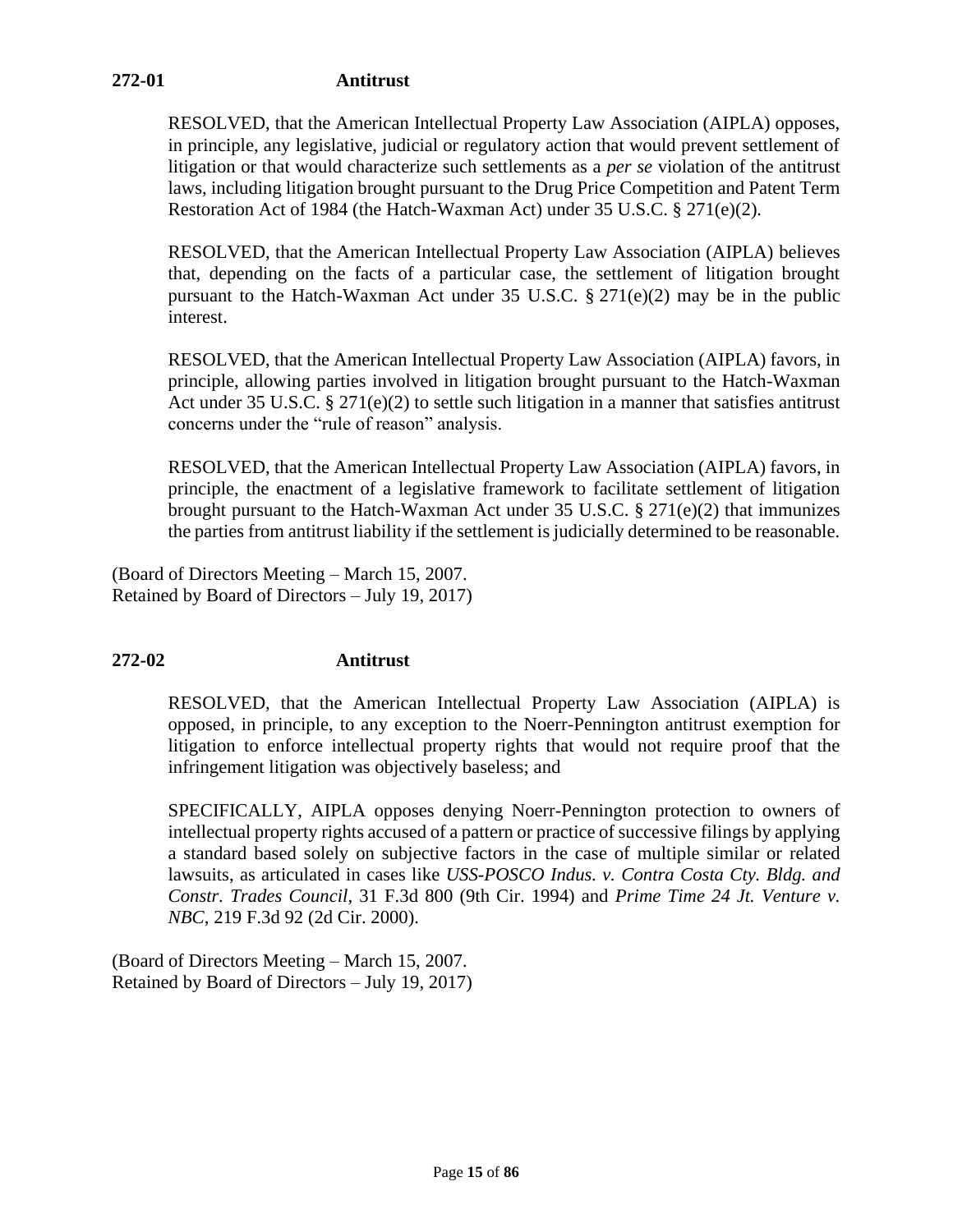**272-01 Antitrust**

RESOLVED, that the American Intellectual Property Law Association (AIPLA) opposes, in principle, any legislative, judicial or regulatory action that would prevent settlement of litigation or that would characterize such settlements as a *per se* violation of the antitrust laws, including litigation brought pursuant to the Drug Price Competition and Patent Term Restoration Act of 1984 (the Hatch-Waxman Act) under 35 U.S.C. § 271(e)(2).

RESOLVED, that the American Intellectual Property Law Association (AIPLA) believes that, depending on the facts of a particular case, the settlement of litigation brought pursuant to the Hatch-Waxman Act under 35 U.S.C. § 271(e)(2) may be in the public interest.

RESOLVED, that the American Intellectual Property Law Association (AIPLA) favors, in principle, allowing parties involved in litigation brought pursuant to the Hatch-Waxman Act under 35 U.S.C. § 271(e)(2) to settle such litigation in a manner that satisfies antitrust concerns under the "rule of reason" analysis.

RESOLVED, that the American Intellectual Property Law Association (AIPLA) favors, in principle, the enactment of a legislative framework to facilitate settlement of litigation brought pursuant to the Hatch-Waxman Act under 35 U.S.C. § 271(e)(2) that immunizes the parties from antitrust liability if the settlement is judicially determined to be reasonable.

(Board of Directors Meeting – March 15, 2007.
Retained by Board of Directors – July 19, 2017)

**272-02 Antitrust**

RESOLVED, that the American Intellectual Property Law Association (AIPLA) is opposed, in principle, to any exception to the Noerr-Pennington antitrust exemption for litigation to enforce intellectual property rights that would not require proof that the infringement litigation was objectively baseless; and

SPECIFICALLY, AIPLA opposes denying Noerr-Pennington protection to owners of intellectual property rights accused of a pattern or practice of successive filings by applying a standard based solely on subjective factors in the case of multiple similar or related lawsuits, as articulated in cases like *USS-POSCO Indus. v. Contra Costa Cty. Bldg. and Constr. Trades Council*, 31 F.3d 800 (9th Cir. 1994) and *Prime Time 24 Jt. Venture v. NBC*, 219 F.3d 92 (2d Cir. 2000).

(Board of Directors Meeting – March 15, 2007.
Retained by Board of Directors – July 19, 2017)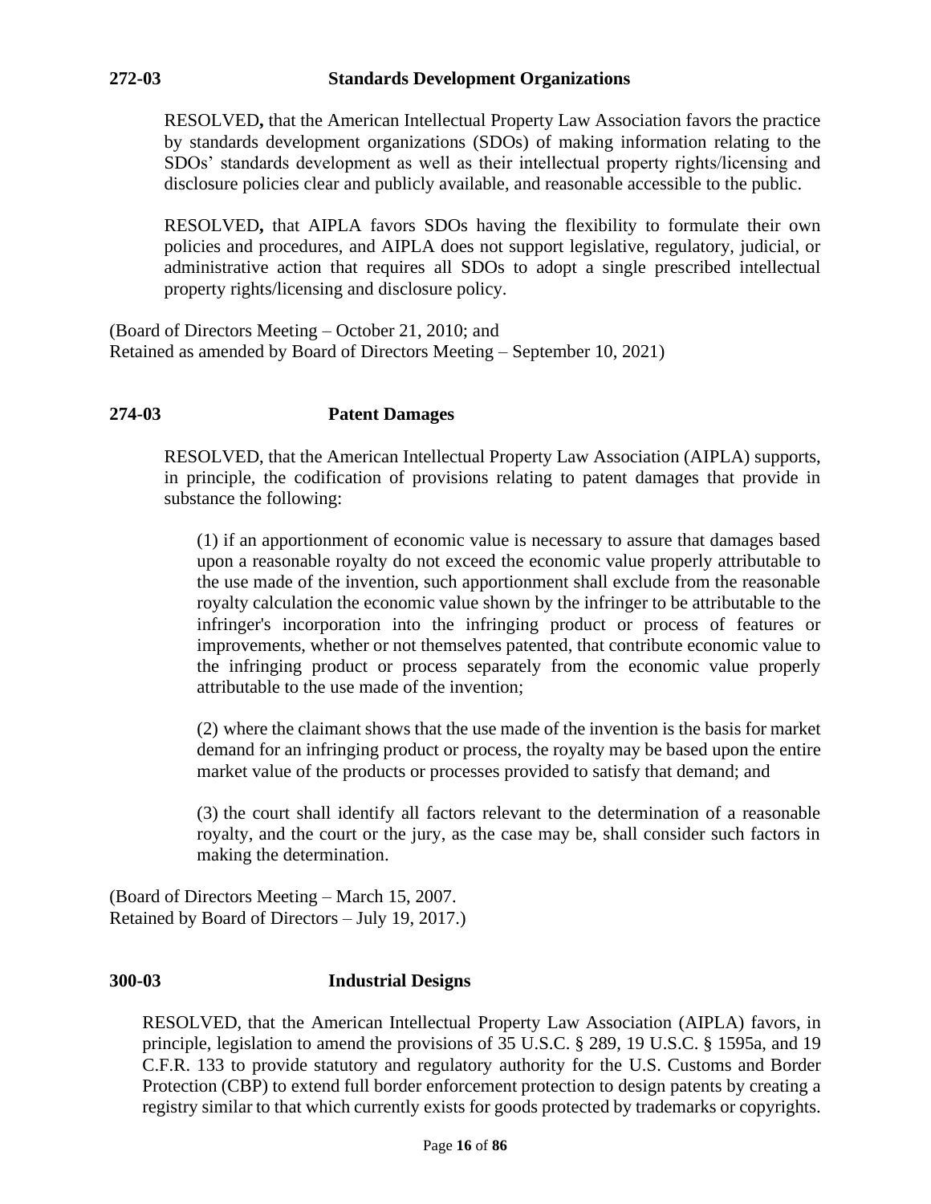### 272-03 Standards Development Organizations

RESOLVED**,** that the American Intellectual Property Law Association favors the practice by standards development organizations (SDOs) of making information relating to the SDOs' standards development as well as their intellectual property rights/licensing and disclosure policies clear and publicly available, and reasonable accessible to the public.

RESOLVED**,** that AIPLA favors SDOs having the flexibility to formulate their own policies and procedures, and AIPLA does not support legislative, regulatory, judicial, or administrative action that requires all SDOs to adopt a single prescribed intellectual property rights/licensing and disclosure policy.

(Board of Directors Meeting – October 21, 2010; and
Retained as amended by Board of Directors Meeting – September 10, 2021)

### 274-03 Patent Damages

RESOLVED, that the American Intellectual Property Law Association (AIPLA) supports, in principle, the codification of provisions relating to patent damages that provide in substance the following:

(1) if an apportionment of economic value is necessary to assure that damages based upon a reasonable royalty do not exceed the economic value properly attributable to the use made of the invention, such apportionment shall exclude from the reasonable royalty calculation the economic value shown by the infringer to be attributable to the infringer's incorporation into the infringing product or process of features or improvements, whether or not themselves patented, that contribute economic value to the infringing product or process separately from the economic value properly attributable to the use made of the invention;

(2) where the claimant shows that the use made of the invention is the basis for market demand for an infringing product or process, the royalty may be based upon the entire market value of the products or processes provided to satisfy that demand; and

(3) the court shall identify all factors relevant to the determination of a reasonable royalty, and the court or the jury, as the case may be, shall consider such factors in making the determination.

(Board of Directors Meeting – March 15, 2007.
Retained by Board of Directors – July 19, 2017.)

### 300-03 Industrial Designs

RESOLVED, that the American Intellectual Property Law Association (AIPLA) favors, in principle, legislation to amend the provisions of 35 U.S.C. § 289, 19 U.S.C. § 1595a, and 19 C.F.R. 133 to provide statutory and regulatory authority for the U.S. Customs and Border Protection (CBP) to extend full border enforcement protection to design patents by creating a registry similar to that which currently exists for goods protected by trademarks or copyrights.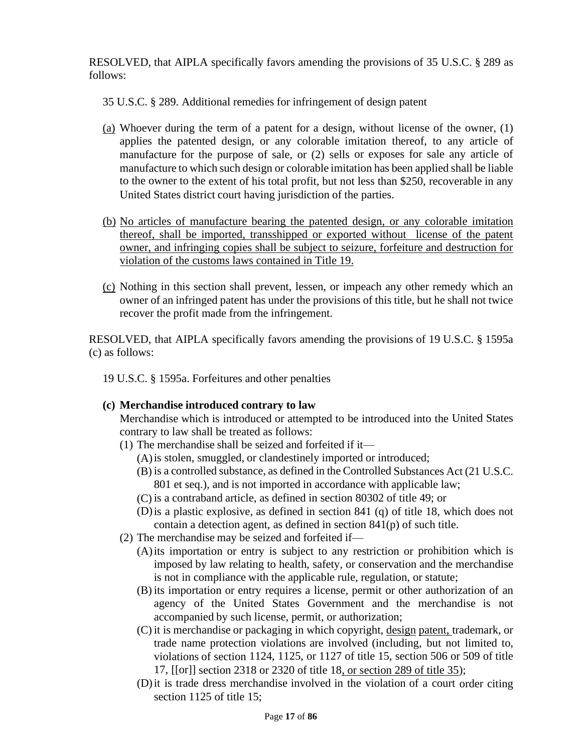RESOLVED, that AIPLA specifically favors amending the provisions of 35 U.S.C. § 289 as follows:

35 U.S.C. § 289. Additional remedies for infringement of design patent

<u>(a)</u> Whoever during the term of a patent for a design, without license of the owner, (1) applies the patented design, or any colorable imitation thereof, to any article of manufacture for the purpose of sale, or (2) sells or exposes for sale any article of manufacture to which such design or colorable imitation has been applied shall be liable to the owner to the extent of his total profit, but not less than $250, recoverable in any United States district court having jurisdiction of the parties.

<u>(b) No articles of manufacture bearing the patented design, or any colorable imitation thereof, shall be imported, transshipped or exported without license of the patent owner, and infringing copies shall be subject to seizure, forfeiture and destruction for violation of the customs laws contained in Title 19.</u>

<u>(c)</u> Nothing in this section shall prevent, lessen, or impeach any other remedy which an owner of an infringed patent has under the provisions of this title, but he shall not twice recover the profit made from the infringement.

RESOLVED, that AIPLA specifically favors amending the provisions of 19 U.S.C. § 1595a (c) as follows:

19 U.S.C. § 1595a. Forfeitures and other penalties

**(c) Merchandise introduced contrary to law**

Merchandise which is introduced or attempted to be introduced into the United States contrary to law shall be treated as follows:

(1) The merchandise shall be seized and forfeited if it—

(A) is stolen, smuggled, or clandestinely imported or introduced;

(B) is a controlled substance, as defined in the Controlled Substances Act (21 U.S.C. 801 et seq.), and is not imported in accordance with applicable law;

(C) is a contraband article, as defined in section 80302 of title 49; or

(D) is a plastic explosive, as defined in section 841 (q) of title 18, which does not contain a detection agent, as defined in section 841(p) of such title.

(2) The merchandise may be seized and forfeited if—

(A) its importation or entry is subject to any restriction or prohibition which is imposed by law relating to health, safety, or conservation and the merchandise is not in compliance with the applicable rule, regulation, or statute;

(B) its importation or entry requires a license, permit or other authorization of an agency of the United States Government and the merchandise is not accompanied by such license, permit, or authorization;

(C) it is merchandise or packaging in which copyright, <u>design</u> <u>patent,</u> trademark, or trade name protection violations are involved (including, but not limited to, violations of section 1124, 1125, or 1127 of title 15, section 506 or 509 of title 17, [[or]] section 2318 or 2320 of title 18<u>, or section 289 of title 35</u>);

(D) it is trade dress merchandise involved in the violation of a court order citing section 1125 of title 15;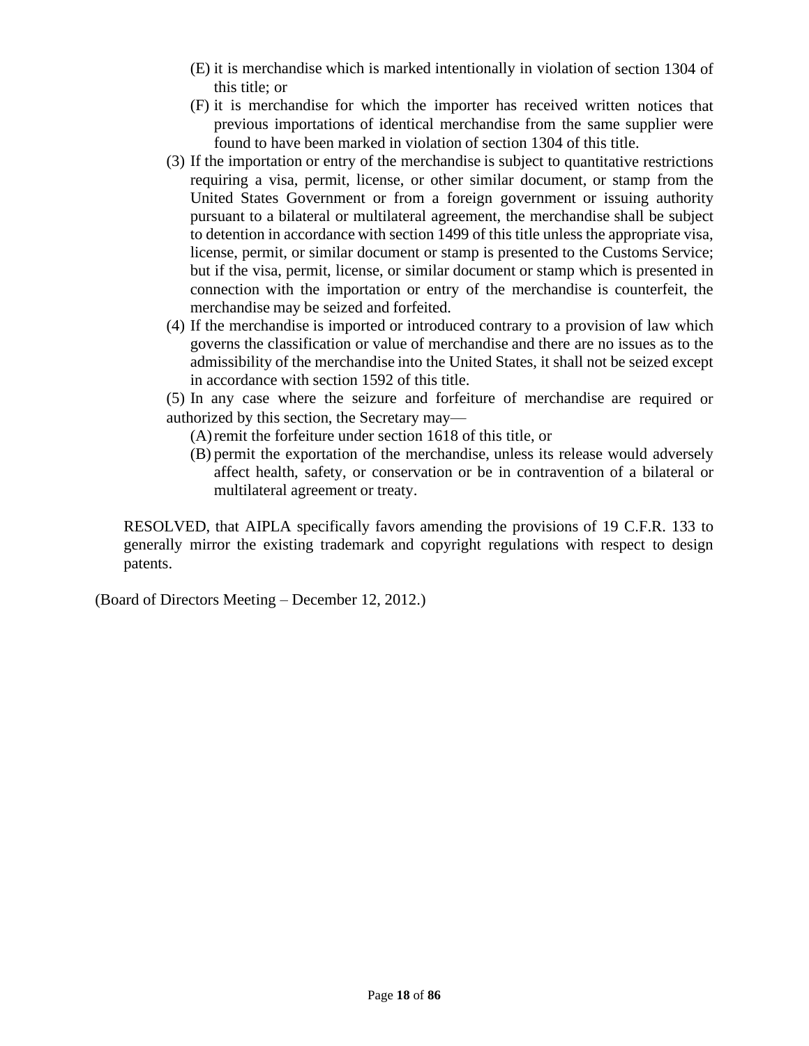(E) it is merchandise which is marked intentionally in violation of section 1304 of this title; or

(F) it is merchandise for which the importer has received written notices that previous importations of identical merchandise from the same supplier were found to have been marked in violation of section 1304 of this title.

(3) If the importation or entry of the merchandise is subject to quantitative restrictions requiring a visa, permit, license, or other similar document, or stamp from the United States Government or from a foreign government or issuing authority pursuant to a bilateral or multilateral agreement, the merchandise shall be subject to detention in accordance with section 1499 of this title unless the appropriate visa, license, permit, or similar document or stamp is presented to the Customs Service; but if the visa, permit, license, or similar document or stamp which is presented in connection with the importation or entry of the merchandise is counterfeit, the merchandise may be seized and forfeited.

(4) If the merchandise is imported or introduced contrary to a provision of law which governs the classification or value of merchandise and there are no issues as to the admissibility of the merchandise into the United States, it shall not be seized except in accordance with section 1592 of this title.

(5) In any case where the seizure and forfeiture of merchandise are required or authorized by this section, the Secretary may—

(A) remit the forfeiture under section 1618 of this title, or

(B) permit the exportation of the merchandise, unless its release would adversely affect health, safety, or conservation or be in contravention of a bilateral or multilateral agreement or treaty.

RESOLVED, that AIPLA specifically favors amending the provisions of 19 C.F.R. 133 to generally mirror the existing trademark and copyright regulations with respect to design patents.

(Board of Directors Meeting – December 12, 2012.)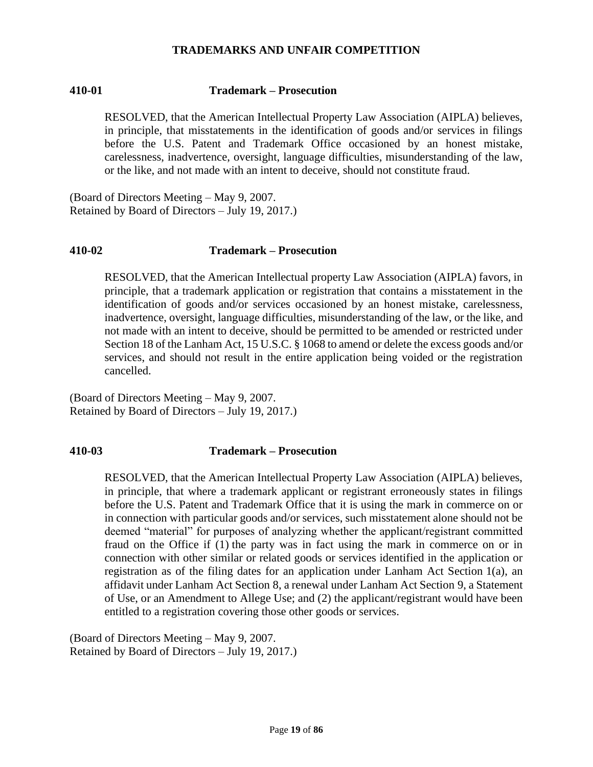## TRADEMARKS AND UNFAIR COMPETITION

### 410-01 Trademark – Prosecution

RESOLVED, that the American Intellectual Property Law Association (AIPLA) believes, in principle, that misstatements in the identification of goods and/or services in filings before the U.S. Patent and Trademark Office occasioned by an honest mistake, carelessness, inadvertence, oversight, language difficulties, misunderstanding of the law, or the like, and not made with an intent to deceive, should not constitute fraud.

(Board of Directors Meeting – May 9, 2007.
Retained by Board of Directors – July 19, 2017.)

### 410-02 Trademark – Prosecution

RESOLVED, that the American Intellectual property Law Association (AIPLA) favors, in principle, that a trademark application or registration that contains a misstatement in the identification of goods and/or services occasioned by an honest mistake, carelessness, inadvertence, oversight, language difficulties, misunderstanding of the law, or the like, and not made with an intent to deceive, should be permitted to be amended or restricted under Section 18 of the Lanham Act, 15 U.S.C. § 1068 to amend or delete the excess goods and/or services, and should not result in the entire application being voided or the registration cancelled.

(Board of Directors Meeting – May 9, 2007.
Retained by Board of Directors – July 19, 2017.)

### 410-03 Trademark – Prosecution

RESOLVED, that the American Intellectual Property Law Association (AIPLA) believes, in principle, that where a trademark applicant or registrant erroneously states in filings before the U.S. Patent and Trademark Office that it is using the mark in commerce on or in connection with particular goods and/or services, such misstatement alone should not be deemed "material" for purposes of analyzing whether the applicant/registrant committed fraud on the Office if (1) the party was in fact using the mark in commerce on or in connection with other similar or related goods or services identified in the application or registration as of the filing dates for an application under Lanham Act Section 1(a), an affidavit under Lanham Act Section 8, a renewal under Lanham Act Section 9, a Statement of Use, or an Amendment to Allege Use; and (2) the applicant/registrant would have been entitled to a registration covering those other goods or services.

(Board of Directors Meeting – May 9, 2007.
Retained by Board of Directors – July 19, 2017.)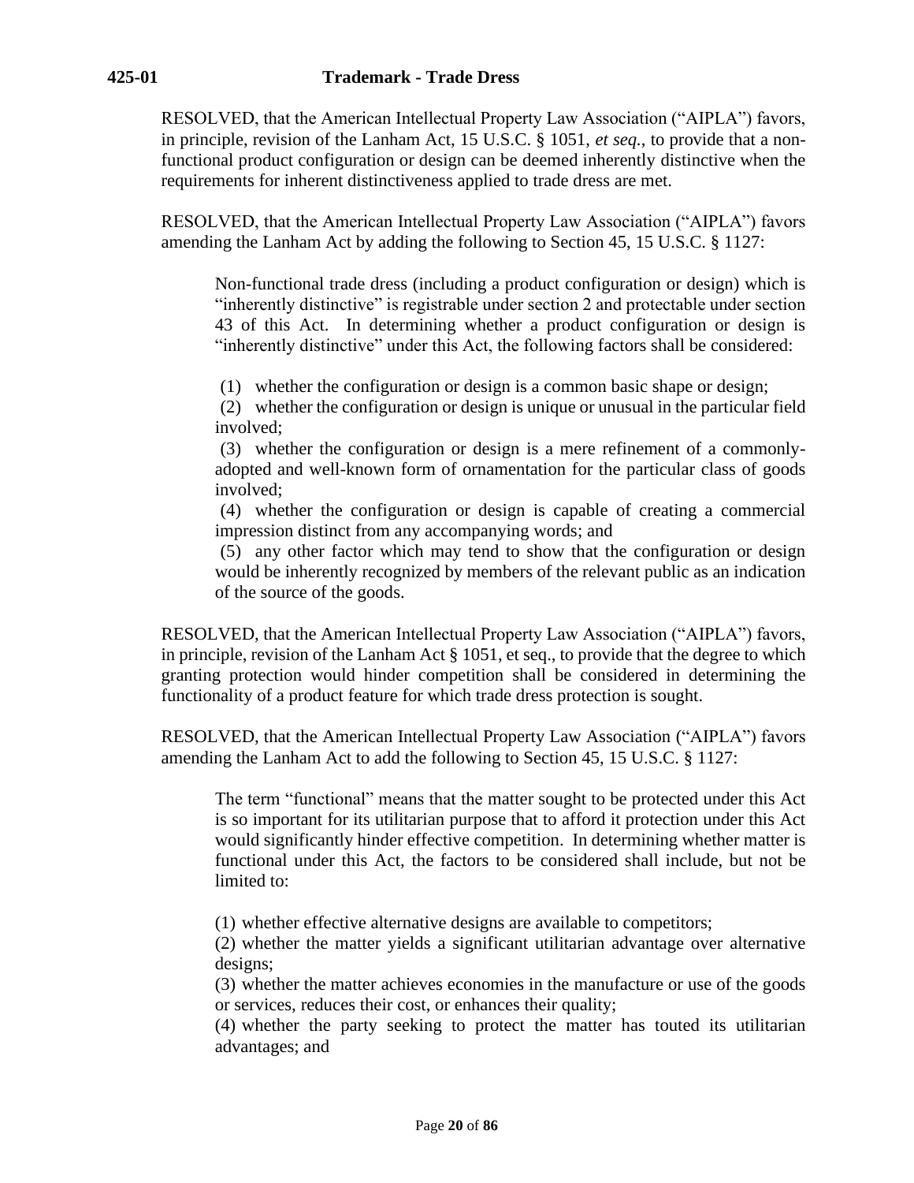**425-01 Trademark - Trade Dress**

RESOLVED, that the American Intellectual Property Law Association ("AIPLA") favors, in principle, revision of the Lanham Act, 15 U.S.C. § 1051, *et seq.*, to provide that a non-functional product configuration or design can be deemed inherently distinctive when the requirements for inherent distinctiveness applied to trade dress are met.

RESOLVED, that the American Intellectual Property Law Association ("AIPLA") favors amending the Lanham Act by adding the following to Section 45, 15 U.S.C. § 1127:

> Non-functional trade dress (including a product configuration or design) which is "inherently distinctive" is registrable under section 2 and protectable under section 43 of this Act. In determining whether a product configuration or design is "inherently distinctive" under this Act, the following factors shall be considered:
>
> (1) whether the configuration or design is a common basic shape or design;
> (2) whether the configuration or design is unique or unusual in the particular field involved;
> (3) whether the configuration or design is a mere refinement of a commonly-adopted and well-known form of ornamentation for the particular class of goods involved;
> (4) whether the configuration or design is capable of creating a commercial impression distinct from any accompanying words; and
> (5) any other factor which may tend to show that the configuration or design would be inherently recognized by members of the relevant public as an indication of the source of the goods.

RESOLVED, that the American Intellectual Property Law Association ("AIPLA") favors, in principle, revision of the Lanham Act § 1051, et seq., to provide that the degree to which granting protection would hinder competition shall be considered in determining the functionality of a product feature for which trade dress protection is sought.

RESOLVED, that the American Intellectual Property Law Association ("AIPLA") favors amending the Lanham Act to add the following to Section 45, 15 U.S.C. § 1127:

> The term "functional" means that the matter sought to be protected under this Act is so important for its utilitarian purpose that to afford it protection under this Act would significantly hinder effective competition. In determining whether matter is functional under this Act, the factors to be considered shall include, but not be limited to:
>
> (1) whether effective alternative designs are available to competitors;
> (2) whether the matter yields a significant utilitarian advantage over alternative designs;
> (3) whether the matter achieves economies in the manufacture or use of the goods or services, reduces their cost, or enhances their quality;
> (4) whether the party seeking to protect the matter has touted its utilitarian advantages; and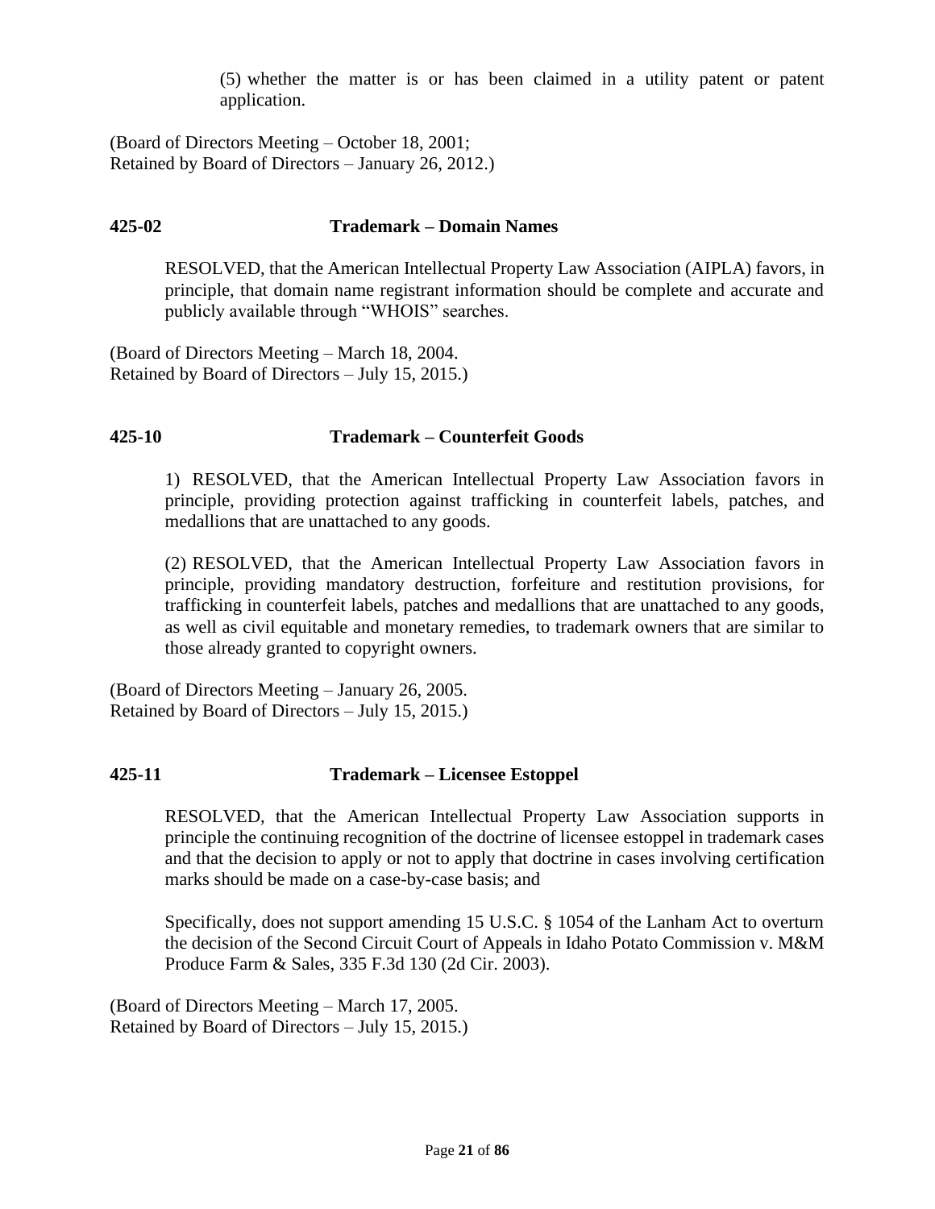(5) whether the matter is or has been claimed in a utility patent or patent application.

(Board of Directors Meeting – October 18, 2001;
Retained by Board of Directors – January 26, 2012.)

### 425-02 Trademark – Domain Names

RESOLVED, that the American Intellectual Property Law Association (AIPLA) favors, in principle, that domain name registrant information should be complete and accurate and publicly available through "WHOIS" searches.

(Board of Directors Meeting – March 18, 2004.
Retained by Board of Directors – July 15, 2015.)

### 425-10 Trademark – Counterfeit Goods

1) RESOLVED, that the American Intellectual Property Law Association favors in principle, providing protection against trafficking in counterfeit labels, patches, and medallions that are unattached to any goods.

(2) RESOLVED, that the American Intellectual Property Law Association favors in principle, providing mandatory destruction, forfeiture and restitution provisions, for trafficking in counterfeit labels, patches and medallions that are unattached to any goods, as well as civil equitable and monetary remedies, to trademark owners that are similar to those already granted to copyright owners.

(Board of Directors Meeting – January 26, 2005.
Retained by Board of Directors – July 15, 2015.)

### 425-11 Trademark – Licensee Estoppel

RESOLVED, that the American Intellectual Property Law Association supports in principle the continuing recognition of the doctrine of licensee estoppel in trademark cases and that the decision to apply or not to apply that doctrine in cases involving certification marks should be made on a case-by-case basis; and

Specifically, does not support amending 15 U.S.C. § 1054 of the Lanham Act to overturn the decision of the Second Circuit Court of Appeals in Idaho Potato Commission v. M&M Produce Farm & Sales, 335 F.3d 130 (2d Cir. 2003).

(Board of Directors Meeting – March 17, 2005.
Retained by Board of Directors – July 15, 2015.)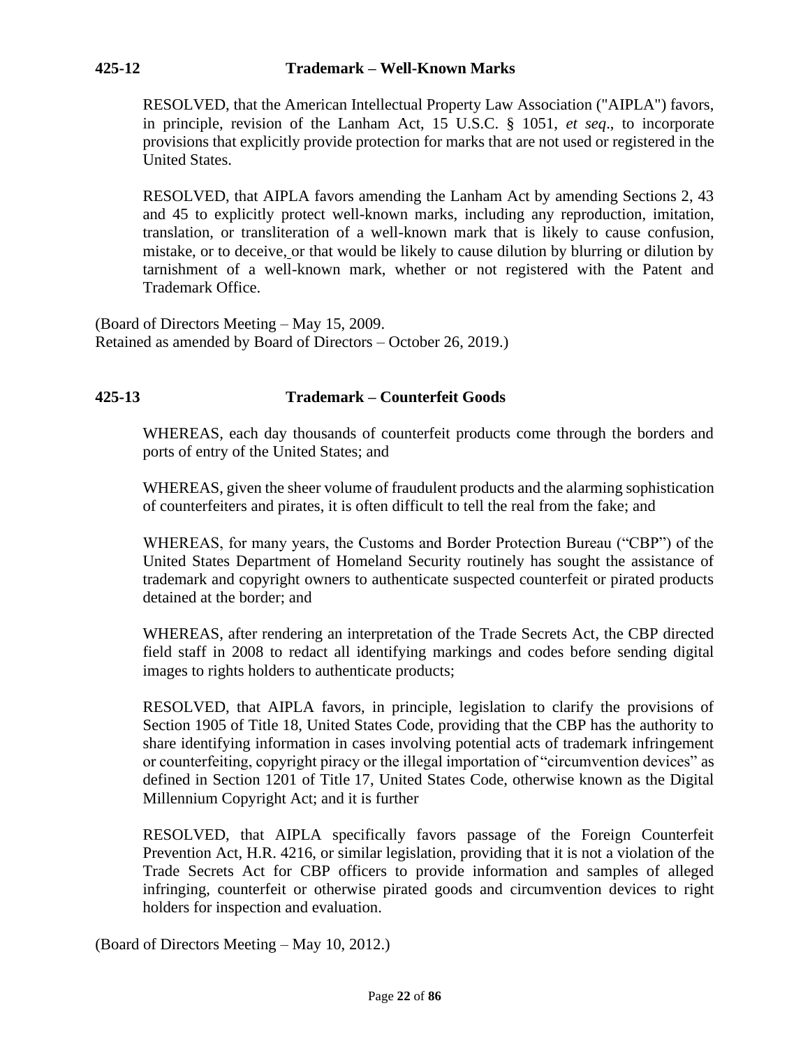## 425-12 Trademark – Well-Known Marks

RESOLVED, that the American Intellectual Property Law Association ("AIPLA") favors, in principle, revision of the Lanham Act, 15 U.S.C. § 1051, *et seq*., to incorporate provisions that explicitly provide protection for marks that are not used or registered in the United States.

RESOLVED, that AIPLA favors amending the Lanham Act by amending Sections 2, 43 and 45 to explicitly protect well-known marks, including any reproduction, imitation, translation, or transliteration of a well-known mark that is likely to cause confusion, mistake, or to deceive, or that would be likely to cause dilution by blurring or dilution by tarnishment of a well-known mark, whether or not registered with the Patent and Trademark Office.

(Board of Directors Meeting – May 15, 2009.
Retained as amended by Board of Directors – October 26, 2019.)

## 425-13 Trademark – Counterfeit Goods

WHEREAS, each day thousands of counterfeit products come through the borders and ports of entry of the United States; and

WHEREAS, given the sheer volume of fraudulent products and the alarming sophistication of counterfeiters and pirates, it is often difficult to tell the real from the fake; and

WHEREAS, for many years, the Customs and Border Protection Bureau ("CBP") of the United States Department of Homeland Security routinely has sought the assistance of trademark and copyright owners to authenticate suspected counterfeit or pirated products detained at the border; and

WHEREAS, after rendering an interpretation of the Trade Secrets Act, the CBP directed field staff in 2008 to redact all identifying markings and codes before sending digital images to rights holders to authenticate products;

RESOLVED, that AIPLA favors, in principle, legislation to clarify the provisions of Section 1905 of Title 18, United States Code, providing that the CBP has the authority to share identifying information in cases involving potential acts of trademark infringement or counterfeiting, copyright piracy or the illegal importation of "circumvention devices" as defined in Section 1201 of Title 17, United States Code, otherwise known as the Digital Millennium Copyright Act; and it is further

RESOLVED, that AIPLA specifically favors passage of the Foreign Counterfeit Prevention Act, H.R. 4216, or similar legislation, providing that it is not a violation of the Trade Secrets Act for CBP officers to provide information and samples of alleged infringing, counterfeit or otherwise pirated goods and circumvention devices to right holders for inspection and evaluation.

(Board of Directors Meeting – May 10, 2012.)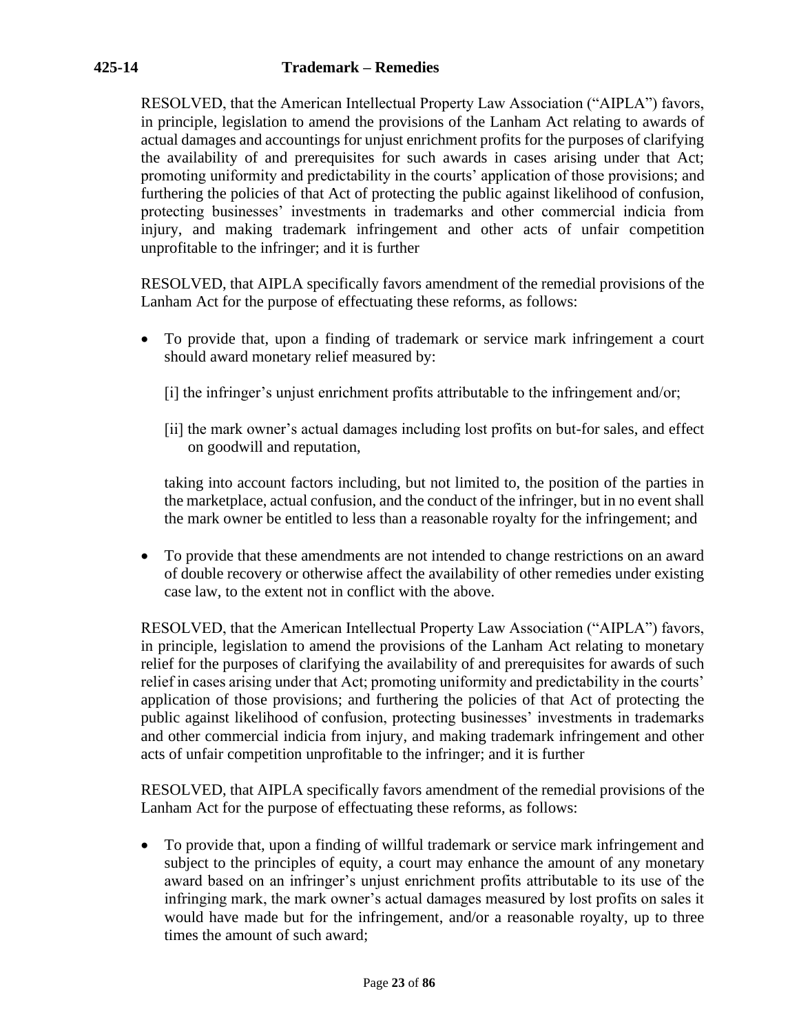**425-14 Trademark – Remedies**

RESOLVED, that the American Intellectual Property Law Association ("AIPLA") favors, in principle, legislation to amend the provisions of the Lanham Act relating to awards of actual damages and accountings for unjust enrichment profits for the purposes of clarifying the availability of and prerequisites for such awards in cases arising under that Act; promoting uniformity and predictability in the courts' application of those provisions; and furthering the policies of that Act of protecting the public against likelihood of confusion, protecting businesses' investments in trademarks and other commercial indicia from injury, and making trademark infringement and other acts of unfair competition unprofitable to the infringer; and it is further

RESOLVED, that AIPLA specifically favors amendment of the remedial provisions of the Lanham Act for the purpose of effectuating these reforms, as follows:

- To provide that, upon a finding of trademark or service mark infringement a court should award monetary relief measured by:

  [i] the infringer's unjust enrichment profits attributable to the infringement and/or;

  [ii] the mark owner's actual damages including lost profits on but-for sales, and effect on goodwill and reputation,

  taking into account factors including, but not limited to, the position of the parties in the marketplace, actual confusion, and the conduct of the infringer, but in no event shall the mark owner be entitled to less than a reasonable royalty for the infringement; and

- To provide that these amendments are not intended to change restrictions on an award of double recovery or otherwise affect the availability of other remedies under existing case law, to the extent not in conflict with the above.

RESOLVED, that the American Intellectual Property Law Association ("AIPLA") favors, in principle, legislation to amend the provisions of the Lanham Act relating to monetary relief for the purposes of clarifying the availability of and prerequisites for awards of such relief in cases arising under that Act; promoting uniformity and predictability in the courts' application of those provisions; and furthering the policies of that Act of protecting the public against likelihood of confusion, protecting businesses' investments in trademarks and other commercial indicia from injury, and making trademark infringement and other acts of unfair competition unprofitable to the infringer; and it is further

RESOLVED, that AIPLA specifically favors amendment of the remedial provisions of the Lanham Act for the purpose of effectuating these reforms, as follows:

- To provide that, upon a finding of willful trademark or service mark infringement and subject to the principles of equity, a court may enhance the amount of any monetary award based on an infringer's unjust enrichment profits attributable to its use of the infringing mark, the mark owner's actual damages measured by lost profits on sales it would have made but for the infringement, and/or a reasonable royalty, up to three times the amount of such award;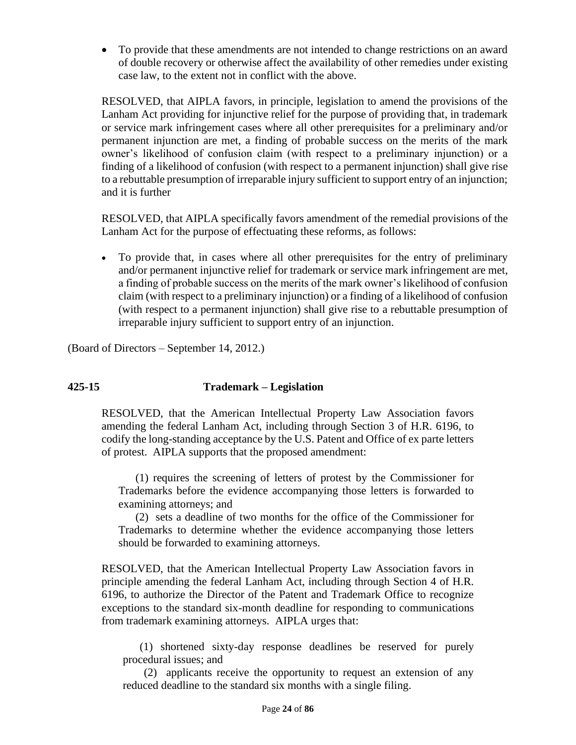- To provide that these amendments are not intended to change restrictions on an award of double recovery or otherwise affect the availability of other remedies under existing case law, to the extent not in conflict with the above.

RESOLVED, that AIPLA favors, in principle, legislation to amend the provisions of the Lanham Act providing for injunctive relief for the purpose of providing that, in trademark or service mark infringement cases where all other prerequisites for a preliminary and/or permanent injunction are met, a finding of probable success on the merits of the mark owner's likelihood of confusion claim (with respect to a preliminary injunction) or a finding of a likelihood of confusion (with respect to a permanent injunction) shall give rise to a rebuttable presumption of irreparable injury sufficient to support entry of an injunction; and it is further

RESOLVED, that AIPLA specifically favors amendment of the remedial provisions of the Lanham Act for the purpose of effectuating these reforms, as follows:

- To provide that, in cases where all other prerequisites for the entry of preliminary and/or permanent injunctive relief for trademark or service mark infringement are met, a finding of probable success on the merits of the mark owner's likelihood of confusion claim (with respect to a preliminary injunction) or a finding of a likelihood of confusion (with respect to a permanent injunction) shall give rise to a rebuttable presumption of irreparable injury sufficient to support entry of an injunction.

(Board of Directors – September 14, 2012.)

## 425-15 Trademark – Legislation

RESOLVED, that the American Intellectual Property Law Association favors amending the federal Lanham Act, including through Section 3 of H.R. 6196, to codify the long-standing acceptance by the U.S. Patent and Office of ex parte letters of protest. AIPLA supports that the proposed amendment:

(1) requires the screening of letters of protest by the Commissioner for Trademarks before the evidence accompanying those letters is forwarded to examining attorneys; and

(2) sets a deadline of two months for the office of the Commissioner for Trademarks to determine whether the evidence accompanying those letters should be forwarded to examining attorneys.

RESOLVED, that the American Intellectual Property Law Association favors in principle amending the federal Lanham Act, including through Section 4 of H.R. 6196, to authorize the Director of the Patent and Trademark Office to recognize exceptions to the standard six-month deadline for responding to communications from trademark examining attorneys. AIPLA urges that:

(1) shortened sixty-day response deadlines be reserved for purely procedural issues; and

(2) applicants receive the opportunity to request an extension of any reduced deadline to the standard six months with a single filing.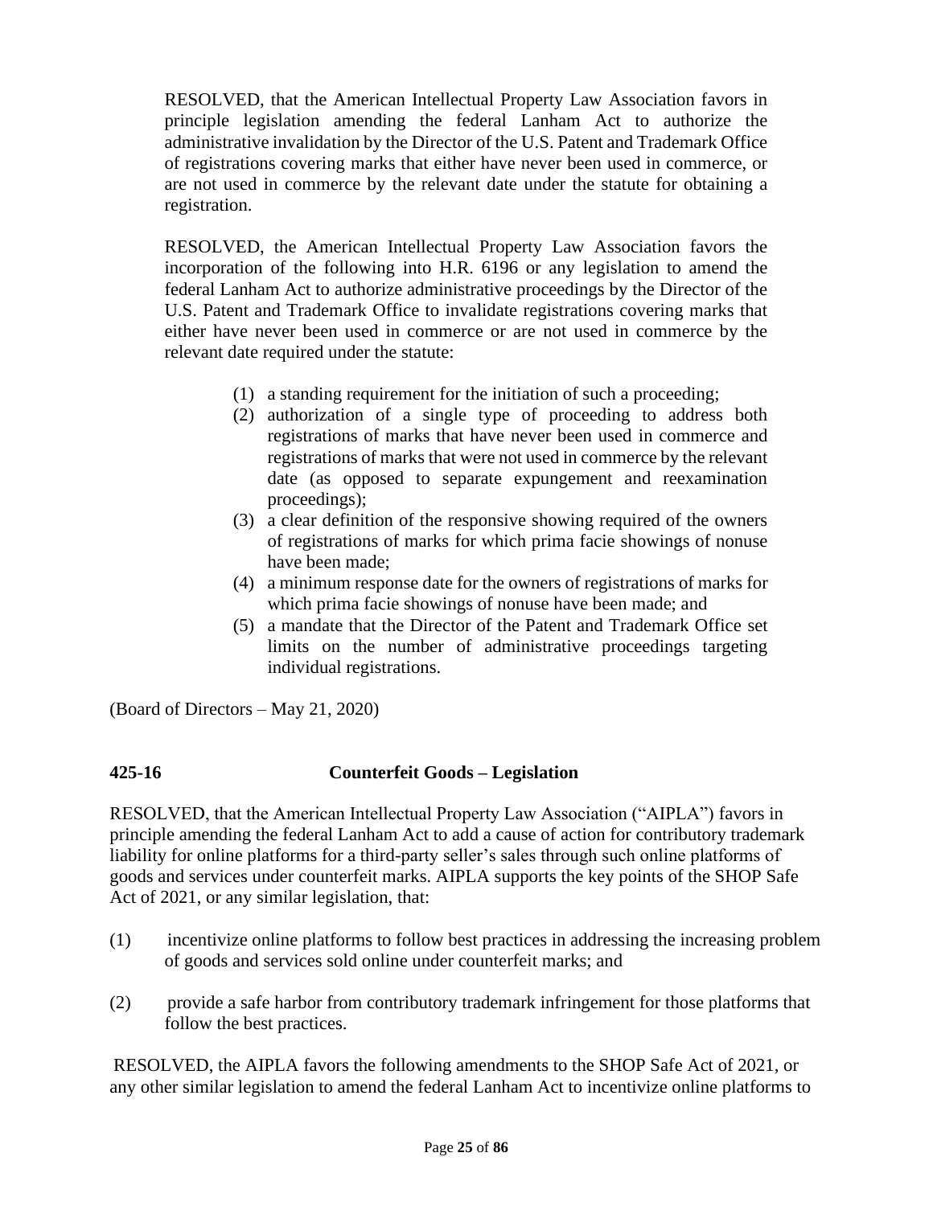RESOLVED, that the American Intellectual Property Law Association favors in principle legislation amending the federal Lanham Act to authorize the administrative invalidation by the Director of the U.S. Patent and Trademark Office of registrations covering marks that either have never been used in commerce, or are not used in commerce by the relevant date under the statute for obtaining a registration.

RESOLVED, the American Intellectual Property Law Association favors the incorporation of the following into H.R. 6196 or any legislation to amend the federal Lanham Act to authorize administrative proceedings by the Director of the U.S. Patent and Trademark Office to invalidate registrations covering marks that either have never been used in commerce or are not used in commerce by the relevant date required under the statute:

(1) a standing requirement for the initiation of such a proceeding;
(2) authorization of a single type of proceeding to address both registrations of marks that have never been used in commerce and registrations of marks that were not used in commerce by the relevant date (as opposed to separate expungement and reexamination proceedings);
(3) a clear definition of the responsive showing required of the owners of registrations of marks for which prima facie showings of nonuse have been made;
(4) a minimum response date for the owners of registrations of marks for which prima facie showings of nonuse have been made; and
(5) a mandate that the Director of the Patent and Trademark Office set limits on the number of administrative proceedings targeting individual registrations.

(Board of Directors – May 21, 2020)

### 425-16 Counterfeit Goods – Legislation

RESOLVED, that the American Intellectual Property Law Association ("AIPLA") favors in principle amending the federal Lanham Act to add a cause of action for contributory trademark liability for online platforms for a third-party seller's sales through such online platforms of goods and services under counterfeit marks. AIPLA supports the key points of the SHOP Safe Act of 2021, or any similar legislation, that:

(1) incentivize online platforms to follow best practices in addressing the increasing problem of goods and services sold online under counterfeit marks; and

(2) provide a safe harbor from contributory trademark infringement for those platforms that follow the best practices.

RESOLVED, the AIPLA favors the following amendments to the SHOP Safe Act of 2021, or any other similar legislation to amend the federal Lanham Act to incentivize online platforms to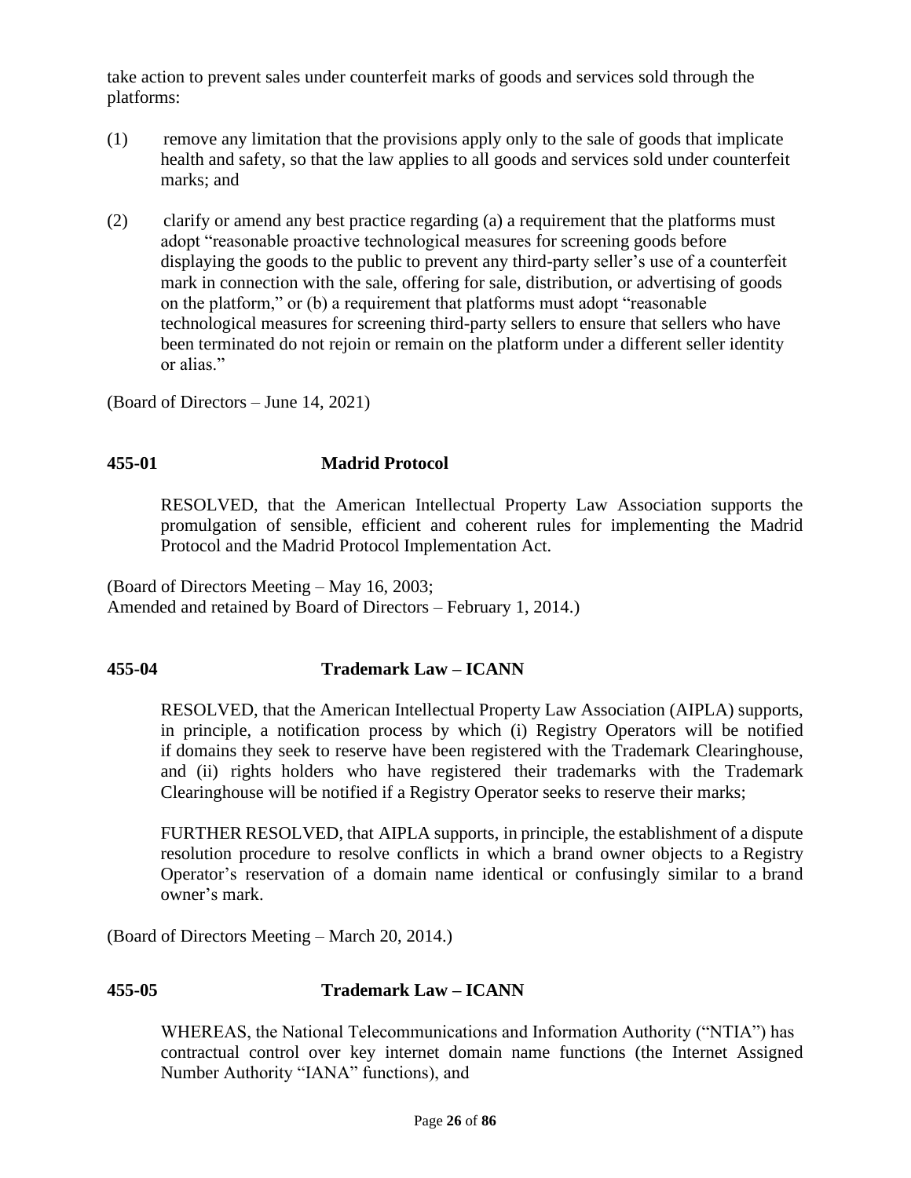take action to prevent sales under counterfeit marks of goods and services sold through the platforms:

(1) remove any limitation that the provisions apply only to the sale of goods that implicate health and safety, so that the law applies to all goods and services sold under counterfeit marks; and

(2) clarify or amend any best practice regarding (a) a requirement that the platforms must adopt "reasonable proactive technological measures for screening goods before displaying the goods to the public to prevent any third-party seller's use of a counterfeit mark in connection with the sale, offering for sale, distribution, or advertising of goods on the platform," or (b) a requirement that platforms must adopt "reasonable technological measures for screening third-party sellers to ensure that sellers who have been terminated do not rejoin or remain on the platform under a different seller identity or alias."

(Board of Directors – June 14, 2021)

### 455-01 Madrid Protocol

RESOLVED, that the American Intellectual Property Law Association supports the promulgation of sensible, efficient and coherent rules for implementing the Madrid Protocol and the Madrid Protocol Implementation Act.

(Board of Directors Meeting – May 16, 2003;
Amended and retained by Board of Directors – February 1, 2014.)

### 455-04 Trademark Law – ICANN

RESOLVED, that the American Intellectual Property Law Association (AIPLA) supports, in principle, a notification process by which (i) Registry Operators will be notified if domains they seek to reserve have been registered with the Trademark Clearinghouse, and (ii) rights holders who have registered their trademarks with the Trademark Clearinghouse will be notified if a Registry Operator seeks to reserve their marks;

FURTHER RESOLVED, that AIPLA supports, in principle, the establishment of a dispute resolution procedure to resolve conflicts in which a brand owner objects to a Registry Operator's reservation of a domain name identical or confusingly similar to a brand owner's mark.

(Board of Directors Meeting – March 20, 2014.)

### 455-05 Trademark Law – ICANN

WHEREAS, the National Telecommunications and Information Authority ("NTIA") has contractual control over key internet domain name functions (the Internet Assigned Number Authority "IANA" functions), and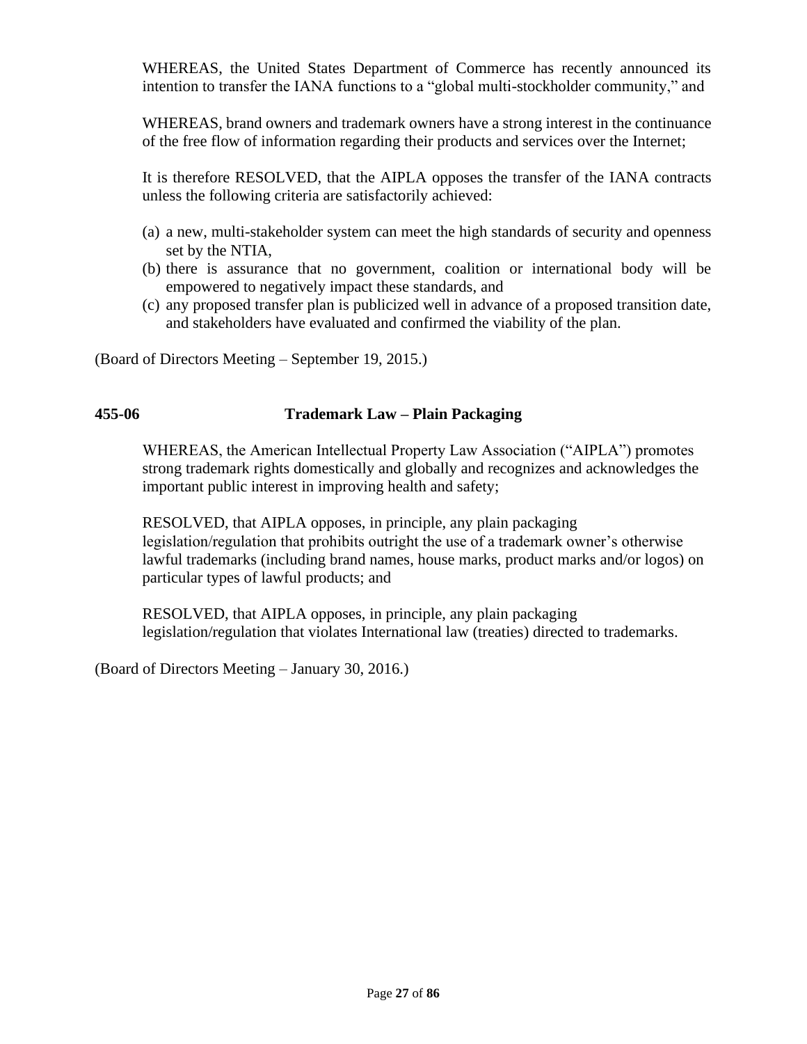WHEREAS, the United States Department of Commerce has recently announced its intention to transfer the IANA functions to a "global multi-stockholder community," and

WHEREAS, brand owners and trademark owners have a strong interest in the continuance of the free flow of information regarding their products and services over the Internet;

It is therefore RESOLVED, that the AIPLA opposes the transfer of the IANA contracts unless the following criteria are satisfactorily achieved:

(a) a new, multi-stakeholder system can meet the high standards of security and openness set by the NTIA,
(b) there is assurance that no government, coalition or international body will be empowered to negatively impact these standards, and
(c) any proposed transfer plan is publicized well in advance of a proposed transition date, and stakeholders have evaluated and confirmed the viability of the plan.

(Board of Directors Meeting – September 19, 2015.)

## 455-06 Trademark Law – Plain Packaging

WHEREAS, the American Intellectual Property Law Association ("AIPLA") promotes strong trademark rights domestically and globally and recognizes and acknowledges the important public interest in improving health and safety;

RESOLVED, that AIPLA opposes, in principle, any plain packaging legislation/regulation that prohibits outright the use of a trademark owner's otherwise lawful trademarks (including brand names, house marks, product marks and/or logos) on particular types of lawful products; and

RESOLVED, that AIPLA opposes, in principle, any plain packaging legislation/regulation that violates International law (treaties) directed to trademarks.

(Board of Directors Meeting – January 30, 2016.)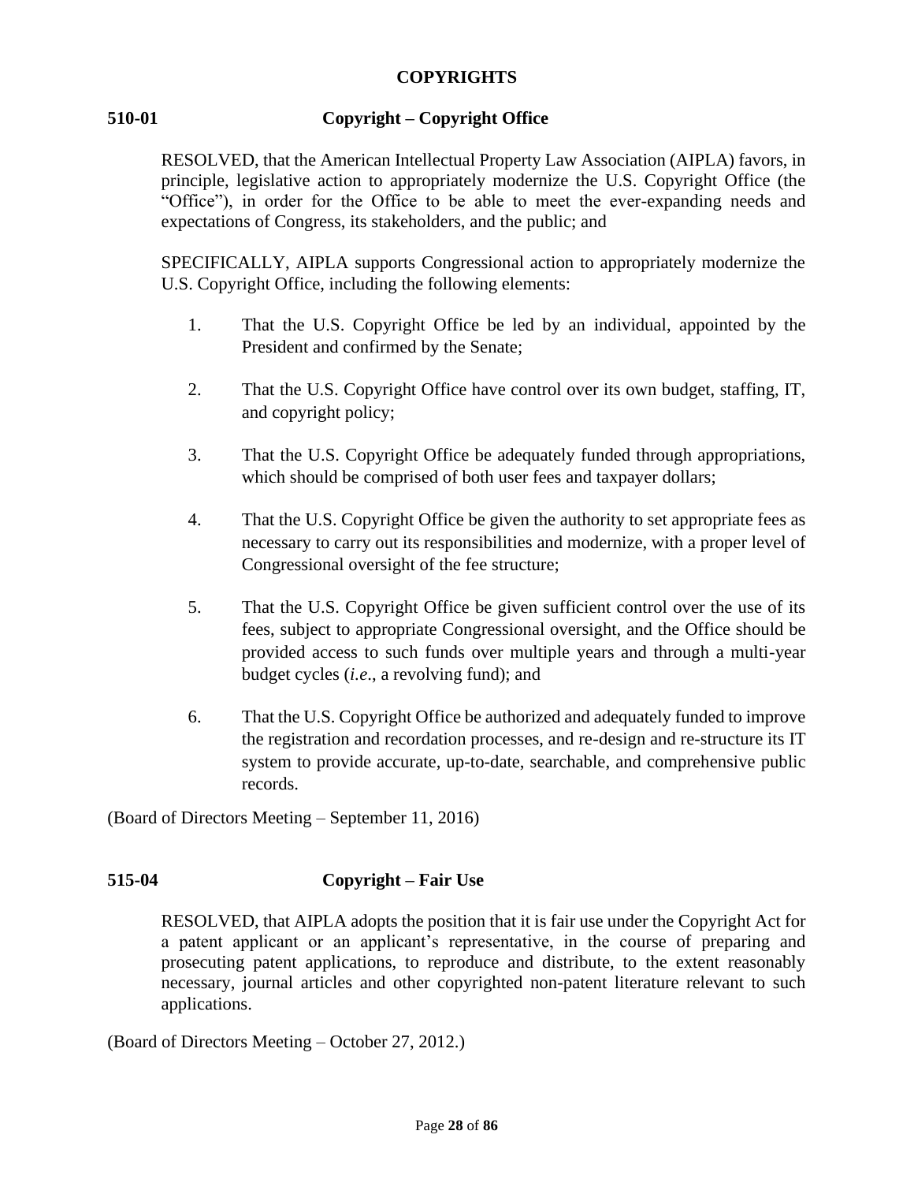# COPYRIGHTS

## 510-01 Copyright – Copyright Office

RESOLVED, that the American Intellectual Property Law Association (AIPLA) favors, in principle, legislative action to appropriately modernize the U.S. Copyright Office (the "Office"), in order for the Office to be able to meet the ever-expanding needs and expectations of Congress, its stakeholders, and the public; and

SPECIFICALLY, AIPLA supports Congressional action to appropriately modernize the U.S. Copyright Office, including the following elements:

1. That the U.S. Copyright Office be led by an individual, appointed by the President and confirmed by the Senate;
2. That the U.S. Copyright Office have control over its own budget, staffing, IT, and copyright policy;
3. That the U.S. Copyright Office be adequately funded through appropriations, which should be comprised of both user fees and taxpayer dollars;
4. That the U.S. Copyright Office be given the authority to set appropriate fees as necessary to carry out its responsibilities and modernize, with a proper level of Congressional oversight of the fee structure;
5. That the U.S. Copyright Office be given sufficient control over the use of its fees, subject to appropriate Congressional oversight, and the Office should be provided access to such funds over multiple years and through a multi-year budget cycles (*i.e.*, a revolving fund); and
6. That the U.S. Copyright Office be authorized and adequately funded to improve the registration and recordation processes, and re-design and re-structure its IT system to provide accurate, up-to-date, searchable, and comprehensive public records.

(Board of Directors Meeting – September 11, 2016)

## 515-04 Copyright – Fair Use

RESOLVED, that AIPLA adopts the position that it is fair use under the Copyright Act for a patent applicant or an applicant's representative, in the course of preparing and prosecuting patent applications, to reproduce and distribute, to the extent reasonably necessary, journal articles and other copyrighted non-patent literature relevant to such applications.

(Board of Directors Meeting – October 27, 2012.)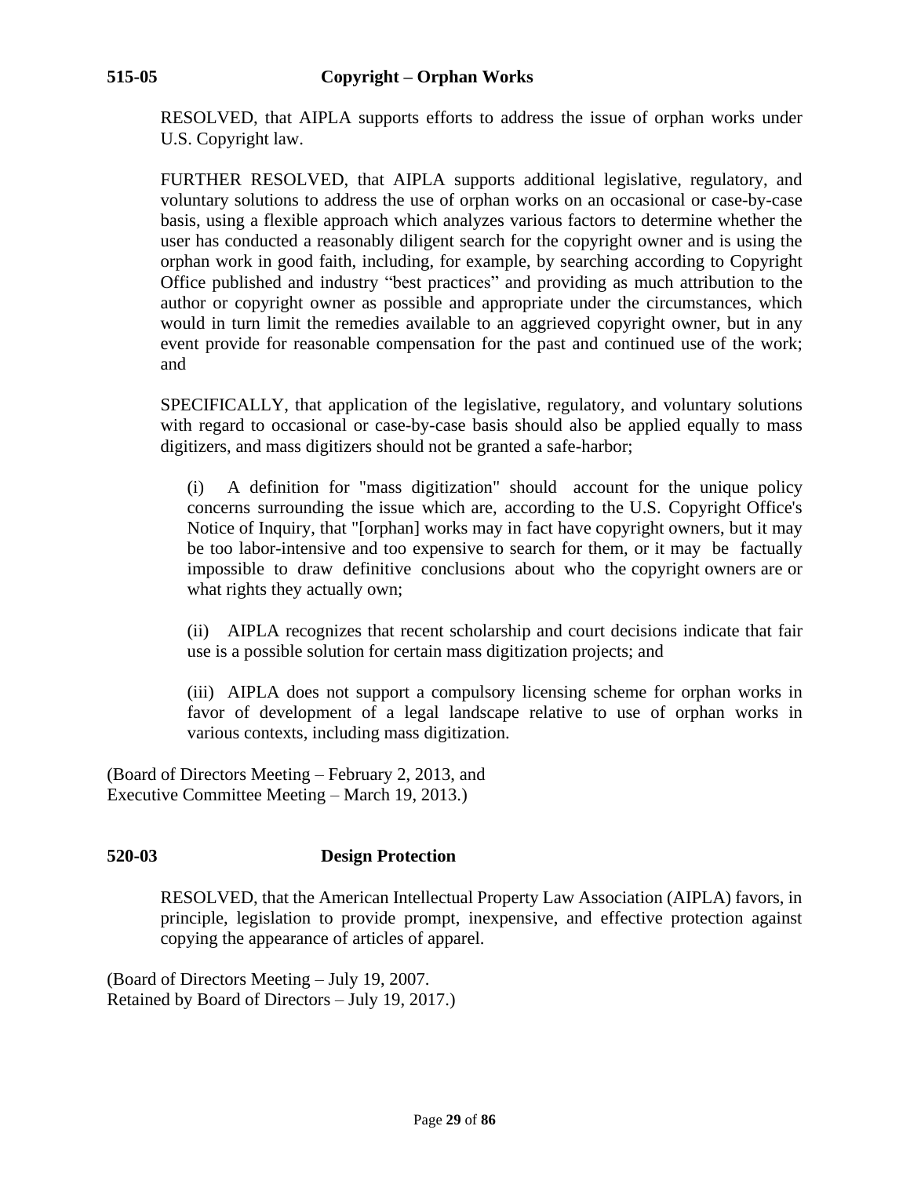## 515-05 Copyright – Orphan Works

RESOLVED, that AIPLA supports efforts to address the issue of orphan works under U.S. Copyright law.

FURTHER RESOLVED, that AIPLA supports additional legislative, regulatory, and voluntary solutions to address the use of orphan works on an occasional or case-by-case basis, using a flexible approach which analyzes various factors to determine whether the user has conducted a reasonably diligent search for the copyright owner and is using the orphan work in good faith, including, for example, by searching according to Copyright Office published and industry "best practices" and providing as much attribution to the author or copyright owner as possible and appropriate under the circumstances, which would in turn limit the remedies available to an aggrieved copyright owner, but in any event provide for reasonable compensation for the past and continued use of the work; and

SPECIFICALLY, that application of the legislative, regulatory, and voluntary solutions with regard to occasional or case-by-case basis should also be applied equally to mass digitizers, and mass digitizers should not be granted a safe-harbor;

(i) A definition for "mass digitization" should account for the unique policy concerns surrounding the issue which are, according to the U.S. Copyright Office's Notice of Inquiry, that "[orphan] works may in fact have copyright owners, but it may be too labor-intensive and too expensive to search for them, or it may be factually impossible to draw definitive conclusions about who the copyright owners are or what rights they actually own;

(ii) AIPLA recognizes that recent scholarship and court decisions indicate that fair use is a possible solution for certain mass digitization projects; and

(iii) AIPLA does not support a compulsory licensing scheme for orphan works in favor of development of a legal landscape relative to use of orphan works in various contexts, including mass digitization.

(Board of Directors Meeting – February 2, 2013, and
Executive Committee Meeting – March 19, 2013.)

## 520-03 Design Protection

RESOLVED, that the American Intellectual Property Law Association (AIPLA) favors, in principle, legislation to provide prompt, inexpensive, and effective protection against copying the appearance of articles of apparel.

(Board of Directors Meeting – July 19, 2007.
Retained by Board of Directors – July 19, 2017.)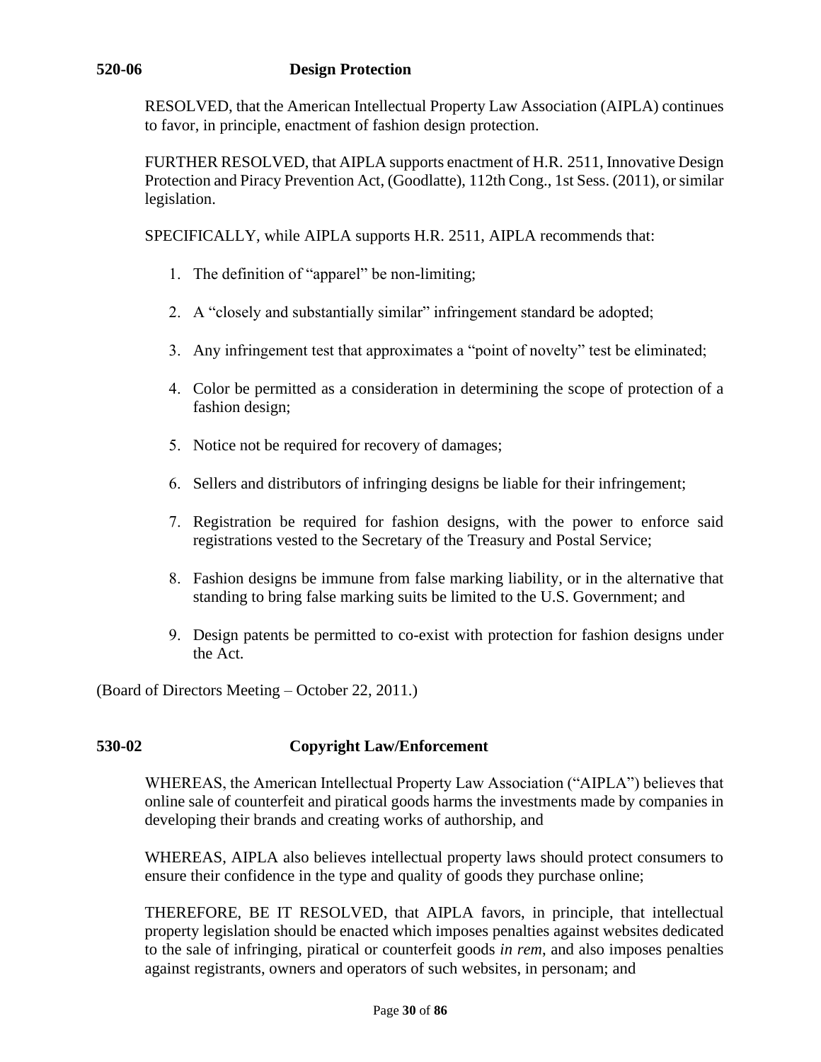## 520-06 Design Protection

RESOLVED, that the American Intellectual Property Law Association (AIPLA) continues to favor, in principle, enactment of fashion design protection.

FURTHER RESOLVED, that AIPLA supports enactment of H.R. 2511, Innovative Design Protection and Piracy Prevention Act, (Goodlatte), 112th Cong., 1st Sess. (2011), or similar legislation.

SPECIFICALLY, while AIPLA supports H.R. 2511, AIPLA recommends that:

1. The definition of "apparel" be non-limiting;
2. A "closely and substantially similar" infringement standard be adopted;
3. Any infringement test that approximates a "point of novelty" test be eliminated;
4. Color be permitted as a consideration in determining the scope of protection of a fashion design;
5. Notice not be required for recovery of damages;
6. Sellers and distributors of infringing designs be liable for their infringement;
7. Registration be required for fashion designs, with the power to enforce said registrations vested to the Secretary of the Treasury and Postal Service;
8. Fashion designs be immune from false marking liability, or in the alternative that standing to bring false marking suits be limited to the U.S. Government; and
9. Design patents be permitted to co-exist with protection for fashion designs under the Act.

(Board of Directors Meeting – October 22, 2011.)

## 530-02 Copyright Law/Enforcement

WHEREAS, the American Intellectual Property Law Association ("AIPLA") believes that online sale of counterfeit and piratical goods harms the investments made by companies in developing their brands and creating works of authorship, and

WHEREAS, AIPLA also believes intellectual property laws should protect consumers to ensure their confidence in the type and quality of goods they purchase online;

THEREFORE, BE IT RESOLVED, that AIPLA favors, in principle, that intellectual property legislation should be enacted which imposes penalties against websites dedicated to the sale of infringing, piratical or counterfeit goods *in rem*, and also imposes penalties against registrants, owners and operators of such websites, in personam; and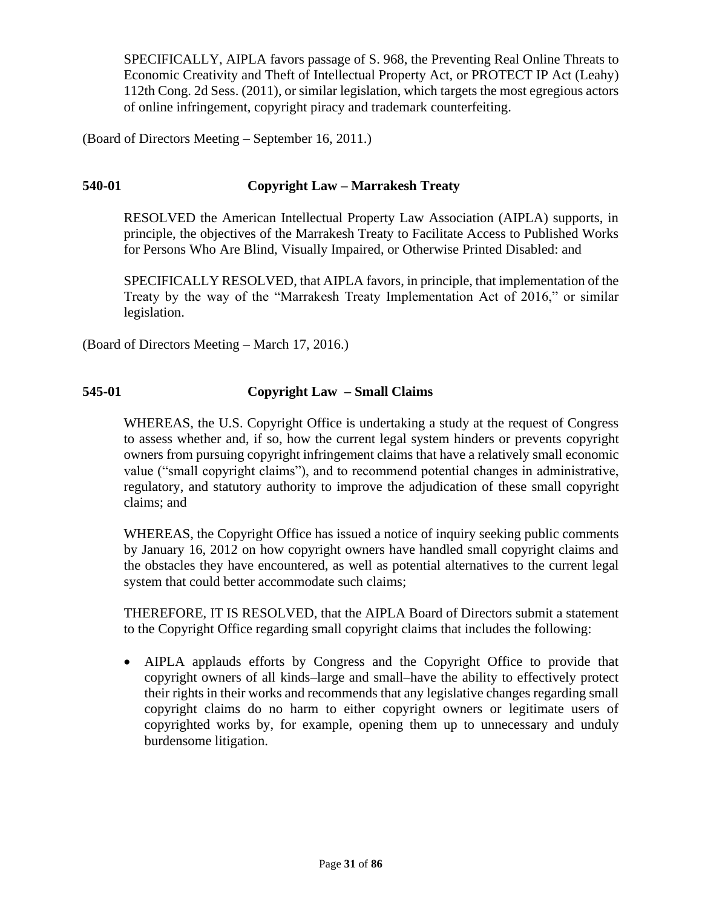SPECIFICALLY, AIPLA favors passage of S. 968, the Preventing Real Online Threats to Economic Creativity and Theft of Intellectual Property Act, or PROTECT IP Act (Leahy) 112th Cong. 2d Sess. (2011), or similar legislation, which targets the most egregious actors of online infringement, copyright piracy and trademark counterfeiting.

(Board of Directors Meeting – September 16, 2011.)

### 540-01 Copyright Law – Marrakesh Treaty

RESOLVED the American Intellectual Property Law Association (AIPLA) supports, in principle, the objectives of the Marrakesh Treaty to Facilitate Access to Published Works for Persons Who Are Blind, Visually Impaired, or Otherwise Printed Disabled: and

SPECIFICALLY RESOLVED, that AIPLA favors, in principle, that implementation of the Treaty by the way of the "Marrakesh Treaty Implementation Act of 2016," or similar legislation.

(Board of Directors Meeting – March 17, 2016.)

### 545-01 Copyright Law – Small Claims

WHEREAS, the U.S. Copyright Office is undertaking a study at the request of Congress to assess whether and, if so, how the current legal system hinders or prevents copyright owners from pursuing copyright infringement claims that have a relatively small economic value ("small copyright claims"), and to recommend potential changes in administrative, regulatory, and statutory authority to improve the adjudication of these small copyright claims; and

WHEREAS, the Copyright Office has issued a notice of inquiry seeking public comments by January 16, 2012 on how copyright owners have handled small copyright claims and the obstacles they have encountered, as well as potential alternatives to the current legal system that could better accommodate such claims;

THEREFORE, IT IS RESOLVED, that the AIPLA Board of Directors submit a statement to the Copyright Office regarding small copyright claims that includes the following:

- AIPLA applauds efforts by Congress and the Copyright Office to provide that copyright owners of all kinds–large and small–have the ability to effectively protect their rights in their works and recommends that any legislative changes regarding small copyright claims do no harm to either copyright owners or legitimate users of copyrighted works by, for example, opening them up to unnecessary and unduly burdensome litigation.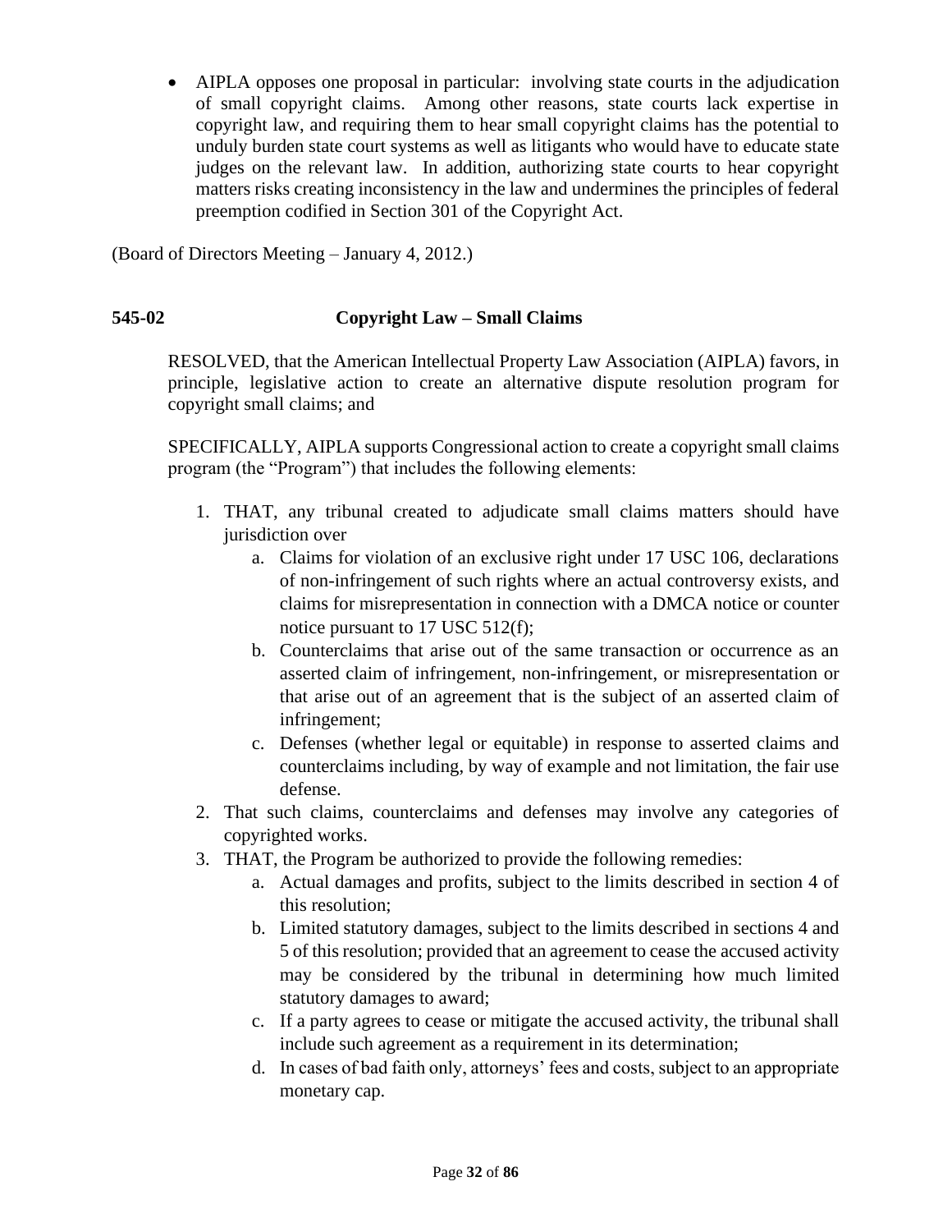- AIPLA opposes one proposal in particular: involving state courts in the adjudication of small copyright claims. Among other reasons, state courts lack expertise in copyright law, and requiring them to hear small copyright claims has the potential to unduly burden state court systems as well as litigants who would have to educate state judges on the relevant law. In addition, authorizing state courts to hear copyright matters risks creating inconsistency in the law and undermines the principles of federal preemption codified in Section 301 of the Copyright Act.

(Board of Directors Meeting – January 4, 2012.)

### 545-02 Copyright Law – Small Claims

RESOLVED, that the American Intellectual Property Law Association (AIPLA) favors, in principle, legislative action to create an alternative dispute resolution program for copyright small claims; and

SPECIFICALLY, AIPLA supports Congressional action to create a copyright small claims program (the "Program") that includes the following elements:

1. THAT, any tribunal created to adjudicate small claims matters should have jurisdiction over
    a. Claims for violation of an exclusive right under 17 USC 106, declarations of non-infringement of such rights where an actual controversy exists, and claims for misrepresentation in connection with a DMCA notice or counter notice pursuant to 17 USC 512(f);
    b. Counterclaims that arise out of the same transaction or occurrence as an asserted claim of infringement, non-infringement, or misrepresentation or that arise out of an agreement that is the subject of an asserted claim of infringement;
    c. Defenses (whether legal or equitable) in response to asserted claims and counterclaims including, by way of example and not limitation, the fair use defense.
2. That such claims, counterclaims and defenses may involve any categories of copyrighted works.
3. THAT, the Program be authorized to provide the following remedies:
    a. Actual damages and profits, subject to the limits described in section 4 of this resolution;
    b. Limited statutory damages, subject to the limits described in sections 4 and 5 of this resolution; provided that an agreement to cease the accused activity may be considered by the tribunal in determining how much limited statutory damages to award;
    c. If a party agrees to cease or mitigate the accused activity, the tribunal shall include such agreement as a requirement in its determination;
    d. In cases of bad faith only, attorneys' fees and costs, subject to an appropriate monetary cap.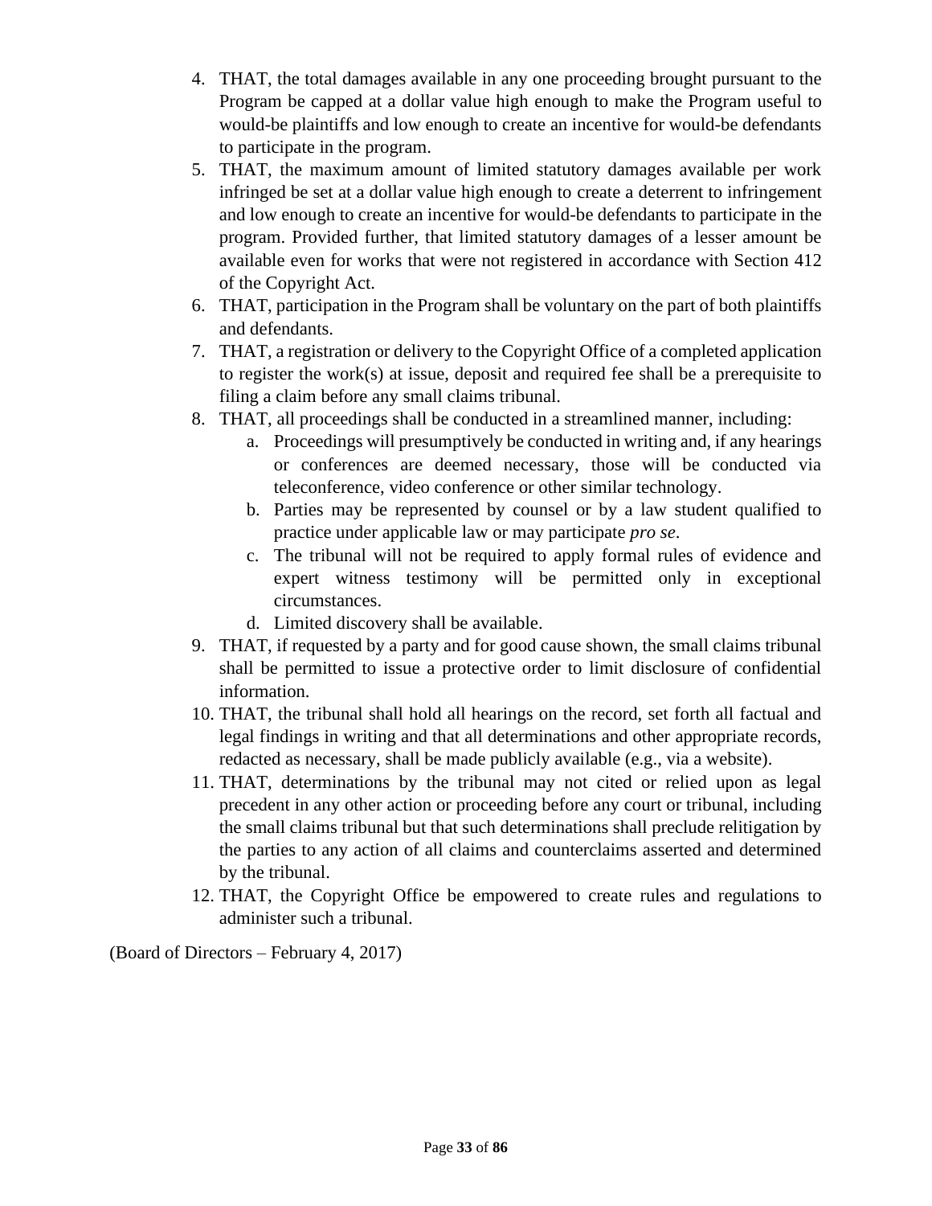4. THAT, the total damages available in any one proceeding brought pursuant to the Program be capped at a dollar value high enough to make the Program useful to would-be plaintiffs and low enough to create an incentive for would-be defendants to participate in the program.
5. THAT, the maximum amount of limited statutory damages available per work infringed be set at a dollar value high enough to create a deterrent to infringement and low enough to create an incentive for would-be defendants to participate in the program. Provided further, that limited statutory damages of a lesser amount be available even for works that were not registered in accordance with Section 412 of the Copyright Act.
6. THAT, participation in the Program shall be voluntary on the part of both plaintiffs and defendants.
7. THAT, a registration or delivery to the Copyright Office of a completed application to register the work(s) at issue, deposit and required fee shall be a prerequisite to filing a claim before any small claims tribunal.
8. THAT, all proceedings shall be conducted in a streamlined manner, including:
    a. Proceedings will presumptively be conducted in writing and, if any hearings or conferences are deemed necessary, those will be conducted via teleconference, video conference or other similar technology.
    b. Parties may be represented by counsel or by a law student qualified to practice under applicable law or may participate *pro se*.
    c. The tribunal will not be required to apply formal rules of evidence and expert witness testimony will be permitted only in exceptional circumstances.
    d. Limited discovery shall be available.
9. THAT, if requested by a party and for good cause shown, the small claims tribunal shall be permitted to issue a protective order to limit disclosure of confidential information.
10. THAT, the tribunal shall hold all hearings on the record, set forth all factual and legal findings in writing and that all determinations and other appropriate records, redacted as necessary, shall be made publicly available (e.g., via a website).
11. THAT, determinations by the tribunal may not cited or relied upon as legal precedent in any other action or proceeding before any court or tribunal, including the small claims tribunal but that such determinations shall preclude relitigation by the parties to any action of all claims and counterclaims asserted and determined by the tribunal.
12. THAT, the Copyright Office be empowered to create rules and regulations to administer such a tribunal.

(Board of Directors – February 4, 2017)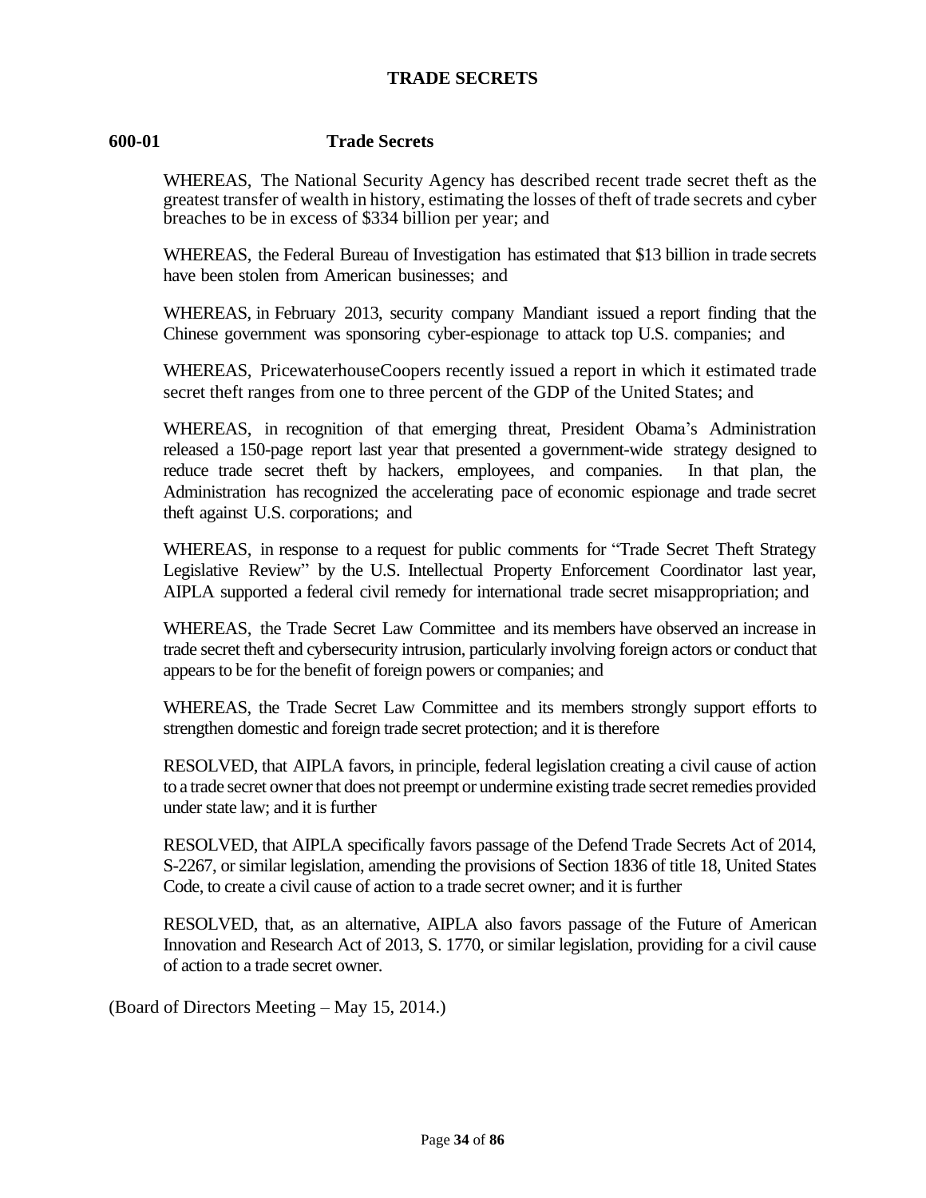# TRADE SECRETS

## 600-01 Trade Secrets

WHEREAS, The National Security Agency has described recent trade secret theft as the greatest transfer of wealth in history, estimating the losses of theft of trade secrets and cyber breaches to be in excess of $334 billion per year; and

WHEREAS, the Federal Bureau of Investigation has estimated that $13 billion in trade secrets have been stolen from American businesses; and

WHEREAS, in February 2013, security company Mandiant issued a report finding that the Chinese government was sponsoring cyber-espionage to attack top U.S. companies; and

WHEREAS, PricewaterhouseCoopers recently issued a report in which it estimated trade secret theft ranges from one to three percent of the GDP of the United States; and

WHEREAS, in recognition of that emerging threat, President Obama's Administration released a 150-page report last year that presented a government-wide strategy designed to reduce trade secret theft by hackers, employees, and companies. In that plan, the Administration has recognized the accelerating pace of economic espionage and trade secret theft against U.S. corporations; and

WHEREAS, in response to a request for public comments for "Trade Secret Theft Strategy Legislative Review" by the U.S. Intellectual Property Enforcement Coordinator last year, AIPLA supported a federal civil remedy for international trade secret misappropriation; and

WHEREAS, the Trade Secret Law Committee and its members have observed an increase in trade secret theft and cybersecurity intrusion, particularly involving foreign actors or conduct that appears to be for the benefit of foreign powers or companies; and

WHEREAS, the Trade Secret Law Committee and its members strongly support efforts to strengthen domestic and foreign trade secret protection; and it is therefore

RESOLVED, that AIPLA favors, in principle, federal legislation creating a civil cause of action to a trade secret owner that does not preempt or undermine existing trade secret remedies provided under state law; and it is further

RESOLVED, that AIPLA specifically favors passage of the Defend Trade Secrets Act of 2014, S-2267, or similar legislation, amending the provisions of Section 1836 of title 18, United States Code, to create a civil cause of action to a trade secret owner; and it is further

RESOLVED, that, as an alternative, AIPLA also favors passage of the Future of American Innovation and Research Act of 2013, S. 1770, or similar legislation, providing for a civil cause of action to a trade secret owner.

(Board of Directors Meeting – May 15, 2014.)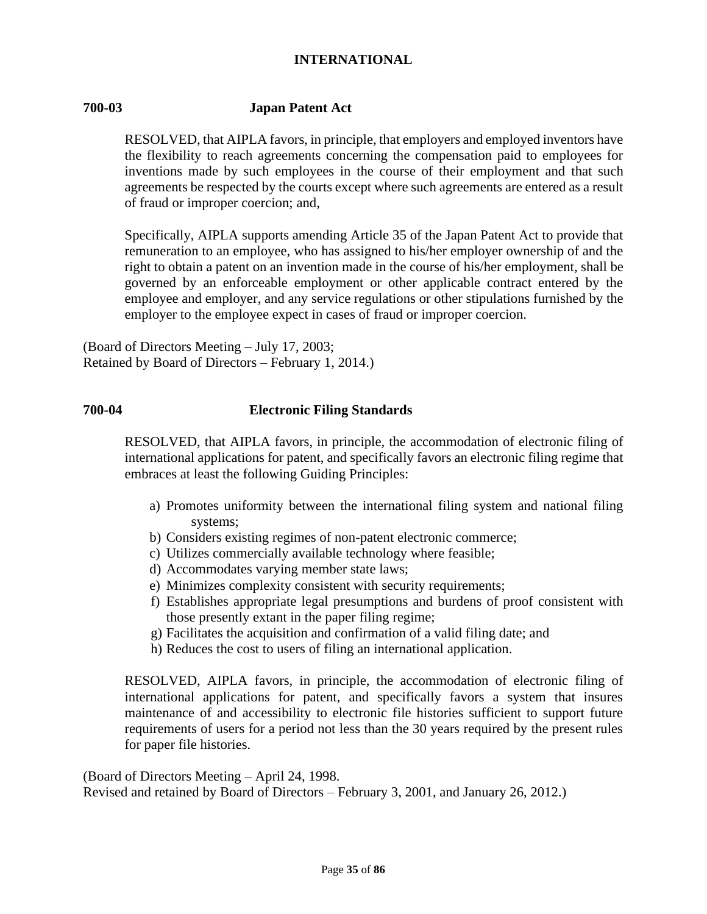## INTERNATIONAL

### 700-03 Japan Patent Act

RESOLVED, that AIPLA favors, in principle, that employers and employed inventors have the flexibility to reach agreements concerning the compensation paid to employees for inventions made by such employees in the course of their employment and that such agreements be respected by the courts except where such agreements are entered as a result of fraud or improper coercion; and,

Specifically, AIPLA supports amending Article 35 of the Japan Patent Act to provide that remuneration to an employee, who has assigned to his/her employer ownership of and the right to obtain a patent on an invention made in the course of his/her employment, shall be governed by an enforceable employment or other applicable contract entered by the employee and employer, and any service regulations or other stipulations furnished by the employer to the employee expect in cases of fraud or improper coercion.

(Board of Directors Meeting – July 17, 2003;
Retained by Board of Directors – February 1, 2014.)

### 700-04 Electronic Filing Standards

RESOLVED, that AIPLA favors, in principle, the accommodation of electronic filing of international applications for patent, and specifically favors an electronic filing regime that embraces at least the following Guiding Principles:

a) Promotes uniformity between the international filing system and national filing systems;
b) Considers existing regimes of non-patent electronic commerce;
c) Utilizes commercially available technology where feasible;
d) Accommodates varying member state laws;
e) Minimizes complexity consistent with security requirements;
f) Establishes appropriate legal presumptions and burdens of proof consistent with those presently extant in the paper filing regime;
g) Facilitates the acquisition and confirmation of a valid filing date; and
h) Reduces the cost to users of filing an international application.

RESOLVED, AIPLA favors, in principle, the accommodation of electronic filing of international applications for patent, and specifically favors a system that insures maintenance of and accessibility to electronic file histories sufficient to support future requirements of users for a period not less than the 30 years required by the present rules for paper file histories.

(Board of Directors Meeting – April 24, 1998.
Revised and retained by Board of Directors – February 3, 2001, and January 26, 2012.)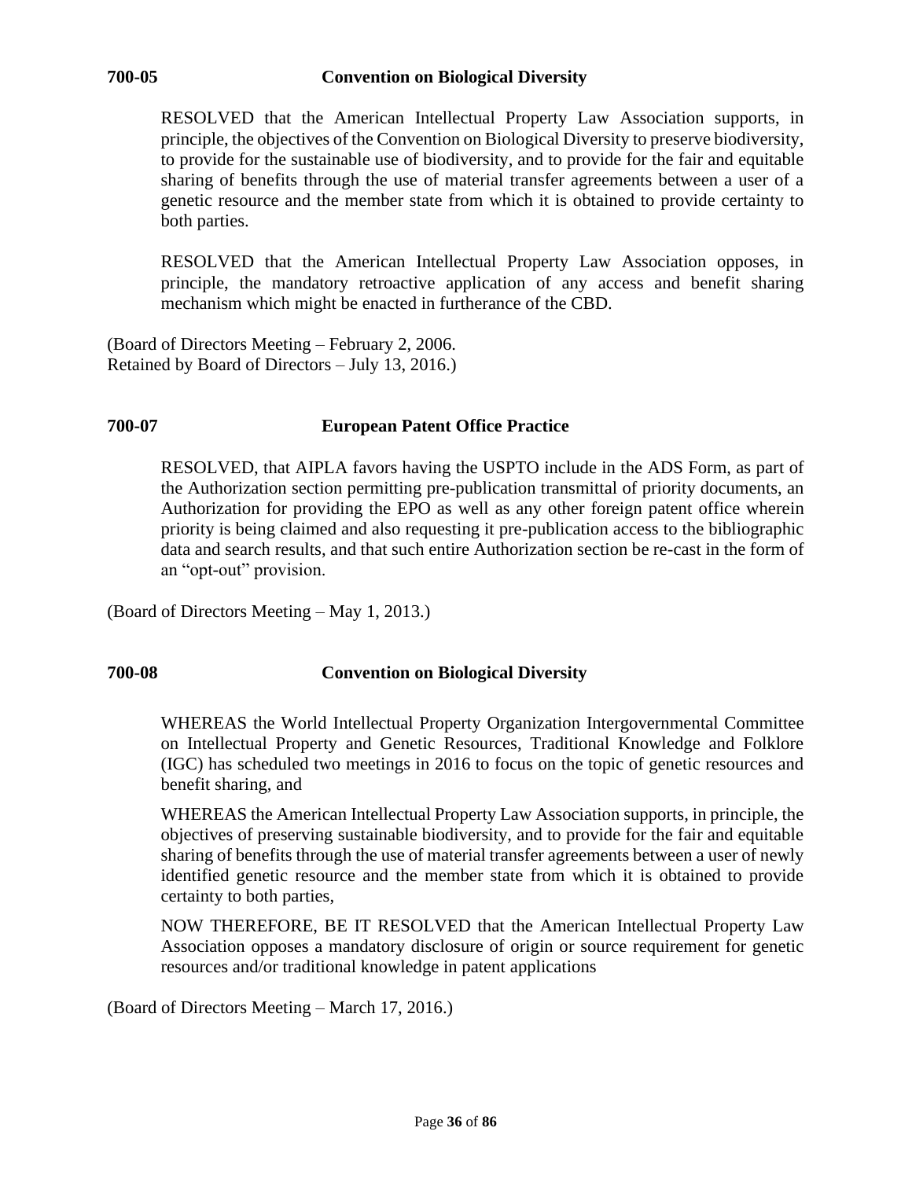### 700-05 Convention on Biological Diversity

RESOLVED that the American Intellectual Property Law Association supports, in principle, the objectives of the Convention on Biological Diversity to preserve biodiversity, to provide for the sustainable use of biodiversity, and to provide for the fair and equitable sharing of benefits through the use of material transfer agreements between a user of a genetic resource and the member state from which it is obtained to provide certainty to both parties.

RESOLVED that the American Intellectual Property Law Association opposes, in principle, the mandatory retroactive application of any access and benefit sharing mechanism which might be enacted in furtherance of the CBD.

(Board of Directors Meeting – February 2, 2006.
Retained by Board of Directors – July 13, 2016.)

### 700-07 European Patent Office Practice

RESOLVED, that AIPLA favors having the USPTO include in the ADS Form, as part of the Authorization section permitting pre-publication transmittal of priority documents, an Authorization for providing the EPO as well as any other foreign patent office wherein priority is being claimed and also requesting it pre-publication access to the bibliographic data and search results, and that such entire Authorization section be re-cast in the form of an "opt-out" provision.

(Board of Directors Meeting – May 1, 2013.)

### 700-08 Convention on Biological Diversity

WHEREAS the World Intellectual Property Organization Intergovernmental Committee on Intellectual Property and Genetic Resources, Traditional Knowledge and Folklore (IGC) has scheduled two meetings in 2016 to focus on the topic of genetic resources and benefit sharing, and

WHEREAS the American Intellectual Property Law Association supports, in principle, the objectives of preserving sustainable biodiversity, and to provide for the fair and equitable sharing of benefits through the use of material transfer agreements between a user of newly identified genetic resource and the member state from which it is obtained to provide certainty to both parties,

NOW THEREFORE, BE IT RESOLVED that the American Intellectual Property Law Association opposes a mandatory disclosure of origin or source requirement for genetic resources and/or traditional knowledge in patent applications

(Board of Directors Meeting – March 17, 2016.)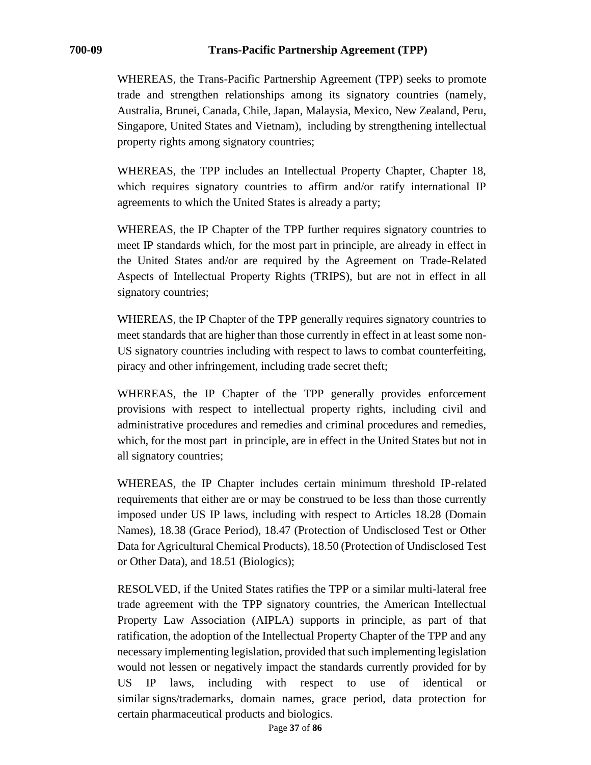## 700-09 Trans-Pacific Partnership Agreement (TPP)

WHEREAS, the Trans-Pacific Partnership Agreement (TPP) seeks to promote trade and strengthen relationships among its signatory countries (namely, Australia, Brunei, Canada, Chile, Japan, Malaysia, Mexico, New Zealand, Peru, Singapore, United States and Vietnam), including by strengthening intellectual property rights among signatory countries;

WHEREAS, the TPP includes an Intellectual Property Chapter, Chapter 18, which requires signatory countries to affirm and/or ratify international IP agreements to which the United States is already a party;

WHEREAS, the IP Chapter of the TPP further requires signatory countries to meet IP standards which, for the most part in principle, are already in effect in the United States and/or are required by the Agreement on Trade-Related Aspects of Intellectual Property Rights (TRIPS), but are not in effect in all signatory countries;

WHEREAS, the IP Chapter of the TPP generally requires signatory countries to meet standards that are higher than those currently in effect in at least some non-US signatory countries including with respect to laws to combat counterfeiting, piracy and other infringement, including trade secret theft;

WHEREAS, the IP Chapter of the TPP generally provides enforcement provisions with respect to intellectual property rights, including civil and administrative procedures and remedies and criminal procedures and remedies, which, for the most part in principle, are in effect in the United States but not in all signatory countries;

WHEREAS, the IP Chapter includes certain minimum threshold IP-related requirements that either are or may be construed to be less than those currently imposed under US IP laws, including with respect to Articles 18.28 (Domain Names), 18.38 (Grace Period), 18.47 (Protection of Undisclosed Test or Other Data for Agricultural Chemical Products), 18.50 (Protection of Undisclosed Test or Other Data), and 18.51 (Biologics);

RESOLVED, if the United States ratifies the TPP or a similar multi-lateral free trade agreement with the TPP signatory countries, the American Intellectual Property Law Association (AIPLA) supports in principle, as part of that ratification, the adoption of the Intellectual Property Chapter of the TPP and any necessary implementing legislation, provided that such implementing legislation would not lessen or negatively impact the standards currently provided for by US IP laws, including with respect to use of identical or similar signs/trademarks, domain names, grace period, data protection for certain pharmaceutical products and biologics.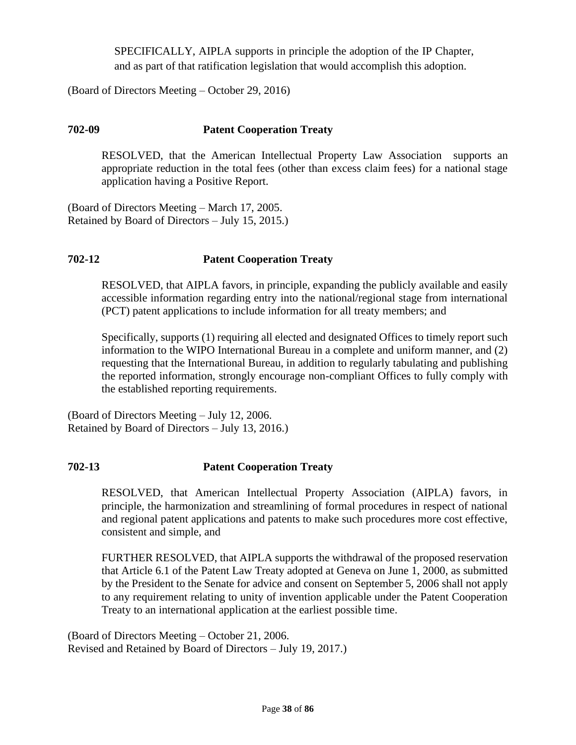SPECIFICALLY, AIPLA supports in principle the adoption of the IP Chapter, and as part of that ratification legislation that would accomplish this adoption.

(Board of Directors Meeting – October 29, 2016)

**702-09 Patent Cooperation Treaty**

RESOLVED, that the American Intellectual Property Law Association supports an appropriate reduction in the total fees (other than excess claim fees) for a national stage application having a Positive Report.

(Board of Directors Meeting – March 17, 2005.
Retained by Board of Directors – July 15, 2015.)

**702-12 Patent Cooperation Treaty**

RESOLVED, that AIPLA favors, in principle, expanding the publicly available and easily accessible information regarding entry into the national/regional stage from international (PCT) patent applications to include information for all treaty members; and

Specifically, supports (1) requiring all elected and designated Offices to timely report such information to the WIPO International Bureau in a complete and uniform manner, and (2) requesting that the International Bureau, in addition to regularly tabulating and publishing the reported information, strongly encourage non-compliant Offices to fully comply with the established reporting requirements.

(Board of Directors Meeting – July 12, 2006.
Retained by Board of Directors – July 13, 2016.)

**702-13 Patent Cooperation Treaty**

RESOLVED, that American Intellectual Property Association (AIPLA) favors, in principle, the harmonization and streamlining of formal procedures in respect of national and regional patent applications and patents to make such procedures more cost effective, consistent and simple, and

FURTHER RESOLVED, that AIPLA supports the withdrawal of the proposed reservation that Article 6.1 of the Patent Law Treaty adopted at Geneva on June 1, 2000, as submitted by the President to the Senate for advice and consent on September 5, 2006 shall not apply to any requirement relating to unity of invention applicable under the Patent Cooperation Treaty to an international application at the earliest possible time.

(Board of Directors Meeting – October 21, 2006.
Revised and Retained by Board of Directors – July 19, 2017.)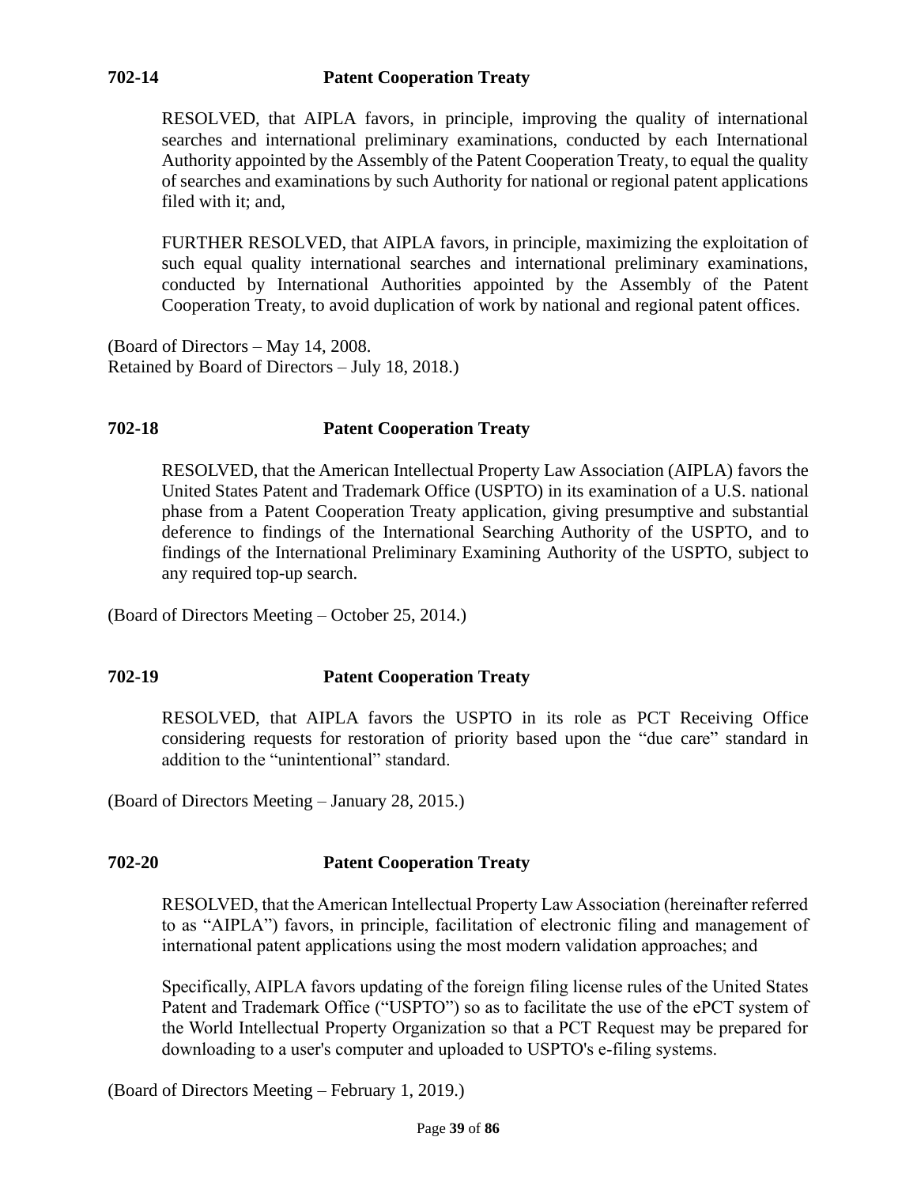### 702-14 Patent Cooperation Treaty

RESOLVED, that AIPLA favors, in principle, improving the quality of international searches and international preliminary examinations, conducted by each International Authority appointed by the Assembly of the Patent Cooperation Treaty, to equal the quality of searches and examinations by such Authority for national or regional patent applications filed with it; and,

FURTHER RESOLVED, that AIPLA favors, in principle, maximizing the exploitation of such equal quality international searches and international preliminary examinations, conducted by International Authorities appointed by the Assembly of the Patent Cooperation Treaty, to avoid duplication of work by national and regional patent offices.

(Board of Directors – May 14, 2008.
Retained by Board of Directors – July 18, 2018.)

### 702-18 Patent Cooperation Treaty

RESOLVED, that the American Intellectual Property Law Association (AIPLA) favors the United States Patent and Trademark Office (USPTO) in its examination of a U.S. national phase from a Patent Cooperation Treaty application, giving presumptive and substantial deference to findings of the International Searching Authority of the USPTO, and to findings of the International Preliminary Examining Authority of the USPTO, subject to any required top-up search.

(Board of Directors Meeting – October 25, 2014.)

### 702-19 Patent Cooperation Treaty

RESOLVED, that AIPLA favors the USPTO in its role as PCT Receiving Office considering requests for restoration of priority based upon the "due care" standard in addition to the "unintentional" standard.

(Board of Directors Meeting – January 28, 2015.)

### 702-20 Patent Cooperation Treaty

RESOLVED, that the American Intellectual Property Law Association (hereinafter referred to as "AIPLA") favors, in principle, facilitation of electronic filing and management of international patent applications using the most modern validation approaches; and

Specifically, AIPLA favors updating of the foreign filing license rules of the United States Patent and Trademark Office ("USPTO") so as to facilitate the use of the ePCT system of the World Intellectual Property Organization so that a PCT Request may be prepared for downloading to a user's computer and uploaded to USPTO's e-filing systems.

(Board of Directors Meeting – February 1, 2019.)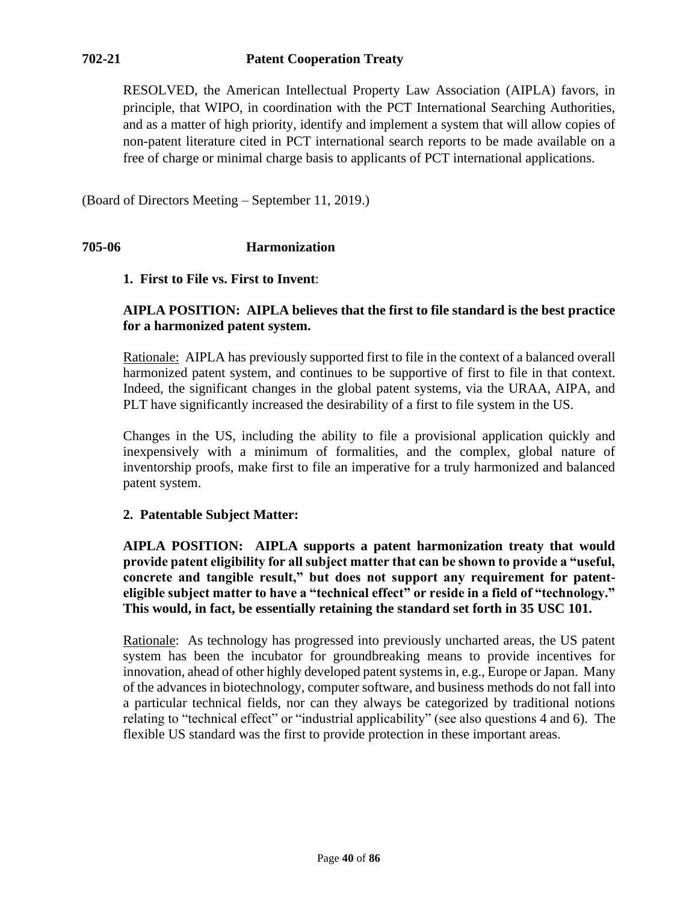**702-21 Patent Cooperation Treaty**

RESOLVED, the American Intellectual Property Law Association (AIPLA) favors, in principle, that WIPO, in coordination with the PCT International Searching Authorities, and as a matter of high priority, identify and implement a system that will allow copies of non-patent literature cited in PCT international search reports to be made available on a free of charge or minimal charge basis to applicants of PCT international applications.

(Board of Directors Meeting – September 11, 2019.)

**705-06 Harmonization**

**1. First to File vs. First to Invent**:

**AIPLA POSITION: AIPLA believes that the first to file standard is the best practice for a harmonized patent system.**

Rationale: AIPLA has previously supported first to file in the context of a balanced overall harmonized patent system, and continues to be supportive of first to file in that context. Indeed, the significant changes in the global patent systems, via the URAA, AIPA, and PLT have significantly increased the desirability of a first to file system in the US.

Changes in the US, including the ability to file a provisional application quickly and inexpensively with a minimum of formalities, and the complex, global nature of inventorship proofs, make first to file an imperative for a truly harmonized and balanced patent system.

**2. Patentable Subject Matter:**

**AIPLA POSITION: AIPLA supports a patent harmonization treaty that would provide patent eligibility for all subject matter that can be shown to provide a "useful, concrete and tangible result," but does not support any requirement for patent-eligible subject matter to have a "technical effect" or reside in a field of "technology." This would, in fact, be essentially retaining the standard set forth in 35 USC 101.**

Rationale: As technology has progressed into previously uncharted areas, the US patent system has been the incubator for groundbreaking means to provide incentives for innovation, ahead of other highly developed patent systems in, e.g., Europe or Japan. Many of the advances in biotechnology, computer software, and business methods do not fall into a particular technical fields, nor can they always be categorized by traditional notions relating to "technical effect" or "industrial applicability" (see also questions 4 and 6). The flexible US standard was the first to provide protection in these important areas.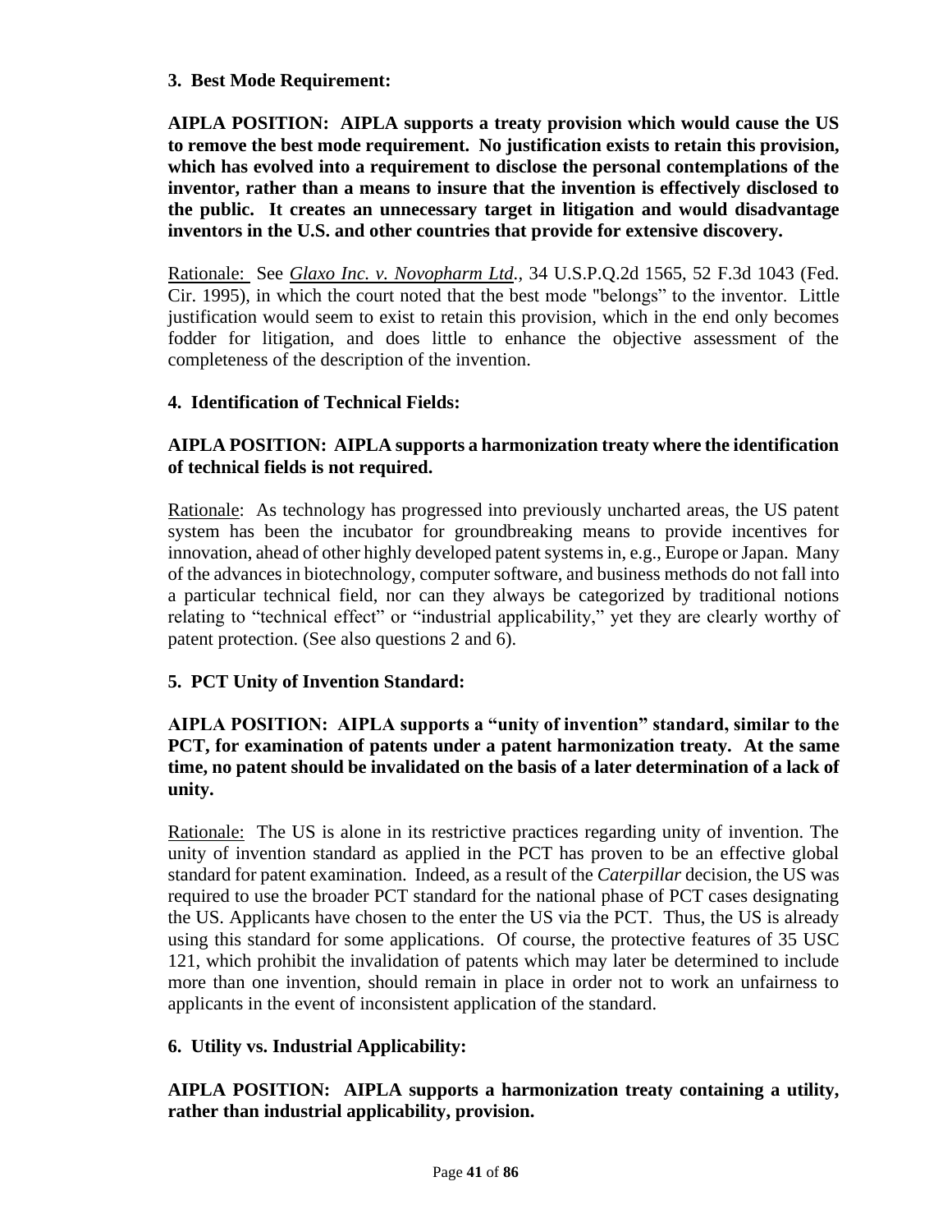**3. Best Mode Requirement:**

**AIPLA POSITION: AIPLA supports a treaty provision which would cause the US to remove the best mode requirement. No justification exists to retain this provision, which has evolved into a requirement to disclose the personal contemplations of the inventor, rather than a means to insure that the invention is effectively disclosed to the public. It creates an unnecessary target in litigation and would disadvantage inventors in the U.S. and other countries that provide for extensive discovery.**

Rationale: See *Glaxo Inc. v. Novopharm Ltd.*, 34 U.S.P.Q.2d 1565, 52 F.3d 1043 (Fed. Cir. 1995), in which the court noted that the best mode "belongs" to the inventor. Little justification would seem to exist to retain this provision, which in the end only becomes fodder for litigation, and does little to enhance the objective assessment of the completeness of the description of the invention.

**4. Identification of Technical Fields:**

**AIPLA POSITION: AIPLA supports a harmonization treaty where the identification of technical fields is not required.**

Rationale: As technology has progressed into previously uncharted areas, the US patent system has been the incubator for groundbreaking means to provide incentives for innovation, ahead of other highly developed patent systems in, e.g., Europe or Japan. Many of the advances in biotechnology, computer software, and business methods do not fall into a particular technical field, nor can they always be categorized by traditional notions relating to "technical effect" or "industrial applicability," yet they are clearly worthy of patent protection. (See also questions 2 and 6).

**5. PCT Unity of Invention Standard:**

**AIPLA POSITION: AIPLA supports a "unity of invention" standard, similar to the PCT, for examination of patents under a patent harmonization treaty. At the same time, no patent should be invalidated on the basis of a later determination of a lack of unity.**

Rationale: The US is alone in its restrictive practices regarding unity of invention. The unity of invention standard as applied in the PCT has proven to be an effective global standard for patent examination. Indeed, as a result of the *Caterpillar* decision, the US was required to use the broader PCT standard for the national phase of PCT cases designating the US. Applicants have chosen to the enter the US via the PCT. Thus, the US is already using this standard for some applications. Of course, the protective features of 35 USC 121, which prohibit the invalidation of patents which may later be determined to include more than one invention, should remain in place in order not to work an unfairness to applicants in the event of inconsistent application of the standard.

**6. Utility vs. Industrial Applicability:**

**AIPLA POSITION: AIPLA supports a harmonization treaty containing a utility, rather than industrial applicability, provision.**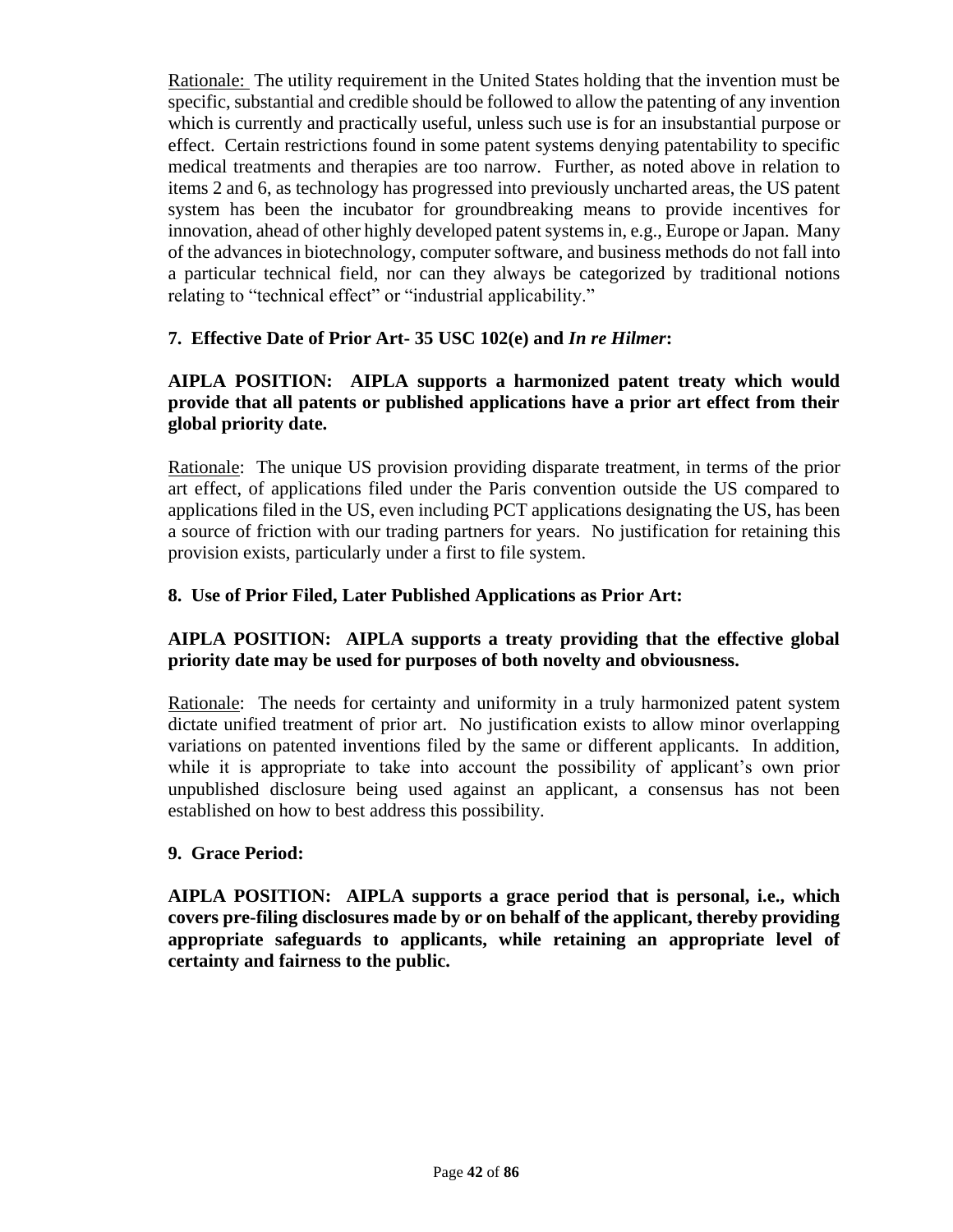Rationale: The utility requirement in the United States holding that the invention must be specific, substantial and credible should be followed to allow the patenting of any invention which is currently and practically useful, unless such use is for an insubstantial purpose or effect. Certain restrictions found in some patent systems denying patentability to specific medical treatments and therapies are too narrow. Further, as noted above in relation to items 2 and 6, as technology has progressed into previously uncharted areas, the US patent system has been the incubator for groundbreaking means to provide incentives for innovation, ahead of other highly developed patent systems in, e.g., Europe or Japan. Many of the advances in biotechnology, computer software, and business methods do not fall into a particular technical field, nor can they always be categorized by traditional notions relating to "technical effect" or "industrial applicability."

### 7. Effective Date of Prior Art- 35 USC 102(e) and *In re Hilmer*:

**AIPLA POSITION: AIPLA supports a harmonized patent treaty which would provide that all patents or published applications have a prior art effect from their global priority date.**

Rationale: The unique US provision providing disparate treatment, in terms of the prior art effect, of applications filed under the Paris convention outside the US compared to applications filed in the US, even including PCT applications designating the US, has been a source of friction with our trading partners for years. No justification for retaining this provision exists, particularly under a first to file system.

### 8. Use of Prior Filed, Later Published Applications as Prior Art:

**AIPLA POSITION: AIPLA supports a treaty providing that the effective global priority date may be used for purposes of both novelty and obviousness.**

Rationale: The needs for certainty and uniformity in a truly harmonized patent system dictate unified treatment of prior art. No justification exists to allow minor overlapping variations on patented inventions filed by the same or different applicants. In addition, while it is appropriate to take into account the possibility of applicant's own prior unpublished disclosure being used against an applicant, a consensus has not been established on how to best address this possibility.

### 9. Grace Period:

**AIPLA POSITION: AIPLA supports a grace period that is personal, i.e., which covers pre-filing disclosures made by or on behalf of the applicant, thereby providing appropriate safeguards to applicants, while retaining an appropriate level of certainty and fairness to the public.**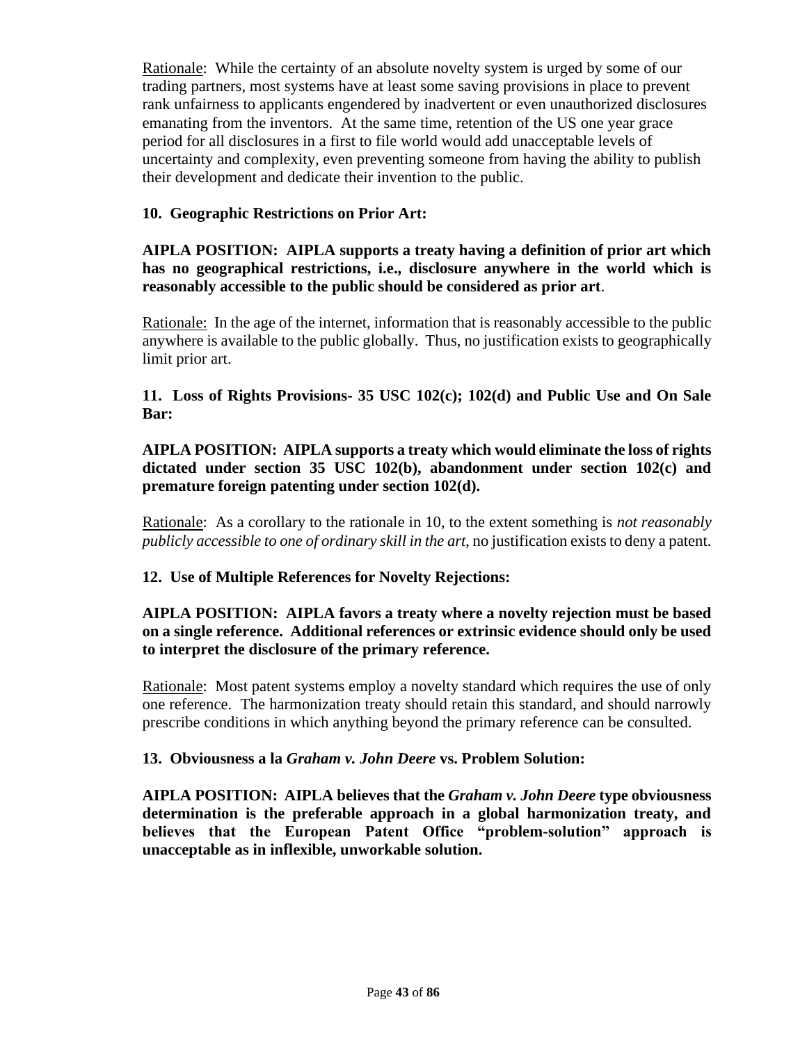<u>Rationale</u>: While the certainty of an absolute novelty system is urged by some of our trading partners, most systems have at least some saving provisions in place to prevent rank unfairness to applicants engendered by inadvertent or even unauthorized disclosures emanating from the inventors. At the same time, retention of the US one year grace period for all disclosures in a first to file world would add unacceptable levels of uncertainty and complexity, even preventing someone from having the ability to publish their development and dedicate their invention to the public.

**10. Geographic Restrictions on Prior Art:**

**AIPLA POSITION: AIPLA supports a treaty having a definition of prior art which has no geographical restrictions, i.e., disclosure anywhere in the world which is reasonably accessible to the public should be considered as prior art**.

<u>Rationale:</u> In the age of the internet, information that is reasonably accessible to the public anywhere is available to the public globally. Thus, no justification exists to geographically limit prior art.

**11. Loss of Rights Provisions- 35 USC 102(c); 102(d) and Public Use and On Sale Bar:**

**AIPLA POSITION: AIPLA supports a treaty which would eliminate the loss of rights dictated under section 35 USC 102(b), abandonment under section 102(c) and premature foreign patenting under section 102(d).**

<u>Rationale</u>: As a corollary to the rationale in 10, to the extent something is *not reasonably publicly accessible to one of ordinary skill in the art*, no justification exists to deny a patent.

**12. Use of Multiple References for Novelty Rejections:**

**AIPLA POSITION: AIPLA favors a treaty where a novelty rejection must be based on a single reference. Additional references or extrinsic evidence should only be used to interpret the disclosure of the primary reference.**

<u>Rationale</u>: Most patent systems employ a novelty standard which requires the use of only one reference. The harmonization treaty should retain this standard, and should narrowly prescribe conditions in which anything beyond the primary reference can be consulted.

**13. Obviousness a la *Graham v. John Deere* vs. Problem Solution:**

**AIPLA POSITION: AIPLA believes that the *Graham v. John Deere* type obviousness determination is the preferable approach in a global harmonization treaty, and believes that the European Patent Office "problem-solution" approach is unacceptable as in inflexible, unworkable solution.**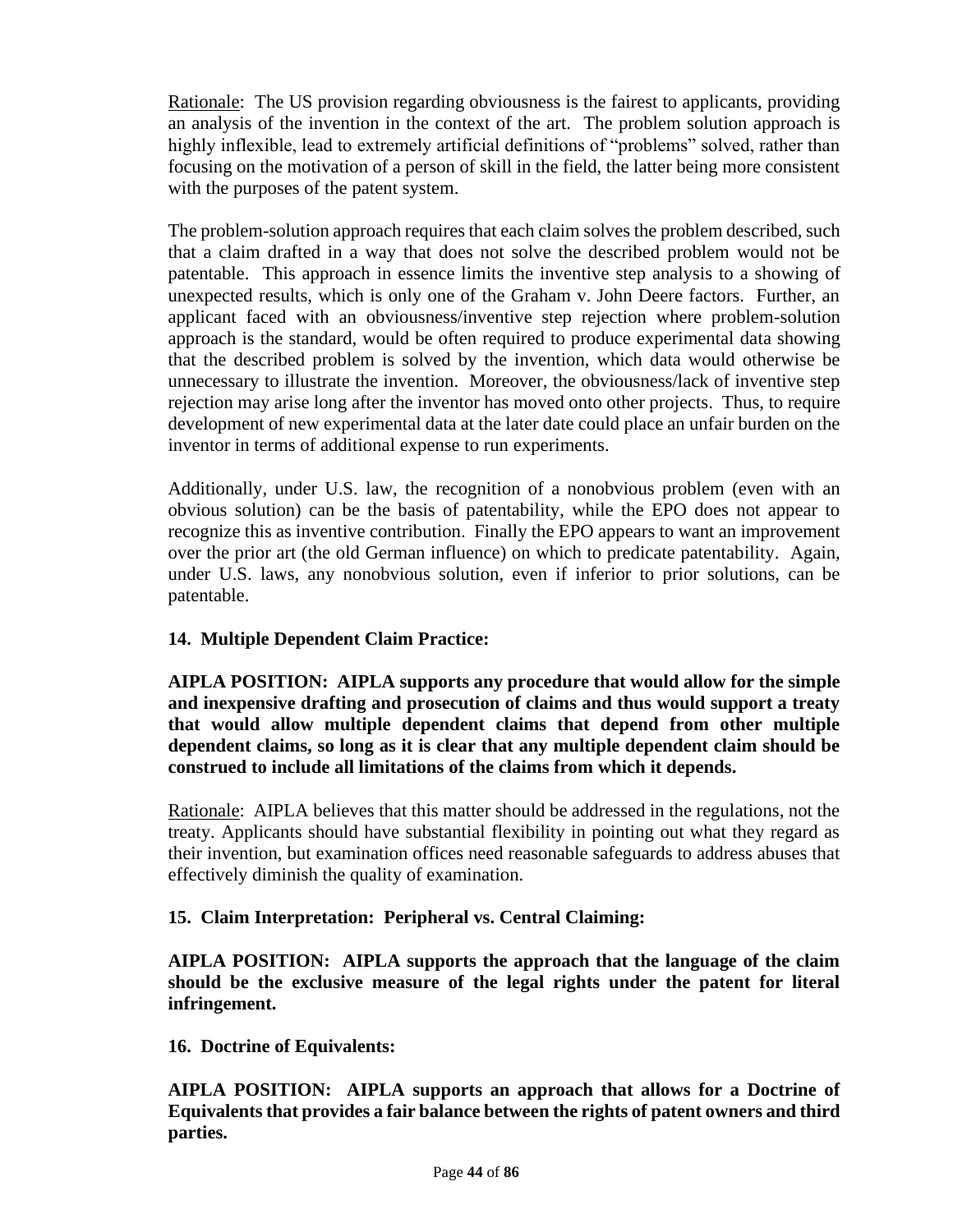Rationale: The US provision regarding obviousness is the fairest to applicants, providing an analysis of the invention in the context of the art. The problem solution approach is highly inflexible, lead to extremely artificial definitions of "problems" solved, rather than focusing on the motivation of a person of skill in the field, the latter being more consistent with the purposes of the patent system.

The problem-solution approach requires that each claim solves the problem described, such that a claim drafted in a way that does not solve the described problem would not be patentable. This approach in essence limits the inventive step analysis to a showing of unexpected results, which is only one of the Graham v. John Deere factors. Further, an applicant faced with an obviousness/inventive step rejection where problem-solution approach is the standard, would be often required to produce experimental data showing that the described problem is solved by the invention, which data would otherwise be unnecessary to illustrate the invention. Moreover, the obviousness/lack of inventive step rejection may arise long after the inventor has moved onto other projects. Thus, to require development of new experimental data at the later date could place an unfair burden on the inventor in terms of additional expense to run experiments.

Additionally, under U.S. law, the recognition of a nonobvious problem (even with an obvious solution) can be the basis of patentability, while the EPO does not appear to recognize this as inventive contribution. Finally the EPO appears to want an improvement over the prior art (the old German influence) on which to predicate patentability. Again, under U.S. laws, any nonobvious solution, even if inferior to prior solutions, can be patentable.

### 14. Multiple Dependent Claim Practice:

**AIPLA POSITION: AIPLA supports any procedure that would allow for the simple and inexpensive drafting and prosecution of claims and thus would support a treaty that would allow multiple dependent claims that depend from other multiple dependent claims, so long as it is clear that any multiple dependent claim should be construed to include all limitations of the claims from which it depends.**

Rationale: AIPLA believes that this matter should be addressed in the regulations, not the treaty. Applicants should have substantial flexibility in pointing out what they regard as their invention, but examination offices need reasonable safeguards to address abuses that effectively diminish the quality of examination.

### 15. Claim Interpretation: Peripheral vs. Central Claiming:

**AIPLA POSITION: AIPLA supports the approach that the language of the claim should be the exclusive measure of the legal rights under the patent for literal infringement.**

### 16. Doctrine of Equivalents:

**AIPLA POSITION: AIPLA supports an approach that allows for a Doctrine of Equivalents that provides a fair balance between the rights of patent owners and third parties.**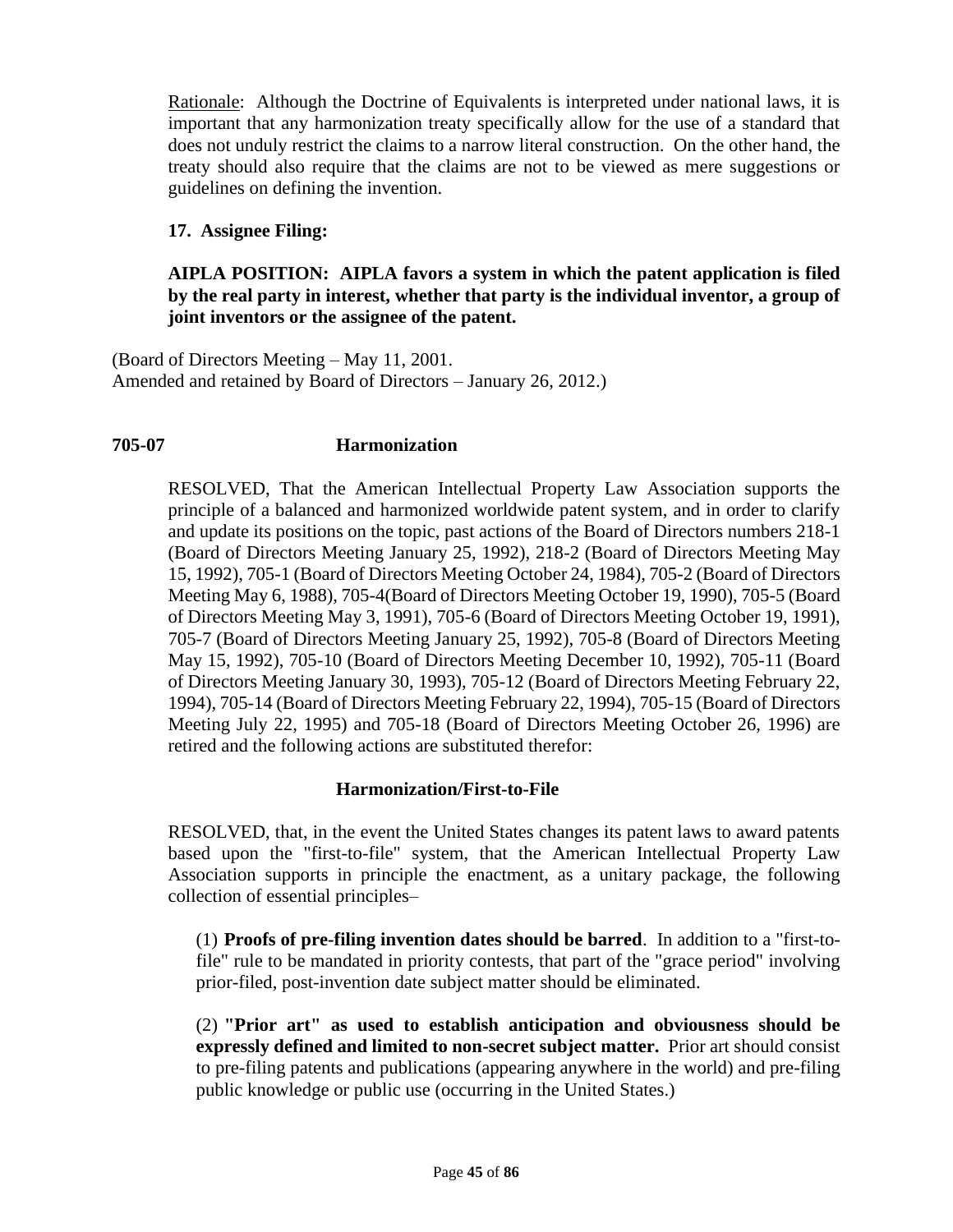Rationale: Although the Doctrine of Equivalents is interpreted under national laws, it is important that any harmonization treaty specifically allow for the use of a standard that does not unduly restrict the claims to a narrow literal construction. On the other hand, the treaty should also require that the claims are not to be viewed as mere suggestions or guidelines on defining the invention.

**17. Assignee Filing:**

**AIPLA POSITION: AIPLA favors a system in which the patent application is filed by the real party in interest, whether that party is the individual inventor, a group of joint inventors or the assignee of the patent.**

(Board of Directors Meeting – May 11, 2001.
Amended and retained by Board of Directors – January 26, 2012.)

### 705-07 Harmonization

RESOLVED, That the American Intellectual Property Law Association supports the principle of a balanced and harmonized worldwide patent system, and in order to clarify and update its positions on the topic, past actions of the Board of Directors numbers 218-1 (Board of Directors Meeting January 25, 1992), 218-2 (Board of Directors Meeting May 15, 1992), 705-1 (Board of Directors Meeting October 24, 1984), 705-2 (Board of Directors Meeting May 6, 1988), 705-4(Board of Directors Meeting October 19, 1990), 705-5 (Board of Directors Meeting May 3, 1991), 705-6 (Board of Directors Meeting October 19, 1991), 705-7 (Board of Directors Meeting January 25, 1992), 705-8 (Board of Directors Meeting May 15, 1992), 705-10 (Board of Directors Meeting December 10, 1992), 705-11 (Board of Directors Meeting January 30, 1993), 705-12 (Board of Directors Meeting February 22, 1994), 705-14 (Board of Directors Meeting February 22, 1994), 705-15 (Board of Directors Meeting July 22, 1995) and 705-18 (Board of Directors Meeting October 26, 1996) are retired and the following actions are substituted therefor:

**Harmonization/First-to-File**

RESOLVED, that, in the event the United States changes its patent laws to award patents based upon the "first-to-file" system, that the American Intellectual Property Law Association supports in principle the enactment, as a unitary package, the following collection of essential principles–

(1) **Proofs of pre-filing invention dates should be barred**. In addition to a "first-to-file" rule to be mandated in priority contests, that part of the "grace period" involving prior-filed, post-invention date subject matter should be eliminated.

(2) **"Prior art" as used to establish anticipation and obviousness should be expressly defined and limited to non-secret subject matter.** Prior art should consist to pre-filing patents and publications (appearing anywhere in the world) and pre-filing public knowledge or public use (occurring in the United States.)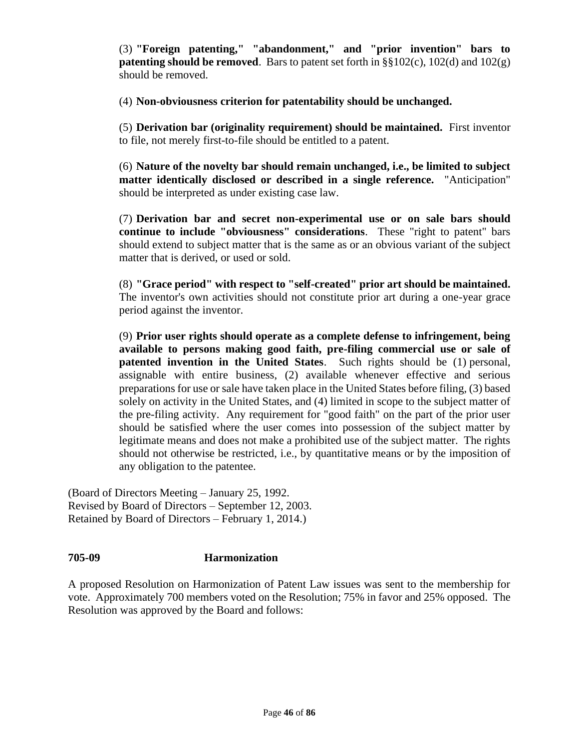(3) **"Foreign patenting," "abandonment," and "prior invention" bars to patenting should be removed**. Bars to patent set forth in §§102(c), 102(d) and 102(g) should be removed.

(4) **Non-obviousness criterion for patentability should be unchanged.**

(5) **Derivation bar (originality requirement) should be maintained.** First inventor to file, not merely first-to-file should be entitled to a patent.

(6) **Nature of the novelty bar should remain unchanged, i.e., be limited to subject matter identically disclosed or described in a single reference.** "Anticipation" should be interpreted as under existing case law.

(7) **Derivation bar and secret non-experimental use or on sale bars should continue to include "obviousness" considerations**. These "right to patent" bars should extend to subject matter that is the same as or an obvious variant of the subject matter that is derived, or used or sold.

(8) **"Grace period" with respect to "self-created" prior art should be maintained.** The inventor's own activities should not constitute prior art during a one-year grace period against the inventor.

(9) **Prior user rights should operate as a complete defense to infringement, being available to persons making good faith, pre-filing commercial use or sale of patented invention in the United States**. Such rights should be (1) personal, assignable with entire business, (2) available whenever effective and serious preparations for use or sale have taken place in the United States before filing, (3) based solely on activity in the United States, and (4) limited in scope to the subject matter of the pre-filing activity. Any requirement for "good faith" on the part of the prior user should be satisfied where the user comes into possession of the subject matter by legitimate means and does not make a prohibited use of the subject matter. The rights should not otherwise be restricted, i.e., by quantitative means or by the imposition of any obligation to the patentee.

(Board of Directors Meeting – January 25, 1992.
Revised by Board of Directors – September 12, 2003.
Retained by Board of Directors – February 1, 2014.)

## 705-09 Harmonization

A proposed Resolution on Harmonization of Patent Law issues was sent to the membership for vote. Approximately 700 members voted on the Resolution; 75% in favor and 25% opposed. The Resolution was approved by the Board and follows: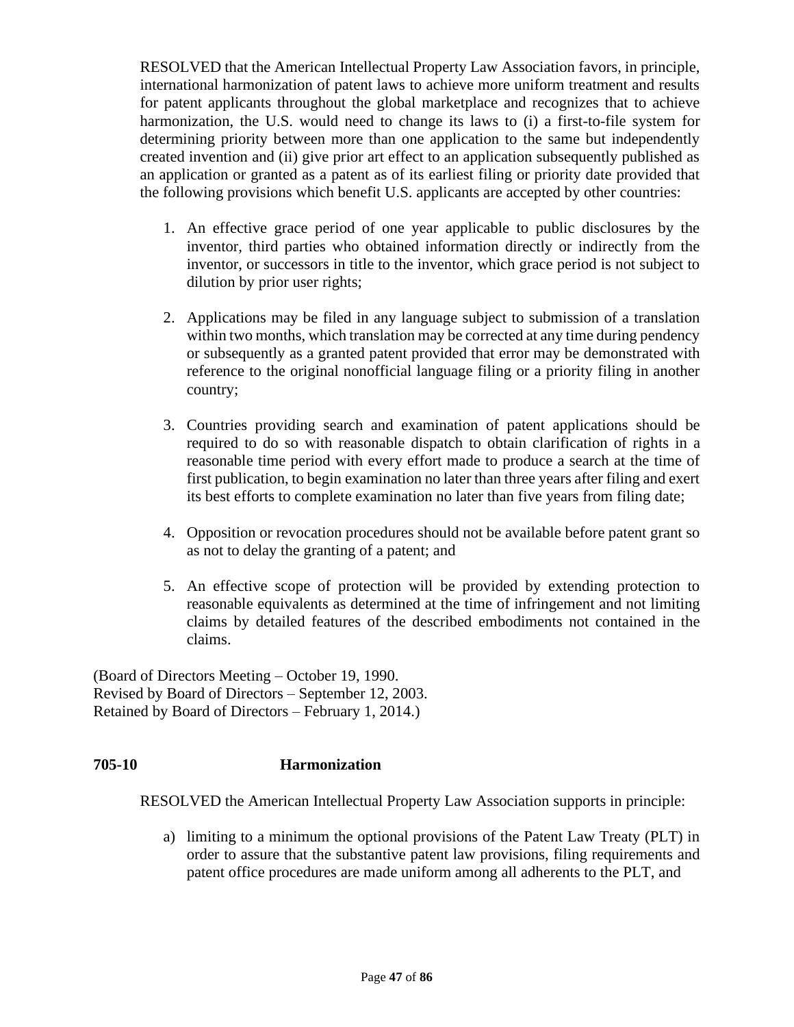RESOLVED that the American Intellectual Property Law Association favors, in principle, international harmonization of patent laws to achieve more uniform treatment and results for patent applicants throughout the global marketplace and recognizes that to achieve harmonization, the U.S. would need to change its laws to (i) a first-to-file system for determining priority between more than one application to the same but independently created invention and (ii) give prior art effect to an application subsequently published as an application or granted as a patent as of its earliest filing or priority date provided that the following provisions which benefit U.S. applicants are accepted by other countries:

1. An effective grace period of one year applicable to public disclosures by the inventor, third parties who obtained information directly or indirectly from the inventor, or successors in title to the inventor, which grace period is not subject to dilution by prior user rights;

2. Applications may be filed in any language subject to submission of a translation within two months, which translation may be corrected at any time during pendency or subsequently as a granted patent provided that error may be demonstrated with reference to the original nonofficial language filing or a priority filing in another country;

3. Countries providing search and examination of patent applications should be required to do so with reasonable dispatch to obtain clarification of rights in a reasonable time period with every effort made to produce a search at the time of first publication, to begin examination no later than three years after filing and exert its best efforts to complete examination no later than five years from filing date;

4. Opposition or revocation procedures should not be available before patent grant so as not to delay the granting of a patent; and

5. An effective scope of protection will be provided by extending protection to reasonable equivalents as determined at the time of infringement and not limiting claims by detailed features of the described embodiments not contained in the claims.

(Board of Directors Meeting – October 19, 1990.
Revised by Board of Directors – September 12, 2003.
Retained by Board of Directors – February 1, 2014.)

### 705-10 Harmonization

RESOLVED the American Intellectual Property Law Association supports in principle:

a) limiting to a minimum the optional provisions of the Patent Law Treaty (PLT) in order to assure that the substantive patent law provisions, filing requirements and patent office procedures are made uniform among all adherents to the PLT, and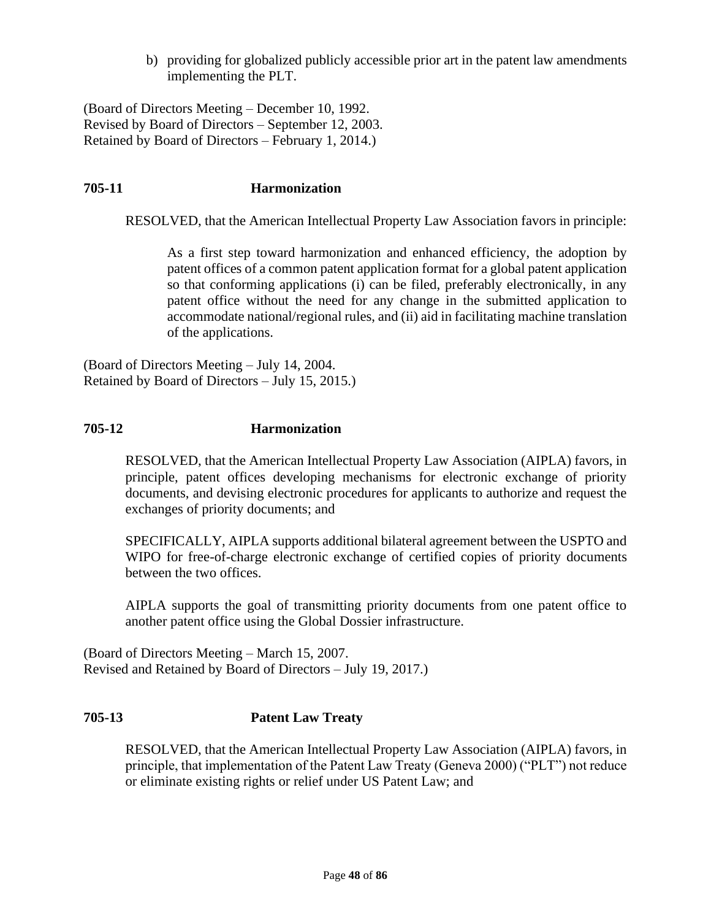b) providing for globalized publicly accessible prior art in the patent law amendments implementing the PLT.

(Board of Directors Meeting – December 10, 1992.
Revised by Board of Directors – September 12, 2003.
Retained by Board of Directors – February 1, 2014.)

### 705-11 Harmonization

RESOLVED, that the American Intellectual Property Law Association favors in principle:

> As a first step toward harmonization and enhanced efficiency, the adoption by patent offices of a common patent application format for a global patent application so that conforming applications (i) can be filed, preferably electronically, in any patent office without the need for any change in the submitted application to accommodate national/regional rules, and (ii) aid in facilitating machine translation of the applications.

(Board of Directors Meeting – July 14, 2004.
Retained by Board of Directors – July 15, 2015.)

### 705-12 Harmonization

RESOLVED, that the American Intellectual Property Law Association (AIPLA) favors, in principle, patent offices developing mechanisms for electronic exchange of priority documents, and devising electronic procedures for applicants to authorize and request the exchanges of priority documents; and

SPECIFICALLY, AIPLA supports additional bilateral agreement between the USPTO and WIPO for free-of-charge electronic exchange of certified copies of priority documents between the two offices.

AIPLA supports the goal of transmitting priority documents from one patent office to another patent office using the Global Dossier infrastructure.

(Board of Directors Meeting – March 15, 2007.
Revised and Retained by Board of Directors – July 19, 2017.)

### 705-13 Patent Law Treaty

RESOLVED, that the American Intellectual Property Law Association (AIPLA) favors, in principle, that implementation of the Patent Law Treaty (Geneva 2000) ("PLT") not reduce or eliminate existing rights or relief under US Patent Law; and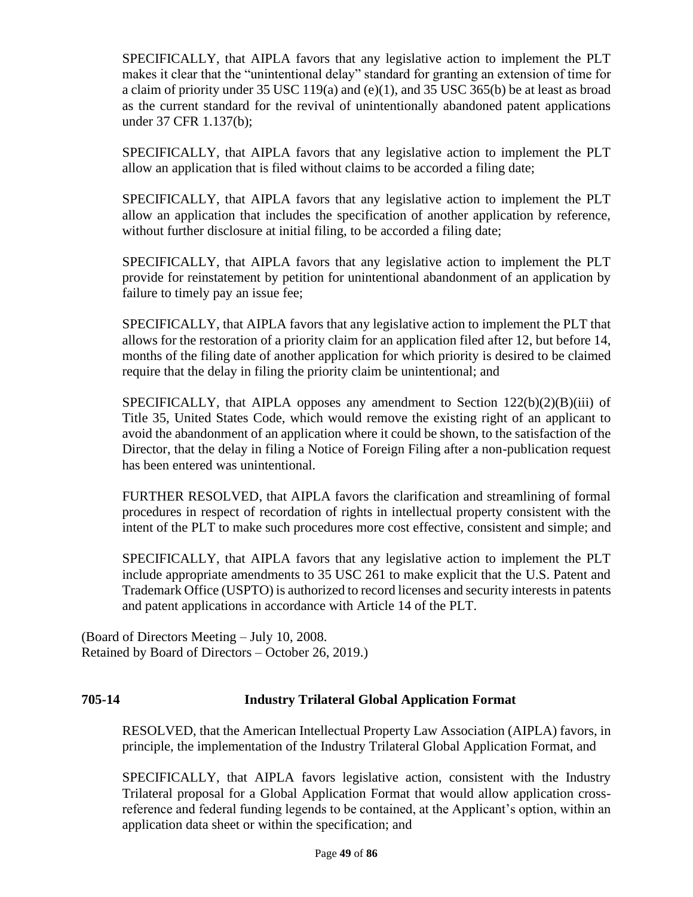SPECIFICALLY, that AIPLA favors that any legislative action to implement the PLT makes it clear that the "unintentional delay" standard for granting an extension of time for a claim of priority under 35 USC 119(a) and (e)(1), and 35 USC 365(b) be at least as broad as the current standard for the revival of unintentionally abandoned patent applications under 37 CFR 1.137(b);

SPECIFICALLY, that AIPLA favors that any legislative action to implement the PLT allow an application that is filed without claims to be accorded a filing date;

SPECIFICALLY, that AIPLA favors that any legislative action to implement the PLT allow an application that includes the specification of another application by reference, without further disclosure at initial filing, to be accorded a filing date;

SPECIFICALLY, that AIPLA favors that any legislative action to implement the PLT provide for reinstatement by petition for unintentional abandonment of an application by failure to timely pay an issue fee;

SPECIFICALLY, that AIPLA favors that any legislative action to implement the PLT that allows for the restoration of a priority claim for an application filed after 12, but before 14, months of the filing date of another application for which priority is desired to be claimed require that the delay in filing the priority claim be unintentional; and

SPECIFICALLY, that AIPLA opposes any amendment to Section 122(b)(2)(B)(iii) of Title 35, United States Code, which would remove the existing right of an applicant to avoid the abandonment of an application where it could be shown, to the satisfaction of the Director, that the delay in filing a Notice of Foreign Filing after a non-publication request has been entered was unintentional.

FURTHER RESOLVED, that AIPLA favors the clarification and streamlining of formal procedures in respect of recordation of rights in intellectual property consistent with the intent of the PLT to make such procedures more cost effective, consistent and simple; and

SPECIFICALLY, that AIPLA favors that any legislative action to implement the PLT include appropriate amendments to 35 USC 261 to make explicit that the U.S. Patent and Trademark Office (USPTO) is authorized to record licenses and security interests in patents and patent applications in accordance with Article 14 of the PLT.

(Board of Directors Meeting – July 10, 2008.
Retained by Board of Directors – October 26, 2019.)

### 705-14 Industry Trilateral Global Application Format

RESOLVED, that the American Intellectual Property Law Association (AIPLA) favors, in principle, the implementation of the Industry Trilateral Global Application Format, and

SPECIFICALLY, that AIPLA favors legislative action, consistent with the Industry Trilateral proposal for a Global Application Format that would allow application cross-reference and federal funding legends to be contained, at the Applicant's option, within an application data sheet or within the specification; and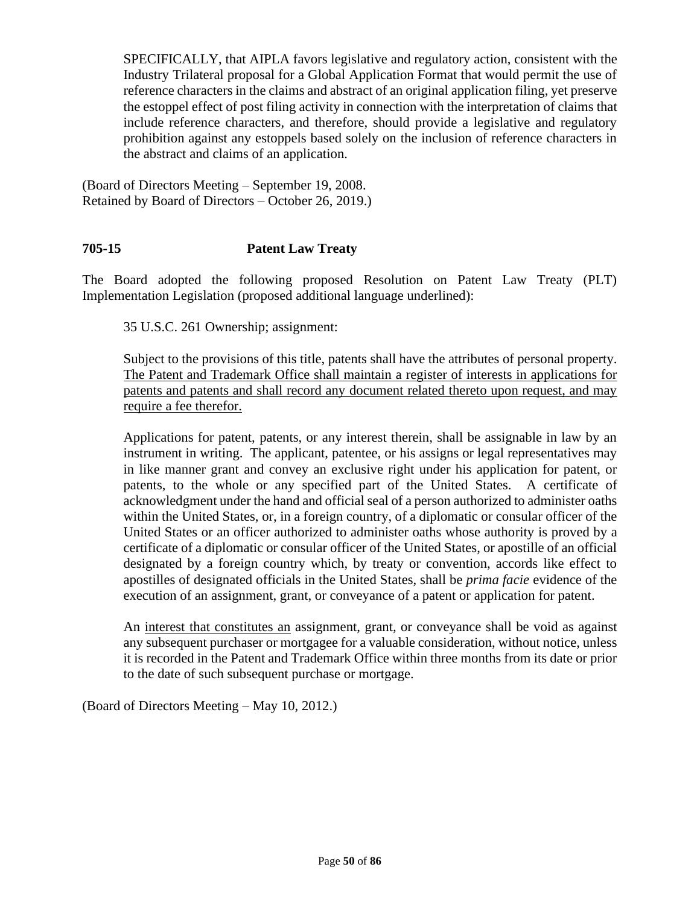SPECIFICALLY, that AIPLA favors legislative and regulatory action, consistent with the Industry Trilateral proposal for a Global Application Format that would permit the use of reference characters in the claims and abstract of an original application filing, yet preserve the estoppel effect of post filing activity in connection with the interpretation of claims that include reference characters, and therefore, should provide a legislative and regulatory prohibition against any estoppels based solely on the inclusion of reference characters in the abstract and claims of an application.

(Board of Directors Meeting – September 19, 2008.
Retained by Board of Directors – October 26, 2019.)

### 705-15 Patent Law Treaty

The Board adopted the following proposed Resolution on Patent Law Treaty (PLT) Implementation Legislation (proposed additional language underlined):

> 35 U.S.C. 261 Ownership; assignment:
>
> Subject to the provisions of this title, patents shall have the attributes of personal property. <u>The Patent and Trademark Office shall maintain a register of interests in applications for patents and patents and shall record any document related thereto upon request, and may require a fee therefor.</u>
>
> Applications for patent, patents, or any interest therein, shall be assignable in law by an instrument in writing. The applicant, patentee, or his assigns or legal representatives may in like manner grant and convey an exclusive right under his application for patent, or patents, to the whole or any specified part of the United States. A certificate of acknowledgment under the hand and official seal of a person authorized to administer oaths within the United States, or, in a foreign country, of a diplomatic or consular officer of the United States or an officer authorized to administer oaths whose authority is proved by a certificate of a diplomatic or consular officer of the United States, or apostille of an official designated by a foreign country which, by treaty or convention, accords like effect to apostilles of designated officials in the United States, shall be *prima facie* evidence of the execution of an assignment, grant, or conveyance of a patent or application for patent.
>
> An <u>interest that constitutes an</u> assignment, grant, or conveyance shall be void as against any subsequent purchaser or mortgagee for a valuable consideration, without notice, unless it is recorded in the Patent and Trademark Office within three months from its date or prior to the date of such subsequent purchase or mortgage.

(Board of Directors Meeting – May 10, 2012.)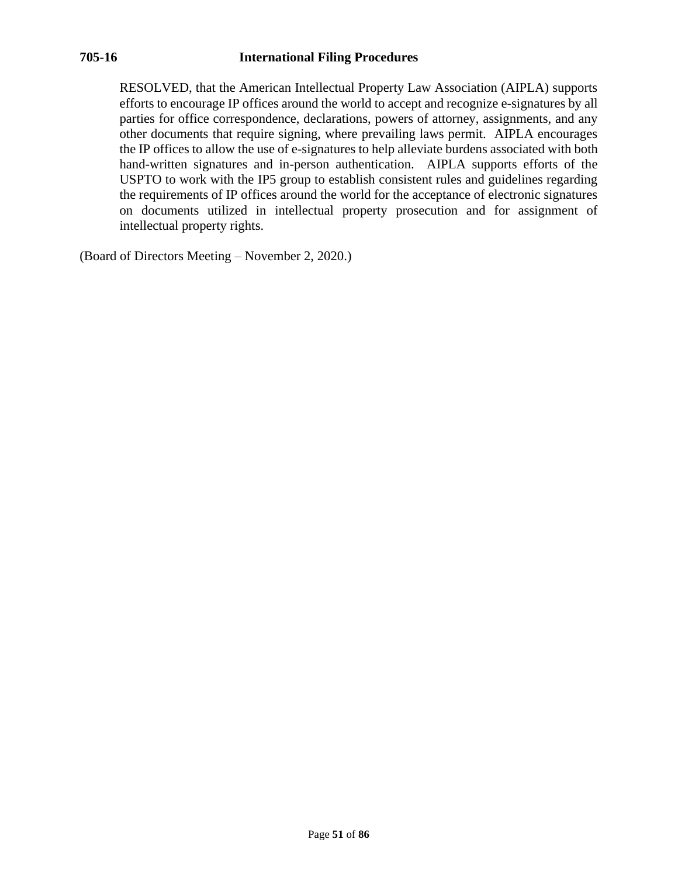**705-16 International Filing Procedures**

> RESOLVED, that the American Intellectual Property Law Association (AIPLA) supports efforts to encourage IP offices around the world to accept and recognize e-signatures by all parties for office correspondence, declarations, powers of attorney, assignments, and any other documents that require signing, where prevailing laws permit. AIPLA encourages the IP offices to allow the use of e-signatures to help alleviate burdens associated with both hand-written signatures and in-person authentication. AIPLA supports efforts of the USPTO to work with the IP5 group to establish consistent rules and guidelines regarding the requirements of IP offices around the world for the acceptance of electronic signatures on documents utilized in intellectual property prosecution and for assignment of intellectual property rights.

(Board of Directors Meeting – November 2, 2020.)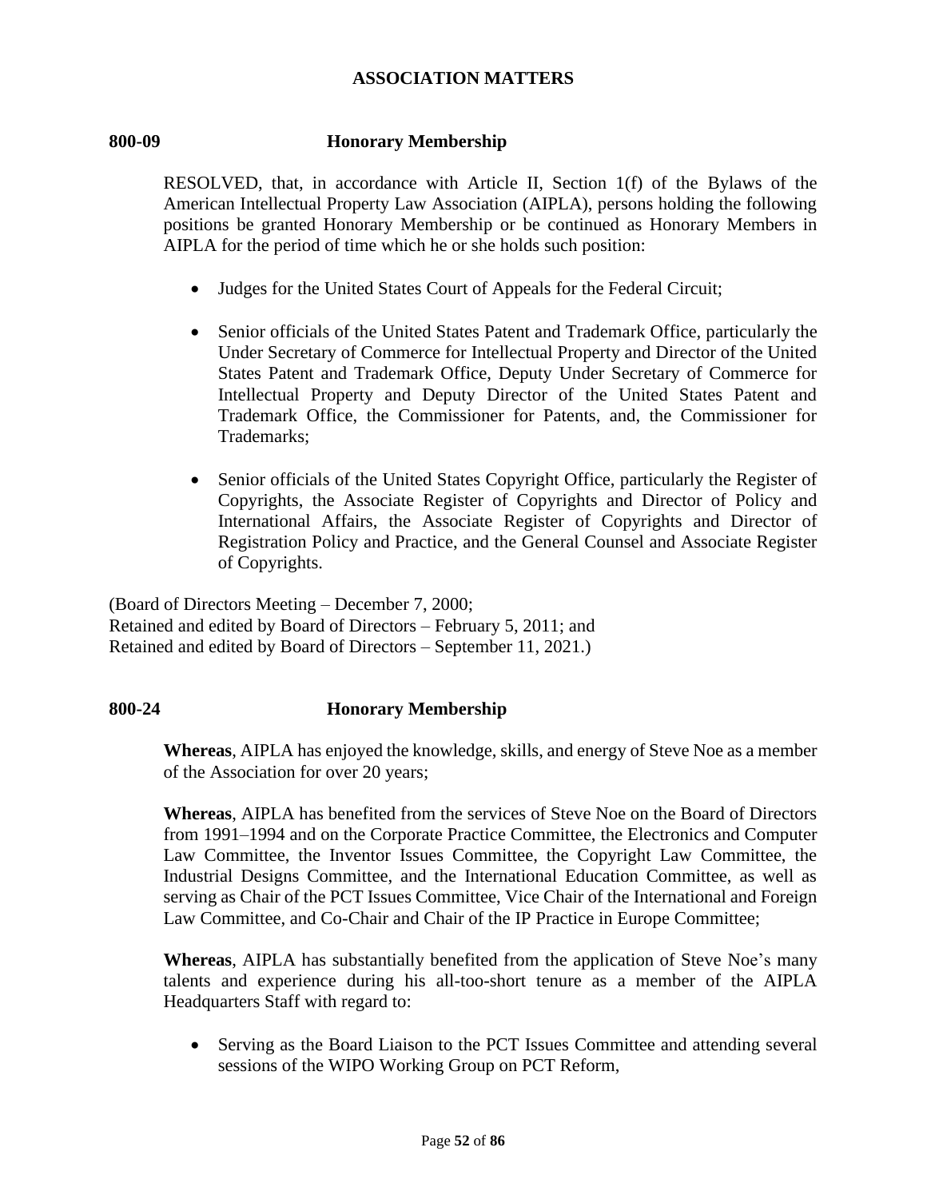## ASSOCIATION MATTERS

### 800-09 Honorary Membership

RESOLVED, that, in accordance with Article II, Section 1(f) of the Bylaws of the American Intellectual Property Law Association (AIPLA), persons holding the following positions be granted Honorary Membership or be continued as Honorary Members in AIPLA for the period of time which he or she holds such position:

- Judges for the United States Court of Appeals for the Federal Circuit;
- Senior officials of the United States Patent and Trademark Office, particularly the Under Secretary of Commerce for Intellectual Property and Director of the United States Patent and Trademark Office, Deputy Under Secretary of Commerce for Intellectual Property and Deputy Director of the United States Patent and Trademark Office, the Commissioner for Patents, and, the Commissioner for Trademarks;
- Senior officials of the United States Copyright Office, particularly the Register of Copyrights, the Associate Register of Copyrights and Director of Policy and International Affairs, the Associate Register of Copyrights and Director of Registration Policy and Practice, and the General Counsel and Associate Register of Copyrights.

(Board of Directors Meeting – December 7, 2000;
Retained and edited by Board of Directors – February 5, 2011; and
Retained and edited by Board of Directors – September 11, 2021.)

### 800-24 Honorary Membership

**Whereas**, AIPLA has enjoyed the knowledge, skills, and energy of Steve Noe as a member of the Association for over 20 years;

**Whereas**, AIPLA has benefited from the services of Steve Noe on the Board of Directors from 1991–1994 and on the Corporate Practice Committee, the Electronics and Computer Law Committee, the Inventor Issues Committee, the Copyright Law Committee, the Industrial Designs Committee, and the International Education Committee, as well as serving as Chair of the PCT Issues Committee, Vice Chair of the International and Foreign Law Committee, and Co-Chair and Chair of the IP Practice in Europe Committee;

**Whereas**, AIPLA has substantially benefited from the application of Steve Noe's many talents and experience during his all-too-short tenure as a member of the AIPLA Headquarters Staff with regard to:

- Serving as the Board Liaison to the PCT Issues Committee and attending several sessions of the WIPO Working Group on PCT Reform,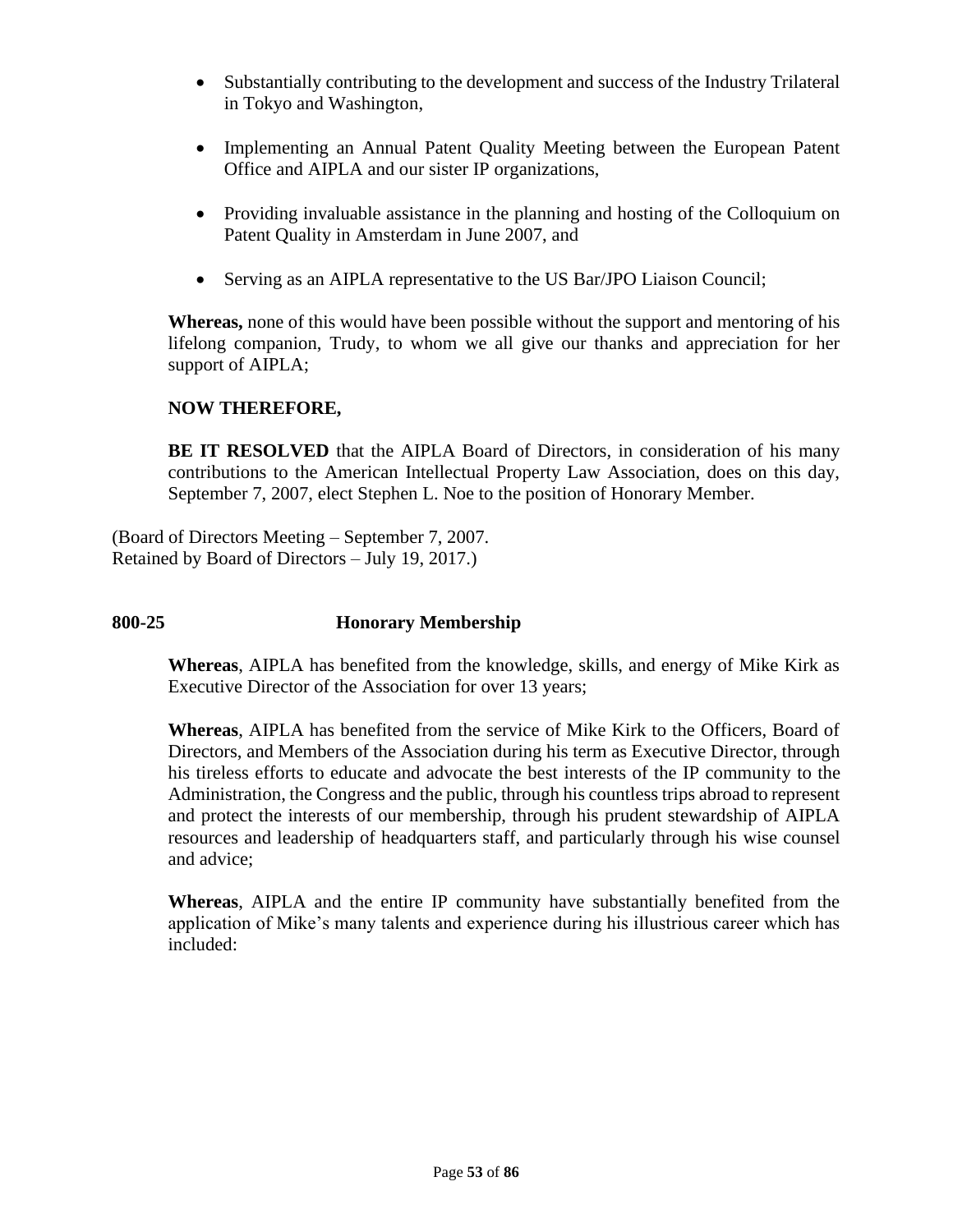- Substantially contributing to the development and success of the Industry Trilateral in Tokyo and Washington,

- Implementing an Annual Patent Quality Meeting between the European Patent Office and AIPLA and our sister IP organizations,

- Providing invaluable assistance in the planning and hosting of the Colloquium on Patent Quality in Amsterdam in June 2007, and

- Serving as an AIPLA representative to the US Bar/JPO Liaison Council;

**Whereas,** none of this would have been possible without the support and mentoring of his lifelong companion, Trudy, to whom we all give our thanks and appreciation for her support of AIPLA;

**NOW THEREFORE,**

**BE IT RESOLVED** that the AIPLA Board of Directors, in consideration of his many contributions to the American Intellectual Property Law Association, does on this day, September 7, 2007, elect Stephen L. Noe to the position of Honorary Member.

(Board of Directors Meeting – September 7, 2007.
Retained by Board of Directors – July 19, 2017.)

## 800-25 Honorary Membership

**Whereas**, AIPLA has benefited from the knowledge, skills, and energy of Mike Kirk as Executive Director of the Association for over 13 years;

**Whereas**, AIPLA has benefited from the service of Mike Kirk to the Officers, Board of Directors, and Members of the Association during his term as Executive Director, through his tireless efforts to educate and advocate the best interests of the IP community to the Administration, the Congress and the public, through his countless trips abroad to represent and protect the interests of our membership, through his prudent stewardship of AIPLA resources and leadership of headquarters staff, and particularly through his wise counsel and advice;

**Whereas**, AIPLA and the entire IP community have substantially benefited from the application of Mike's many talents and experience during his illustrious career which has included: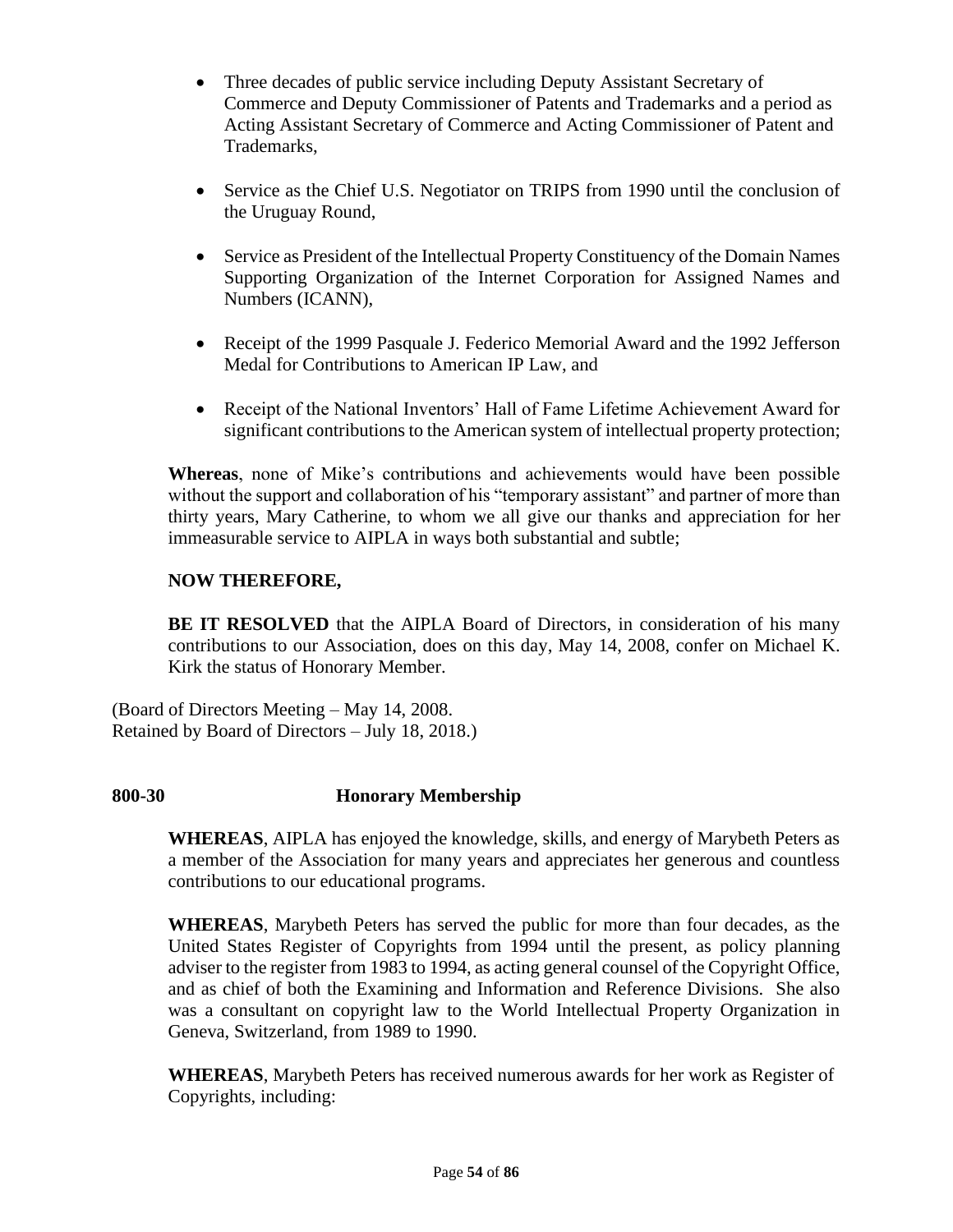- Three decades of public service including Deputy Assistant Secretary of Commerce and Deputy Commissioner of Patents and Trademarks and a period as Acting Assistant Secretary of Commerce and Acting Commissioner of Patent and Trademarks,
- Service as the Chief U.S. Negotiator on TRIPS from 1990 until the conclusion of the Uruguay Round,
- Service as President of the Intellectual Property Constituency of the Domain Names Supporting Organization of the Internet Corporation for Assigned Names and Numbers (ICANN),
- Receipt of the 1999 Pasquale J. Federico Memorial Award and the 1992 Jefferson Medal for Contributions to American IP Law, and
- Receipt of the National Inventors' Hall of Fame Lifetime Achievement Award for significant contributions to the American system of intellectual property protection;

**Whereas**, none of Mike's contributions and achievements would have been possible without the support and collaboration of his "temporary assistant" and partner of more than thirty years, Mary Catherine, to whom we all give our thanks and appreciation for her immeasurable service to AIPLA in ways both substantial and subtle;

**NOW THEREFORE,**

**BE IT RESOLVED** that the AIPLA Board of Directors, in consideration of his many contributions to our Association, does on this day, May 14, 2008, confer on Michael K. Kirk the status of Honorary Member.

(Board of Directors Meeting – May 14, 2008.
Retained by Board of Directors – July 18, 2018.)

**800-30 Honorary Membership**

**WHEREAS**, AIPLA has enjoyed the knowledge, skills, and energy of Marybeth Peters as a member of the Association for many years and appreciates her generous and countless contributions to our educational programs.

**WHEREAS**, Marybeth Peters has served the public for more than four decades, as the United States Register of Copyrights from 1994 until the present, as policy planning adviser to the register from 1983 to 1994, as acting general counsel of the Copyright Office, and as chief of both the Examining and Information and Reference Divisions. She also was a consultant on copyright law to the World Intellectual Property Organization in Geneva, Switzerland, from 1989 to 1990.

**WHEREAS**, Marybeth Peters has received numerous awards for her work as Register of Copyrights, including: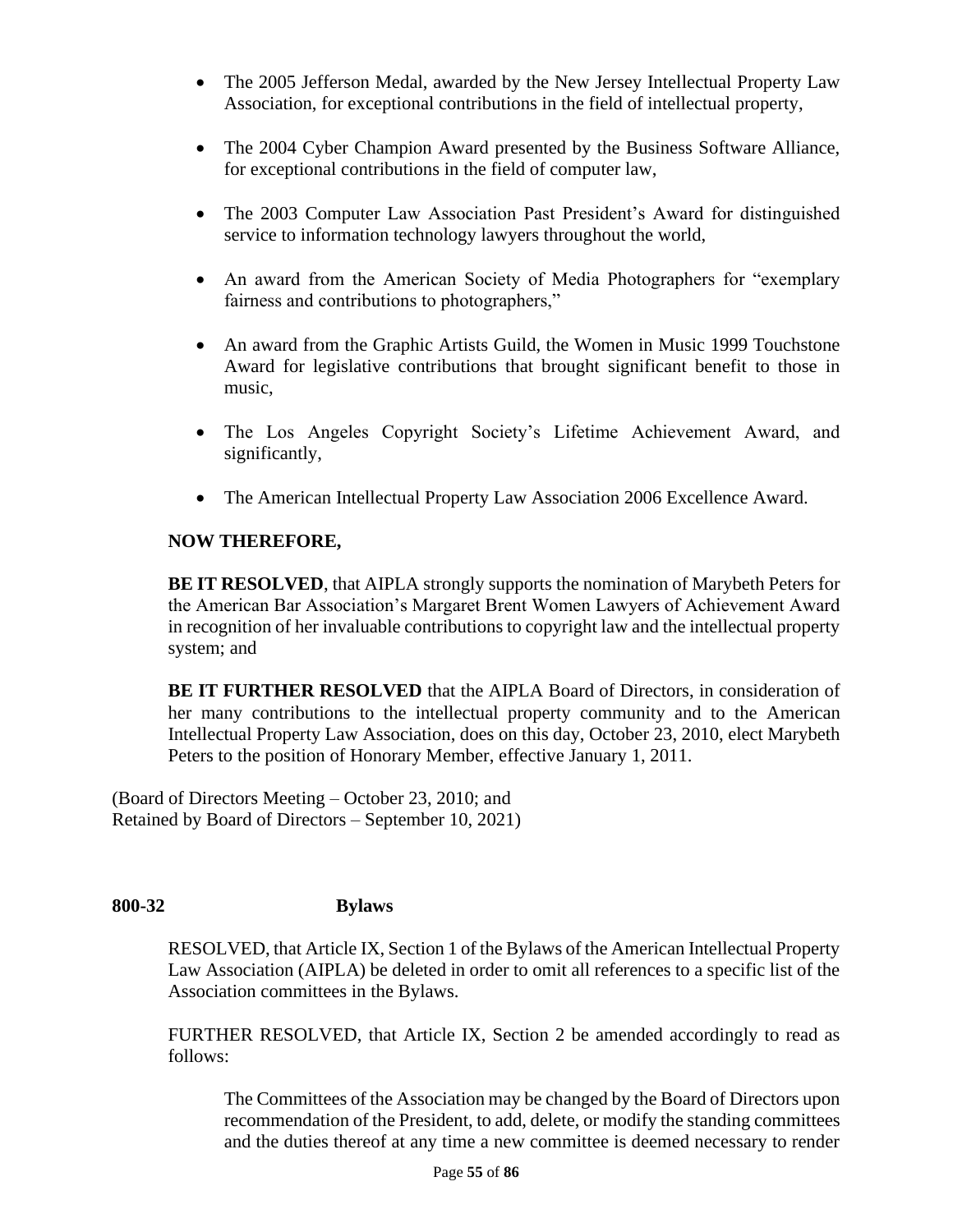- The 2005 Jefferson Medal, awarded by the New Jersey Intellectual Property Law Association, for exceptional contributions in the field of intellectual property,

- The 2004 Cyber Champion Award presented by the Business Software Alliance, for exceptional contributions in the field of computer law,

- The 2003 Computer Law Association Past President's Award for distinguished service to information technology lawyers throughout the world,

- An award from the American Society of Media Photographers for "exemplary fairness and contributions to photographers,"

- An award from the Graphic Artists Guild, the Women in Music 1999 Touchstone Award for legislative contributions that brought significant benefit to those in music,

- The Los Angeles Copyright Society's Lifetime Achievement Award, and significantly,

- The American Intellectual Property Law Association 2006 Excellence Award.

**NOW THEREFORE,**

**BE IT RESOLVED**, that AIPLA strongly supports the nomination of Marybeth Peters for the American Bar Association's Margaret Brent Women Lawyers of Achievement Award in recognition of her invaluable contributions to copyright law and the intellectual property system; and

**BE IT FURTHER RESOLVED** that the AIPLA Board of Directors, in consideration of her many contributions to the intellectual property community and to the American Intellectual Property Law Association, does on this day, October 23, 2010, elect Marybeth Peters to the position of Honorary Member, effective January 1, 2011.

(Board of Directors Meeting – October 23, 2010; and
Retained by Board of Directors – September 10, 2021)

**800-32 Bylaws**

RESOLVED, that Article IX, Section 1 of the Bylaws of the American Intellectual Property Law Association (AIPLA) be deleted in order to omit all references to a specific list of the Association committees in the Bylaws.

FURTHER RESOLVED, that Article IX, Section 2 be amended accordingly to read as follows:

> The Committees of the Association may be changed by the Board of Directors upon recommendation of the President, to add, delete, or modify the standing committees and the duties thereof at any time a new committee is deemed necessary to render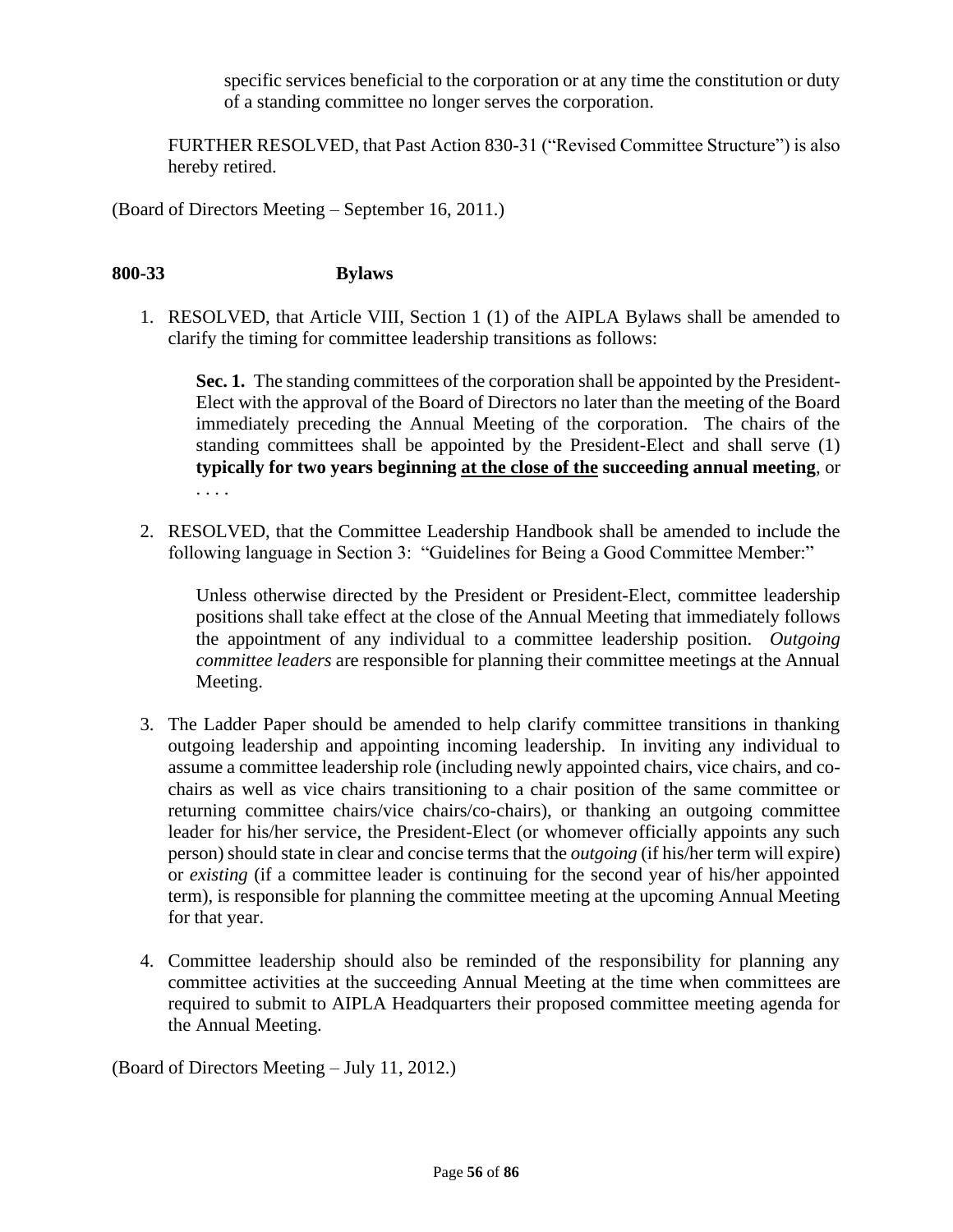specific services beneficial to the corporation or at any time the constitution or duty of a standing committee no longer serves the corporation.

FURTHER RESOLVED, that Past Action 830-31 ("Revised Committee Structure") is also hereby retired.

(Board of Directors Meeting – September 16, 2011.)

### 800-33 Bylaws

1. RESOLVED, that Article VIII, Section 1 (1) of the AIPLA Bylaws shall be amended to clarify the timing for committee leadership transitions as follows:

   **Sec. 1.** The standing committees of the corporation shall be appointed by the President-Elect with the approval of the Board of Directors no later than the meeting of the Board immediately preceding the Annual Meeting of the corporation. The chairs of the standing committees shall be appointed by the President-Elect and shall serve (1) **typically for two years beginning <u>at the close of the</u> succeeding annual meeting**, or . . . .

2. RESOLVED, that the Committee Leadership Handbook shall be amended to include the following language in Section 3: "Guidelines for Being a Good Committee Member:"

   Unless otherwise directed by the President or President-Elect, committee leadership positions shall take effect at the close of the Annual Meeting that immediately follows the appointment of any individual to a committee leadership position. *Outgoing committee leaders* are responsible for planning their committee meetings at the Annual Meeting.

3. The Ladder Paper should be amended to help clarify committee transitions in thanking outgoing leadership and appointing incoming leadership. In inviting any individual to assume a committee leadership role (including newly appointed chairs, vice chairs, and co-chairs as well as vice chairs transitioning to a chair position of the same committee or returning committee chairs/vice chairs/co-chairs), or thanking an outgoing committee leader for his/her service, the President-Elect (or whomever officially appoints any such person) should state in clear and concise terms that the *outgoing* (if his/her term will expire) or *existing* (if a committee leader is continuing for the second year of his/her appointed term), is responsible for planning the committee meeting at the upcoming Annual Meeting for that year.

4. Committee leadership should also be reminded of the responsibility for planning any committee activities at the succeeding Annual Meeting at the time when committees are required to submit to AIPLA Headquarters their proposed committee meeting agenda for the Annual Meeting.

(Board of Directors Meeting – July 11, 2012.)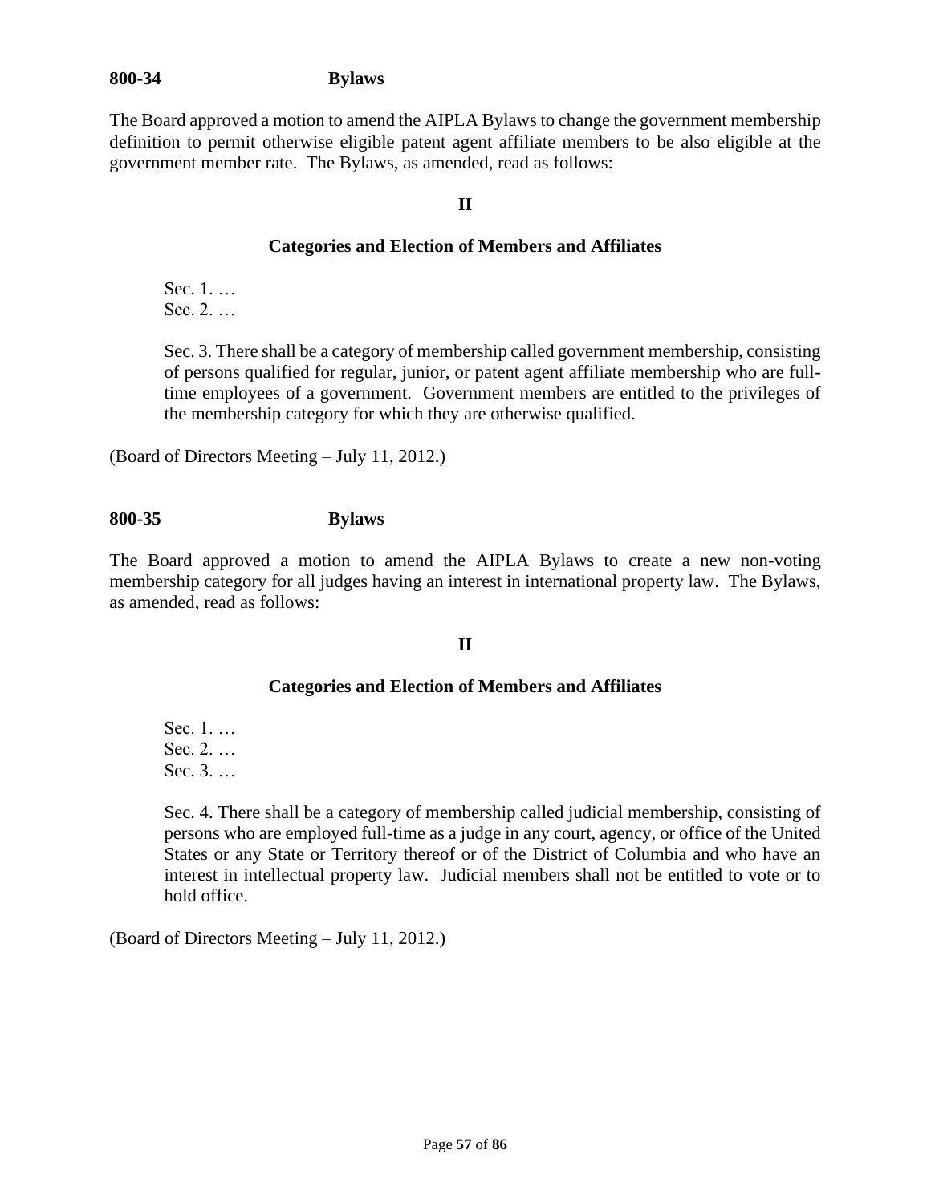**800-34 Bylaws**

The Board approved a motion to amend the AIPLA Bylaws to change the government membership definition to permit otherwise eligible patent agent affiliate members to be also eligible at the government member rate. The Bylaws, as amended, read as follows:

**II**

**Categories and Election of Members and Affiliates**

> Sec. 1. …
> Sec. 2. …
>
> Sec. 3. There shall be a category of membership called government membership, consisting of persons qualified for regular, junior, or patent agent affiliate membership who are full-time employees of a government. Government members are entitled to the privileges of the membership category for which they are otherwise qualified.

(Board of Directors Meeting – July 11, 2012.)

**800-35 Bylaws**

The Board approved a motion to amend the AIPLA Bylaws to create a new non-voting membership category for all judges having an interest in international property law. The Bylaws, as amended, read as follows:

**II**

**Categories and Election of Members and Affiliates**

> Sec. 1. …
> Sec. 2. …
> Sec. 3. …
>
> Sec. 4. There shall be a category of membership called judicial membership, consisting of persons who are employed full-time as a judge in any court, agency, or office of the United States or any State or Territory thereof or of the District of Columbia and who have an interest in intellectual property law. Judicial members shall not be entitled to vote or to hold office.

(Board of Directors Meeting – July 11, 2012.)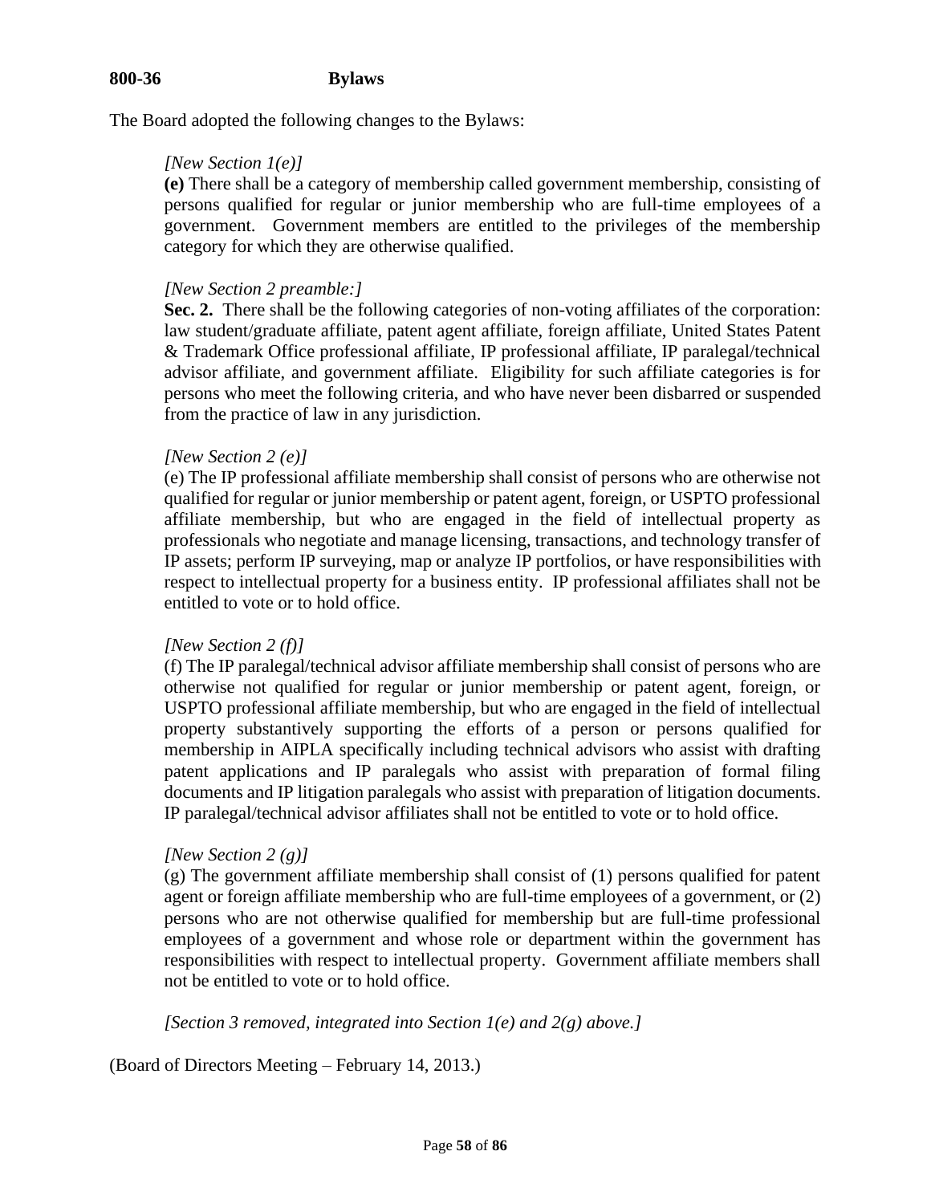**800-36 Bylaws**

The Board adopted the following changes to the Bylaws:

*[New Section 1(e)]*
**(e)** There shall be a category of membership called government membership, consisting of persons qualified for regular or junior membership who are full-time employees of a government. Government members are entitled to the privileges of the membership category for which they are otherwise qualified.

*[New Section 2 preamble:]*
**Sec. 2.** There shall be the following categories of non-voting affiliates of the corporation: law student/graduate affiliate, patent agent affiliate, foreign affiliate, United States Patent & Trademark Office professional affiliate, IP professional affiliate, IP paralegal/technical advisor affiliate, and government affiliate. Eligibility for such affiliate categories is for persons who meet the following criteria, and who have never been disbarred or suspended from the practice of law in any jurisdiction.

*[New Section 2 (e)]*
(e) The IP professional affiliate membership shall consist of persons who are otherwise not qualified for regular or junior membership or patent agent, foreign, or USPTO professional affiliate membership, but who are engaged in the field of intellectual property as professionals who negotiate and manage licensing, transactions, and technology transfer of IP assets; perform IP surveying, map or analyze IP portfolios, or have responsibilities with respect to intellectual property for a business entity. IP professional affiliates shall not be entitled to vote or to hold office.

*[New Section 2 (f)]*
(f) The IP paralegal/technical advisor affiliate membership shall consist of persons who are otherwise not qualified for regular or junior membership or patent agent, foreign, or USPTO professional affiliate membership, but who are engaged in the field of intellectual property substantively supporting the efforts of a person or persons qualified for membership in AIPLA specifically including technical advisors who assist with drafting patent applications and IP paralegals who assist with preparation of formal filing documents and IP litigation paralegals who assist with preparation of litigation documents. IP paralegal/technical advisor affiliates shall not be entitled to vote or to hold office.

*[New Section 2 (g)]*
(g) The government affiliate membership shall consist of (1) persons qualified for patent agent or foreign affiliate membership who are full-time employees of a government, or (2) persons who are not otherwise qualified for membership but are full-time professional employees of a government and whose role or department within the government has responsibilities with respect to intellectual property. Government affiliate members shall not be entitled to vote or to hold office.

*[Section 3 removed, integrated into Section 1(e) and 2(g) above.]*

(Board of Directors Meeting – February 14, 2013.)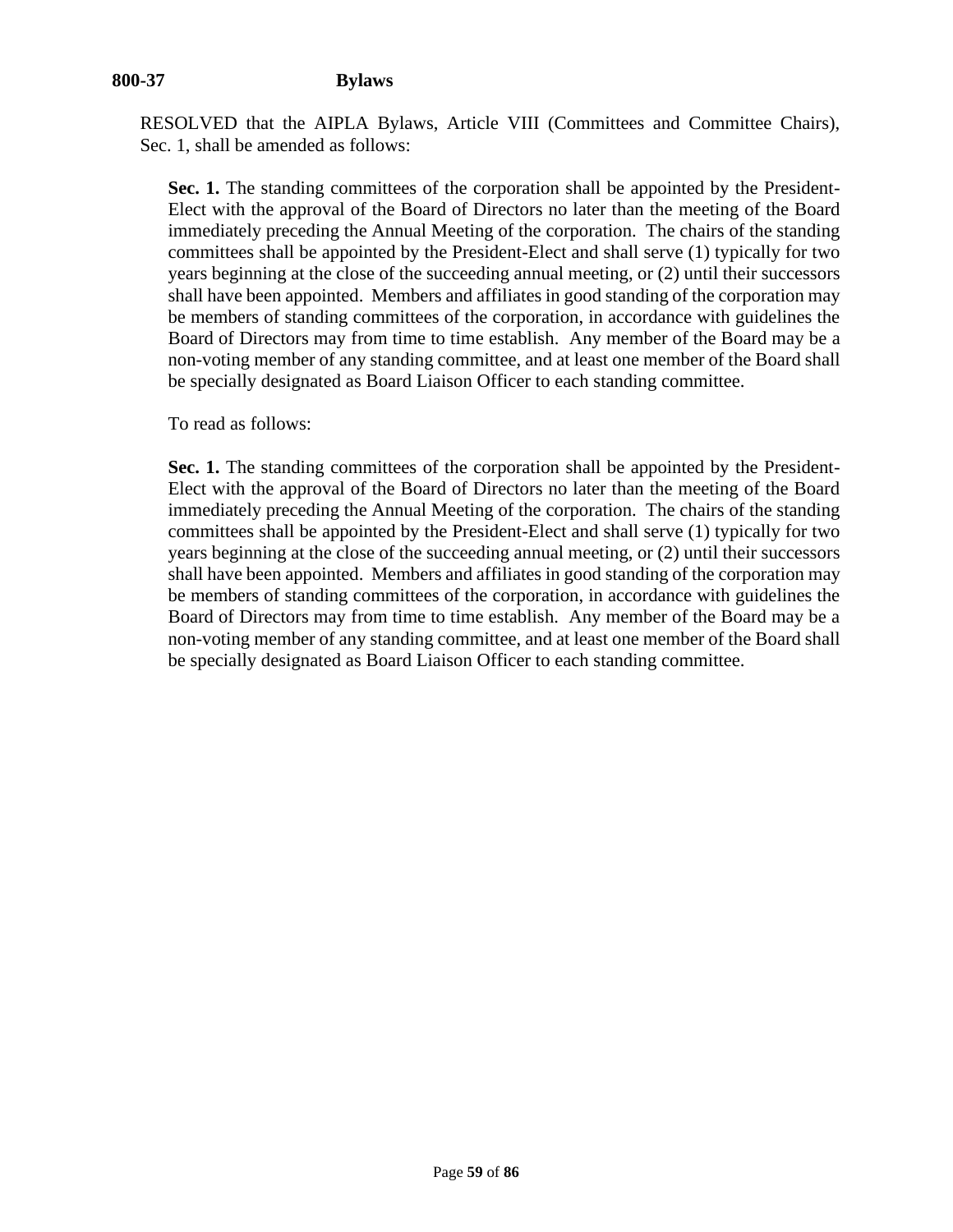**800-37 Bylaws**

RESOLVED that the AIPLA Bylaws, Article VIII (Committees and Committee Chairs), Sec. 1, shall be amended as follows:

> **Sec. 1.** The standing committees of the corporation shall be appointed by the President-Elect with the approval of the Board of Directors no later than the meeting of the Board immediately preceding the Annual Meeting of the corporation. The chairs of the standing committees shall be appointed by the President-Elect and shall serve (1) typically for two years beginning at the close of the succeeding annual meeting, or (2) until their successors shall have been appointed. Members and affiliates in good standing of the corporation may be members of standing committees of the corporation, in accordance with guidelines the Board of Directors may from time to time establish. Any member of the Board may be a non-voting member of any standing committee, and at least one member of the Board shall be specially designated as Board Liaison Officer to each standing committee.
>
> To read as follows:
>
> **Sec. 1.** The standing committees of the corporation shall be appointed by the President-Elect with the approval of the Board of Directors no later than the meeting of the Board immediately preceding the Annual Meeting of the corporation. The chairs of the standing committees shall be appointed by the President-Elect and shall serve (1) typically for two years beginning at the close of the succeeding annual meeting, or (2) until their successors shall have been appointed. Members and affiliates in good standing of the corporation may be members of standing committees of the corporation, in accordance with guidelines the Board of Directors may from time to time establish. Any member of the Board may be a non-voting member of any standing committee, and at least one member of the Board shall be specially designated as Board Liaison Officer to each standing committee.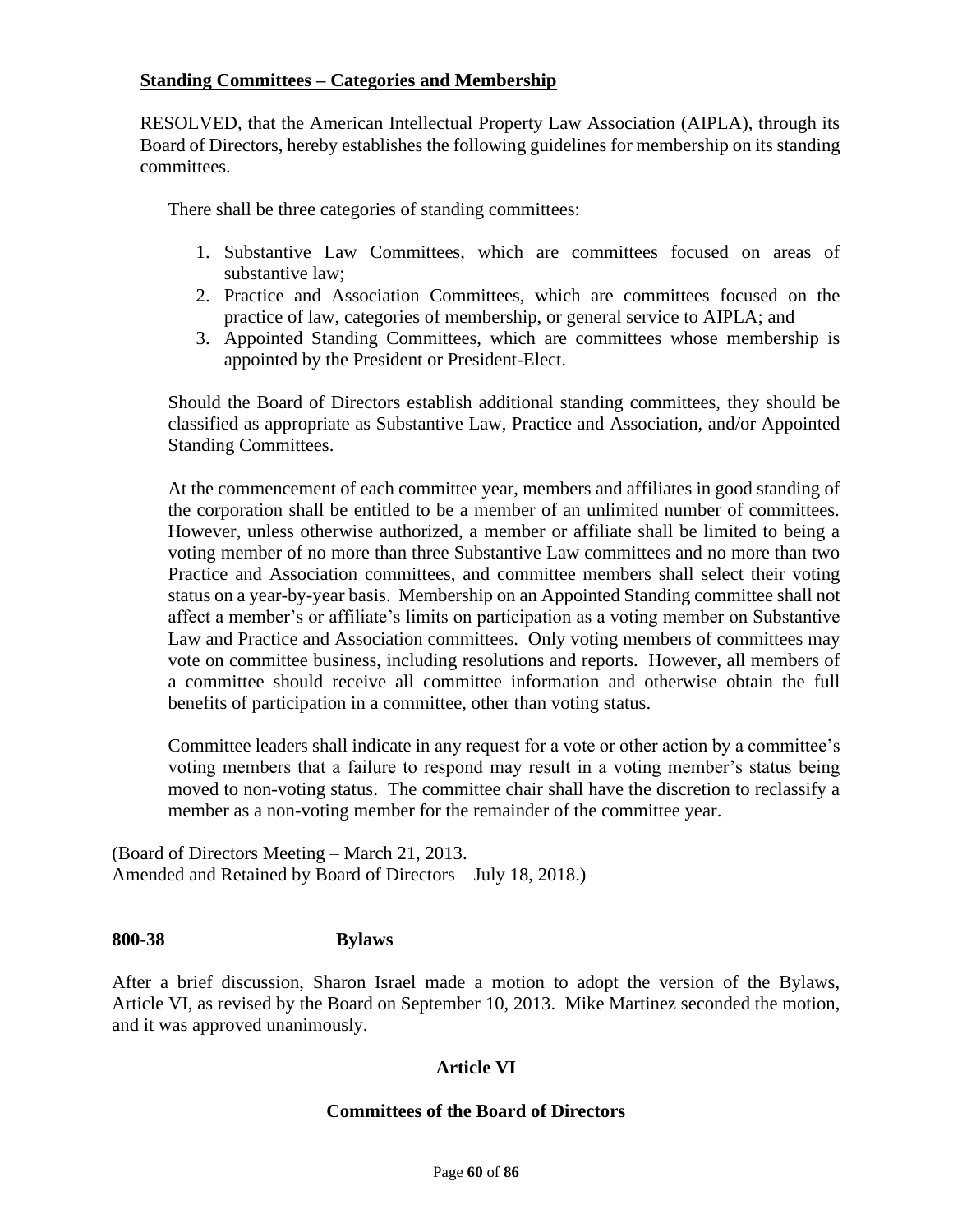**Standing Committees – Categories and Membership**

RESOLVED, that the American Intellectual Property Law Association (AIPLA), through its Board of Directors, hereby establishes the following guidelines for membership on its standing committees.

There shall be three categories of standing committees:

1. Substantive Law Committees, which are committees focused on areas of substantive law;
2. Practice and Association Committees, which are committees focused on the practice of law, categories of membership, or general service to AIPLA; and
3. Appointed Standing Committees, which are committees whose membership is appointed by the President or President-Elect.

Should the Board of Directors establish additional standing committees, they should be classified as appropriate as Substantive Law, Practice and Association, and/or Appointed Standing Committees.

At the commencement of each committee year, members and affiliates in good standing of the corporation shall be entitled to be a member of an unlimited number of committees. However, unless otherwise authorized, a member or affiliate shall be limited to being a voting member of no more than three Substantive Law committees and no more than two Practice and Association committees, and committee members shall select their voting status on a year-by-year basis. Membership on an Appointed Standing committee shall not affect a member's or affiliate's limits on participation as a voting member on Substantive Law and Practice and Association committees. Only voting members of committees may vote on committee business, including resolutions and reports. However, all members of a committee should receive all committee information and otherwise obtain the full benefits of participation in a committee, other than voting status.

Committee leaders shall indicate in any request for a vote or other action by a committee's voting members that a failure to respond may result in a voting member's status being moved to non-voting status. The committee chair shall have the discretion to reclassify a member as a non-voting member for the remainder of the committee year.

(Board of Directors Meeting – March 21, 2013.
Amended and Retained by Board of Directors – July 18, 2018.)

**800-38 Bylaws**

After a brief discussion, Sharon Israel made a motion to adopt the version of the Bylaws, Article VI, as revised by the Board on September 10, 2013. Mike Martinez seconded the motion, and it was approved unanimously.

**Article VI**

**Committees of the Board of Directors**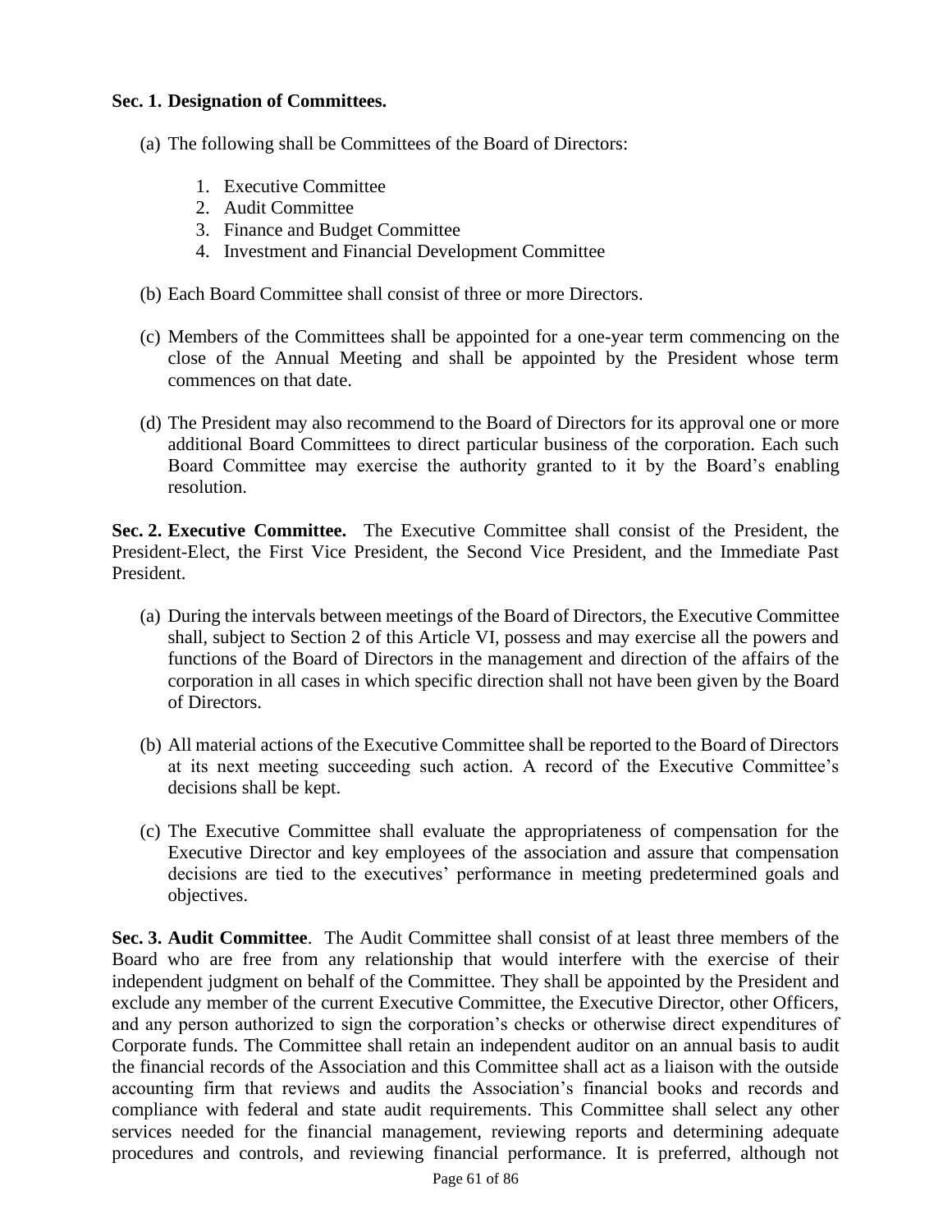**Sec. 1. Designation of Committees.**

(a) The following shall be Committees of the Board of Directors:

1. Executive Committee
2. Audit Committee
3. Finance and Budget Committee
4. Investment and Financial Development Committee

(b) Each Board Committee shall consist of three or more Directors.

(c) Members of the Committees shall be appointed for a one-year term commencing on the close of the Annual Meeting and shall be appointed by the President whose term commences on that date.

(d) The President may also recommend to the Board of Directors for its approval one or more additional Board Committees to direct particular business of the corporation. Each such Board Committee may exercise the authority granted to it by the Board's enabling resolution.

**Sec. 2. Executive Committee.** The Executive Committee shall consist of the President, the President-Elect, the First Vice President, the Second Vice President, and the Immediate Past President.

(a) During the intervals between meetings of the Board of Directors, the Executive Committee shall, subject to Section 2 of this Article VI, possess and may exercise all the powers and functions of the Board of Directors in the management and direction of the affairs of the corporation in all cases in which specific direction shall not have been given by the Board of Directors.

(b) All material actions of the Executive Committee shall be reported to the Board of Directors at its next meeting succeeding such action. A record of the Executive Committee's decisions shall be kept.

(c) The Executive Committee shall evaluate the appropriateness of compensation for the Executive Director and key employees of the association and assure that compensation decisions are tied to the executives' performance in meeting predetermined goals and objectives.

**Sec. 3. Audit Committee**. The Audit Committee shall consist of at least three members of the Board who are free from any relationship that would interfere with the exercise of their independent judgment on behalf of the Committee. They shall be appointed by the President and exclude any member of the current Executive Committee, the Executive Director, other Officers, and any person authorized to sign the corporation's checks or otherwise direct expenditures of Corporate funds. The Committee shall retain an independent auditor on an annual basis to audit the financial records of the Association and this Committee shall act as a liaison with the outside accounting firm that reviews and audits the Association's financial books and records and compliance with federal and state audit requirements. This Committee shall select any other services needed for the financial management, reviewing reports and determining adequate procedures and controls, and reviewing financial performance. It is preferred, although not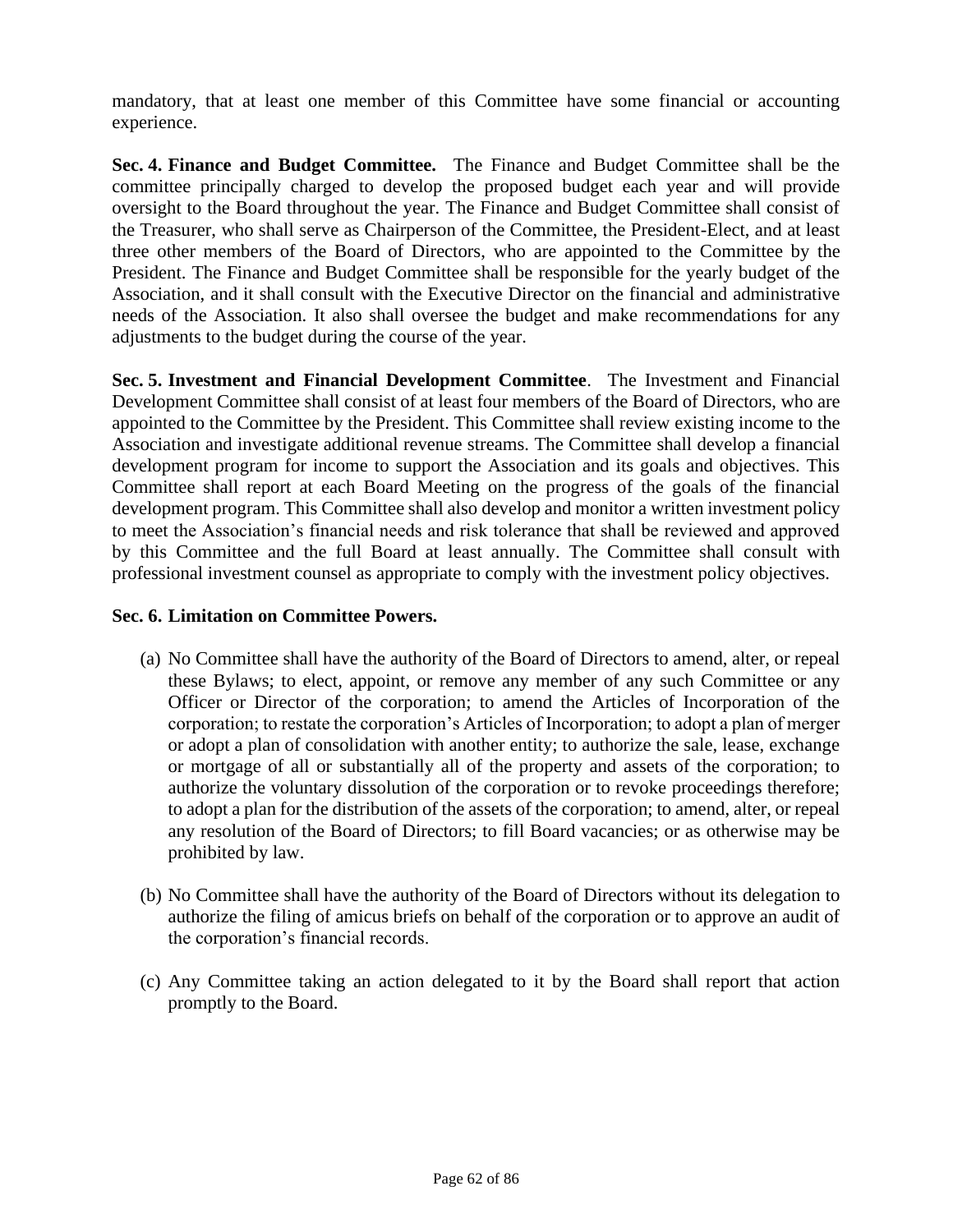mandatory, that at least one member of this Committee have some financial or accounting experience.

**Sec. 4. Finance and Budget Committee.** The Finance and Budget Committee shall be the committee principally charged to develop the proposed budget each year and will provide oversight to the Board throughout the year. The Finance and Budget Committee shall consist of the Treasurer, who shall serve as Chairperson of the Committee, the President-Elect, and at least three other members of the Board of Directors, who are appointed to the Committee by the President. The Finance and Budget Committee shall be responsible for the yearly budget of the Association, and it shall consult with the Executive Director on the financial and administrative needs of the Association. It also shall oversee the budget and make recommendations for any adjustments to the budget during the course of the year.

**Sec. 5. Investment and Financial Development Committee**. The Investment and Financial Development Committee shall consist of at least four members of the Board of Directors, who are appointed to the Committee by the President. This Committee shall review existing income to the Association and investigate additional revenue streams. The Committee shall develop a financial development program for income to support the Association and its goals and objectives. This Committee shall report at each Board Meeting on the progress of the goals of the financial development program. This Committee shall also develop and monitor a written investment policy to meet the Association's financial needs and risk tolerance that shall be reviewed and approved by this Committee and the full Board at least annually. The Committee shall consult with professional investment counsel as appropriate to comply with the investment policy objectives.

**Sec. 6. Limitation on Committee Powers.**

(a) No Committee shall have the authority of the Board of Directors to amend, alter, or repeal these Bylaws; to elect, appoint, or remove any member of any such Committee or any Officer or Director of the corporation; to amend the Articles of Incorporation of the corporation; to restate the corporation's Articles of Incorporation; to adopt a plan of merger or adopt a plan of consolidation with another entity; to authorize the sale, lease, exchange or mortgage of all or substantially all of the property and assets of the corporation; to authorize the voluntary dissolution of the corporation or to revoke proceedings therefore; to adopt a plan for the distribution of the assets of the corporation; to amend, alter, or repeal any resolution of the Board of Directors; to fill Board vacancies; or as otherwise may be prohibited by law.

(b) No Committee shall have the authority of the Board of Directors without its delegation to authorize the filing of amicus briefs on behalf of the corporation or to approve an audit of the corporation's financial records.

(c) Any Committee taking an action delegated to it by the Board shall report that action promptly to the Board.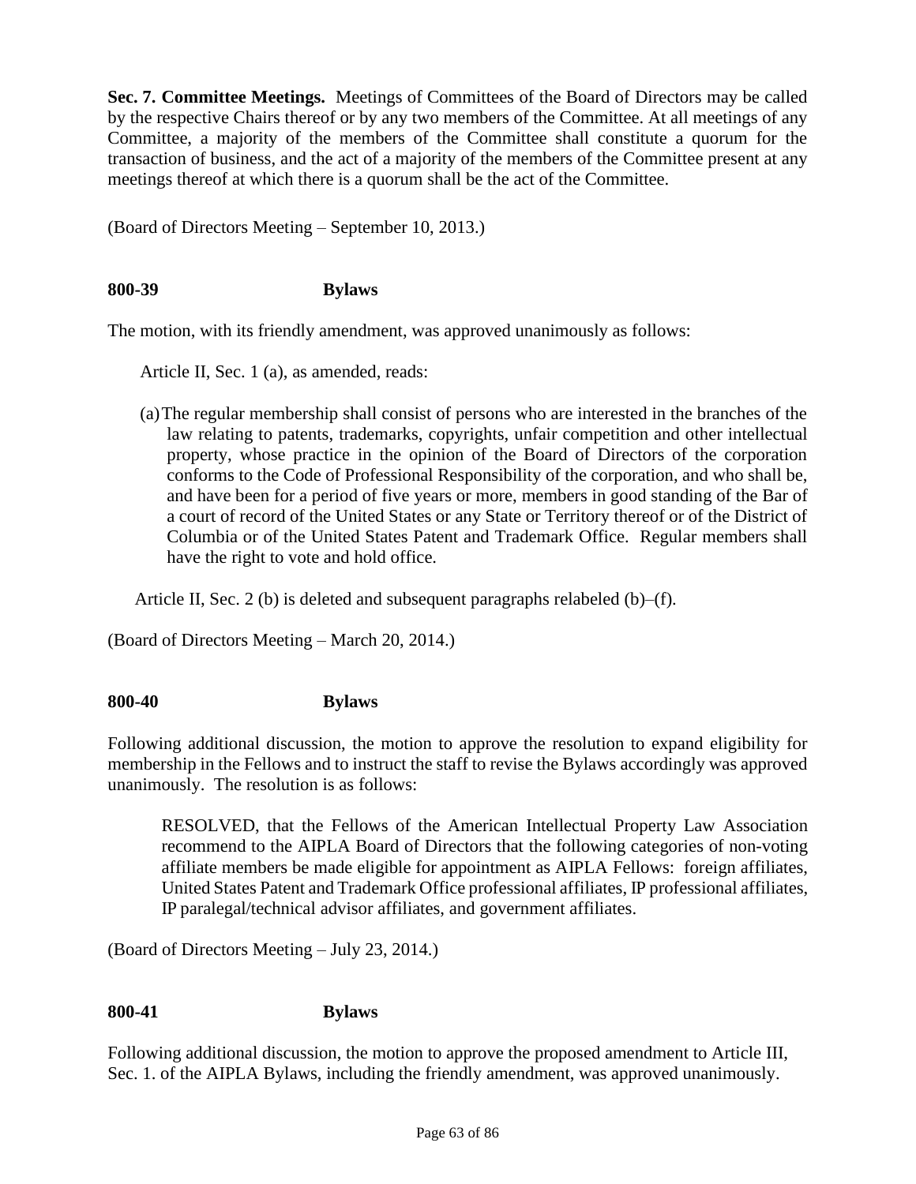**Sec. 7. Committee Meetings.** Meetings of Committees of the Board of Directors may be called by the respective Chairs thereof or by any two members of the Committee. At all meetings of any Committee, a majority of the members of the Committee shall constitute a quorum for the transaction of business, and the act of a majority of the members of the Committee present at any meetings thereof at which there is a quorum shall be the act of the Committee.

(Board of Directors Meeting – September 10, 2013.)

**800-39 Bylaws**

The motion, with its friendly amendment, was approved unanimously as follows:

Article II, Sec. 1 (a), as amended, reads:

(a) The regular membership shall consist of persons who are interested in the branches of the law relating to patents, trademarks, copyrights, unfair competition and other intellectual property, whose practice in the opinion of the Board of Directors of the corporation conforms to the Code of Professional Responsibility of the corporation, and who shall be, and have been for a period of five years or more, members in good standing of the Bar of a court of record of the United States or any State or Territory thereof or of the District of Columbia or of the United States Patent and Trademark Office. Regular members shall have the right to vote and hold office.

Article II, Sec. 2 (b) is deleted and subsequent paragraphs relabeled (b)–(f).

(Board of Directors Meeting – March 20, 2014.)

**800-40 Bylaws**

Following additional discussion, the motion to approve the resolution to expand eligibility for membership in the Fellows and to instruct the staff to revise the Bylaws accordingly was approved unanimously. The resolution is as follows:

> RESOLVED, that the Fellows of the American Intellectual Property Law Association recommend to the AIPLA Board of Directors that the following categories of non-voting affiliate members be made eligible for appointment as AIPLA Fellows: foreign affiliates, United States Patent and Trademark Office professional affiliates, IP professional affiliates, IP paralegal/technical advisor affiliates, and government affiliates.

(Board of Directors Meeting – July 23, 2014.)

**800-41 Bylaws**

Following additional discussion, the motion to approve the proposed amendment to Article III, Sec. 1. of the AIPLA Bylaws, including the friendly amendment, was approved unanimously.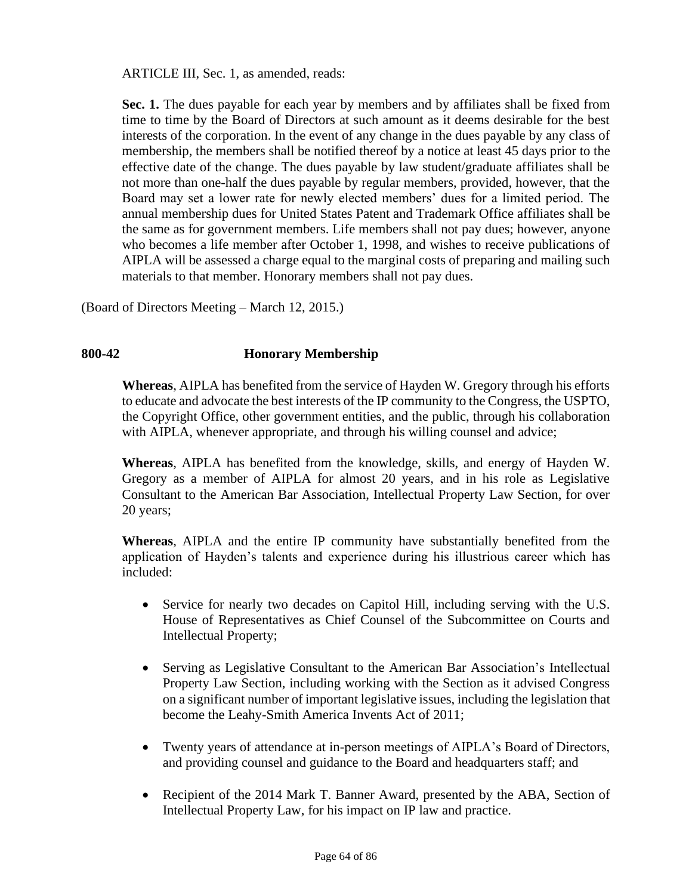ARTICLE III, Sec. 1, as amended, reads:

> **Sec. 1.** The dues payable for each year by members and by affiliates shall be fixed from time to time by the Board of Directors at such amount as it deems desirable for the best interests of the corporation. In the event of any change in the dues payable by any class of membership, the members shall be notified thereof by a notice at least 45 days prior to the effective date of the change. The dues payable by law student/graduate affiliates shall be not more than one-half the dues payable by regular members, provided, however, that the Board may set a lower rate for newly elected members' dues for a limited period. The annual membership dues for United States Patent and Trademark Office affiliates shall be the same as for government members. Life members shall not pay dues; however, anyone who becomes a life member after October 1, 1998, and wishes to receive publications of AIPLA will be assessed a charge equal to the marginal costs of preparing and mailing such materials to that member. Honorary members shall not pay dues.

(Board of Directors Meeting – March 12, 2015.)

### 800-42 Honorary Membership

**Whereas**, AIPLA has benefited from the service of Hayden W. Gregory through his efforts to educate and advocate the best interests of the IP community to the Congress, the USPTO, the Copyright Office, other government entities, and the public, through his collaboration with AIPLA, whenever appropriate, and through his willing counsel and advice;

**Whereas**, AIPLA has benefited from the knowledge, skills, and energy of Hayden W. Gregory as a member of AIPLA for almost 20 years, and in his role as Legislative Consultant to the American Bar Association, Intellectual Property Law Section, for over 20 years;

**Whereas**, AIPLA and the entire IP community have substantially benefited from the application of Hayden's talents and experience during his illustrious career which has included:

- Service for nearly two decades on Capitol Hill, including serving with the U.S. House of Representatives as Chief Counsel of the Subcommittee on Courts and Intellectual Property;
- Serving as Legislative Consultant to the American Bar Association's Intellectual Property Law Section, including working with the Section as it advised Congress on a significant number of important legislative issues, including the legislation that become the Leahy-Smith America Invents Act of 2011;
- Twenty years of attendance at in-person meetings of AIPLA's Board of Directors, and providing counsel and guidance to the Board and headquarters staff; and
- Recipient of the 2014 Mark T. Banner Award, presented by the ABA, Section of Intellectual Property Law, for his impact on IP law and practice.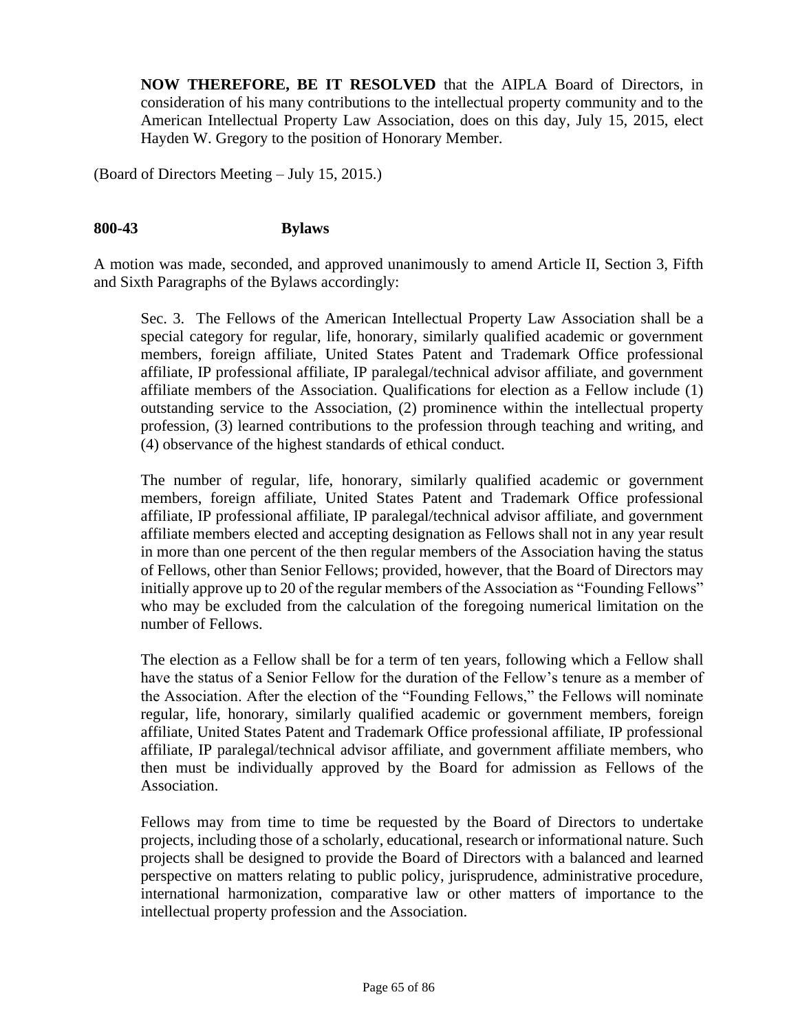> **NOW THEREFORE, BE IT RESOLVED** that the AIPLA Board of Directors, in consideration of his many contributions to the intellectual property community and to the American Intellectual Property Law Association, does on this day, July 15, 2015, elect Hayden W. Gregory to the position of Honorary Member.

(Board of Directors Meeting – July 15, 2015.)

**800-43 Bylaws**

A motion was made, seconded, and approved unanimously to amend Article II, Section 3, Fifth and Sixth Paragraphs of the Bylaws accordingly:

> Sec. 3. The Fellows of the American Intellectual Property Law Association shall be a special category for regular, life, honorary, similarly qualified academic or government members, foreign affiliate, United States Patent and Trademark Office professional affiliate, IP professional affiliate, IP paralegal/technical advisor affiliate, and government affiliate members of the Association. Qualifications for election as a Fellow include (1) outstanding service to the Association, (2) prominence within the intellectual property profession, (3) learned contributions to the profession through teaching and writing, and (4) observance of the highest standards of ethical conduct.
>
> The number of regular, life, honorary, similarly qualified academic or government members, foreign affiliate, United States Patent and Trademark Office professional affiliate, IP professional affiliate, IP paralegal/technical advisor affiliate, and government affiliate members elected and accepting designation as Fellows shall not in any year result in more than one percent of the then regular members of the Association having the status of Fellows, other than Senior Fellows; provided, however, that the Board of Directors may initially approve up to 20 of the regular members of the Association as "Founding Fellows" who may be excluded from the calculation of the foregoing numerical limitation on the number of Fellows.
>
> The election as a Fellow shall be for a term of ten years, following which a Fellow shall have the status of a Senior Fellow for the duration of the Fellow's tenure as a member of the Association. After the election of the "Founding Fellows," the Fellows will nominate regular, life, honorary, similarly qualified academic or government members, foreign affiliate, United States Patent and Trademark Office professional affiliate, IP professional affiliate, IP paralegal/technical advisor affiliate, and government affiliate members, who then must be individually approved by the Board for admission as Fellows of the Association.
>
> Fellows may from time to time be requested by the Board of Directors to undertake projects, including those of a scholarly, educational, research or informational nature. Such projects shall be designed to provide the Board of Directors with a balanced and learned perspective on matters relating to public policy, jurisprudence, administrative procedure, international harmonization, comparative law or other matters of importance to the intellectual property profession and the Association.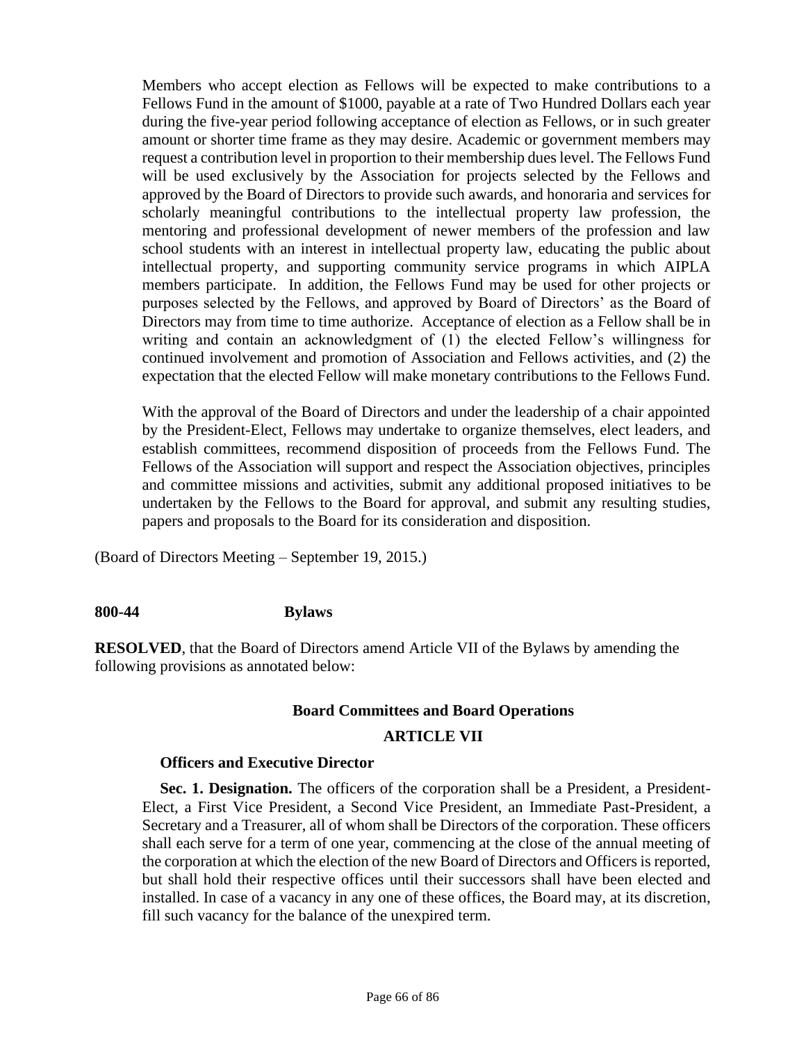Members who accept election as Fellows will be expected to make contributions to a Fellows Fund in the amount of $1000, payable at a rate of Two Hundred Dollars each year during the five-year period following acceptance of election as Fellows, or in such greater amount or shorter time frame as they may desire. Academic or government members may request a contribution level in proportion to their membership dues level. The Fellows Fund will be used exclusively by the Association for projects selected by the Fellows and approved by the Board of Directors to provide such awards, and honoraria and services for scholarly meaningful contributions to the intellectual property law profession, the mentoring and professional development of newer members of the profession and law school students with an interest in intellectual property law, educating the public about intellectual property, and supporting community service programs in which AIPLA members participate. In addition, the Fellows Fund may be used for other projects or purposes selected by the Fellows, and approved by Board of Directors' as the Board of Directors may from time to time authorize. Acceptance of election as a Fellow shall be in writing and contain an acknowledgment of (1) the elected Fellow's willingness for continued involvement and promotion of Association and Fellows activities, and (2) the expectation that the elected Fellow will make monetary contributions to the Fellows Fund.

With the approval of the Board of Directors and under the leadership of a chair appointed by the President-Elect, Fellows may undertake to organize themselves, elect leaders, and establish committees, recommend disposition of proceeds from the Fellows Fund. The Fellows of the Association will support and respect the Association objectives, principles and committee missions and activities, submit any additional proposed initiatives to be undertaken by the Fellows to the Board for approval, and submit any resulting studies, papers and proposals to the Board for its consideration and disposition.

(Board of Directors Meeting – September 19, 2015.)

**800-44 Bylaws**

**RESOLVED**, that the Board of Directors amend Article VII of the Bylaws by amending the following provisions as annotated below:

**Board Committees and Board Operations**

**ARTICLE VII**

**Officers and Executive Director**

**Sec. 1. Designation.** The officers of the corporation shall be a President, a President-Elect, a First Vice President, a Second Vice President, an Immediate Past-President, a Secretary and a Treasurer, all of whom shall be Directors of the corporation. These officers shall each serve for a term of one year, commencing at the close of the annual meeting of the corporation at which the election of the new Board of Directors and Officers is reported, but shall hold their respective offices until their successors shall have been elected and installed. In case of a vacancy in any one of these offices, the Board may, at its discretion, fill such vacancy for the balance of the unexpired term.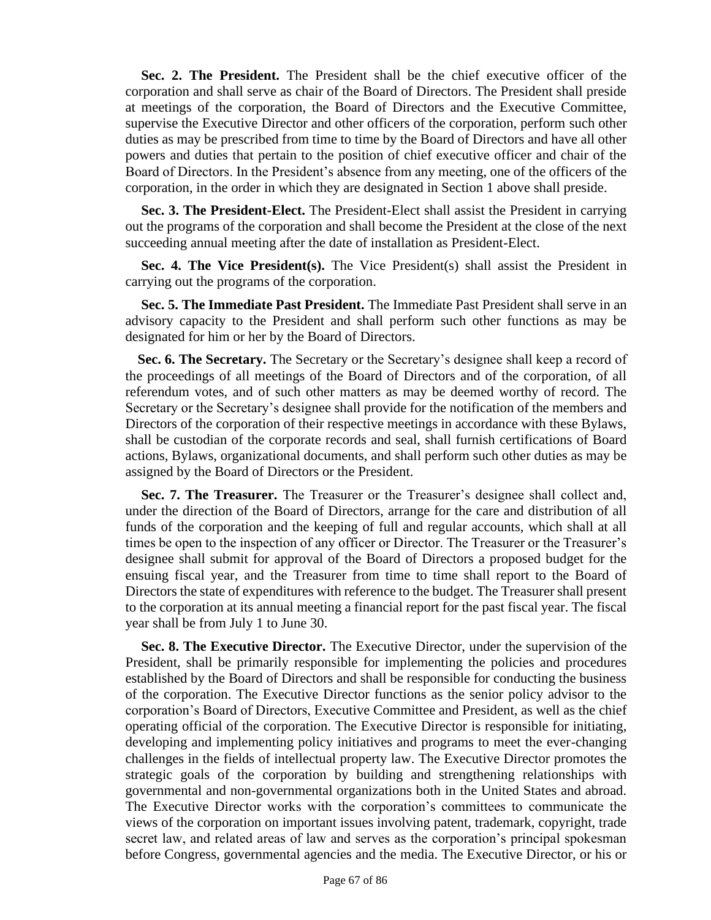**Sec. 2. The President.** The President shall be the chief executive officer of the corporation and shall serve as chair of the Board of Directors. The President shall preside at meetings of the corporation, the Board of Directors and the Executive Committee, supervise the Executive Director and other officers of the corporation, perform such other duties as may be prescribed from time to time by the Board of Directors and have all other powers and duties that pertain to the position of chief executive officer and chair of the Board of Directors. In the President's absence from any meeting, one of the officers of the corporation, in the order in which they are designated in Section 1 above shall preside.

**Sec. 3. The President-Elect.** The President-Elect shall assist the President in carrying out the programs of the corporation and shall become the President at the close of the next succeeding annual meeting after the date of installation as President-Elect.

**Sec. 4. The Vice President(s).** The Vice President(s) shall assist the President in carrying out the programs of the corporation.

**Sec. 5. The Immediate Past President.** The Immediate Past President shall serve in an advisory capacity to the President and shall perform such other functions as may be designated for him or her by the Board of Directors.

**Sec. 6. The Secretary.** The Secretary or the Secretary's designee shall keep a record of the proceedings of all meetings of the Board of Directors and of the corporation, of all referendum votes, and of such other matters as may be deemed worthy of record. The Secretary or the Secretary's designee shall provide for the notification of the members and Directors of the corporation of their respective meetings in accordance with these Bylaws, shall be custodian of the corporate records and seal, shall furnish certifications of Board actions, Bylaws, organizational documents, and shall perform such other duties as may be assigned by the Board of Directors or the President.

**Sec. 7. The Treasurer.** The Treasurer or the Treasurer's designee shall collect and, under the direction of the Board of Directors, arrange for the care and distribution of all funds of the corporation and the keeping of full and regular accounts, which shall at all times be open to the inspection of any officer or Director. The Treasurer or the Treasurer's designee shall submit for approval of the Board of Directors a proposed budget for the ensuing fiscal year, and the Treasurer from time to time shall report to the Board of Directors the state of expenditures with reference to the budget. The Treasurer shall present to the corporation at its annual meeting a financial report for the past fiscal year. The fiscal year shall be from July 1 to June 30.

**Sec. 8. The Executive Director.** The Executive Director, under the supervision of the President, shall be primarily responsible for implementing the policies and procedures established by the Board of Directors and shall be responsible for conducting the business of the corporation. The Executive Director functions as the senior policy advisor to the corporation's Board of Directors, Executive Committee and President, as well as the chief operating official of the corporation. The Executive Director is responsible for initiating, developing and implementing policy initiatives and programs to meet the ever-changing challenges in the fields of intellectual property law. The Executive Director promotes the strategic goals of the corporation by building and strengthening relationships with governmental and non-governmental organizations both in the United States and abroad. The Executive Director works with the corporation's committees to communicate the views of the corporation on important issues involving patent, trademark, copyright, trade secret law, and related areas of law and serves as the corporation's principal spokesman before Congress, governmental agencies and the media. The Executive Director, or his or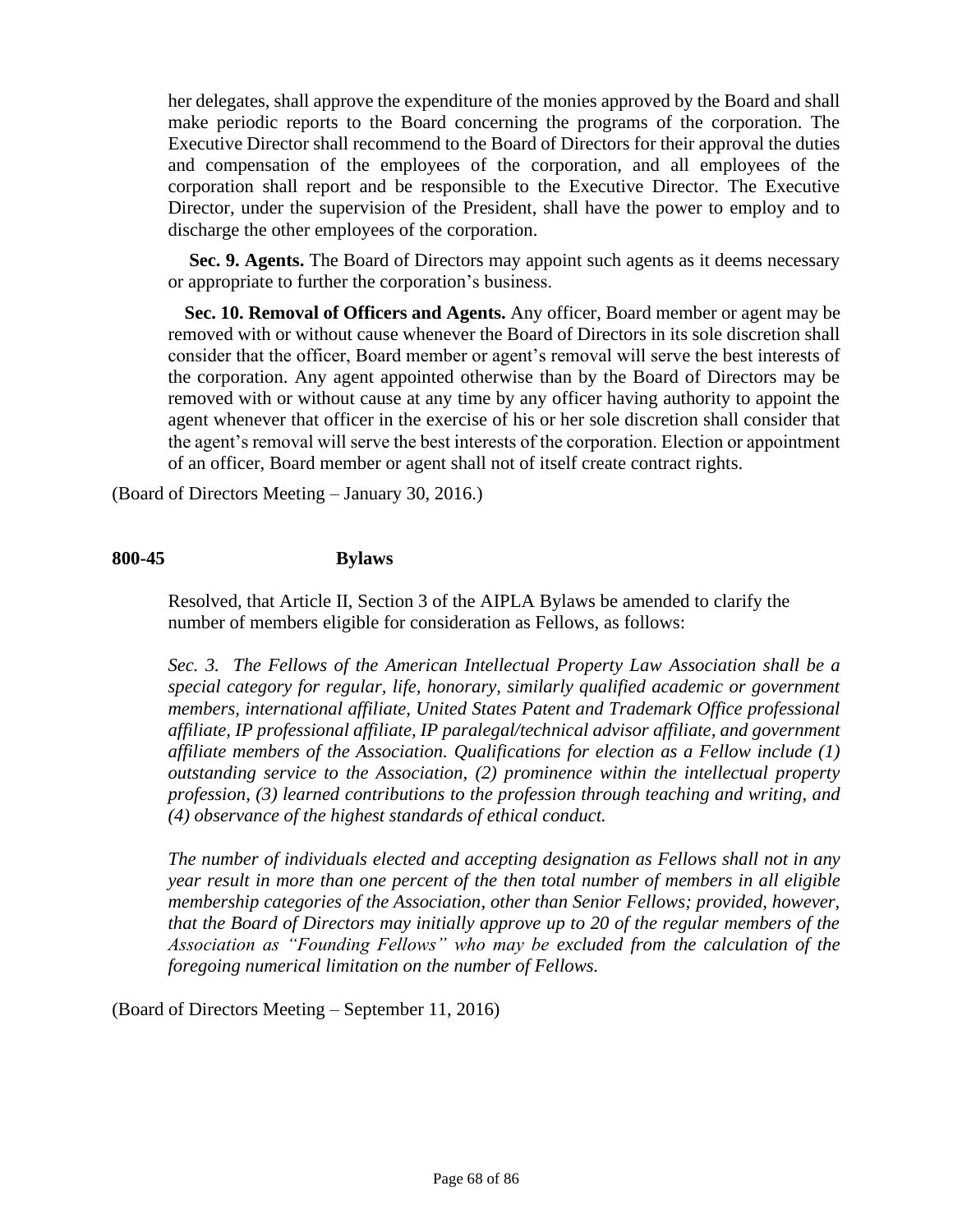her delegates, shall approve the expenditure of the monies approved by the Board and shall make periodic reports to the Board concerning the programs of the corporation. The Executive Director shall recommend to the Board of Directors for their approval the duties and compensation of the employees of the corporation, and all employees of the corporation shall report and be responsible to the Executive Director. The Executive Director, under the supervision of the President, shall have the power to employ and to discharge the other employees of the corporation.

**Sec. 9. Agents.** The Board of Directors may appoint such agents as it deems necessary or appropriate to further the corporation's business.

**Sec. 10. Removal of Officers and Agents.** Any officer, Board member or agent may be removed with or without cause whenever the Board of Directors in its sole discretion shall consider that the officer, Board member or agent's removal will serve the best interests of the corporation. Any agent appointed otherwise than by the Board of Directors may be removed with or without cause at any time by any officer having authority to appoint the agent whenever that officer in the exercise of his or her sole discretion shall consider that the agent's removal will serve the best interests of the corporation. Election or appointment of an officer, Board member or agent shall not of itself create contract rights.

(Board of Directors Meeting – January 30, 2016.)

**800-45 Bylaws**

Resolved, that Article II, Section 3 of the AIPLA Bylaws be amended to clarify the number of members eligible for consideration as Fellows, as follows:

*Sec. 3. The Fellows of the American Intellectual Property Law Association shall be a special category for regular, life, honorary, similarly qualified academic or government members, international affiliate, United States Patent and Trademark Office professional affiliate, IP professional affiliate, IP paralegal/technical advisor affiliate, and government affiliate members of the Association. Qualifications for election as a Fellow include (1) outstanding service to the Association, (2) prominence within the intellectual property profession, (3) learned contributions to the profession through teaching and writing, and (4) observance of the highest standards of ethical conduct.*

*The number of individuals elected and accepting designation as Fellows shall not in any year result in more than one percent of the then total number of members in all eligible membership categories of the Association, other than Senior Fellows; provided, however, that the Board of Directors may initially approve up to 20 of the regular members of the Association as "Founding Fellows" who may be excluded from the calculation of the foregoing numerical limitation on the number of Fellows.*

(Board of Directors Meeting – September 11, 2016)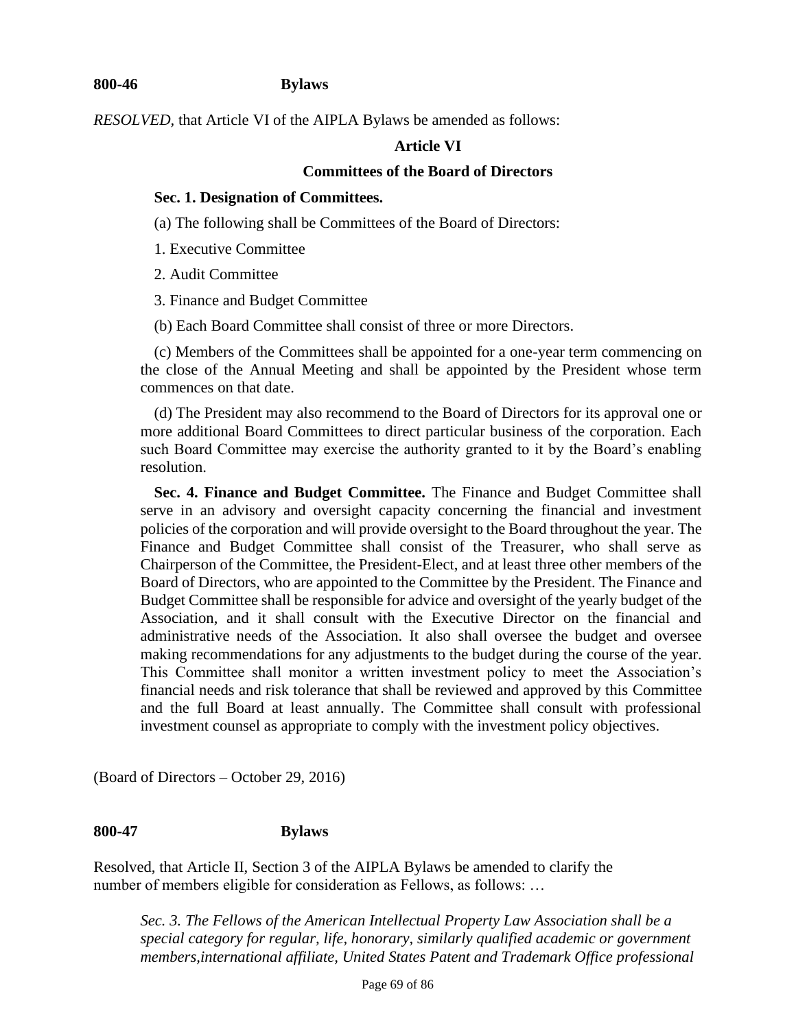**800-46 Bylaws**

*RESOLVED,* that Article VI of the AIPLA Bylaws be amended as follows:

**Article VI**

**Committees of the Board of Directors**

**Sec. 1. Designation of Committees.**

(a) The following shall be Committees of the Board of Directors:

1. Executive Committee

2. Audit Committee

3. Finance and Budget Committee

(b) Each Board Committee shall consist of three or more Directors.

(c) Members of the Committees shall be appointed for a one-year term commencing on the close of the Annual Meeting and shall be appointed by the President whose term commences on that date.

(d) The President may also recommend to the Board of Directors for its approval one or more additional Board Committees to direct particular business of the corporation. Each such Board Committee may exercise the authority granted to it by the Board's enabling resolution.

**Sec. 4. Finance and Budget Committee.** The Finance and Budget Committee shall serve in an advisory and oversight capacity concerning the financial and investment policies of the corporation and will provide oversight to the Board throughout the year. The Finance and Budget Committee shall consist of the Treasurer, who shall serve as Chairperson of the Committee, the President-Elect, and at least three other members of the Board of Directors, who are appointed to the Committee by the President. The Finance and Budget Committee shall be responsible for advice and oversight of the yearly budget of the Association, and it shall consult with the Executive Director on the financial and administrative needs of the Association. It also shall oversee the budget and oversee making recommendations for any adjustments to the budget during the course of the year. This Committee shall monitor a written investment policy to meet the Association's financial needs and risk tolerance that shall be reviewed and approved by this Committee and the full Board at least annually. The Committee shall consult with professional investment counsel as appropriate to comply with the investment policy objectives.

(Board of Directors – October 29, 2016)

**800-47 Bylaws**

Resolved, that Article II, Section 3 of the AIPLA Bylaws be amended to clarify the number of members eligible for consideration as Fellows, as follows: …

*Sec. 3. The Fellows of the American Intellectual Property Law Association shall be a special category for regular, life, honorary, similarly qualified academic or government members,international affiliate, United States Patent and Trademark Office professional*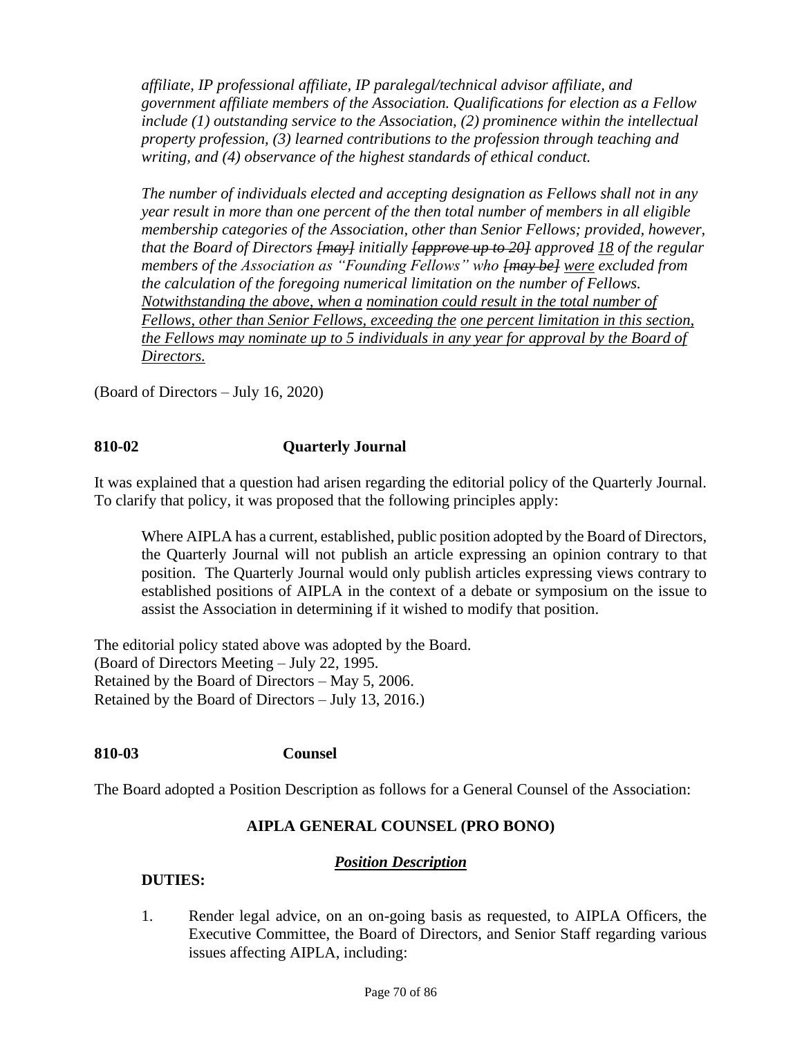*affiliate, IP professional affiliate, IP paralegal/technical advisor affiliate, and government affiliate members of the Association. Qualifications for election as a Fellow include (1) outstanding service to the Association, (2) prominence within the intellectual property profession, (3) learned contributions to the profession through teaching and writing, and (4) observance of the highest standards of ethical conduct.*

*The number of individuals elected and accepting designation as Fellows shall not in any year result in more than one percent of the then total number of members in all eligible membership categories of the Association, other than Senior Fellows; provided, however, that the Board of Directors ~~[may]~~ initially ~~[approve up to 20]~~ approve~~d~~ <u>18</u> of the regular members of the Association as "Founding Fellows" who ~~[may be]~~ <u>were</u> excluded from the calculation of the foregoing numerical limitation on the number of Fellows. <u>Notwithstanding the above, when a nomination could result in the total number of Fellows, other than Senior Fellows, exceeding the one percent limitation in this section, the Fellows may nominate up to 5 individuals in any year for approval by the Board of Directors.</u>*

(Board of Directors – July 16, 2020)

## 810-02 Quarterly Journal

It was explained that a question had arisen regarding the editorial policy of the Quarterly Journal. To clarify that policy, it was proposed that the following principles apply:

> Where AIPLA has a current, established, public position adopted by the Board of Directors, the Quarterly Journal will not publish an article expressing an opinion contrary to that position. The Quarterly Journal would only publish articles expressing views contrary to established positions of AIPLA in the context of a debate or symposium on the issue to assist the Association in determining if it wished to modify that position.

The editorial policy stated above was adopted by the Board.
(Board of Directors Meeting – July 22, 1995.
Retained by the Board of Directors – May 5, 2006.
Retained by the Board of Directors – July 13, 2016.)

## 810-03 Counsel

The Board adopted a Position Description as follows for a General Counsel of the Association:

**AIPLA GENERAL COUNSEL (PRO BONO)**

***<u>Position Description</u>***

**DUTIES:**

1. Render legal advice, on an on-going basis as requested, to AIPLA Officers, the Executive Committee, the Board of Directors, and Senior Staff regarding various issues affecting AIPLA, including: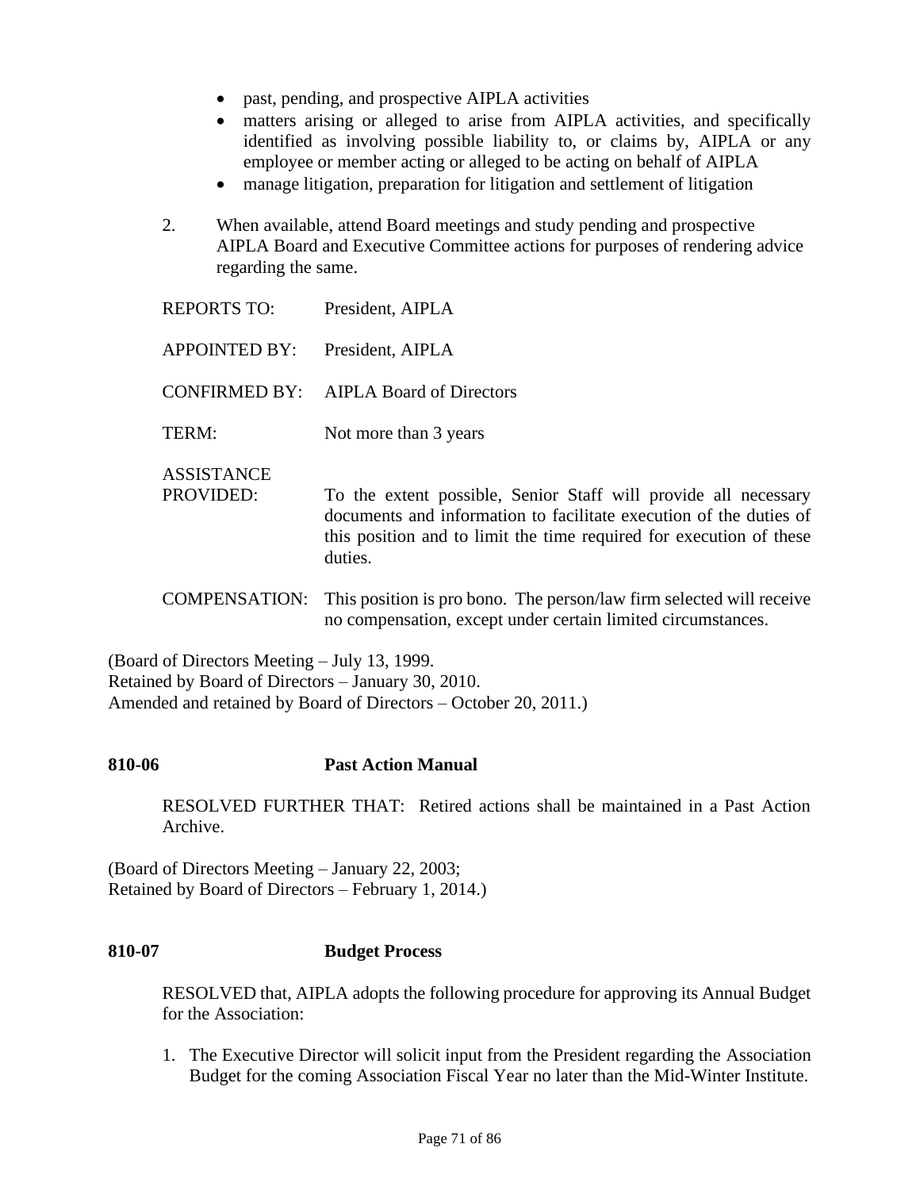- past, pending, and prospective AIPLA activities
- matters arising or alleged to arise from AIPLA activities, and specifically identified as involving possible liability to, or claims by, AIPLA or any employee or member acting or alleged to be acting on behalf of AIPLA
- manage litigation, preparation for litigation and settlement of litigation

2. When available, attend Board meetings and study pending and prospective AIPLA Board and Executive Committee actions for purposes of rendering advice regarding the same.

REPORTS TO: President, AIPLA

APPOINTED BY: President, AIPLA

CONFIRMED BY: AIPLA Board of Directors

TERM: Not more than 3 years

ASSISTANCE PROVIDED: To the extent possible, Senior Staff will provide all necessary documents and information to facilitate execution of the duties of this position and to limit the time required for execution of these duties.

COMPENSATION: This position is pro bono. The person/law firm selected will receive no compensation, except under certain limited circumstances.

(Board of Directors Meeting – July 13, 1999.
Retained by Board of Directors – January 30, 2010.
Amended and retained by Board of Directors – October 20, 2011.)

**810-06 Past Action Manual**

RESOLVED FURTHER THAT: Retired actions shall be maintained in a Past Action Archive.

(Board of Directors Meeting – January 22, 2003;
Retained by Board of Directors – February 1, 2014.)

**810-07 Budget Process**

RESOLVED that, AIPLA adopts the following procedure for approving its Annual Budget for the Association:

1. The Executive Director will solicit input from the President regarding the Association Budget for the coming Association Fiscal Year no later than the Mid-Winter Institute.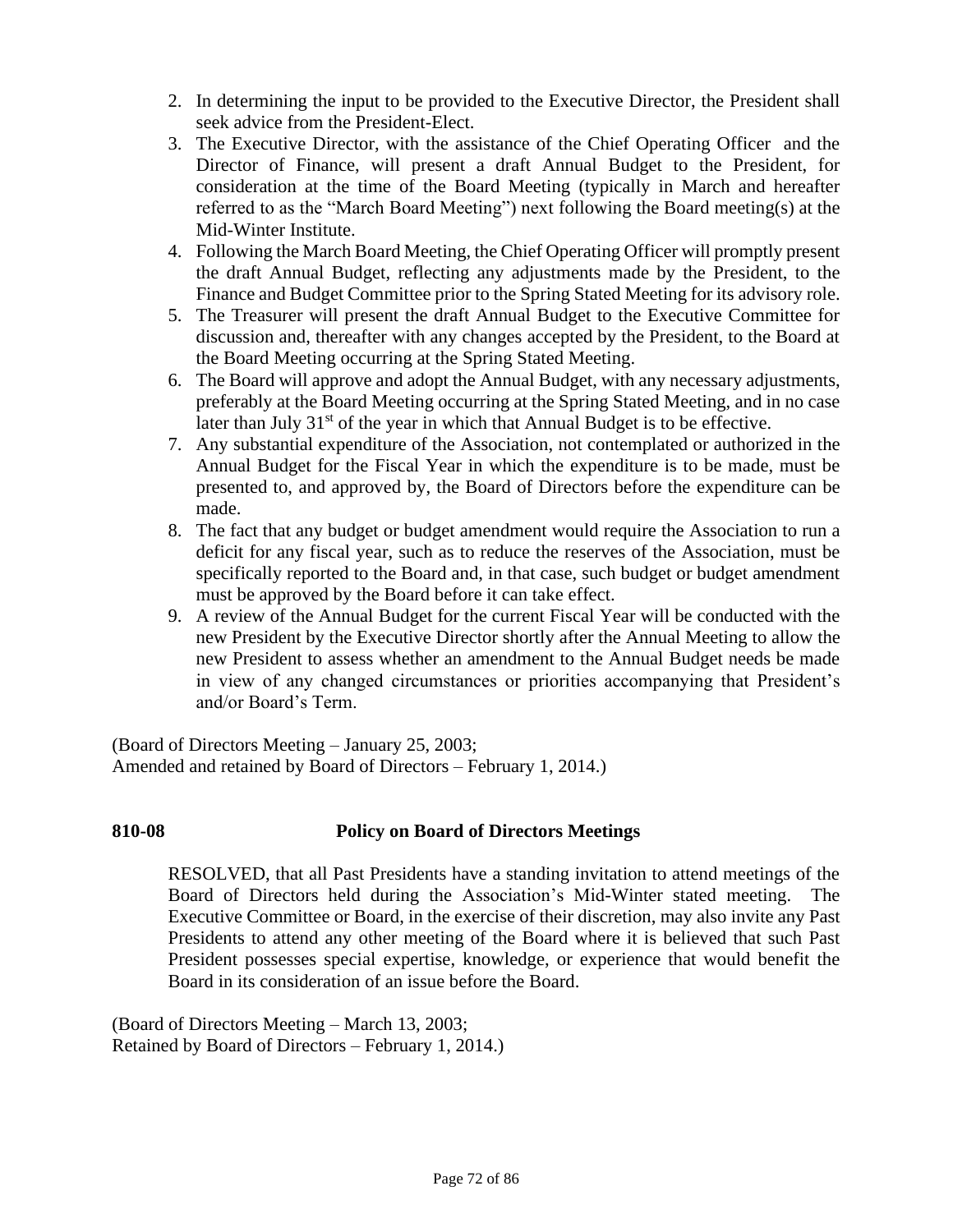2. In determining the input to be provided to the Executive Director, the President shall seek advice from the President-Elect.
3. The Executive Director, with the assistance of the Chief Operating Officer and the Director of Finance, will present a draft Annual Budget to the President, for consideration at the time of the Board Meeting (typically in March and hereafter referred to as the "March Board Meeting") next following the Board meeting(s) at the Mid-Winter Institute.
4. Following the March Board Meeting, the Chief Operating Officer will promptly present the draft Annual Budget, reflecting any adjustments made by the President, to the Finance and Budget Committee prior to the Spring Stated Meeting for its advisory role.
5. The Treasurer will present the draft Annual Budget to the Executive Committee for discussion and, thereafter with any changes accepted by the President, to the Board at the Board Meeting occurring at the Spring Stated Meeting.
6. The Board will approve and adopt the Annual Budget, with any necessary adjustments, preferably at the Board Meeting occurring at the Spring Stated Meeting, and in no case later than July 31st of the year in which that Annual Budget is to be effective.
7. Any substantial expenditure of the Association, not contemplated or authorized in the Annual Budget for the Fiscal Year in which the expenditure is to be made, must be presented to, and approved by, the Board of Directors before the expenditure can be made.
8. The fact that any budget or budget amendment would require the Association to run a deficit for any fiscal year, such as to reduce the reserves of the Association, must be specifically reported to the Board and, in that case, such budget or budget amendment must be approved by the Board before it can take effect.
9. A review of the Annual Budget for the current Fiscal Year will be conducted with the new President by the Executive Director shortly after the Annual Meeting to allow the new President to assess whether an amendment to the Annual Budget needs be made in view of any changed circumstances or priorities accompanying that President's and/or Board's Term.

(Board of Directors Meeting – January 25, 2003;
Amended and retained by Board of Directors – February 1, 2014.)

**810-08 Policy on Board of Directors Meetings**

RESOLVED, that all Past Presidents have a standing invitation to attend meetings of the Board of Directors held during the Association's Mid-Winter stated meeting. The Executive Committee or Board, in the exercise of their discretion, may also invite any Past Presidents to attend any other meeting of the Board where it is believed that such Past President possesses special expertise, knowledge, or experience that would benefit the Board in its consideration of an issue before the Board.

(Board of Directors Meeting – March 13, 2003;
Retained by Board of Directors – February 1, 2014.)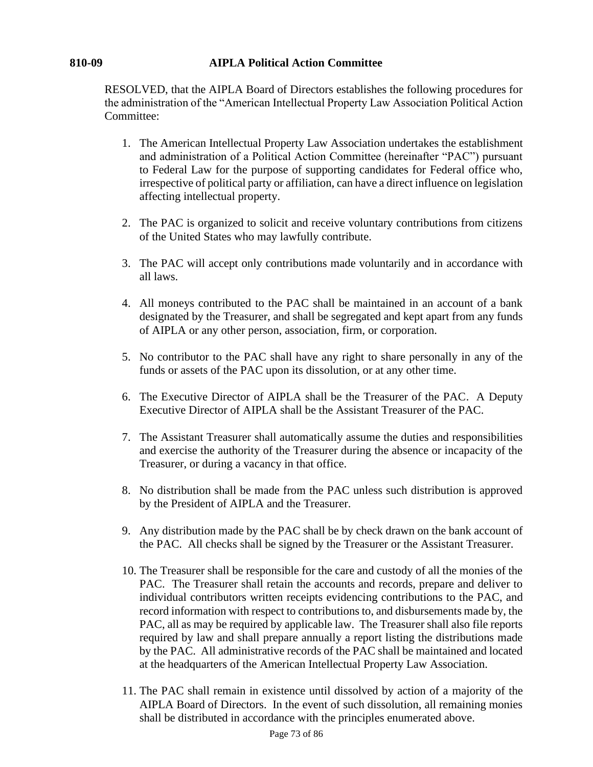**810-09 AIPLA Political Action Committee**

RESOLVED, that the AIPLA Board of Directors establishes the following procedures for the administration of the "American Intellectual Property Law Association Political Action Committee:

1. The American Intellectual Property Law Association undertakes the establishment and administration of a Political Action Committee (hereinafter "PAC") pursuant to Federal Law for the purpose of supporting candidates for Federal office who, irrespective of political party or affiliation, can have a direct influence on legislation affecting intellectual property.

2. The PAC is organized to solicit and receive voluntary contributions from citizens of the United States who may lawfully contribute.

3. The PAC will accept only contributions made voluntarily and in accordance with all laws.

4. All moneys contributed to the PAC shall be maintained in an account of a bank designated by the Treasurer, and shall be segregated and kept apart from any funds of AIPLA or any other person, association, firm, or corporation.

5. No contributor to the PAC shall have any right to share personally in any of the funds or assets of the PAC upon its dissolution, or at any other time.

6. The Executive Director of AIPLA shall be the Treasurer of the PAC. A Deputy Executive Director of AIPLA shall be the Assistant Treasurer of the PAC.

7. The Assistant Treasurer shall automatically assume the duties and responsibilities and exercise the authority of the Treasurer during the absence or incapacity of the Treasurer, or during a vacancy in that office.

8. No distribution shall be made from the PAC unless such distribution is approved by the President of AIPLA and the Treasurer.

9. Any distribution made by the PAC shall be by check drawn on the bank account of the PAC. All checks shall be signed by the Treasurer or the Assistant Treasurer.

10. The Treasurer shall be responsible for the care and custody of all the monies of the PAC. The Treasurer shall retain the accounts and records, prepare and deliver to individual contributors written receipts evidencing contributions to the PAC, and record information with respect to contributions to, and disbursements made by, the PAC, all as may be required by applicable law. The Treasurer shall also file reports required by law and shall prepare annually a report listing the distributions made by the PAC. All administrative records of the PAC shall be maintained and located at the headquarters of the American Intellectual Property Law Association.

11. The PAC shall remain in existence until dissolved by action of a majority of the AIPLA Board of Directors. In the event of such dissolution, all remaining monies shall be distributed in accordance with the principles enumerated above.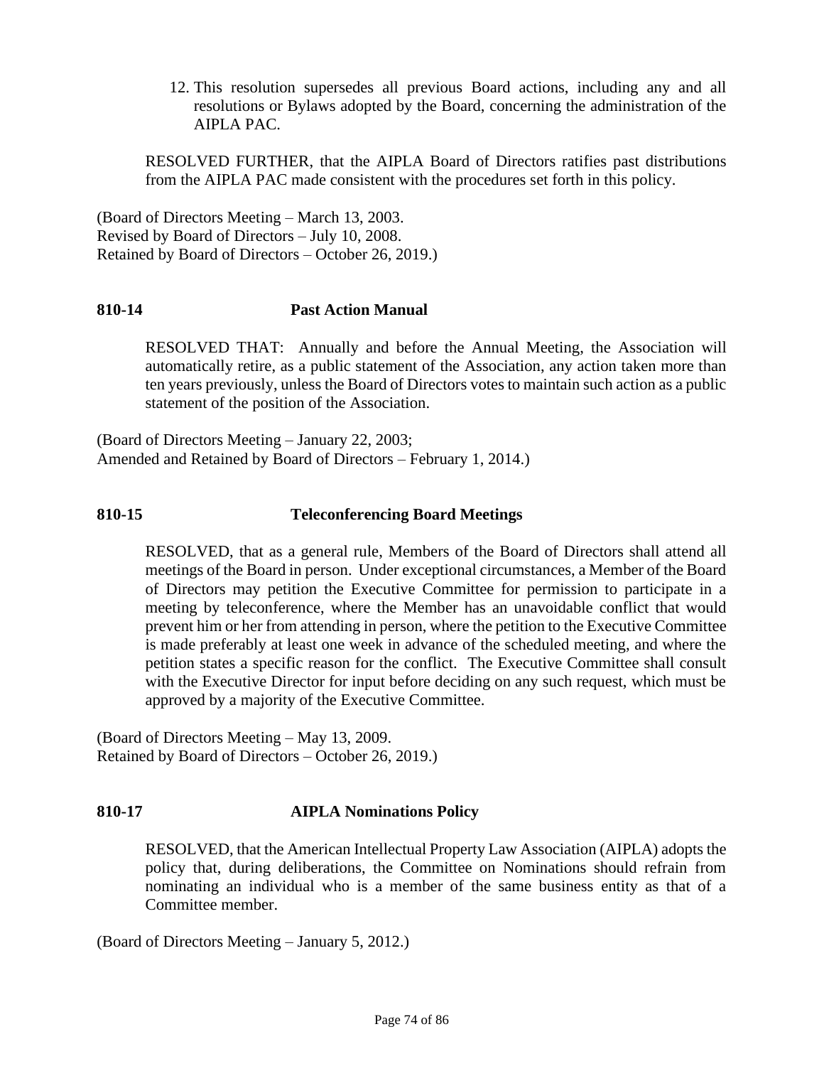12. This resolution supersedes all previous Board actions, including any and all resolutions or Bylaws adopted by the Board, concerning the administration of the AIPLA PAC.

RESOLVED FURTHER, that the AIPLA Board of Directors ratifies past distributions from the AIPLA PAC made consistent with the procedures set forth in this policy.

(Board of Directors Meeting – March 13, 2003.
Revised by Board of Directors – July 10, 2008.
Retained by Board of Directors – October 26, 2019.)

### 810-14 Past Action Manual

RESOLVED THAT: Annually and before the Annual Meeting, the Association will automatically retire, as a public statement of the Association, any action taken more than ten years previously, unless the Board of Directors votes to maintain such action as a public statement of the position of the Association.

(Board of Directors Meeting – January 22, 2003;
Amended and Retained by Board of Directors – February 1, 2014.)

### 810-15 Teleconferencing Board Meetings

RESOLVED, that as a general rule, Members of the Board of Directors shall attend all meetings of the Board in person. Under exceptional circumstances, a Member of the Board of Directors may petition the Executive Committee for permission to participate in a meeting by teleconference, where the Member has an unavoidable conflict that would prevent him or her from attending in person, where the petition to the Executive Committee is made preferably at least one week in advance of the scheduled meeting, and where the petition states a specific reason for the conflict. The Executive Committee shall consult with the Executive Director for input before deciding on any such request, which must be approved by a majority of the Executive Committee.

(Board of Directors Meeting – May 13, 2009.
Retained by Board of Directors – October 26, 2019.)

### 810-17 AIPLA Nominations Policy

RESOLVED, that the American Intellectual Property Law Association (AIPLA) adopts the policy that, during deliberations, the Committee on Nominations should refrain from nominating an individual who is a member of the same business entity as that of a Committee member.

(Board of Directors Meeting – January 5, 2012.)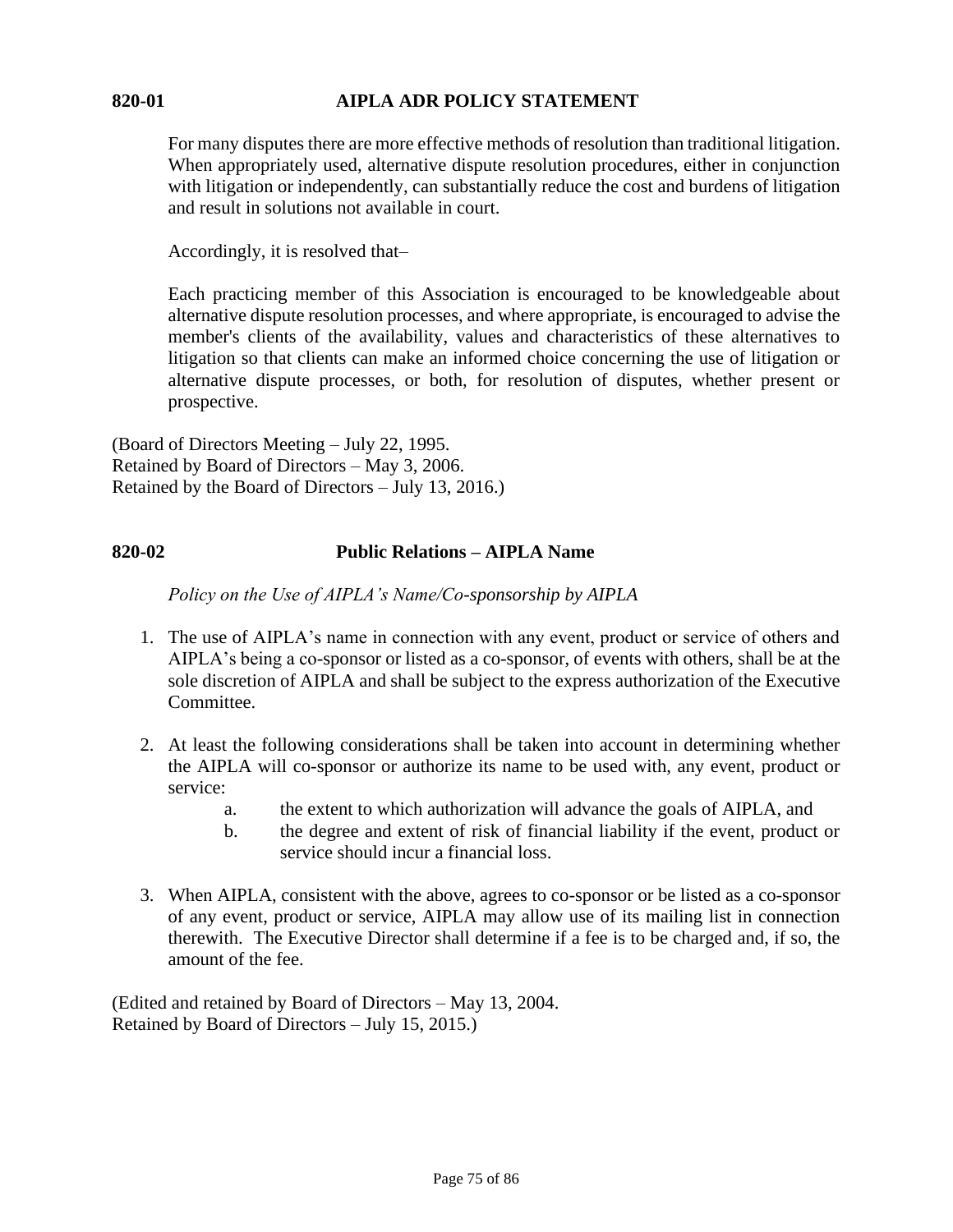## 820-01 AIPLA ADR POLICY STATEMENT

For many disputes there are more effective methods of resolution than traditional litigation. When appropriately used, alternative dispute resolution procedures, either in conjunction with litigation or independently, can substantially reduce the cost and burdens of litigation and result in solutions not available in court.

Accordingly, it is resolved that–

Each practicing member of this Association is encouraged to be knowledgeable about alternative dispute resolution processes, and where appropriate, is encouraged to advise the member's clients of the availability, values and characteristics of these alternatives to litigation so that clients can make an informed choice concerning the use of litigation or alternative dispute processes, or both, for resolution of disputes, whether present or prospective.

(Board of Directors Meeting – July 22, 1995.
Retained by Board of Directors – May 3, 2006.
Retained by the Board of Directors – July 13, 2016.)

## 820-02 Public Relations – AIPLA Name

*Policy on the Use of AIPLA's Name/Co-sponsorship by AIPLA*

1. The use of AIPLA's name in connection with any event, product or service of others and AIPLA's being a co-sponsor or listed as a co-sponsor, of events with others, shall be at the sole discretion of AIPLA and shall be subject to the express authorization of the Executive Committee.

2. At least the following considerations shall be taken into account in determining whether the AIPLA will co-sponsor or authorize its name to be used with, any event, product or service:
   a. the extent to which authorization will advance the goals of AIPLA, and
   b. the degree and extent of risk of financial liability if the event, product or service should incur a financial loss.

3. When AIPLA, consistent with the above, agrees to co-sponsor or be listed as a co-sponsor of any event, product or service, AIPLA may allow use of its mailing list in connection therewith. The Executive Director shall determine if a fee is to be charged and, if so, the amount of the fee.

(Edited and retained by Board of Directors – May 13, 2004.
Retained by Board of Directors – July 15, 2015.)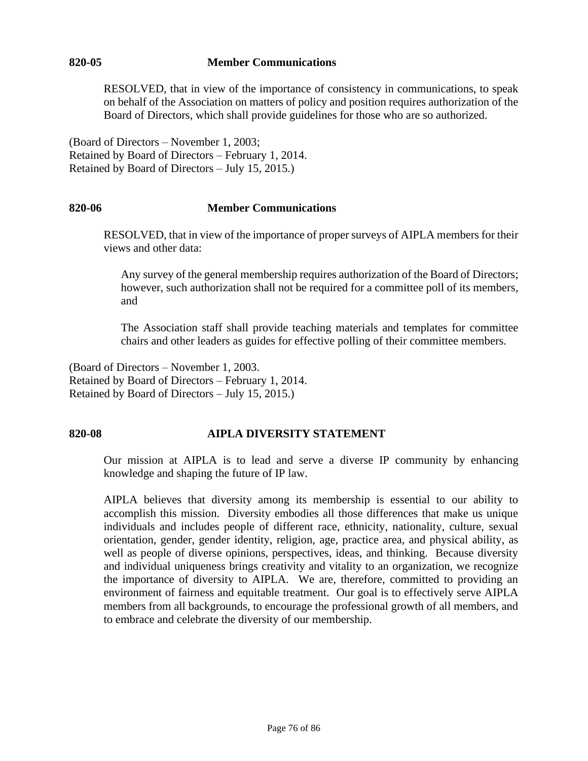### 820-05 Member Communications

RESOLVED, that in view of the importance of consistency in communications, to speak on behalf of the Association on matters of policy and position requires authorization of the Board of Directors, which shall provide guidelines for those who are so authorized.

(Board of Directors – November 1, 2003;
Retained by Board of Directors – February 1, 2014.
Retained by Board of Directors – July 15, 2015.)

### 820-06 Member Communications

RESOLVED, that in view of the importance of proper surveys of AIPLA members for their views and other data:

Any survey of the general membership requires authorization of the Board of Directors; however, such authorization shall not be required for a committee poll of its members, and

The Association staff shall provide teaching materials and templates for committee chairs and other leaders as guides for effective polling of their committee members.

(Board of Directors – November 1, 2003.
Retained by Board of Directors – February 1, 2014.
Retained by Board of Directors – July 15, 2015.)

### 820-08 AIPLA DIVERSITY STATEMENT

Our mission at AIPLA is to lead and serve a diverse IP community by enhancing knowledge and shaping the future of IP law.

AIPLA believes that diversity among its membership is essential to our ability to accomplish this mission. Diversity embodies all those differences that make us unique individuals and includes people of different race, ethnicity, nationality, culture, sexual orientation, gender, gender identity, religion, age, practice area, and physical ability, as well as people of diverse opinions, perspectives, ideas, and thinking. Because diversity and individual uniqueness brings creativity and vitality to an organization, we recognize the importance of diversity to AIPLA. We are, therefore, committed to providing an environment of fairness and equitable treatment. Our goal is to effectively serve AIPLA members from all backgrounds, to encourage the professional growth of all members, and to embrace and celebrate the diversity of our membership.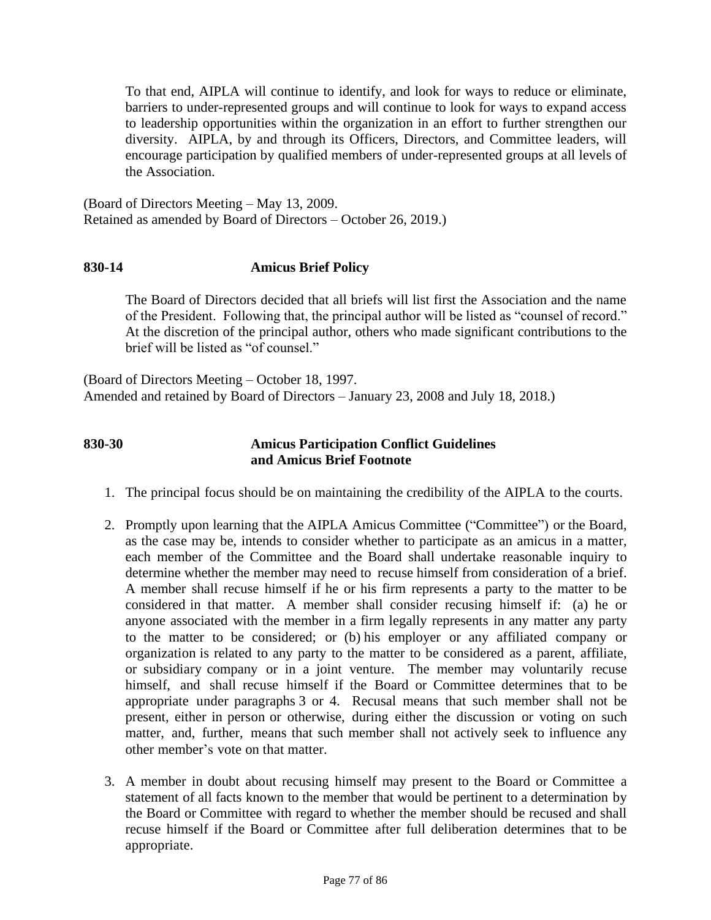To that end, AIPLA will continue to identify, and look for ways to reduce or eliminate, barriers to under-represented groups and will continue to look for ways to expand access to leadership opportunities within the organization in an effort to further strengthen our diversity. AIPLA, by and through its Officers, Directors, and Committee leaders, will encourage participation by qualified members of under-represented groups at all levels of the Association.

(Board of Directors Meeting – May 13, 2009.
Retained as amended by Board of Directors – October 26, 2019.)

## 830-14 Amicus Brief Policy

The Board of Directors decided that all briefs will list first the Association and the name of the President. Following that, the principal author will be listed as "counsel of record." At the discretion of the principal author, others who made significant contributions to the brief will be listed as "of counsel."

(Board of Directors Meeting – October 18, 1997.
Amended and retained by Board of Directors – January 23, 2008 and July 18, 2018.)

## 830-30 Amicus Participation Conflict Guidelines and Amicus Brief Footnote

1. The principal focus should be on maintaining the credibility of the AIPLA to the courts.

2. Promptly upon learning that the AIPLA Amicus Committee ("Committee") or the Board, as the case may be, intends to consider whether to participate as an amicus in a matter, each member of the Committee and the Board shall undertake reasonable inquiry to determine whether the member may need to recuse himself from consideration of a brief. A member shall recuse himself if he or his firm represents a party to the matter to be considered in that matter. A member shall consider recusing himself if: (a) he or anyone associated with the member in a firm legally represents in any matter any party to the matter to be considered; or (b) his employer or any affiliated company or organization is related to any party to the matter to be considered as a parent, affiliate, or subsidiary company or in a joint venture. The member may voluntarily recuse himself, and shall recuse himself if the Board or Committee determines that to be appropriate under paragraphs 3 or 4. Recusal means that such member shall not be present, either in person or otherwise, during either the discussion or voting on such matter, and, further, means that such member shall not actively seek to influence any other member's vote on that matter.

3. A member in doubt about recusing himself may present to the Board or Committee a statement of all facts known to the member that would be pertinent to a determination by the Board or Committee with regard to whether the member should be recused and shall recuse himself if the Board or Committee after full deliberation determines that to be appropriate.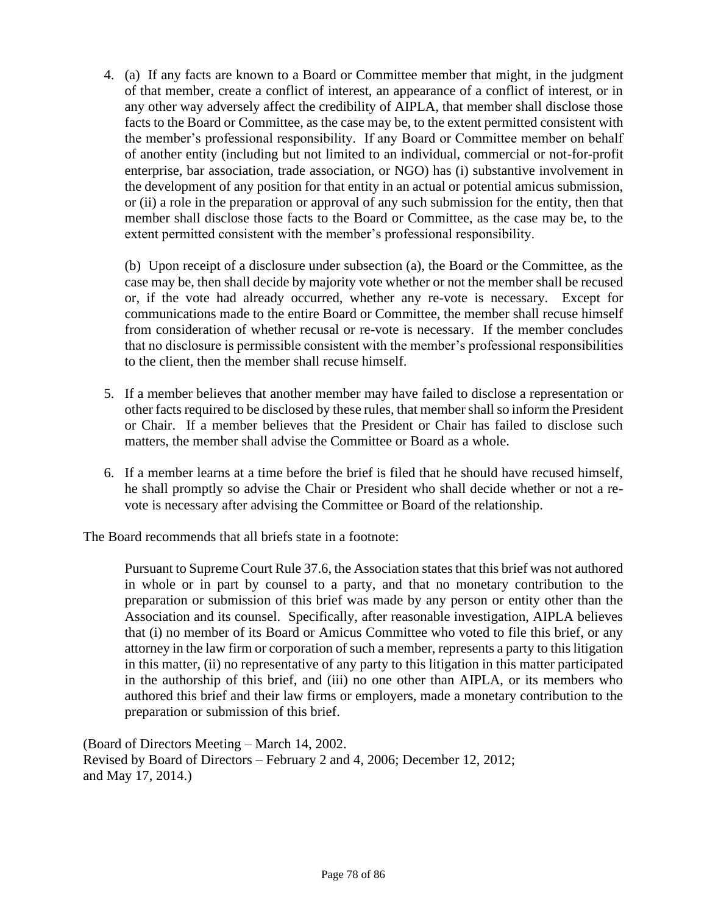4. (a) If any facts are known to a Board or Committee member that might, in the judgment of that member, create a conflict of interest, an appearance of a conflict of interest, or in any other way adversely affect the credibility of AIPLA, that member shall disclose those facts to the Board or Committee, as the case may be, to the extent permitted consistent with the member's professional responsibility. If any Board or Committee member on behalf of another entity (including but not limited to an individual, commercial or not-for-profit enterprise, bar association, trade association, or NGO) has (i) substantive involvement in the development of any position for that entity in an actual or potential amicus submission, or (ii) a role in the preparation or approval of any such submission for the entity, then that member shall disclose those facts to the Board or Committee, as the case may be, to the extent permitted consistent with the member's professional responsibility.

   (b) Upon receipt of a disclosure under subsection (a), the Board or the Committee, as the case may be, then shall decide by majority vote whether or not the member shall be recused or, if the vote had already occurred, whether any re-vote is necessary. Except for communications made to the entire Board or Committee, the member shall recuse himself from consideration of whether recusal or re-vote is necessary. If the member concludes that no disclosure is permissible consistent with the member's professional responsibilities to the client, then the member shall recuse himself.

5. If a member believes that another member may have failed to disclose a representation or other facts required to be disclosed by these rules, that member shall so inform the President or Chair. If a member believes that the President or Chair has failed to disclose such matters, the member shall advise the Committee or Board as a whole.

6. If a member learns at a time before the brief is filed that he should have recused himself, he shall promptly so advise the Chair or President who shall decide whether or not a re-vote is necessary after advising the Committee or Board of the relationship.

The Board recommends that all briefs state in a footnote:

> Pursuant to Supreme Court Rule 37.6, the Association states that this brief was not authored in whole or in part by counsel to a party, and that no monetary contribution to the preparation or submission of this brief was made by any person or entity other than the Association and its counsel. Specifically, after reasonable investigation, AIPLA believes that (i) no member of its Board or Amicus Committee who voted to file this brief, or any attorney in the law firm or corporation of such a member, represents a party to this litigation in this matter, (ii) no representative of any party to this litigation in this matter participated in the authorship of this brief, and (iii) no one other than AIPLA, or its members who authored this brief and their law firms or employers, made a monetary contribution to the preparation or submission of this brief.

(Board of Directors Meeting – March 14, 2002.
Revised by Board of Directors – February 2 and 4, 2006; December 12, 2012;
and May 17, 2014.)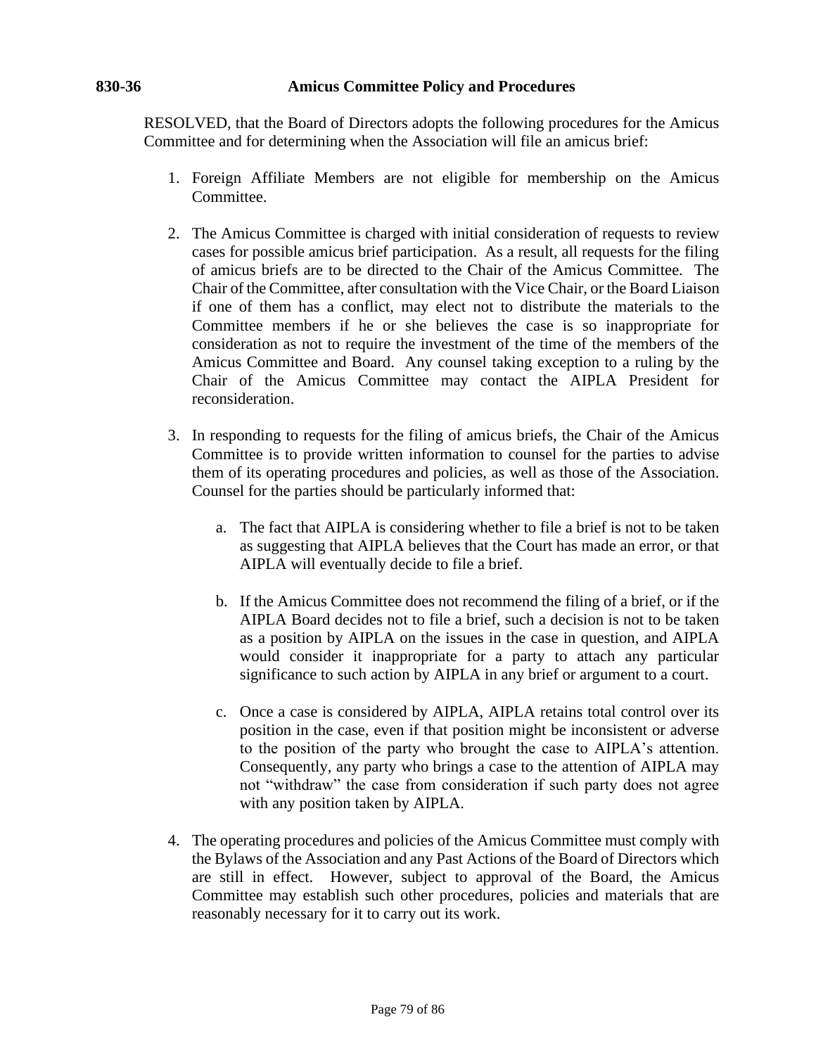## 830-36 Amicus Committee Policy and Procedures

RESOLVED, that the Board of Directors adopts the following procedures for the Amicus Committee and for determining when the Association will file an amicus brief:

1. Foreign Affiliate Members are not eligible for membership on the Amicus Committee.

2. The Amicus Committee is charged with initial consideration of requests to review cases for possible amicus brief participation. As a result, all requests for the filing of amicus briefs are to be directed to the Chair of the Amicus Committee. The Chair of the Committee, after consultation with the Vice Chair, or the Board Liaison if one of them has a conflict, may elect not to distribute the materials to the Committee members if he or she believes the case is so inappropriate for consideration as not to require the investment of the time of the members of the Amicus Committee and Board. Any counsel taking exception to a ruling by the Chair of the Amicus Committee may contact the AIPLA President for reconsideration.

3. In responding to requests for the filing of amicus briefs, the Chair of the Amicus Committee is to provide written information to counsel for the parties to advise them of its operating procedures and policies, as well as those of the Association. Counsel for the parties should be particularly informed that:

   a. The fact that AIPLA is considering whether to file a brief is not to be taken as suggesting that AIPLA believes that the Court has made an error, or that AIPLA will eventually decide to file a brief.

   b. If the Amicus Committee does not recommend the filing of a brief, or if the AIPLA Board decides not to file a brief, such a decision is not to be taken as a position by AIPLA on the issues in the case in question, and AIPLA would consider it inappropriate for a party to attach any particular significance to such action by AIPLA in any brief or argument to a court.

   c. Once a case is considered by AIPLA, AIPLA retains total control over its position in the case, even if that position might be inconsistent or adverse to the position of the party who brought the case to AIPLA's attention. Consequently, any party who brings a case to the attention of AIPLA may not "withdraw" the case from consideration if such party does not agree with any position taken by AIPLA.

4. The operating procedures and policies of the Amicus Committee must comply with the Bylaws of the Association and any Past Actions of the Board of Directors which are still in effect. However, subject to approval of the Board, the Amicus Committee may establish such other procedures, policies and materials that are reasonably necessary for it to carry out its work.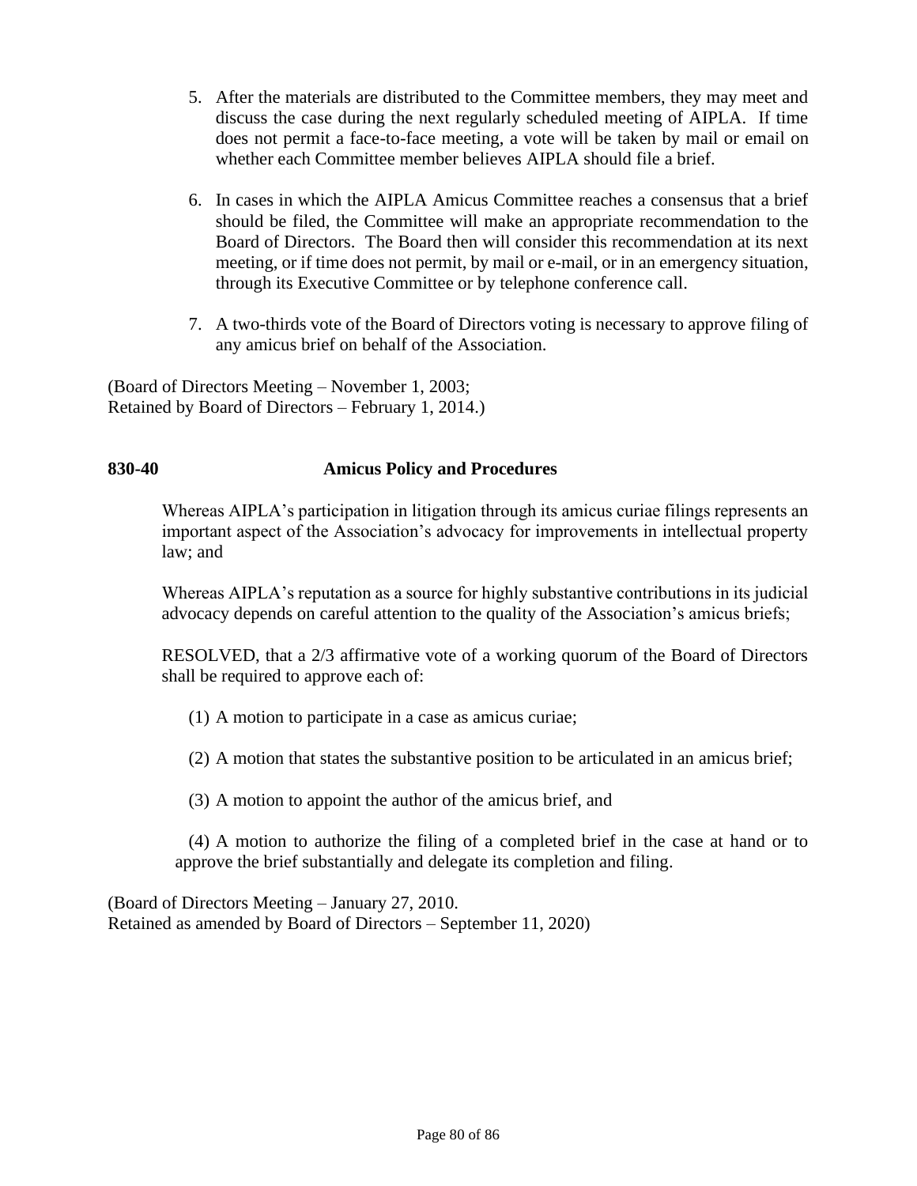5. After the materials are distributed to the Committee members, they may meet and discuss the case during the next regularly scheduled meeting of AIPLA. If time does not permit a face-to-face meeting, a vote will be taken by mail or email on whether each Committee member believes AIPLA should file a brief.

6. In cases in which the AIPLA Amicus Committee reaches a consensus that a brief should be filed, the Committee will make an appropriate recommendation to the Board of Directors. The Board then will consider this recommendation at its next meeting, or if time does not permit, by mail or e-mail, or in an emergency situation, through its Executive Committee or by telephone conference call.

7. A two-thirds vote of the Board of Directors voting is necessary to approve filing of any amicus brief on behalf of the Association.

(Board of Directors Meeting – November 1, 2003;
Retained by Board of Directors – February 1, 2014.)

**830-40 Amicus Policy and Procedures**

Whereas AIPLA's participation in litigation through its amicus curiae filings represents an important aspect of the Association's advocacy for improvements in intellectual property law; and

Whereas AIPLA's reputation as a source for highly substantive contributions in its judicial advocacy depends on careful attention to the quality of the Association's amicus briefs;

RESOLVED, that a 2/3 affirmative vote of a working quorum of the Board of Directors shall be required to approve each of:

(1) A motion to participate in a case as amicus curiae;

(2) A motion that states the substantive position to be articulated in an amicus brief;

(3) A motion to appoint the author of the amicus brief, and

(4) A motion to authorize the filing of a completed brief in the case at hand or to approve the brief substantially and delegate its completion and filing.

(Board of Directors Meeting – January 27, 2010.
Retained as amended by Board of Directors – September 11, 2020)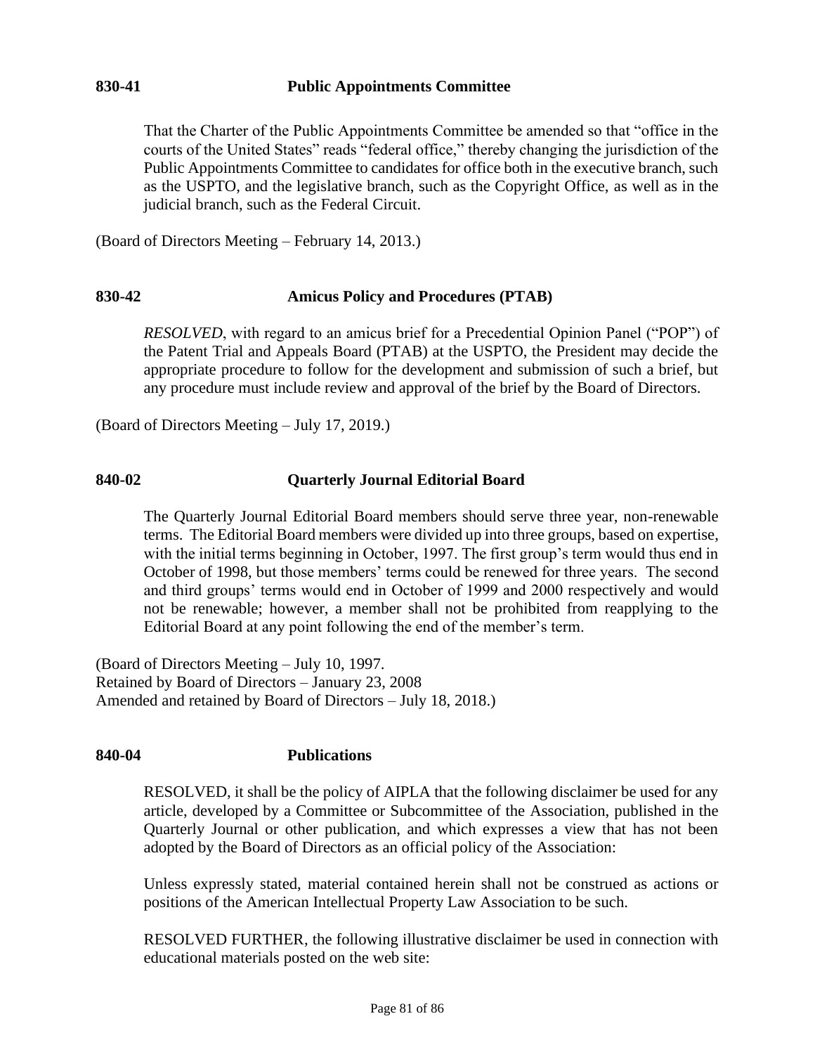### 830-41 Public Appointments Committee

That the Charter of the Public Appointments Committee be amended so that "office in the courts of the United States" reads "federal office," thereby changing the jurisdiction of the Public Appointments Committee to candidates for office both in the executive branch, such as the USPTO, and the legislative branch, such as the Copyright Office, as well as in the judicial branch, such as the Federal Circuit.

(Board of Directors Meeting – February 14, 2013.)

### 830-42 Amicus Policy and Procedures (PTAB)

*RESOLVED*, with regard to an amicus brief for a Precedential Opinion Panel ("POP") of the Patent Trial and Appeals Board (PTAB) at the USPTO, the President may decide the appropriate procedure to follow for the development and submission of such a brief, but any procedure must include review and approval of the brief by the Board of Directors.

(Board of Directors Meeting – July 17, 2019.)

### 840-02 Quarterly Journal Editorial Board

The Quarterly Journal Editorial Board members should serve three year, non-renewable terms. The Editorial Board members were divided up into three groups, based on expertise, with the initial terms beginning in October, 1997. The first group's term would thus end in October of 1998, but those members' terms could be renewed for three years. The second and third groups' terms would end in October of 1999 and 2000 respectively and would not be renewable; however, a member shall not be prohibited from reapplying to the Editorial Board at any point following the end of the member's term.

(Board of Directors Meeting – July 10, 1997.
Retained by Board of Directors – January 23, 2008
Amended and retained by Board of Directors – July 18, 2018.)

### 840-04 Publications

RESOLVED, it shall be the policy of AIPLA that the following disclaimer be used for any article, developed by a Committee or Subcommittee of the Association, published in the Quarterly Journal or other publication, and which expresses a view that has not been adopted by the Board of Directors as an official policy of the Association:

Unless expressly stated, material contained herein shall not be construed as actions or positions of the American Intellectual Property Law Association to be such.

RESOLVED FURTHER, the following illustrative disclaimer be used in connection with educational materials posted on the web site: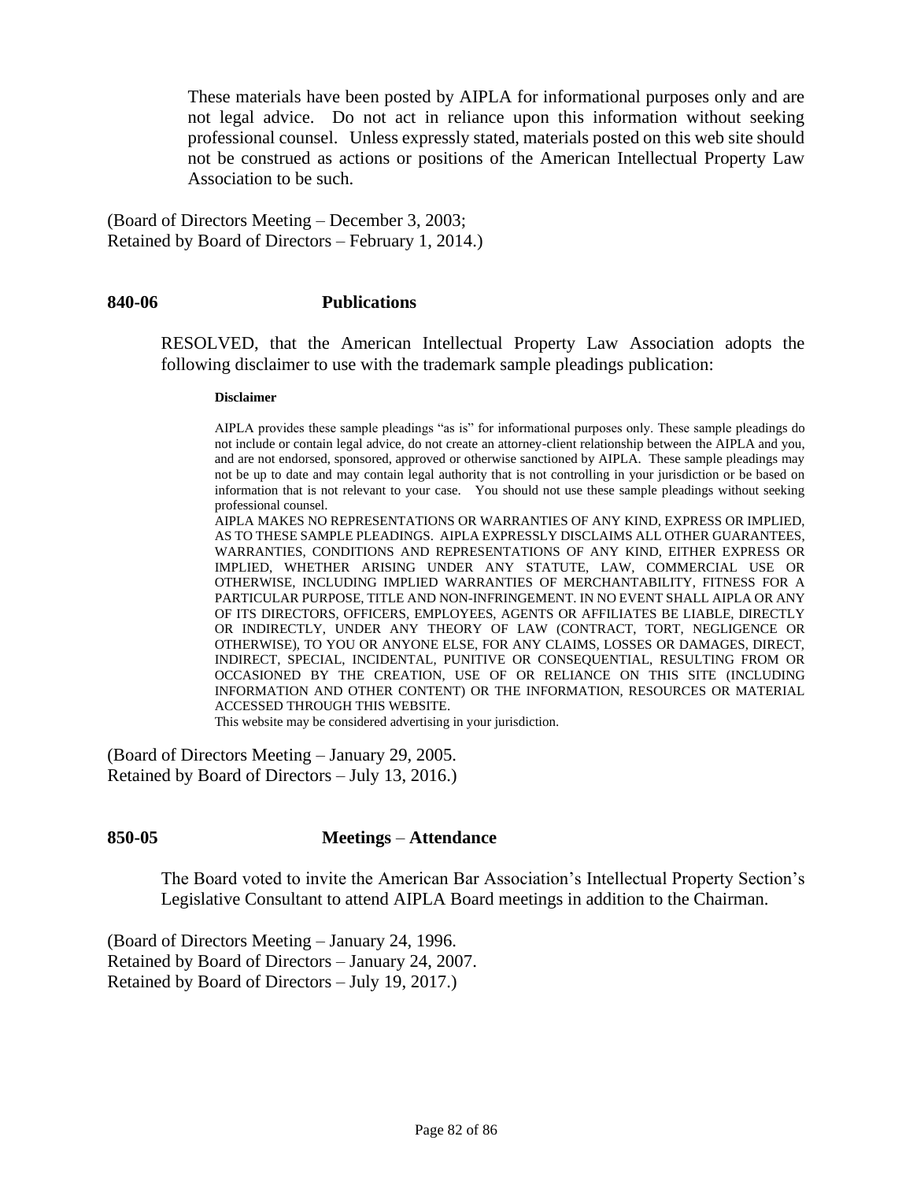> These materials have been posted by AIPLA for informational purposes only and are not legal advice. Do not act in reliance upon this information without seeking professional counsel. Unless expressly stated, materials posted on this web site should not be construed as actions or positions of the American Intellectual Property Law Association to be such.

(Board of Directors Meeting – December 3, 2003;
Retained by Board of Directors – February 1, 2014.)

## 840-06 Publications

RESOLVED, that the American Intellectual Property Law Association adopts the following disclaimer to use with the trademark sample pleadings publication:

> **Disclaimer**
>
> AIPLA provides these sample pleadings "as is" for informational purposes only. These sample pleadings do not include or contain legal advice, do not create an attorney-client relationship between the AIPLA and you, and are not endorsed, sponsored, approved or otherwise sanctioned by AIPLA. These sample pleadings may not be up to date and may contain legal authority that is not controlling in your jurisdiction or be based on information that is not relevant to your case. You should not use these sample pleadings without seeking professional counsel.
>
> AIPLA MAKES NO REPRESENTATIONS OR WARRANTIES OF ANY KIND, EXPRESS OR IMPLIED, AS TO THESE SAMPLE PLEADINGS. AIPLA EXPRESSLY DISCLAIMS ALL OTHER GUARANTEES, WARRANTIES, CONDITIONS AND REPRESENTATIONS OF ANY KIND, EITHER EXPRESS OR IMPLIED, WHETHER ARISING UNDER ANY STATUTE, LAW, COMMERCIAL USE OR OTHERWISE, INCLUDING IMPLIED WARRANTIES OF MERCHANTABILITY, FITNESS FOR A PARTICULAR PURPOSE, TITLE AND NON-INFRINGEMENT. IN NO EVENT SHALL AIPLA OR ANY OF ITS DIRECTORS, OFFICERS, EMPLOYEES, AGENTS OR AFFILIATES BE LIABLE, DIRECTLY OR INDIRECTLY, UNDER ANY THEORY OF LAW (CONTRACT, TORT, NEGLIGENCE OR OTHERWISE), TO YOU OR ANYONE ELSE, FOR ANY CLAIMS, LOSSES OR DAMAGES, DIRECT, INDIRECT, SPECIAL, INCIDENTAL, PUNITIVE OR CONSEQUENTIAL, RESULTING FROM OR OCCASIONED BY THE CREATION, USE OF OR RELIANCE ON THIS SITE (INCLUDING INFORMATION AND OTHER CONTENT) OR THE INFORMATION, RESOURCES OR MATERIAL ACCESSED THROUGH THIS WEBSITE.
>
> This website may be considered advertising in your jurisdiction.

(Board of Directors Meeting – January 29, 2005.
Retained by Board of Directors – July 13, 2016.)

## 850-05 Meetings – Attendance

The Board voted to invite the American Bar Association's Intellectual Property Section's Legislative Consultant to attend AIPLA Board meetings in addition to the Chairman.

(Board of Directors Meeting – January 24, 1996.
Retained by Board of Directors – January 24, 2007.
Retained by Board of Directors – July 19, 2017.)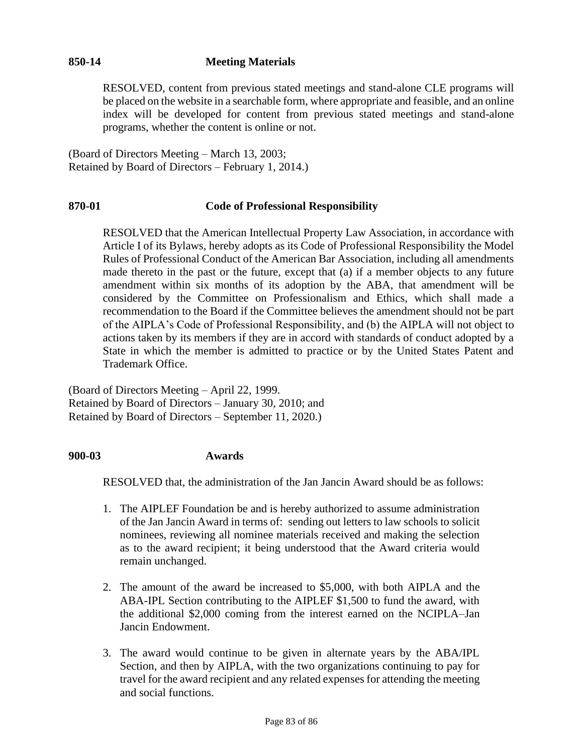**850-14** **Meeting Materials**

RESOLVED, content from previous stated meetings and stand-alone CLE programs will be placed on the website in a searchable form, where appropriate and feasible, and an online index will be developed for content from previous stated meetings and stand-alone programs, whether the content is online or not.

(Board of Directors Meeting – March 13, 2003;
Retained by Board of Directors – February 1, 2014.)

**870-01** **Code of Professional Responsibility**

RESOLVED that the American Intellectual Property Law Association, in accordance with Article I of its Bylaws, hereby adopts as its Code of Professional Responsibility the Model Rules of Professional Conduct of the American Bar Association, including all amendments made thereto in the past or the future, except that (a) if a member objects to any future amendment within six months of its adoption by the ABA, that amendment will be considered by the Committee on Professionalism and Ethics, which shall made a recommendation to the Board if the Committee believes the amendment should not be part of the AIPLA's Code of Professional Responsibility, and (b) the AIPLA will not object to actions taken by its members if they are in accord with standards of conduct adopted by a State in which the member is admitted to practice or by the United States Patent and Trademark Office.

(Board of Directors Meeting – April 22, 1999.
Retained by Board of Directors – January 30, 2010; and
Retained by Board of Directors – September 11, 2020.)

**900-03** **Awards**

RESOLVED that, the administration of the Jan Jancin Award should be as follows:

1. The AIPLEF Foundation be and is hereby authorized to assume administration of the Jan Jancin Award in terms of: sending out letters to law schools to solicit nominees, reviewing all nominee materials received and making the selection as to the award recipient; it being understood that the Award criteria would remain unchanged.

2. The amount of the award be increased to $5,000, with both AIPLA and the ABA-IPL Section contributing to the AIPLEF $1,500 to fund the award, with the additional $2,000 coming from the interest earned on the NCIPLA–Jan Jancin Endowment.

3. The award would continue to be given in alternate years by the ABA/IPL Section, and then by AIPLA, with the two organizations continuing to pay for travel for the award recipient and any related expenses for attending the meeting and social functions.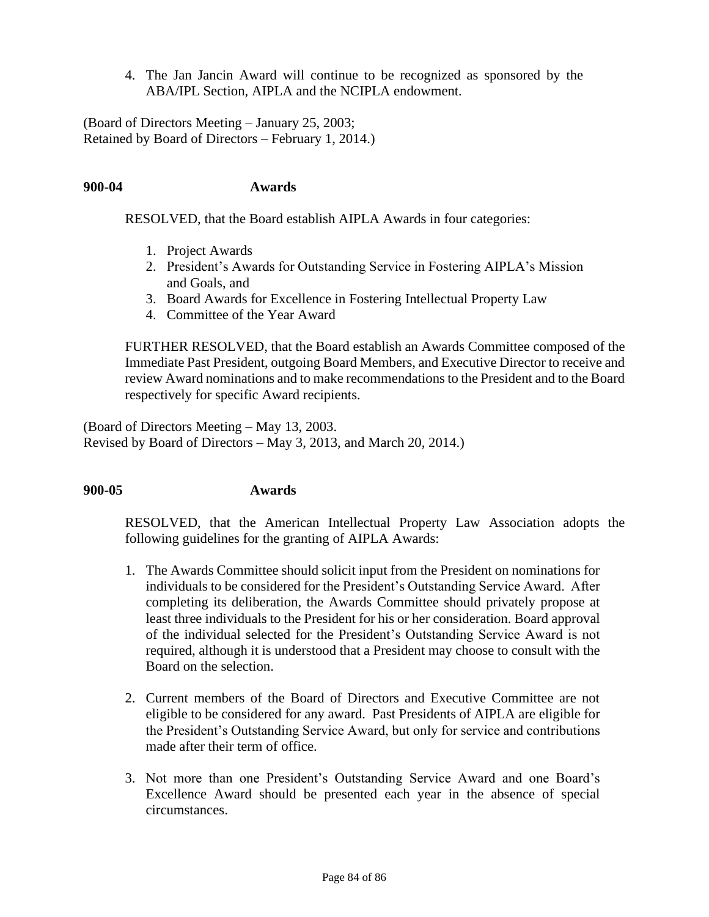4. The Jan Jancin Award will continue to be recognized as sponsored by the ABA/IPL Section, AIPLA and the NCIPLA endowment.

(Board of Directors Meeting – January 25, 2003;
Retained by Board of Directors – February 1, 2014.)

**900-04 Awards**

RESOLVED, that the Board establish AIPLA Awards in four categories:

1. Project Awards
2. President's Awards for Outstanding Service in Fostering AIPLA's Mission and Goals, and
3. Board Awards for Excellence in Fostering Intellectual Property Law
4. Committee of the Year Award

FURTHER RESOLVED, that the Board establish an Awards Committee composed of the Immediate Past President, outgoing Board Members, and Executive Director to receive and review Award nominations and to make recommendations to the President and to the Board respectively for specific Award recipients.

(Board of Directors Meeting – May 13, 2003.
Revised by Board of Directors – May 3, 2013, and March 20, 2014.)

**900-05 Awards**

RESOLVED, that the American Intellectual Property Law Association adopts the following guidelines for the granting of AIPLA Awards:

1. The Awards Committee should solicit input from the President on nominations for individuals to be considered for the President's Outstanding Service Award. After completing its deliberation, the Awards Committee should privately propose at least three individuals to the President for his or her consideration. Board approval of the individual selected for the President's Outstanding Service Award is not required, although it is understood that a President may choose to consult with the Board on the selection.

2. Current members of the Board of Directors and Executive Committee are not eligible to be considered for any award. Past Presidents of AIPLA are eligible for the President's Outstanding Service Award, but only for service and contributions made after their term of office.

3. Not more than one President's Outstanding Service Award and one Board's Excellence Award should be presented each year in the absence of special circumstances.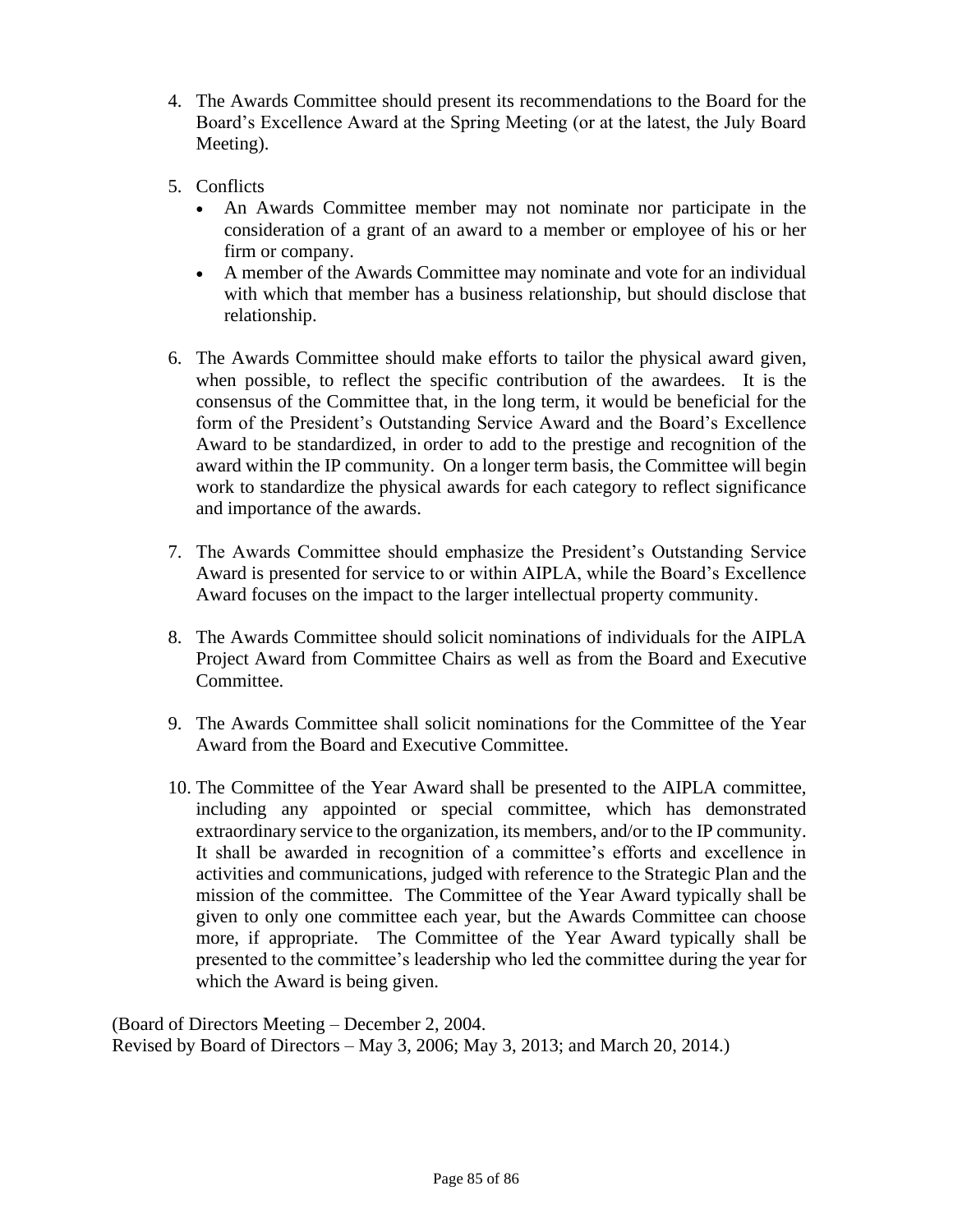4. The Awards Committee should present its recommendations to the Board for the Board's Excellence Award at the Spring Meeting (or at the latest, the July Board Meeting).

5. Conflicts
   - An Awards Committee member may not nominate nor participate in the consideration of a grant of an award to a member or employee of his or her firm or company.
   - A member of the Awards Committee may nominate and vote for an individual with which that member has a business relationship, but should disclose that relationship.

6. The Awards Committee should make efforts to tailor the physical award given, when possible, to reflect the specific contribution of the awardees. It is the consensus of the Committee that, in the long term, it would be beneficial for the form of the President's Outstanding Service Award and the Board's Excellence Award to be standardized, in order to add to the prestige and recognition of the award within the IP community. On a longer term basis, the Committee will begin work to standardize the physical awards for each category to reflect significance and importance of the awards.

7. The Awards Committee should emphasize the President's Outstanding Service Award is presented for service to or within AIPLA, while the Board's Excellence Award focuses on the impact to the larger intellectual property community.

8. The Awards Committee should solicit nominations of individuals for the AIPLA Project Award from Committee Chairs as well as from the Board and Executive Committee.

9. The Awards Committee shall solicit nominations for the Committee of the Year Award from the Board and Executive Committee.

10. The Committee of the Year Award shall be presented to the AIPLA committee, including any appointed or special committee, which has demonstrated extraordinary service to the organization, its members, and/or to the IP community. It shall be awarded in recognition of a committee's efforts and excellence in activities and communications, judged with reference to the Strategic Plan and the mission of the committee. The Committee of the Year Award typically shall be given to only one committee each year, but the Awards Committee can choose more, if appropriate. The Committee of the Year Award typically shall be presented to the committee's leadership who led the committee during the year for which the Award is being given.

(Board of Directors Meeting – December 2, 2004.
Revised by Board of Directors – May 3, 2006; May 3, 2013; and March 20, 2014.)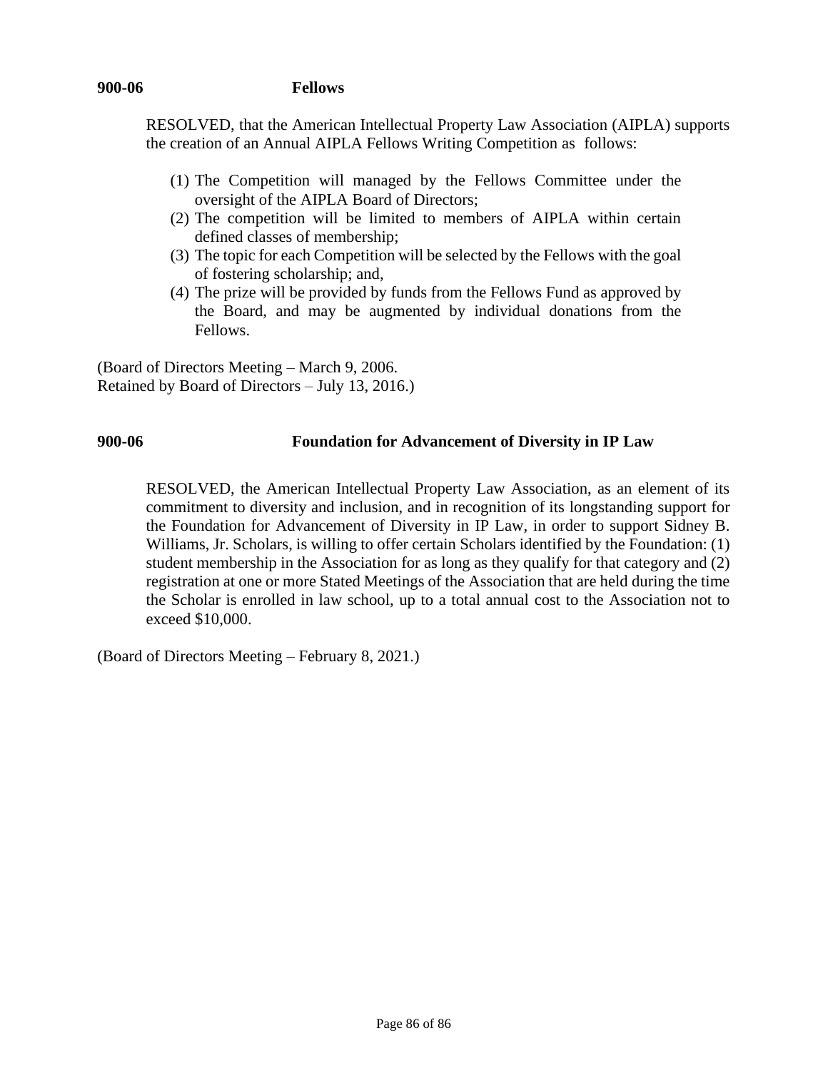**900-06 Fellows**

RESOLVED, that the American Intellectual Property Law Association (AIPLA) supports the creation of an Annual AIPLA Fellows Writing Competition as follows:

(1) The Competition will managed by the Fellows Committee under the oversight of the AIPLA Board of Directors;
(2) The competition will be limited to members of AIPLA within certain defined classes of membership;
(3) The topic for each Competition will be selected by the Fellows with the goal of fostering scholarship; and,
(4) The prize will be provided by funds from the Fellows Fund as approved by the Board, and may be augmented by individual donations from the Fellows.

(Board of Directors Meeting – March 9, 2006.
Retained by Board of Directors – July 13, 2016.)

**900-06 Foundation for Advancement of Diversity in IP Law**

RESOLVED, the American Intellectual Property Law Association, as an element of its commitment to diversity and inclusion, and in recognition of its longstanding support for the Foundation for Advancement of Diversity in IP Law, in order to support Sidney B. Williams, Jr. Scholars, is willing to offer certain Scholars identified by the Foundation: (1) student membership in the Association for as long as they qualify for that category and (2) registration at one or more Stated Meetings of the Association that are held during the time the Scholar is enrolled in law school, up to a total annual cost to the Association not to exceed $10,000.

(Board of Directors Meeting – February 8, 2021.)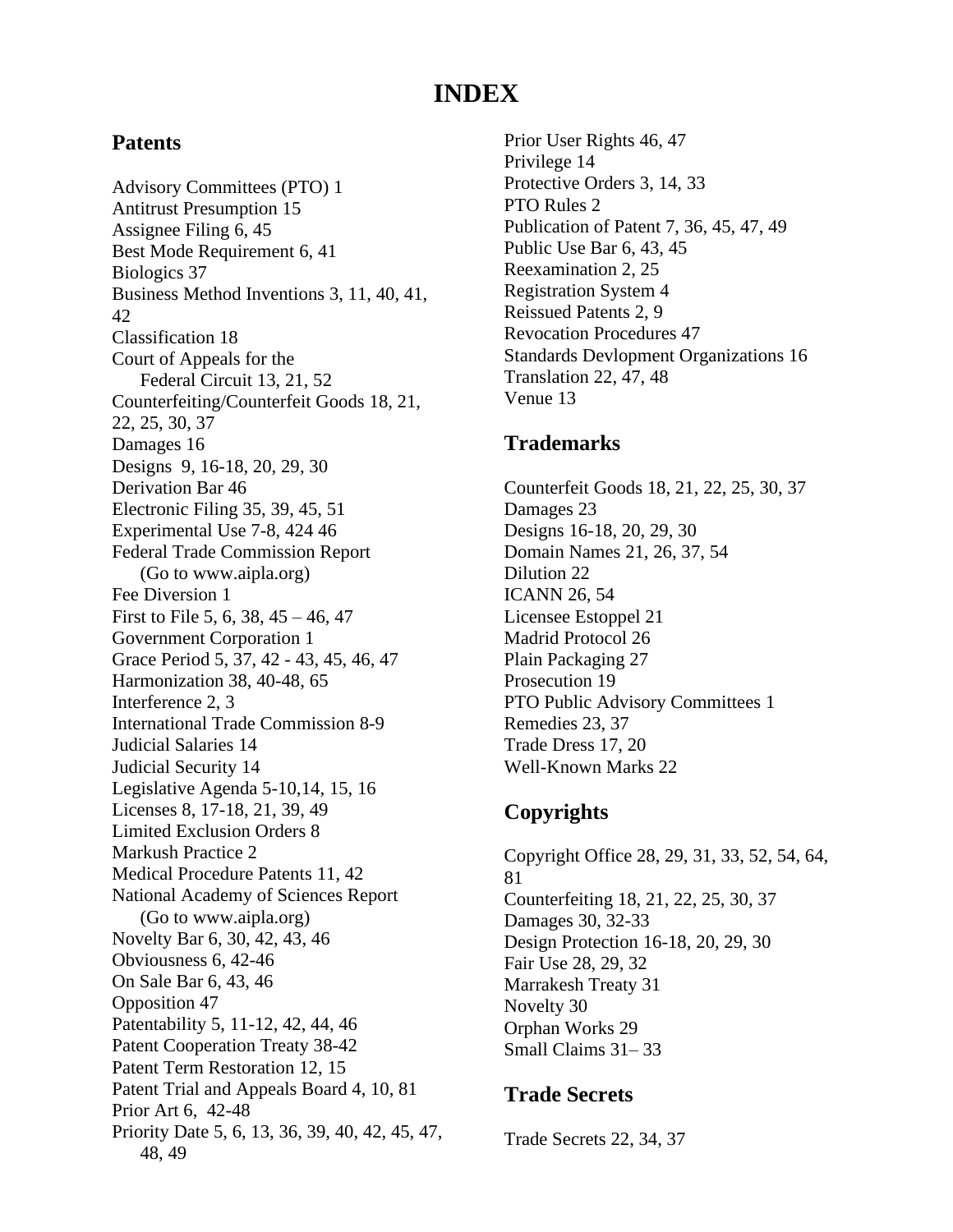# INDEX

## Patents

Advisory Committees (PTO) 1
Antitrust Presumption 15
Assignee Filing 6, 45
Best Mode Requirement 6, 41
Biologics 37
Business Method Inventions 3, 11, 40, 41, 42
Classification 18
Court of Appeals for the Federal Circuit 13, 21, 52
Counterfeiting/Counterfeit Goods 18, 21, 22, 25, 30, 37
Damages 16
Designs 9, 16-18, 20, 29, 30
Derivation Bar 46
Electronic Filing 35, 39, 45, 51
Experimental Use 7-8, 424 46
Federal Trade Commission Report (Go to www.aipla.org)
Fee Diversion 1
First to File 5, 6, 38, 45 – 46, 47
Government Corporation 1
Grace Period 5, 37, 42 - 43, 45, 46, 47
Harmonization 38, 40-48, 65
Interference 2, 3
International Trade Commission 8-9
Judicial Salaries 14
Judicial Security 14
Legislative Agenda 5-10,14, 15, 16
Licenses 8, 17-18, 21, 39, 49
Limited Exclusion Orders 8
Markush Practice 2
Medical Procedure Patents 11, 42
National Academy of Sciences Report (Go to www.aipla.org)
Novelty Bar 6, 30, 42, 43, 46
Obviousness 6, 42-46
On Sale Bar 6, 43, 46
Opposition 47
Patentability 5, 11-12, 42, 44, 46
Patent Cooperation Treaty 38-42
Patent Term Restoration 12, 15
Patent Trial and Appeals Board 4, 10, 81
Prior Art 6, 42-48
Priority Date 5, 6, 13, 36, 39, 40, 42, 45, 47, 48, 49
Prior User Rights 46, 47
Privilege 14
Protective Orders 3, 14, 33
PTO Rules 2
Publication of Patent 7, 36, 45, 47, 49
Public Use Bar 6, 43, 45
Reexamination 2, 25
Registration System 4
Reissued Patents 2, 9
Revocation Procedures 47
Standards Devlopment Organizations 16
Translation 22, 47, 48
Venue 13

## Trademarks

Counterfeit Goods 18, 21, 22, 25, 30, 37
Damages 23
Designs 16-18, 20, 29, 30
Domain Names 21, 26, 37, 54
Dilution 22
ICANN 26, 54
Licensee Estoppel 21
Madrid Protocol 26
Plain Packaging 27
Prosecution 19
PTO Public Advisory Committees 1
Remedies 23, 37
Trade Dress 17, 20
Well-Known Marks 22

## Copyrights

Copyright Office 28, 29, 31, 33, 52, 54, 64, 81
Counterfeiting 18, 21, 22, 25, 30, 37
Damages 30, 32-33
Design Protection 16-18, 20, 29, 30
Fair Use 28, 29, 32
Marrakesh Treaty 31
Novelty 30
Orphan Works 29
Small Claims 31– 33

## Trade Secrets

Trade Secrets 22, 34, 37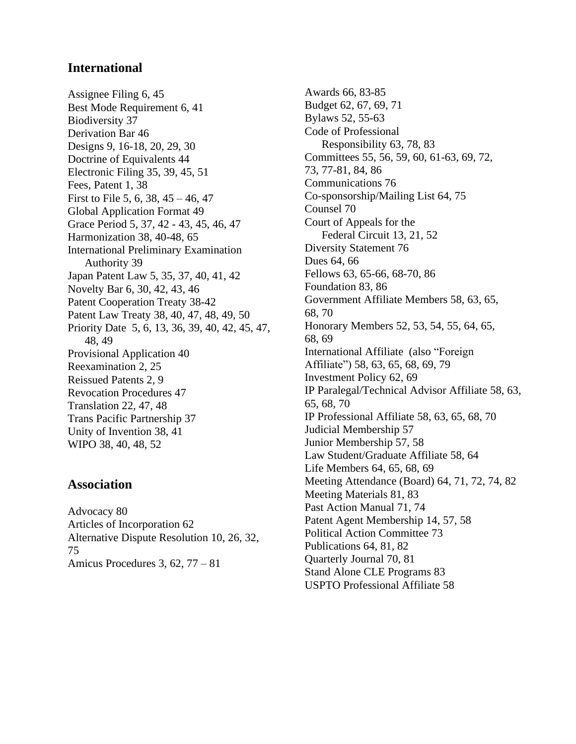## International

Assignee Filing 6, 45
Best Mode Requirement 6, 41
Biodiversity 37
Derivation Bar 46
Designs 9, 16-18, 20, 29, 30
Doctrine of Equivalents 44
Electronic Filing 35, 39, 45, 51
Fees, Patent 1, 38
First to File 5, 6, 38, 45 – 46, 47
Global Application Format 49
Grace Period 5, 37, 42 - 43, 45, 46, 47
Harmonization 38, 40-48, 65
International Preliminary Examination Authority 39
Japan Patent Law 5, 35, 37, 40, 41, 42
Novelty Bar 6, 30, 42, 43, 46
Patent Cooperation Treaty 38-42
Patent Law Treaty 38, 40, 47, 48, 49, 50
Priority Date 5, 6, 13, 36, 39, 40, 42, 45, 47, 48, 49
Provisional Application 40
Reexamination 2, 25
Reissued Patents 2, 9
Revocation Procedures 47
Translation 22, 47, 48
Trans Pacific Partnership 37
Unity of Invention 38, 41
WIPO 38, 40, 48, 52

## Association

Advocacy 80
Articles of Incorporation 62
Alternative Dispute Resolution 10, 26, 32, 75
Amicus Procedures 3, 62, 77 – 81
Awards 66, 83-85
Budget 62, 67, 69, 71
Bylaws 52, 55-63
Code of Professional Responsibility 63, 78, 83
Committees 55, 56, 59, 60, 61-63, 69, 72, 73, 77-81, 84, 86
Communications 76
Co-sponsorship/Mailing List 64, 75
Counsel 70
Court of Appeals for the Federal Circuit 13, 21, 52
Diversity Statement 76
Dues 64, 66
Fellows 63, 65-66, 68-70, 86
Foundation 83, 86
Government Affiliate Members 58, 63, 65, 68, 70
Honorary Members 52, 53, 54, 55, 64, 65, 68, 69
International Affiliate (also "Foreign Affiliate") 58, 63, 65, 68, 69, 79
Investment Policy 62, 69
IP Paralegal/Technical Advisor Affiliate 58, 63, 65, 68, 70
IP Professional Affiliate 58, 63, 65, 68, 70
Judicial Membership 57
Junior Membership 57, 58
Law Student/Graduate Affiliate 58, 64
Life Members 64, 65, 68, 69
Meeting Attendance (Board) 64, 71, 72, 74, 82
Meeting Materials 81, 83
Past Action Manual 71, 74
Patent Agent Membership 14, 57, 58
Political Action Committee 73
Publications 64, 81, 82
Quarterly Journal 70, 81
Stand Alone CLE Programs 83
USPTO Professional Affiliate 58